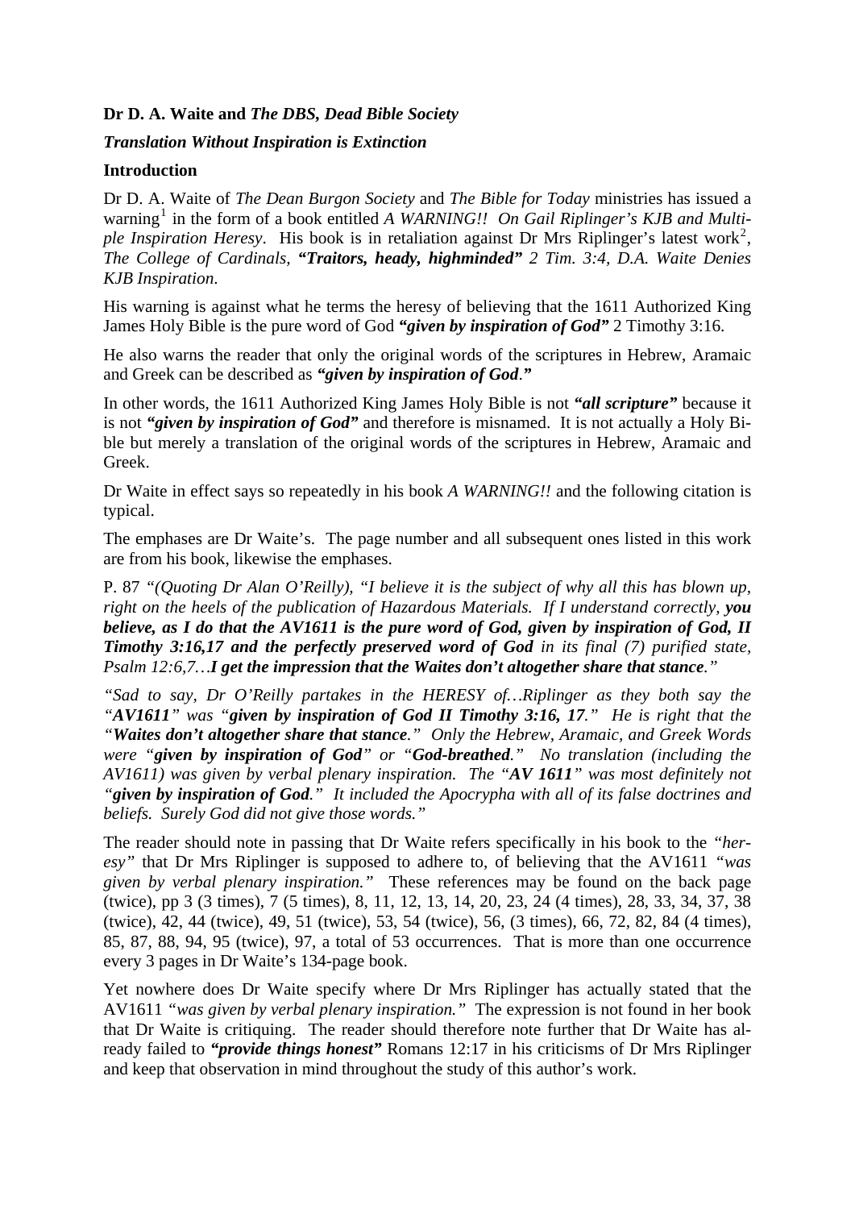**Dr D. A. Waite and *The DBS, Dead Bible Society***

***Translation Without Inspiration is Extinction***

**Introduction**

Dr D. A. Waite of *The Dean Burgon Society* and *The Bible for Today* ministries has issued a warning[1] in the form of a book entitled *A WARNING!! On Gail Riplinger's KJB and Multiple Inspiration Heresy*. His book is in retaliation against Dr Mrs Riplinger's latest work[2], *The College of Cardinals, **"Traitors, heady, highminded"** 2 Tim. 3:4, D.A. Waite Denies KJB Inspiration*.

His warning is against what he terms the heresy of believing that the 1611 Authorized King James Holy Bible is the pure word of God ***"given by inspiration of God"*** 2 Timothy 3:16.

He also warns the reader that only the original words of the scriptures in Hebrew, Aramaic and Greek can be described as ***"given by inspiration of God."***

In other words, the 1611 Authorized King James Holy Bible is not ***"all scripture"*** because it is not ***"given by inspiration of God"*** and therefore is misnamed. It is not actually a Holy Bible but merely a translation of the original words of the scriptures in Hebrew, Aramaic and Greek.

Dr Waite in effect says so repeatedly in his book *A WARNING!!* and the following citation is typical.

The emphases are Dr Waite's. The page number and all subsequent ones listed in this work are from his book, likewise the emphases.

P. 87 *"(Quoting Dr Alan O'Reilly), "I believe it is the subject of why all this has blown up, right on the heels of the publication of Hazardous Materials. If I understand correctly, **you believe, as I do that the AV1611 is the pure word of God, given by inspiration of God, II Timothy 3:16,17 and the perfectly preserved word of God** in its final (7) purified state, Psalm 12:6,7…**I get the impression that the Waites don't altogether share that stance**."*

*"Sad to say, Dr O'Reilly partakes in the HERESY of…Riplinger as they both say the "**AV1611**" was "**given by inspiration of God II Timothy 3:16, 17**." He is right that the "**Waites don't altogether share that stance**." Only the Hebrew, Aramaic, and Greek Words were "**given by inspiration of God**" or "**God-breathed**." No translation (including the AV1611) was given by verbal plenary inspiration. The "**AV 1611**" was most definitely not "**given by inspiration of God**." It included the Apocrypha with all of its false doctrines and beliefs. Surely God did not give those words."*

The reader should note in passing that Dr Waite refers specifically in his book to the *"heresy"* that Dr Mrs Riplinger is supposed to adhere to, of believing that the AV1611 *"was given by verbal plenary inspiration."* These references may be found on the back page (twice), pp 3 (3 times), 7 (5 times), 8, 11, 12, 13, 14, 20, 23, 24 (4 times), 28, 33, 34, 37, 38 (twice), 42, 44 (twice), 49, 51 (twice), 53, 54 (twice), 56, (3 times), 66, 72, 82, 84 (4 times), 85, 87, 88, 94, 95 (twice), 97, a total of 53 occurrences. That is more than one occurrence every 3 pages in Dr Waite's 134-page book.

Yet nowhere does Dr Waite specify where Dr Mrs Riplinger has actually stated that the AV1611 *"was given by verbal plenary inspiration."* The expression is not found in her book that Dr Waite is critiquing. The reader should therefore note further that Dr Waite has already failed to ***"provide things honest"*** Romans 12:17 in his criticisms of Dr Mrs Riplinger and keep that observation in mind throughout the study of this author's work.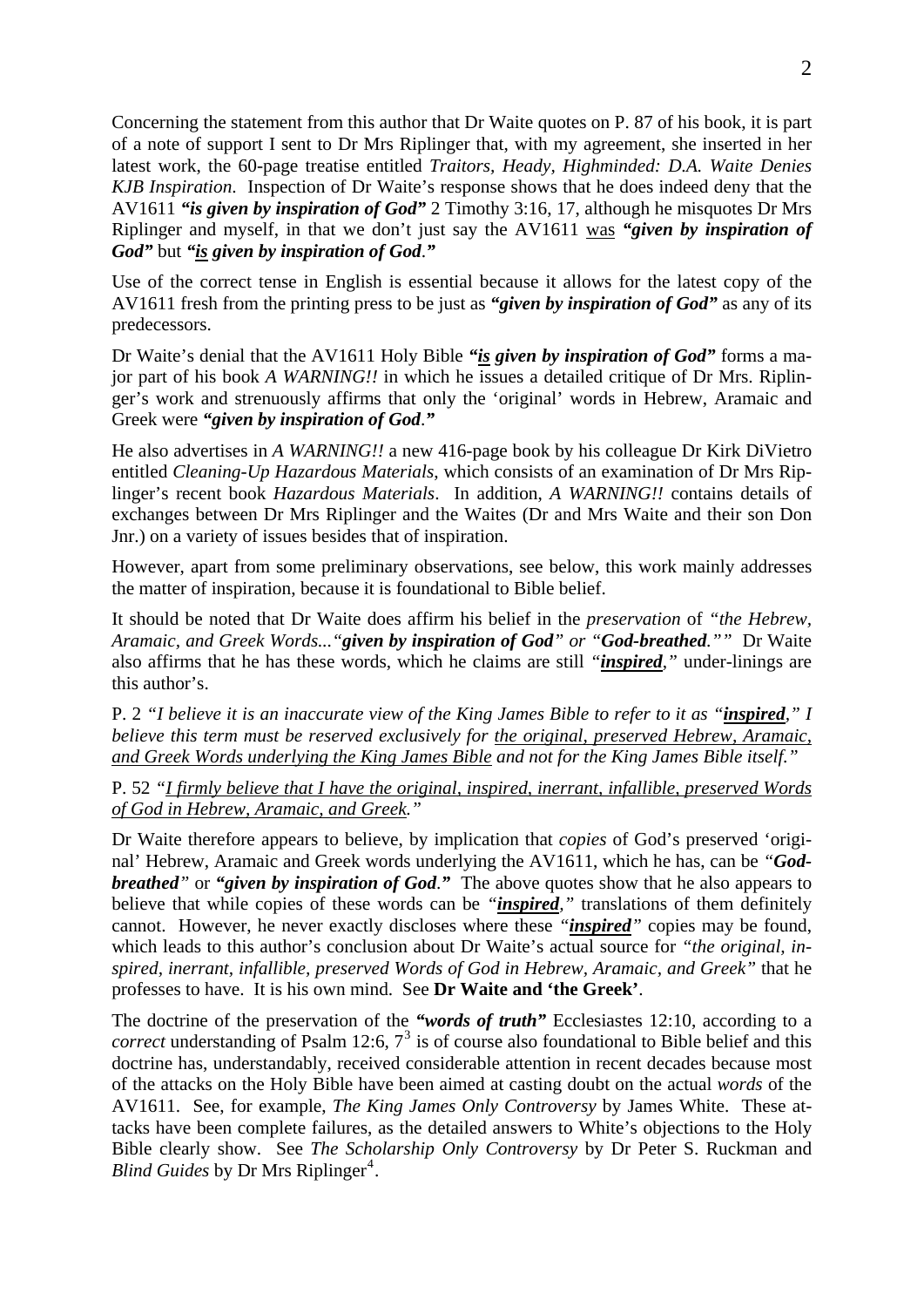Concerning the statement from this author that Dr Waite quotes on P. 87 of his book, it is part of a note of support I sent to Dr Mrs Riplinger that, with my agreement, she inserted in her latest work, the 60-page treatise entitled *Traitors, Heady, Highminded: D.A. Waite Denies KJB Inspiration*. Inspection of Dr Waite's response shows that he does indeed deny that the AV1611 ***"is given by inspiration of God"*** 2 Timothy 3:16, 17, although he misquotes Dr Mrs Riplinger and myself, in that we don't just say the AV1611 <u>was</u> ***"given by inspiration of God"*** but ***"<u>is</u> given by inspiration of God."***

Use of the correct tense in English is essential because it allows for the latest copy of the AV1611 fresh from the printing press to be just as ***"given by inspiration of God"*** as any of its predecessors.

Dr Waite's denial that the AV1611 Holy Bible ***"<u>is</u> given by inspiration of God"*** forms a major part of his book *A WARNING!!* in which he issues a detailed critique of Dr Mrs. Riplinger's work and strenuously affirms that only the 'original' words in Hebrew, Aramaic and Greek were ***"given by inspiration of God."***

He also advertises in *A WARNING!!* a new 416-page book by his colleague Dr Kirk DiVietro entitled *Cleaning-Up Hazardous Materials*, which consists of an examination of Dr Mrs Riplinger's recent book *Hazardous Materials*. In addition, *A WARNING!!* contains details of exchanges between Dr Mrs Riplinger and the Waites (Dr and Mrs Waite and their son Don Jnr.) on a variety of issues besides that of inspiration.

However, apart from some preliminary observations, see below, this work mainly addresses the matter of inspiration, because it is foundational to Bible belief.

It should be noted that Dr Waite does affirm his belief in the *preservation* of *"the Hebrew, Aramaic, and Greek Words..."**given by inspiration of God**" or "**God-breathed**.""* Dr Waite also affirms that he has these words, which he claims are still *"**<u>inspired</u>**,"* under-linings are this author's.

P. 2 *"I believe it is an inaccurate view of the King James Bible to refer to it as "**<u>inspired</u>**," I believe this term must be reserved exclusively for <u>the original, preserved Hebrew, Aramaic, and Greek Words underlying the King James Bible</u> and not for the King James Bible itself."*

P. 52 *"<u>I firmly believe that I have the original, inspired, inerrant, infallible, preserved Words of God in Hebrew, Aramaic, and Greek.</u>"*

Dr Waite therefore appears to believe, by implication that *copies* of God's preserved 'original' Hebrew, Aramaic and Greek words underlying the AV1611, which he has, can be *"**God-breathed**"* or ***"given by inspiration of God."*** The above quotes show that he also appears to believe that while copies of these words can be *"**<u>inspired</u>**,"* translations of them definitely cannot. However, he never exactly discloses where these *"**<u>inspired</u>**"* copies may be found, which leads to this author's conclusion about Dr Waite's actual source for *"the original, inspired, inerrant, infallible, preserved Words of God in Hebrew, Aramaic, and Greek"* that he professes to have. It is his own mind. See **Dr Waite and 'the Greek'**.

The doctrine of the preservation of the ***"words of truth"*** Ecclesiastes 12:10, according to a *correct* understanding of Psalm 12:6, 7[3] is of course also foundational to Bible belief and this doctrine has, understandably, received considerable attention in recent decades because most of the attacks on the Holy Bible have been aimed at casting doubt on the actual *words* of the AV1611. See, for example, *The King James Only Controversy* by James White. These attacks have been complete failures, as the detailed answers to White's objections to the Holy Bible clearly show. See *The Scholarship Only Controversy* by Dr Peter S. Ruckman and *Blind Guides* by Dr Mrs Riplinger[4].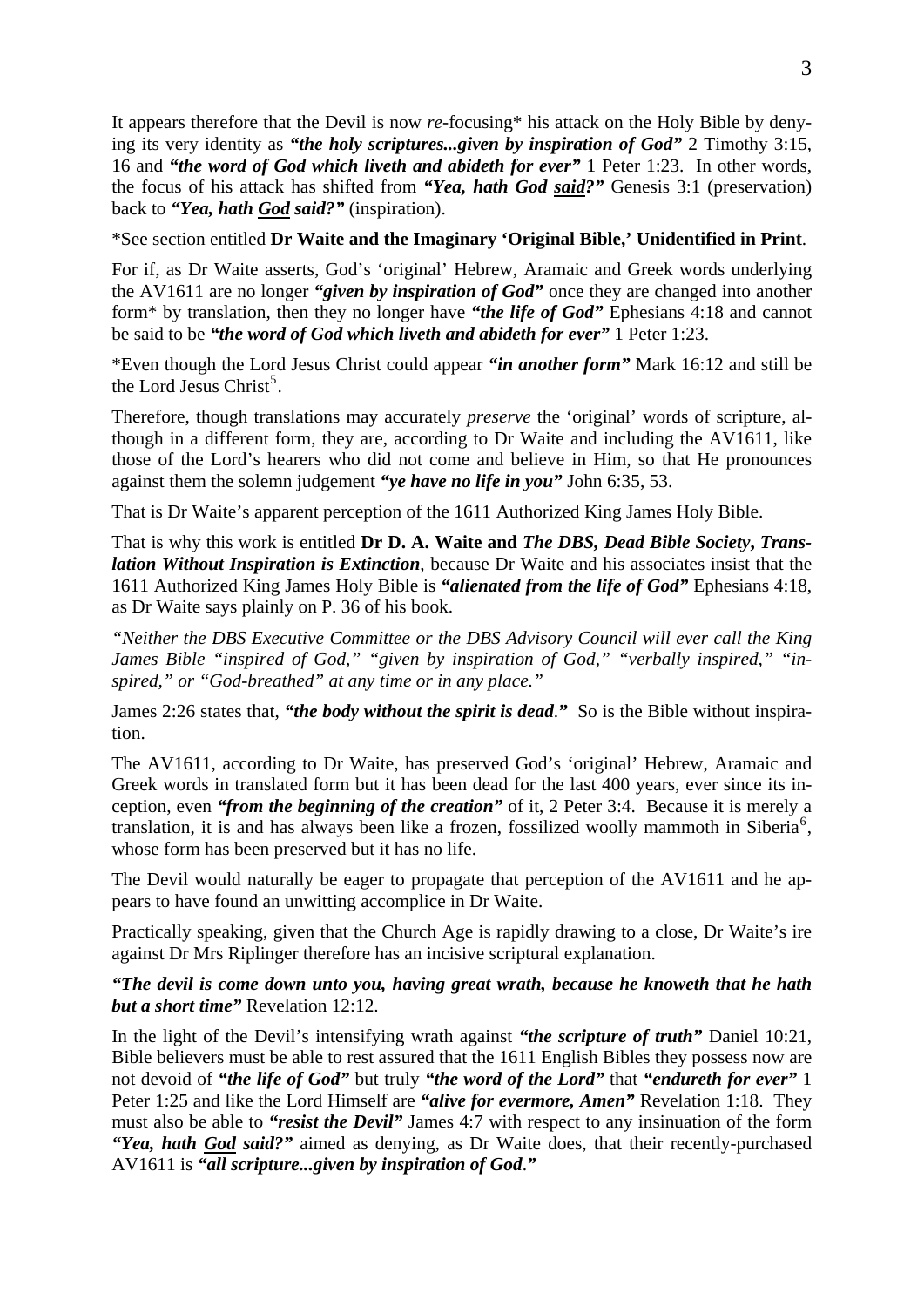It appears therefore that the Devil is now *re*-focusing* his attack on the Holy Bible by denying its very identity as ***"the holy scriptures...given by inspiration of God"*** 2 Timothy 3:15, 16 and ***"the word of God which liveth and abideth for ever"*** 1 Peter 1:23. In other words, the focus of his attack has shifted from ***"Yea, hath God <u>said</u>?"*** Genesis 3:1 (preservation) back to ***"Yea, hath <u>God</u> said?"*** (inspiration).

*See section entitled **Dr Waite and the Imaginary 'Original Bible,' Unidentified in Print**.

For if, as Dr Waite asserts, God's 'original' Hebrew, Aramaic and Greek words underlying the AV1611 are no longer ***"given by inspiration of God"*** once they are changed into another form* by translation, then they no longer have ***"the life of God"*** Ephesians 4:18 and cannot be said to be ***"the word of God which liveth and abideth for ever"*** 1 Peter 1:23.

*Even though the Lord Jesus Christ could appear ***"in another form"*** Mark 16:12 and still be the Lord Jesus Christ[5].

Therefore, though translations may accurately *preserve* the 'original' words of scripture, although in a different form, they are, according to Dr Waite and including the AV1611, like those of the Lord's hearers who did not come and believe in Him, so that He pronounces against them the solemn judgement ***"ye have no life in you"*** John 6:35, 53.

That is Dr Waite's apparent perception of the 1611 Authorized King James Holy Bible.

That is why this work is entitled **Dr D. A. Waite and *The DBS, Dead Bible Society, Translation Without Inspiration is Extinction***, because Dr Waite and his associates insist that the 1611 Authorized King James Holy Bible is ***"alienated from the life of God"*** Ephesians 4:18, as Dr Waite says plainly on P. 36 of his book.

*"Neither the DBS Executive Committee or the DBS Advisory Council will ever call the King James Bible "inspired of God," "given by inspiration of God," "verbally inspired," "inspired," or "God-breathed" at any time or in any place."*

James 2:26 states that, ***"the body without the spirit is dead."*** So is the Bible without inspiration.

The AV1611, according to Dr Waite, has preserved God's 'original' Hebrew, Aramaic and Greek words in translated form but it has been dead for the last 400 years, ever since its inception, even ***"from the beginning of the creation"*** of it, 2 Peter 3:4. Because it is merely a translation, it is and has always been like a frozen, fossilized woolly mammoth in Siberia[6], whose form has been preserved but it has no life.

The Devil would naturally be eager to propagate that perception of the AV1611 and he appears to have found an unwitting accomplice in Dr Waite.

Practically speaking, given that the Church Age is rapidly drawing to a close, Dr Waite's ire against Dr Mrs Riplinger therefore has an incisive scriptural explanation.

***"The devil is come down unto you, having great wrath, because he knoweth that he hath but a short time"*** Revelation 12:12.

In the light of the Devil's intensifying wrath against ***"the scripture of truth"*** Daniel 10:21, Bible believers must be able to rest assured that the 1611 English Bibles they possess now are not devoid of ***"the life of God"*** but truly ***"the word of the Lord"*** that ***"endureth for ever"*** 1 Peter 1:25 and like the Lord Himself are ***"alive for evermore, Amen"*** Revelation 1:18. They must also be able to ***"resist the Devil"*** James 4:7 with respect to any insinuation of the form ***"Yea, hath <u>God</u> said?"*** aimed as denying, as Dr Waite does, that their recently-purchased AV1611 is ***"all scripture...given by inspiration of God."***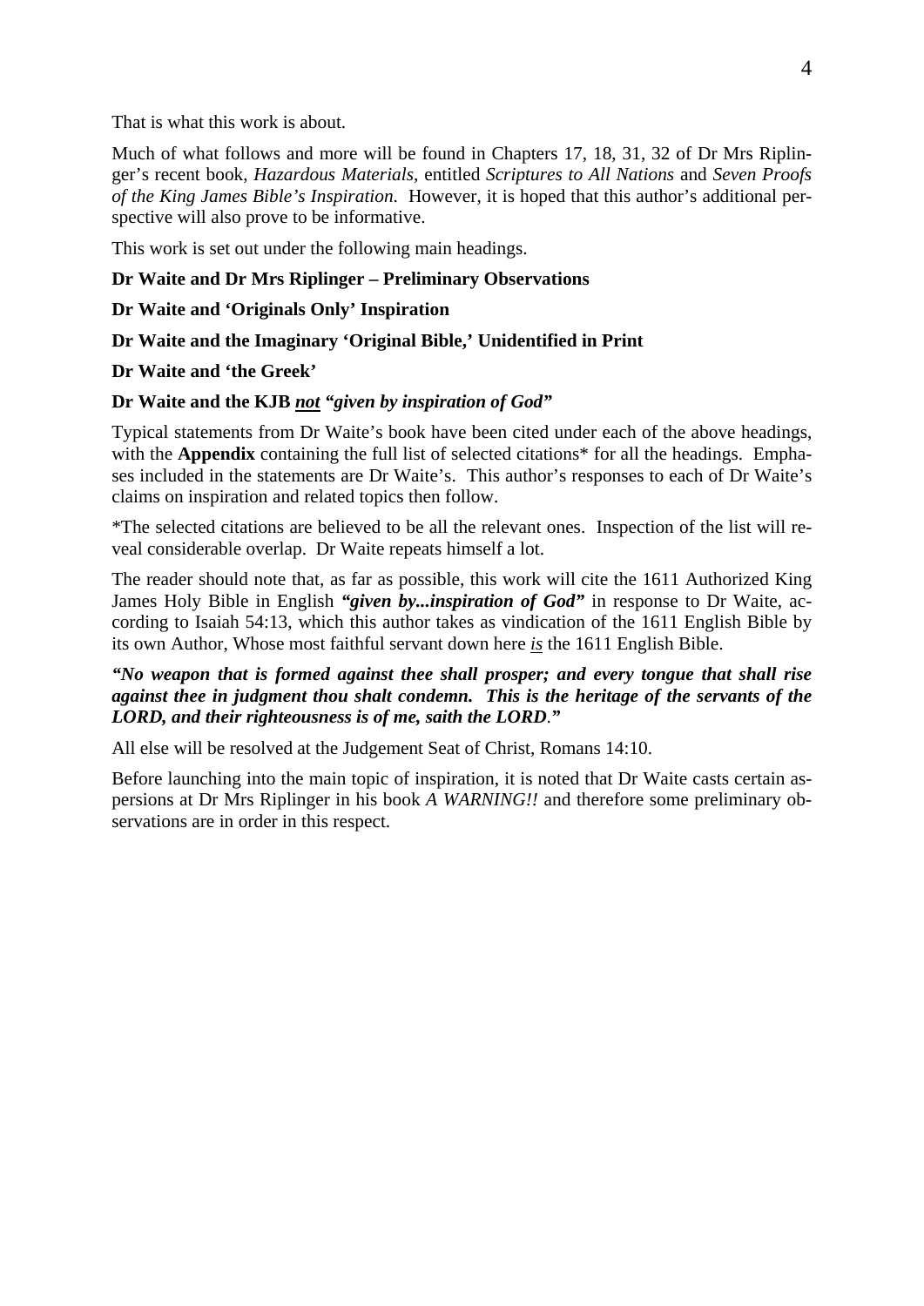That is what this work is about.

Much of what follows and more will be found in Chapters 17, 18, 31, 32 of Dr Mrs Riplinger's recent book, *Hazardous Materials*, entitled *Scriptures to All Nations* and *Seven Proofs of the King James Bible's Inspiration*. However, it is hoped that this author's additional perspective will also prove to be informative.

This work is set out under the following main headings.

**Dr Waite and Dr Mrs Riplinger – Preliminary Observations**

**Dr Waite and 'Originals Only' Inspiration**

**Dr Waite and the Imaginary 'Original Bible,' Unidentified in Print**

**Dr Waite and 'the Greek'**

**Dr Waite and the KJB** ***not*** ***"given by inspiration of God"***

Typical statements from Dr Waite's book have been cited under each of the above headings, with the **Appendix** containing the full list of selected citations* for all the headings. Emphases included in the statements are Dr Waite's. This author's responses to each of Dr Waite's claims on inspiration and related topics then follow.

*The selected citations are believed to be all the relevant ones. Inspection of the list will reveal considerable overlap. Dr Waite repeats himself a lot.

The reader should note that, as far as possible, this work will cite the 1611 Authorized King James Holy Bible in English ***"given by...inspiration of God"*** in response to Dr Waite, according to Isaiah 54:13, which this author takes as vindication of the 1611 English Bible by its own Author, Whose most faithful servant down here *is* the 1611 English Bible.

***"No weapon that is formed against thee shall prosper; and every tongue that shall rise against thee in judgment thou shalt condemn. This is the heritage of the servants of the LORD, and their righteousness is of me, saith the LORD."***

All else will be resolved at the Judgement Seat of Christ, Romans 14:10.

Before launching into the main topic of inspiration, it is noted that Dr Waite casts certain aspersions at Dr Mrs Riplinger in his book *A WARNING!!* and therefore some preliminary observations are in order in this respect.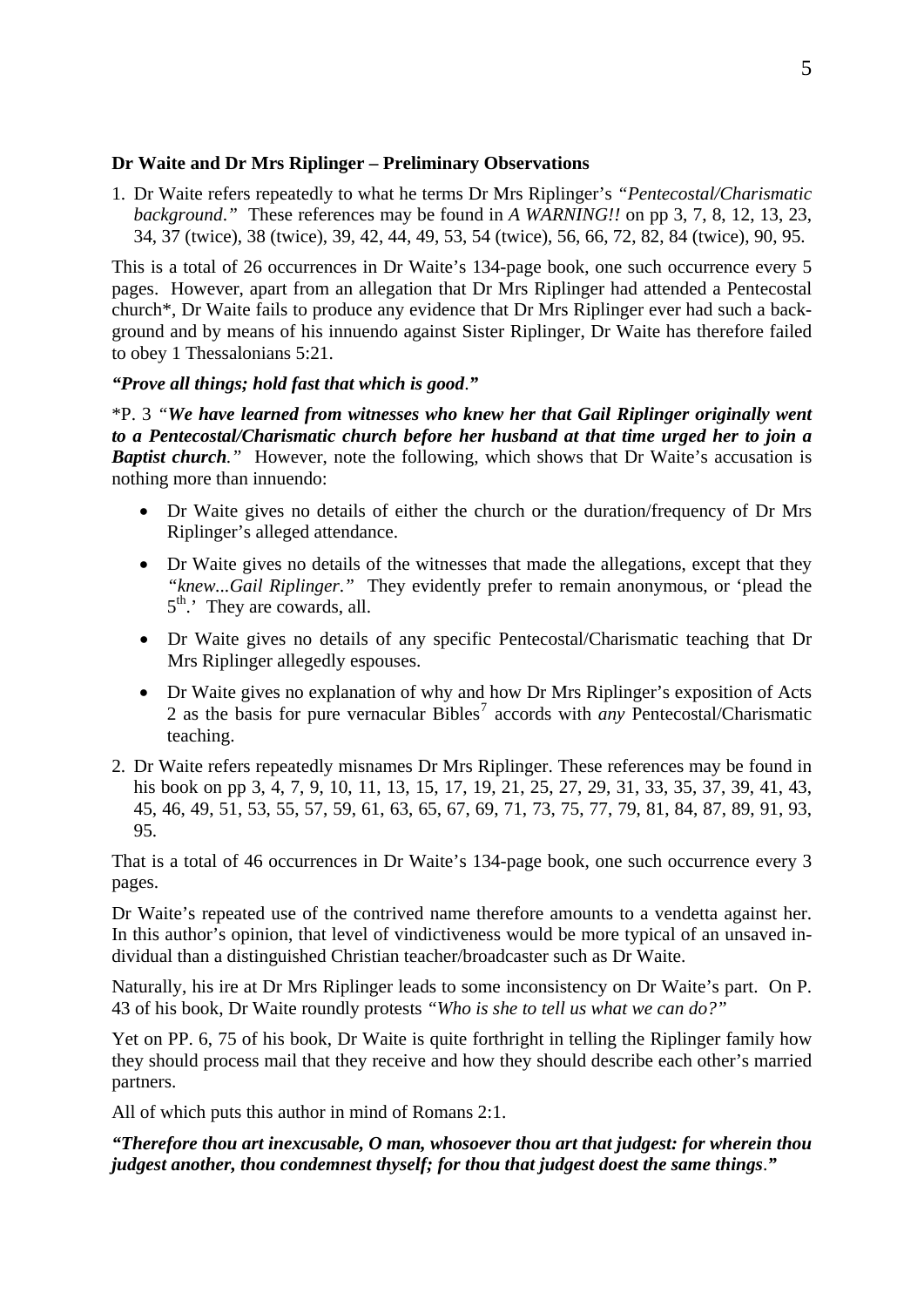**Dr Waite and Dr Mrs Riplinger – Preliminary Observations**

1. Dr Waite refers repeatedly to what he terms Dr Mrs Riplinger's *"Pentecostal/Charismatic background."* These references may be found in *A WARNING!!* on pp 3, 7, 8, 12, 13, 23, 34, 37 (twice), 38 (twice), 39, 42, 44, 49, 53, 54 (twice), 56, 66, 72, 82, 84 (twice), 90, 95.

This is a total of 26 occurrences in Dr Waite's 134-page book, one such occurrence every 5 pages. However, apart from an allegation that Dr Mrs Riplinger had attended a Pentecostal church*, Dr Waite fails to produce any evidence that Dr Mrs Riplinger ever had such a background and by means of his innuendo against Sister Riplinger, Dr Waite has therefore failed to obey 1 Thessalonians 5:21.

***"Prove all things; hold fast that which is good."***

*P. 3 *"**We have learned from witnesses who knew her that Gail Riplinger originally went to a Pentecostal/Charismatic church before her husband at that time urged her to join a Baptist church**."* However, note the following, which shows that Dr Waite's accusation is nothing more than innuendo:

- Dr Waite gives no details of either the church or the duration/frequency of Dr Mrs Riplinger's alleged attendance.
- Dr Waite gives no details of the witnesses that made the allegations, except that they *"knew...Gail Riplinger."* They evidently prefer to remain anonymous, or 'plead the 5th.' They are cowards, all.
- Dr Waite gives no details of any specific Pentecostal/Charismatic teaching that Dr Mrs Riplinger allegedly espouses.
- Dr Waite gives no explanation of why and how Dr Mrs Riplinger's exposition of Acts 2 as the basis for pure vernacular Bibles[7] accords with *any* Pentecostal/Charismatic teaching.

2. Dr Waite refers repeatedly misnames Dr Mrs Riplinger. These references may be found in his book on pp 3, 4, 7, 9, 10, 11, 13, 15, 17, 19, 21, 25, 27, 29, 31, 33, 35, 37, 39, 41, 43, 45, 46, 49, 51, 53, 55, 57, 59, 61, 63, 65, 67, 69, 71, 73, 75, 77, 79, 81, 84, 87, 89, 91, 93, 95.

That is a total of 46 occurrences in Dr Waite's 134-page book, one such occurrence every 3 pages.

Dr Waite's repeated use of the contrived name therefore amounts to a vendetta against her. In this author's opinion, that level of vindictiveness would be more typical of an unsaved individual than a distinguished Christian teacher/broadcaster such as Dr Waite.

Naturally, his ire at Dr Mrs Riplinger leads to some inconsistency on Dr Waite's part. On P. 43 of his book, Dr Waite roundly protests *"Who is she to tell us what we can do?"*

Yet on PP. 6, 75 of his book, Dr Waite is quite forthright in telling the Riplinger family how they should process mail that they receive and how they should describe each other's married partners.

All of which puts this author in mind of Romans 2:1.

***"Therefore thou art inexcusable, O man, whosoever thou art that judgest: for wherein thou judgest another, thou condemnest thyself; for thou that judgest doest the same things."***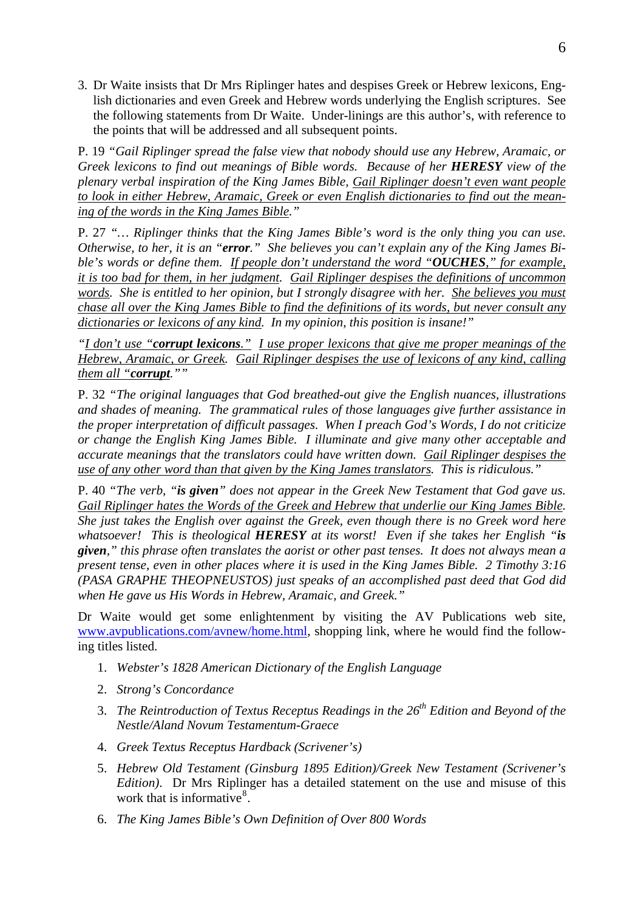3. Dr Waite insists that Dr Mrs Riplinger hates and despises Greek or Hebrew lexicons, English dictionaries and even Greek and Hebrew words underlying the English scriptures. See the following statements from Dr Waite. Under-linings are this author's, with reference to the points that will be addressed and all subsequent points.

P. 19 *"Gail Riplinger spread the false view that nobody should use any Hebrew, Aramaic, or Greek lexicons to find out meanings of Bible words. Because of her **HERESY** view of the plenary verbal inspiration of the King James Bible, <u>Gail Riplinger doesn't even want people to look in either Hebrew, Aramaic, Greek or even English dictionaries to find out the meaning of the words in the King James Bible</u>."*

P. 27 *"… Riplinger thinks that the King James Bible's word is the only thing you can use. Otherwise, to her, it is an "**error**." She believes you can't explain any of the King James Bible's words or define them. <u>If people don't understand the word "**OUCHES**," for example, it is too bad for them, in her judgment</u>. <u>Gail Riplinger despises the definitions of uncommon words</u>. She is entitled to her opinion, but I strongly disagree with her. <u>She believes you must chase all over the King James Bible to find the definitions of its words, but never consult any dictionaries or lexicons of any kind</u>. In my opinion, this position is insane!"*

*"<u>I don't use "**corrupt lexicons**."</u> <u>I use proper lexicons that give me proper meanings of the Hebrew, Aramaic, or Greek</u>. <u>Gail Riplinger despises the use of lexicons of any kind, calling them all "**corrupt**."</u>"*

P. 32 *"The original languages that God breathed-out give the English nuances, illustrations and shades of meaning. The grammatical rules of those languages give further assistance in the proper interpretation of difficult passages. When I preach God's Words, I do not criticize or change the English King James Bible. I illuminate and give many other acceptable and accurate meanings that the translators could have written down. <u>Gail Riplinger despises the use of any other word than that given by the King James translators</u>. This is ridiculous."*

P. 40 *"The verb, "**is given**" does not appear in the Greek New Testament that God gave us. <u>Gail Riplinger hates the Words of the Greek and Hebrew that underlie our King James Bible</u>. She just takes the English over against the Greek, even though there is no Greek word here whatsoever! This is theological **HERESY** at its worst! Even if she takes her English "**is given**," this phrase often translates the aorist or other past tenses. It does not always mean a present tense, even in other places where it is used in the King James Bible. 2 Timothy 3:16 (PASA GRAPHE THEOPNEUSTOS) just speaks of an accomplished past deed that God did when He gave us His Words in Hebrew, Aramaic, and Greek."*

Dr Waite would get some enlightenment by visiting the AV Publications web site, www.avpublications.com/avnew/home.html, shopping link, where he would find the following titles listed.

1. *Webster's 1828 American Dictionary of the English Language*
2. *Strong's Concordance*
3. *The Reintroduction of Textus Receptus Readings in the 26th Edition and Beyond of the Nestle/Aland Novum Testamentum-Graece*
4. *Greek Textus Receptus Hardback (Scrivener's)*
5. *Hebrew Old Testament (Ginsburg 1895 Edition)/Greek New Testament (Scrivener's Edition)*. Dr Mrs Riplinger has a detailed statement on the use and misuse of this work that is informative[8].
6. *The King James Bible's Own Definition of Over 800 Words*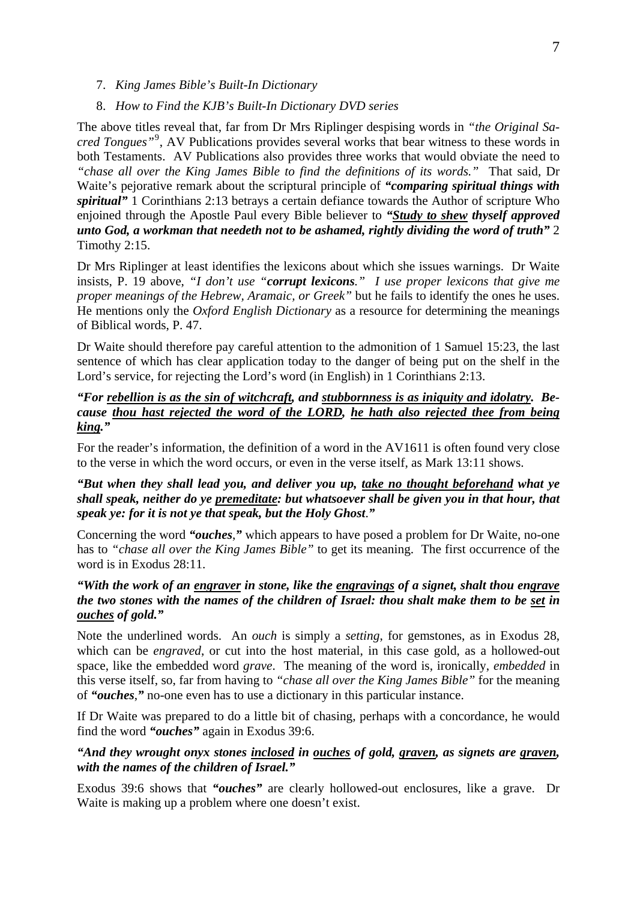7. *King James Bible's Built-In Dictionary*
8. *How to Find the KJB's Built-In Dictionary DVD series*

The above titles reveal that, far from Dr Mrs Riplinger despising words in *"the Original Sacred Tongues"*[9], AV Publications provides several works that bear witness to these words in both Testaments. AV Publications also provides three works that would obviate the need to *"chase all over the King James Bible to find the definitions of its words."* That said, Dr Waite's pejorative remark about the scriptural principle of ***"comparing spiritual things with spiritual"*** 1 Corinthians 2:13 betrays a certain defiance towards the Author of scripture Who enjoined through the Apostle Paul every Bible believer to ***"<u>Study to shew</u> thyself approved unto God, a workman that needeth not to be ashamed, rightly dividing the word of truth"*** 2 Timothy 2:15.

Dr Mrs Riplinger at least identifies the lexicons about which she issues warnings. Dr Waite insists, P. 19 above, *"I don't use "**corrupt lexicons**." I use proper lexicons that give me proper meanings of the Hebrew, Aramaic, or Greek"* but he fails to identify the ones he uses. He mentions only the *Oxford English Dictionary* as a resource for determining the meanings of Biblical words, P. 47.

Dr Waite should therefore pay careful attention to the admonition of 1 Samuel 15:23, the last sentence of which has clear application today to the danger of being put on the shelf in the Lord's service, for rejecting the Lord's word (in English) in 1 Corinthians 2:13.

***"For <u>rebellion is as the sin of witchcraft</u>, and <u>stubbornness is as iniquity and idolatry</u>. Because <u>thou hast rejected the word of the LORD</u>, <u>he hath also rejected thee from being king</u>."***

For the reader's information, the definition of a word in the AV1611 is often found very close to the verse in which the word occurs, or even in the verse itself, as Mark 13:11 shows.

***"But when they shall lead you, and deliver you up, <u>take no thought beforehand</u> what ye shall speak, neither do ye <u>premeditate</u>: but whatsoever shall be given you in that hour, that speak ye: for it is not ye that speak, but the Holy Ghost."***

Concerning the word ***"ouches,"*** which appears to have posed a problem for Dr Waite, no-one has to *"chase all over the King James Bible"* to get its meaning. The first occurrence of the word is in Exodus 28:11.

***"With the work of an <u>engraver</u> in stone, like the <u>engravings</u> of a signet, shalt thou en<u>grave</u> the two stones with the names of the children of Israel: thou shalt make them to be <u>set</u> in <u>ouches</u> of gold."***

Note the underlined words. An *ouch* is simply a *setting*, for gemstones, as in Exodus 28, which can be *engraved*, or cut into the host material, in this case gold, as a hollowed-out space, like the embedded word *grave*. The meaning of the word is, ironically, *embedded* in this verse itself, so, far from having to *"chase all over the King James Bible"* for the meaning of ***"ouches,"*** no-one even has to use a dictionary in this particular instance.

If Dr Waite was prepared to do a little bit of chasing, perhaps with a concordance, he would find the word ***"ouches"*** again in Exodus 39:6.

***"And they wrought onyx stones <u>inclosed</u> in <u>ouches</u> of gold, <u>graven</u>, as signets are <u>graven</u>, with the names of the children of Israel."***

Exodus 39:6 shows that ***"ouches"*** are clearly hollowed-out enclosures, like a grave. Dr Waite is making up a problem where one doesn't exist.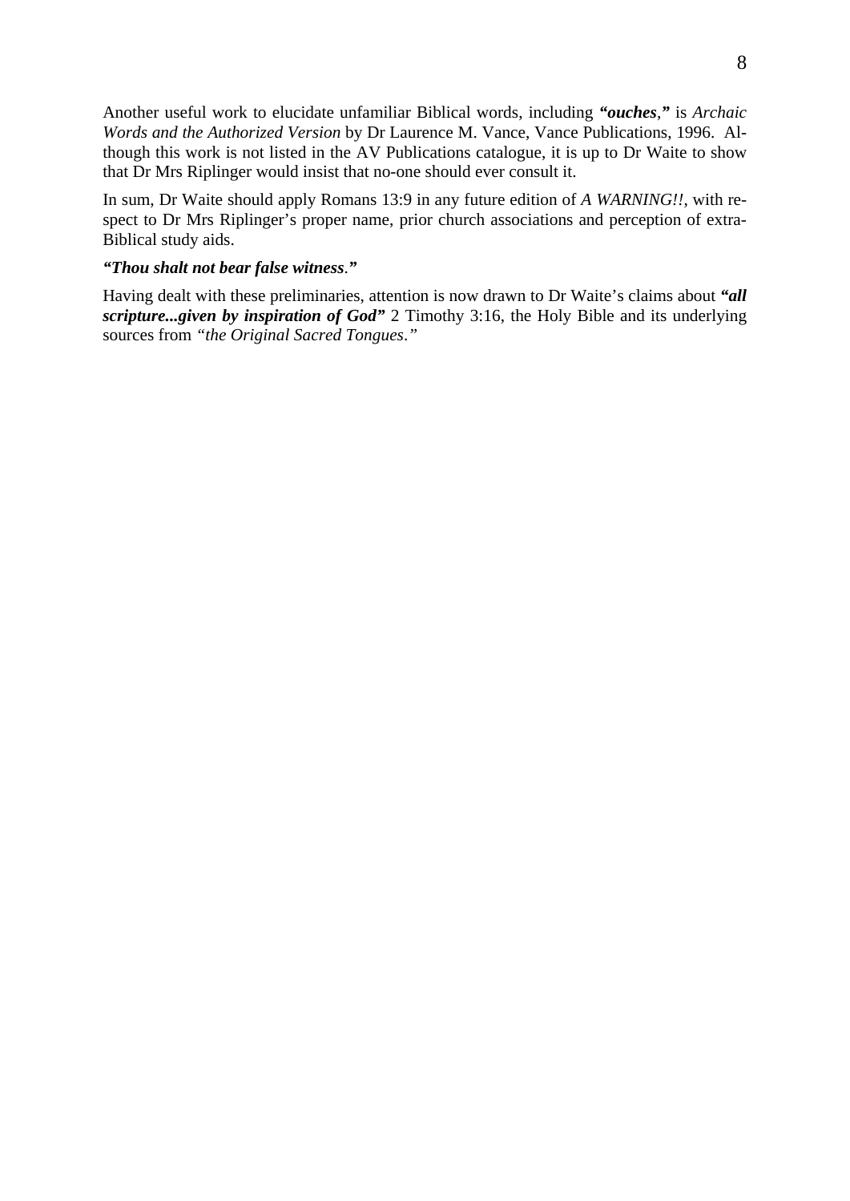Another useful work to elucidate unfamiliar Biblical words, including ***"ouches*,"** is *Archaic Words and the Authorized Version* by Dr Laurence M. Vance, Vance Publications, 1996. Although this work is not listed in the AV Publications catalogue, it is up to Dr Waite to show that Dr Mrs Riplinger would insist that no-one should ever consult it.

In sum, Dr Waite should apply Romans 13:9 in any future edition of *A WARNING!!*, with respect to Dr Mrs Riplinger's proper name, prior church associations and perception of extra-Biblical study aids.

***"Thou shalt not bear false witness."***

Having dealt with these preliminaries, attention is now drawn to Dr Waite's claims about ***"all scripture...given by inspiration of God"*** 2 Timothy 3:16, the Holy Bible and its underlying sources from *"the Original Sacred Tongues."*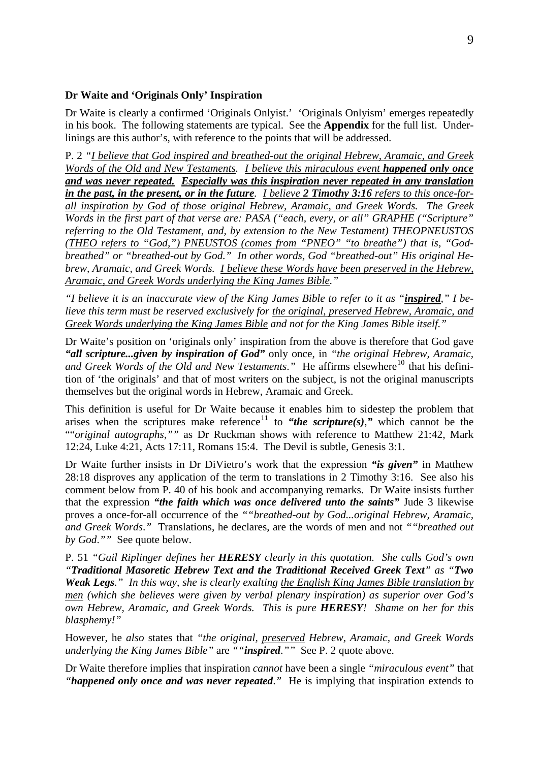**Dr Waite and 'Originals Only' Inspiration**

Dr Waite is clearly a confirmed 'Originals Onlyist.' 'Originals Onlyism' emerges repeatedly in his book. The following statements are typical. See the **Appendix** for the full list. Underlinings are this author's, with reference to the points that will be addressed.

P. 2 *"I believe that God inspired and breathed-out the original Hebrew, Aramaic, and Greek Words of the Old and New Testaments. I believe this miraculous event **happened only once and was never repeated.** **Especially was this inspiration never repeated in any translation in the past, in the present, or in the future**. I believe **2 Timothy 3:16** refers to this once-for-all inspiration by God of those original Hebrew, Aramaic, and Greek Words. The Greek Words in the first part of that verse are: PASA ("each, every, or all" GRAPHE ("Scripture" referring to the Old Testament, and, by extension to the New Testament) THEOPNEUSTOS (THEO refers to "God,") PNEUSTOS (comes from "PNEO" "to breathe") that is, "God-breathed" or "breathed-out by God." In other words, God "breathed-out" His original Hebrew, Aramaic, and Greek Words. I believe these Words have been preserved in the Hebrew, Aramaic, and Greek Words underlying the King James Bible."*

*"I believe it is an inaccurate view of the King James Bible to refer to it as "**inspired**," I believe this term must be reserved exclusively for the original, preserved Hebrew, Aramaic, and Greek Words underlying the King James Bible and not for the King James Bible itself."*

Dr Waite's position on 'originals only' inspiration from the above is therefore that God gave ***"all scripture...given by inspiration of God"*** only once, in *"the original Hebrew, Aramaic, and Greek Words of the Old and New Testaments."* He affirms elsewhere[10] that his definition of 'the originals' and that of most writers on the subject, is not the original manuscripts themselves but the original words in Hebrew, Aramaic and Greek.

This definition is useful for Dr Waite because it enables him to sidestep the problem that arises when the scriptures make reference[11] to ***"the scripture(s),"*** which cannot be the ""*original autographs,""* as Dr Ruckman shows with reference to Matthew 21:42, Mark 12:24, Luke 4:21, Acts 17:11, Romans 15:4. The Devil is subtle, Genesis 3:1.

Dr Waite further insists in Dr DiVietro's work that the expression ***"is given"*** in Matthew 28:18 disproves any application of the term to translations in 2 Timothy 3:16. See also his comment below from P. 40 of his book and accompanying remarks. Dr Waite insists further that the expression ***"the faith which was once delivered unto the saints"*** Jude 3 likewise proves a once-for-all occurrence of the *""breathed-out by God...original Hebrew, Aramaic, and Greek Words."* Translations, he declares, are the words of men and not *""breathed out by God.""* See quote below.

P. 51 *"Gail Riplinger defines her **HERESY** clearly in this quotation. She calls God's own "**Traditional Masoretic Hebrew Text and the Traditional Received Greek Text**" as "**Two Weak Legs**." In this way, she is clearly exalting the English King James Bible translation by men (which she believes were given by verbal plenary inspiration) as superior over God's own Hebrew, Aramaic, and Greek Words. This is pure **HERESY**! Shame on her for this blasphemy!"*

However, he *also* states that *"the original, preserved Hebrew, Aramaic, and Greek Words underlying the King James Bible"* are *""**inspired**.""* See P. 2 quote above.

Dr Waite therefore implies that inspiration *cannot* have been a single *"miraculous event"* that *"**happened only once and was never repeated**."* He is implying that inspiration extends to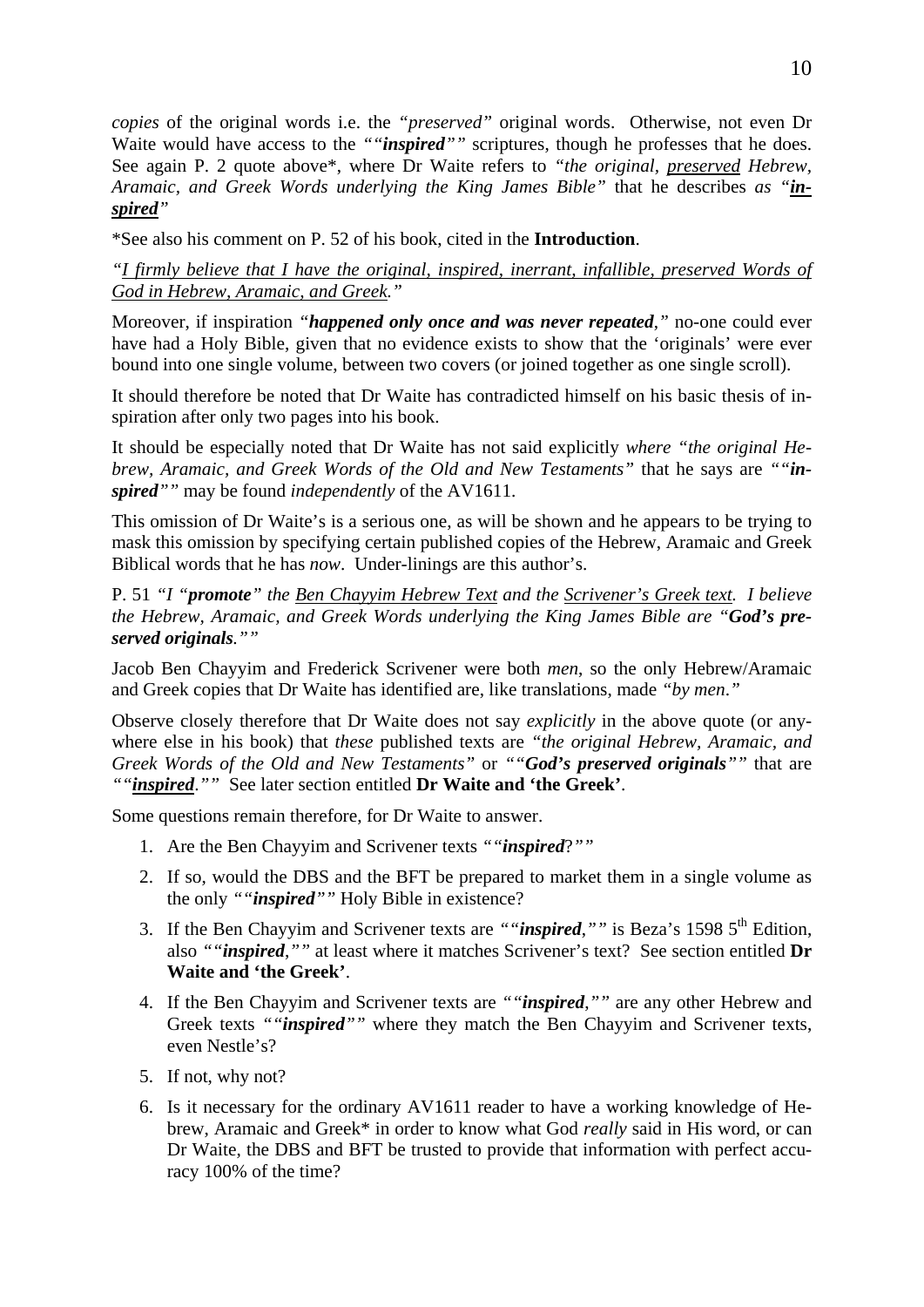*copies* of the original words i.e. the *"preserved"* original words. Otherwise, not even Dr Waite would have access to the *""**inspired**""* scriptures, though he professes that he does. See again P. 2 quote above*, where Dr Waite refers to *"the original, preserved Hebrew, Aramaic, and Greek Words underlying the King James Bible"* that he describes *as "**inspired**"*

*See also his comment on P. 52 of his book, cited in the **Introduction**.

*"I firmly believe that I have the original, inspired, inerrant, infallible, preserved Words of God in Hebrew, Aramaic, and Greek."*

Moreover, if inspiration *"**happened only once and was never repeated**,"* no-one could ever have had a Holy Bible, given that no evidence exists to show that the 'originals' were ever bound into one single volume, between two covers (or joined together as one single scroll).

It should therefore be noted that Dr Waite has contradicted himself on his basic thesis of inspiration after only two pages into his book.

It should be especially noted that Dr Waite has not said explicitly *where "the original Hebrew, Aramaic, and Greek Words of the Old and New Testaments"* that he says are *""**inspired**""* may be found *independently* of the AV1611.

This omission of Dr Waite's is a serious one, as will be shown and he appears to be trying to mask this omission by specifying certain published copies of the Hebrew, Aramaic and Greek Biblical words that he has *now*. Under-linings are this author's.

P. 51 *"I "**promote**" the Ben Chayyim Hebrew Text and the Scrivener's Greek text. I believe the Hebrew, Aramaic, and Greek Words underlying the King James Bible are "**God's preserved originals**.""*

Jacob Ben Chayyim and Frederick Scrivener were both *men*, so the only Hebrew/Aramaic and Greek copies that Dr Waite has identified are, like translations, made *"by men."*

Observe closely therefore that Dr Waite does not say *explicitly* in the above quote (or anywhere else in his book) that *these* published texts are *"the original Hebrew, Aramaic, and Greek Words of the Old and New Testaments"* or *""**God's preserved originals**""* that are *""**inspired**.""* See later section entitled **Dr Waite and 'the Greek'**.

Some questions remain therefore, for Dr Waite to answer.

1. Are the Ben Chayyim and Scrivener texts *""**inspired**?""*
2. If so, would the DBS and the BFT be prepared to market them in a single volume as the only *""**inspired**""* Holy Bible in existence?
3. If the Ben Chayyim and Scrivener texts are *""**inspired**,""* is Beza's 1598 5th Edition, also *""**inspired**,""* at least where it matches Scrivener's text? See section entitled **Dr Waite and 'the Greek'**.
4. If the Ben Chayyim and Scrivener texts are *""**inspired**,""* are any other Hebrew and Greek texts *""**inspired**""* where they match the Ben Chayyim and Scrivener texts, even Nestle's?
5. If not, why not?
6. Is it necessary for the ordinary AV1611 reader to have a working knowledge of Hebrew, Aramaic and Greek* in order to know what God *really* said in His word, or can Dr Waite, the DBS and BFT be trusted to provide that information with perfect accuracy 100% of the time?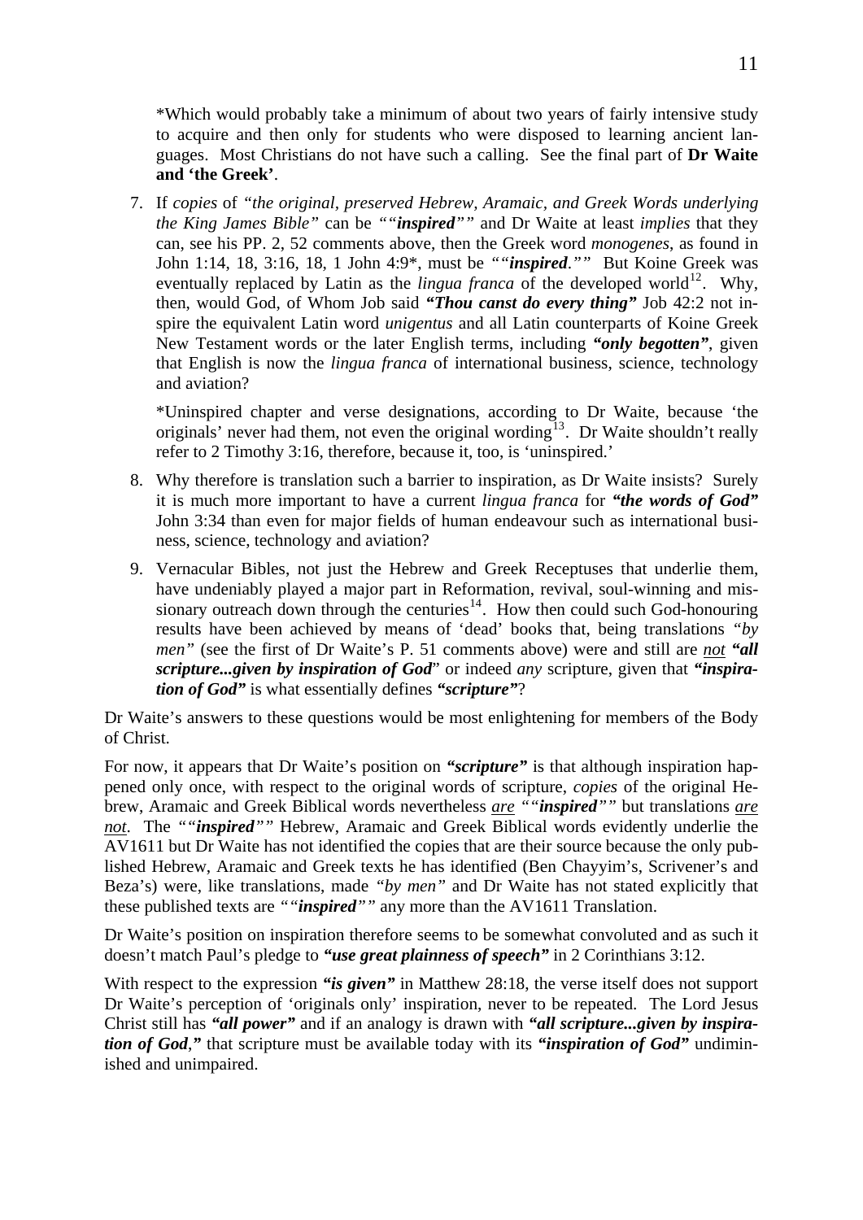*Which would probably take a minimum of about two years of fairly intensive study to acquire and then only for students who were disposed to learning ancient languages. Most Christians do not have such a calling. See the final part of **Dr Waite and 'the Greek'**.

7. If *copies* of *"the original, preserved Hebrew, Aramaic, and Greek Words underlying the King James Bible"* can be *""**inspired**""* and Dr Waite at least *implies* that they can, see his PP. 2, 52 comments above, then the Greek word *monogenes*, as found in John 1:14, 18, 3:16, 18, 1 John 4:9*, must be *""**inspired**.""* But Koine Greek was eventually replaced by Latin as the *lingua franca* of the developed world[12]. Why, then, would God, of Whom Job said ***"Thou canst do every thing"*** Job 42:2 not inspire the equivalent Latin word *unigentus* and all Latin counterparts of Koine Greek New Testament words or the later English terms, including ***"only begotten"***, given that English is now the *lingua franca* of international business, science, technology and aviation?

   *Uninspired chapter and verse designations, according to Dr Waite, because 'the originals' never had them, not even the original wording[13]. Dr Waite shouldn't really refer to 2 Timothy 3:16, therefore, because it, too, is 'uninspired.'

8. Why therefore is translation such a barrier to inspiration, as Dr Waite insists? Surely it is much more important to have a current *lingua franca* for ***"the words of God"*** John 3:34 than even for major fields of human endeavour such as international business, science, technology and aviation?

9. Vernacular Bibles, not just the Hebrew and Greek Receptuses that underlie them, have undeniably played a major part in Reformation, revival, soul-winning and missionary outreach down through the centuries[14]. How then could such God-honouring results have been achieved by means of 'dead' books that, being translations *"by men"* (see the first of Dr Waite's P. 51 comments above) were and still are *not* ***"all scripture...given by inspiration of God"*** or indeed *any* scripture, given that ***"inspiration of God"*** is what essentially defines ***"scripture"***?

Dr Waite's answers to these questions would be most enlightening for members of the Body of Christ.

For now, it appears that Dr Waite's position on ***"scripture"*** is that although inspiration happened only once, with respect to the original words of scripture, *copies* of the original Hebrew, Aramaic and Greek Biblical words nevertheless *are* *""**inspired**""* but translations *are not*. The *""**inspired**""* Hebrew, Aramaic and Greek Biblical words evidently underlie the AV1611 but Dr Waite has not identified the copies that are their source because the only published Hebrew, Aramaic and Greek texts he has identified (Ben Chayyim's, Scrivener's and Beza's) were, like translations, made *"by men"* and Dr Waite has not stated explicitly that these published texts are *""**inspired**""* any more than the AV1611 Translation.

Dr Waite's position on inspiration therefore seems to be somewhat convoluted and as such it doesn't match Paul's pledge to ***"use great plainness of speech"*** in 2 Corinthians 3:12.

With respect to the expression ***"is given"*** in Matthew 28:18, the verse itself does not support Dr Waite's perception of 'originals only' inspiration, never to be repeated. The Lord Jesus Christ still has ***"all power"*** and if an analogy is drawn with ***"all scripture...given by inspiration of God,"*** that scripture must be available today with its ***"inspiration of God"*** undiminished and unimpaired.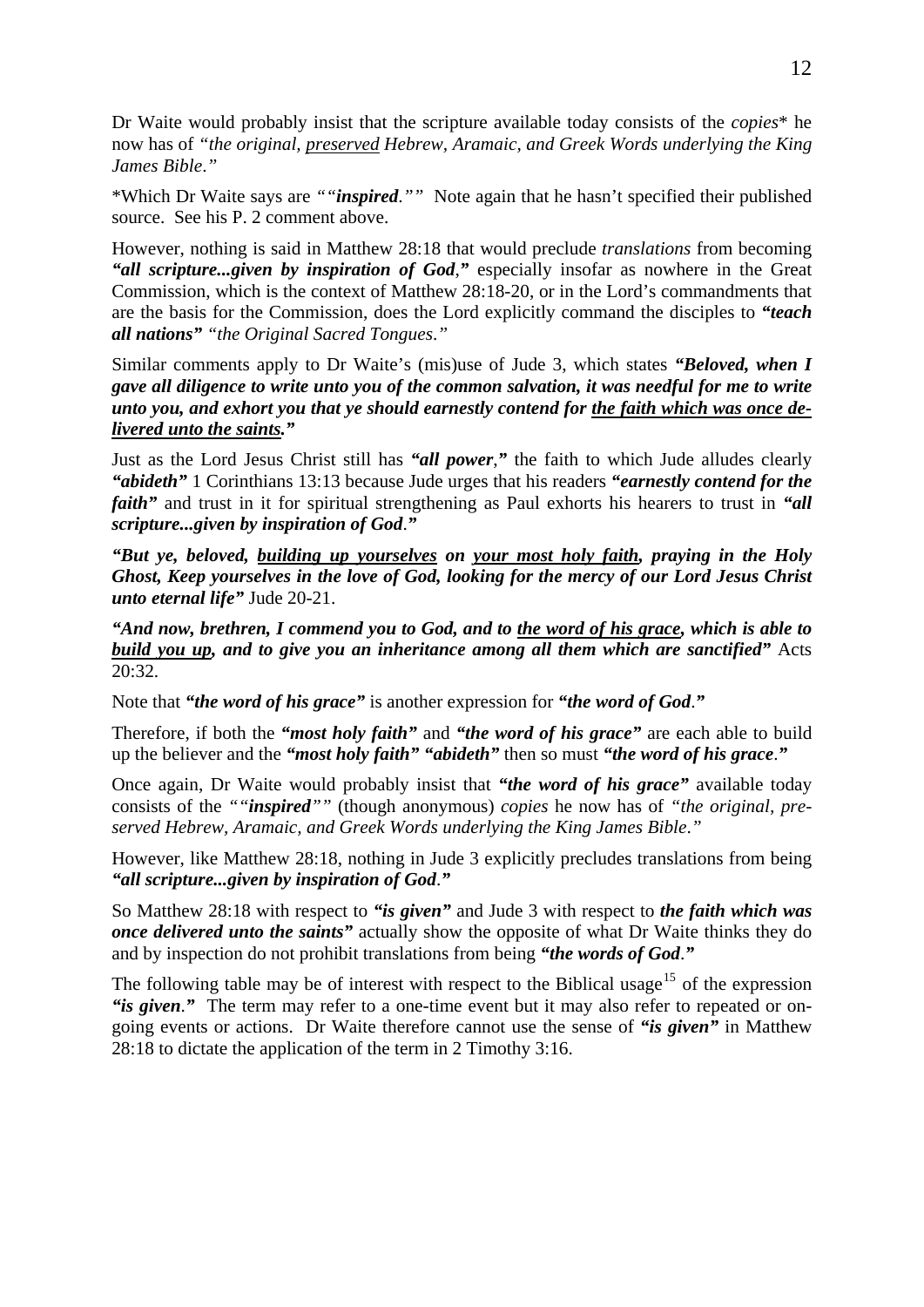Dr Waite would probably insist that the scripture available today consists of the *copies** he now has of *"the original, <u>preserved</u> Hebrew, Aramaic, and Greek Words underlying the King James Bible."*

*Which Dr Waite says are *""**inspired**.""* Note again that he hasn't specified their published source. See his P. 2 comment above.

However, nothing is said in Matthew 28:18 that would preclude *translations* from becoming ***"all scripture...given by inspiration of God,"*** especially insofar as nowhere in the Great Commission, which is the context of Matthew 28:18-20, or in the Lord's commandments that are the basis for the Commission, does the Lord explicitly command the disciples to ***"teach all nations"*** *"the Original Sacred Tongues."*

Similar comments apply to Dr Waite's (mis)use of Jude 3, which states ***"Beloved, when I gave all diligence to write unto you of the common salvation, it was needful for me to write unto you, and exhort you that ye should earnestly contend for <u>the faith which was once delivered unto the saints</u>."***

Just as the Lord Jesus Christ still has ***"all power,"*** the faith to which Jude alludes clearly ***"abideth"*** 1 Corinthians 13:13 because Jude urges that his readers ***"earnestly contend for the faith"*** and trust in it for spiritual strengthening as Paul exhorts his hearers to trust in ***"all scripture...given by inspiration of God."***

***"But ye, beloved, <u>building up yourselves</u> on <u>your most holy faith</u>, praying in the Holy Ghost, Keep yourselves in the love of God, looking for the mercy of our Lord Jesus Christ unto eternal life"*** Jude 20-21.

***"And now, brethren, I commend you to God, and to <u>the word of his grace</u>, which is able to <u>build you up</u>, and to give you an inheritance among all them which are sanctified"*** Acts 20:32.

Note that ***"the word of his grace"*** is another expression for ***"the word of God."***

Therefore, if both the ***"most holy faith"*** and ***"the word of his grace"*** are each able to build up the believer and the ***"most holy faith" "abideth"*** then so must ***"the word of his grace."***

Once again, Dr Waite would probably insist that ***"the word of his grace"*** available today consists of the *""**inspired**""* (though anonymous) *copies* he now has of *"the original, preserved Hebrew, Aramaic, and Greek Words underlying the King James Bible."*

However, like Matthew 28:18, nothing in Jude 3 explicitly precludes translations from being ***"all scripture...given by inspiration of God."***

So Matthew 28:18 with respect to ***"is given"*** and Jude 3 with respect to ***the faith which was once delivered unto the saints"*** actually show the opposite of what Dr Waite thinks they do and by inspection do not prohibit translations from being ***"the words of God."***

The following table may be of interest with respect to the Biblical usage[15] of the expression ***"is given."*** The term may refer to a one-time event but it may also refer to repeated or on-going events or actions. Dr Waite therefore cannot use the sense of ***"is given"*** in Matthew 28:18 to dictate the application of the term in 2 Timothy 3:16.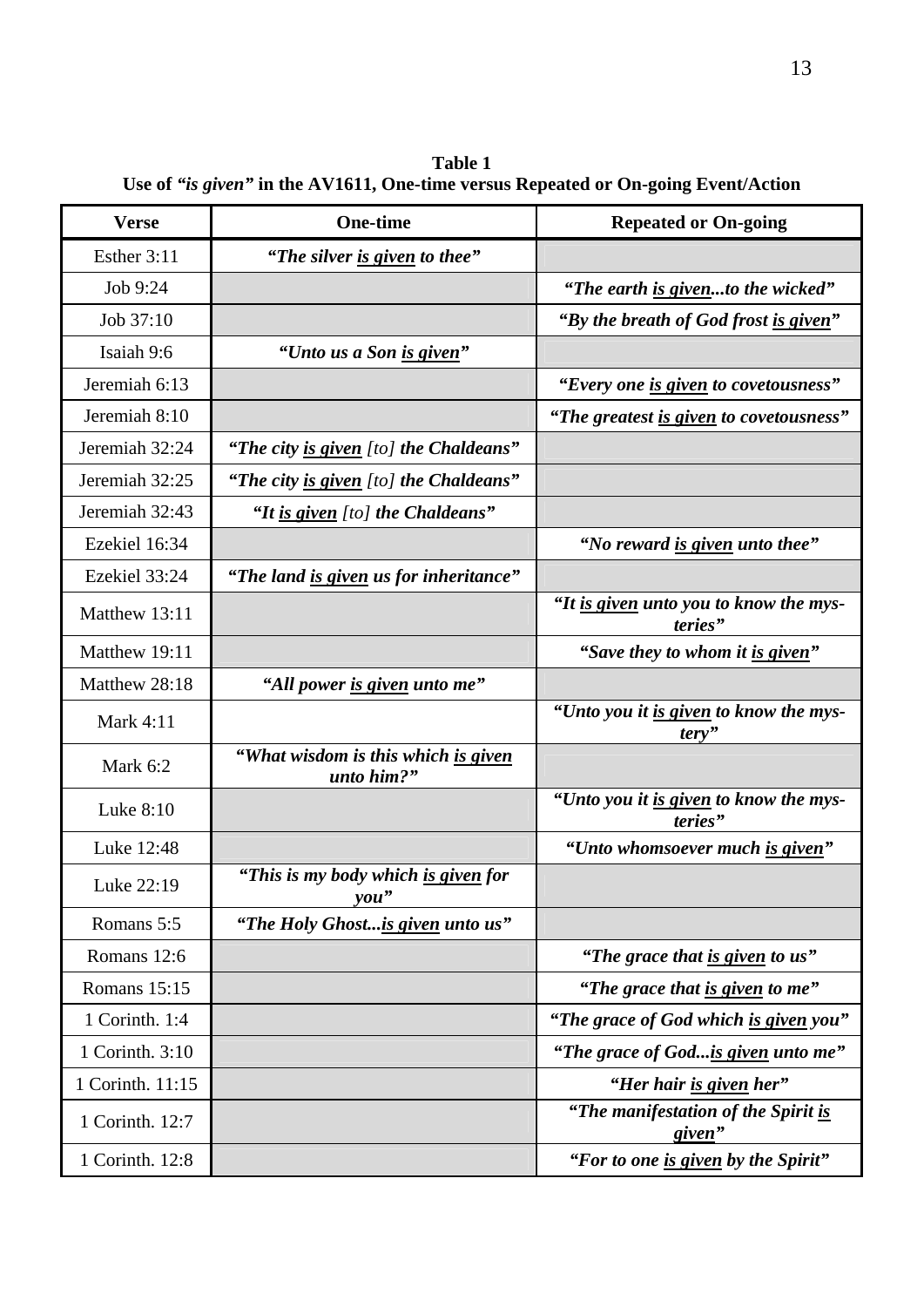**Table 1**
**Use of *"is given"* in the AV1611, One-time versus Repeated or On-going Event/Action**

| Verse | One-time | Repeated or On-going |
|---|---|---|
| Esther 3:11 | ***"The silver <u>is given</u> to thee"*** | |
| Job 9:24 | | ***"The earth <u>is given</u>...to the wicked"*** |
| Job 37:10 | | ***"By the breath of God frost <u>is given</u>"*** |
| Isaiah 9:6 | ***"Unto us a Son <u>is given</u>"*** | |
| Jeremiah 6:13 | | ***"Every one <u>is given</u> to covetousness"*** |
| Jeremiah 8:10 | | ***"The greatest <u>is given</u> to covetousness"*** |
| Jeremiah 32:24 | ***"The city <u>is given</u>*** *[to]* ***the Chaldeans"*** | |
| Jeremiah 32:25 | ***"The city <u>is given</u>*** *[to]* ***the Chaldeans"*** | |
| Jeremiah 32:43 | ***"It <u>is given</u>*** *[to]* ***the Chaldeans"*** | |
| Ezekiel 16:34 | | ***"No reward <u>is given</u> unto thee"*** |
| Ezekiel 33:24 | ***"The land <u>is given</u> us for inheritance"*** | |
| Matthew 13:11 | | ***"It <u>is given</u> unto you to know the mysteries"*** |
| Matthew 19:11 | | ***"Save they to whom it <u>is given</u>"*** |
| Matthew 28:18 | ***"All power <u>is given</u> unto me"*** | |
| Mark 4:11 | | ***"Unto you it <u>is given</u> to know the mystery"*** |
| Mark 6:2 | ***"What wisdom is this which <u>is given</u> unto him?"*** | |
| Luke 8:10 | | ***"Unto you it <u>is given</u> to know the mysteries"*** |
| Luke 12:48 | | ***"Unto whomsoever much <u>is given</u>"*** |
| Luke 22:19 | ***"This is my body which <u>is given</u> for you"*** | |
| Romans 5:5 | ***"The Holy Ghost...<u>is given</u> unto us"*** | |
| Romans 12:6 | | ***"The grace that <u>is given</u> to us"*** |
| Romans 15:15 | | ***"The grace that <u>is given</u> to me"*** |
| 1 Corinth. 1:4 | | ***"The grace of God which <u>is given</u> you"*** |
| 1 Corinth. 3:10 | | ***"The grace of God...<u>is given</u> unto me"*** |
| 1 Corinth. 11:15 | | ***"Her hair <u>is given</u> her"*** |
| 1 Corinth. 12:7 | | ***"The manifestation of the Spirit <u>is given</u>"*** |
| 1 Corinth. 12:8 | | ***"For to one <u>is given</u> by the Spirit"*** |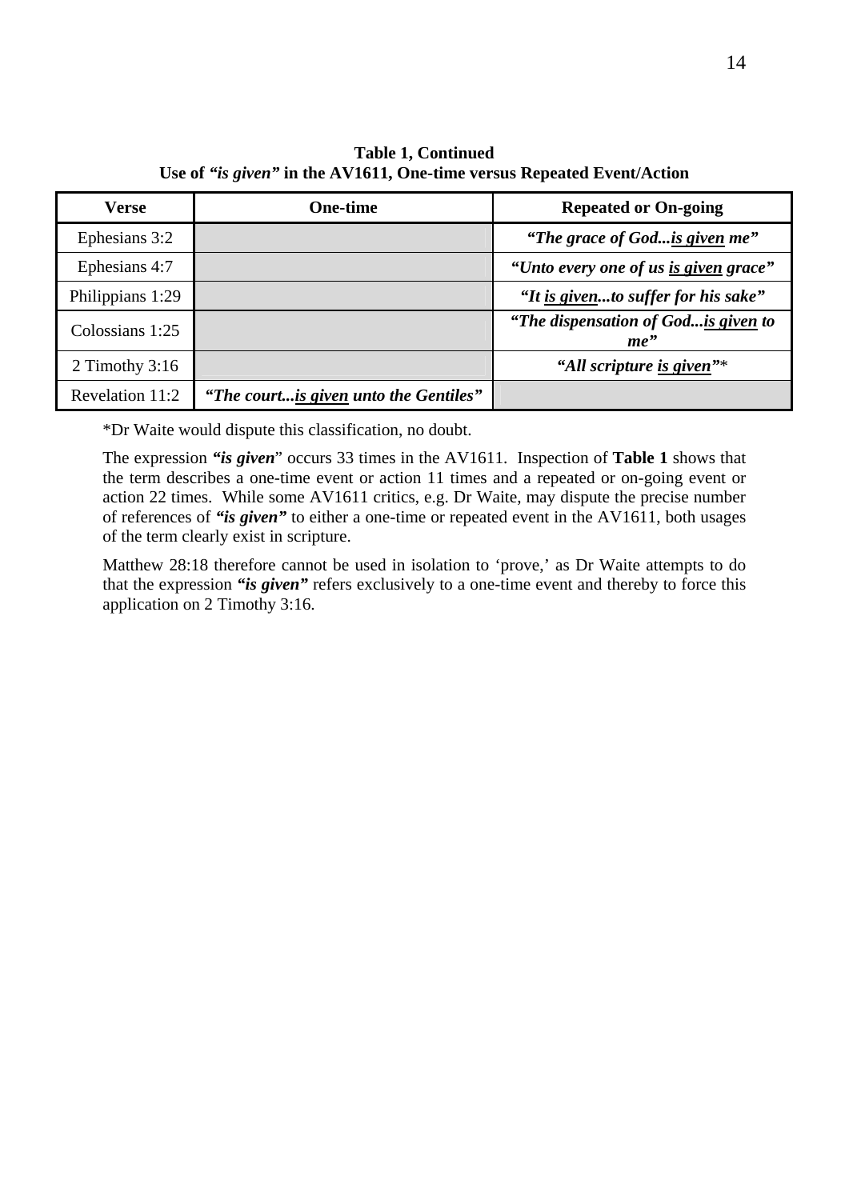**Table 1, Continued**
**Use of *"is given"* in the AV1611, One-time versus Repeated Event/Action**

| Verse | One-time | Repeated or On-going |
|---|---|---|
| Ephesians 3:2 | | ***"The grace of God...is given me"*** |
| Ephesians 4:7 | | ***"Unto every one of us is given grace"*** |
| Philippians 1:29 | | ***"It is given...to suffer for his sake"*** |
| Colossians 1:25 | | ***"The dispensation of God...is given to me"*** |
| 2 Timothy 3:16 | | ***"All scripture is given"**** |
| Revelation 11:2 | ***"The court...is given unto the Gentiles"*** | |

*Dr Waite would dispute this classification, no doubt.

The expression ***"is given*"** occurs 33 times in the AV1611. Inspection of **Table 1** shows that the term describes a one-time event or action 11 times and a repeated or on-going event or action 22 times. While some AV1611 critics, e.g. Dr Waite, may dispute the precise number of references of ***"is given"*** to either a one-time or repeated event in the AV1611, both usages of the term clearly exist in scripture.

Matthew 28:18 therefore cannot be used in isolation to 'prove,' as Dr Waite attempts to do that the expression ***"is given"*** refers exclusively to a one-time event and thereby to force this application on 2 Timothy 3:16.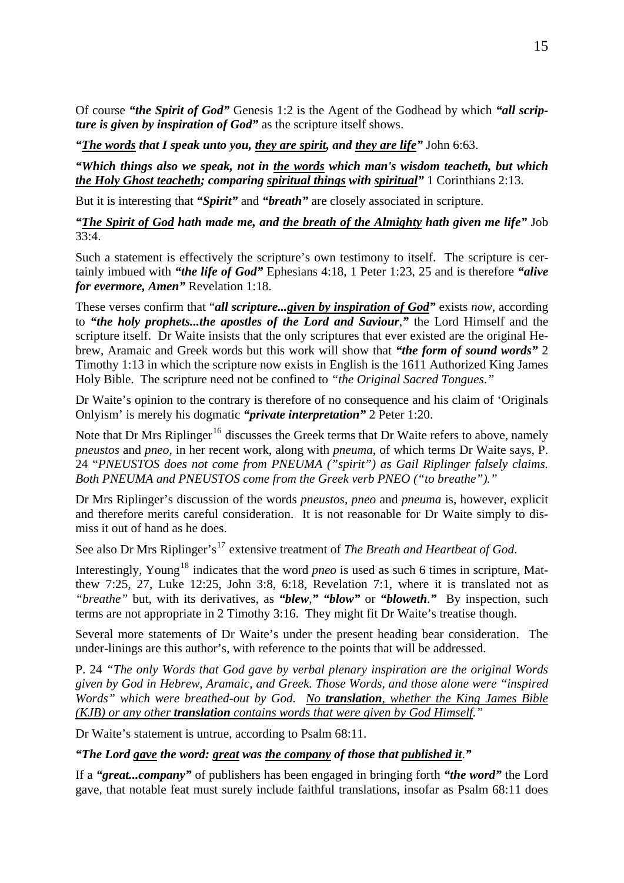Of course ***"the Spirit of God"*** Genesis 1:2 is the Agent of the Godhead by which ***"all scripture is given by inspiration of God"*** as the scripture itself shows.

***"<u>The words</u> that I speak unto you, <u>they are spirit</u>, and <u>they are life</u>"*** John 6:63.

***"Which things also we speak, not in <u>the words</u> which man's wisdom teacheth, but which <u>the Holy Ghost teacheth</u>; comparing <u>spiritual things</u> with <u>spiritual</u>"*** 1 Corinthians 2:13.

But it is interesting that ***"Spirit"*** and ***"breath"*** are closely associated in scripture.

***"<u>The Spirit of God</u> hath made me, and <u>the breath of the Almighty</u> hath given me life"*** Job 33:4.

Such a statement is effectively the scripture's own testimony to itself. The scripture is certainly imbued with ***"the life of God"*** Ephesians 4:18, 1 Peter 1:23, 25 and is therefore ***"alive for evermore, Amen"*** Revelation 1:18.

These verses confirm that "***all scripture...<u>given by inspiration of God</u>"*** exists *now*, according to ***"the holy prophets...the apostles of the Lord and Saviour,"*** the Lord Himself and the scripture itself. Dr Waite insists that the only scriptures that ever existed are the original Hebrew, Aramaic and Greek words but this work will show that ***"the form of sound words"*** 2 Timothy 1:13 in which the scripture now exists in English is the 1611 Authorized King James Holy Bible. The scripture need not be confined to *"the Original Sacred Tongues."*

Dr Waite's opinion to the contrary is therefore of no consequence and his claim of 'Originals Onlyism' is merely his dogmatic ***"private interpretation"*** 2 Peter 1:20.

Note that Dr Mrs Riplinger[16] discusses the Greek terms that Dr Waite refers to above, namely *pneustos* and *pneo*, in her recent work, along with *pneuma*, of which terms Dr Waite says, P. 24 "*PNEUSTOS does not come from PNEUMA ("spirit") as Gail Riplinger falsely claims. Both PNEUMA and PNEUSTOS come from the Greek verb PNEO ("to breathe")."*

Dr Mrs Riplinger's discussion of the words *pneustos*, *pneo* and *pneuma* is, however, explicit and therefore merits careful consideration. It is not reasonable for Dr Waite simply to dismiss it out of hand as he does.

See also Dr Mrs Riplinger's[17] extensive treatment of *The Breath and Heartbeat of God*.

Interestingly, Young[18] indicates that the word *pneo* is used as such 6 times in scripture, Matthew 7:25, 27, Luke 12:25, John 3:8, 6:18, Revelation 7:1, where it is translated not as *"breathe"* but, with its derivatives, as ***"blew," "blow"*** or ***"bloweth."*** By inspection, such terms are not appropriate in 2 Timothy 3:16. They might fit Dr Waite's treatise though.

Several more statements of Dr Waite's under the present heading bear consideration. The under-linings are this author's, with reference to the points that will be addressed.

P. 24 *"The only Words that God gave by verbal plenary inspiration are the original Words given by God in Hebrew, Aramaic, and Greek. Those Words, and those alone were "inspired Words" which were breathed-out by God. <u>No **translation**, whether the King James Bible (KJB) or any other **translation** contains words that were given by God Himself.</u>"*

Dr Waite's statement is untrue, according to Psalm 68:11.

***"The Lord <u>gave</u> the word: <u>great</u> was <u>the company</u> of those that <u>published it</u>."***

If a ***"great...company"*** of publishers has been engaged in bringing forth ***"the word"*** the Lord gave, that notable feat must surely include faithful translations, insofar as Psalm 68:11 does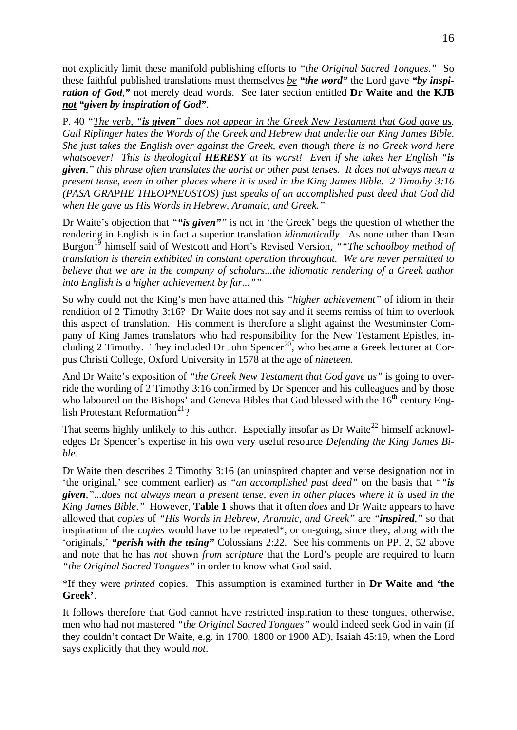not explicitly limit these manifold publishing efforts to *"the Original Sacred Tongues."* So these faithful published translations must themselves <u>*be*</u> ***"the word"*** the Lord gave ***"by inspiration of God,"*** not merely dead words. See later section entitled **Dr Waite and the KJB <u>*not*</u> "*given by inspiration of God*"**.

P. 40 *"<u>The verb, "**is given**" does not appear in the Greek New Testament that God gave us.</u> Gail Riplinger hates the Words of the Greek and Hebrew that underlie our King James Bible. She just takes the English over against the Greek, even though there is no Greek word here whatsoever! This is theological **HERESY** at its worst! Even if she takes her English "**is given**," this phrase often translates the aorist or other past tenses. It does not always mean a present tense, even in other places where it is used in the King James Bible. 2 Timothy 3:16 (PASA GRAPHE THEOPNEUSTOS) just speaks of an accomplished past deed that God did when He gave us His Words in Hebrew, Aramaic, and Greek."*

Dr Waite's objection that *"**"is given"**"* is not in 'the Greek' begs the question of whether the rendering in English is in fact a superior translation *idiomatically*. As none other than Dean Burgon[19] himself said of Westcott and Hort's Revised Version, *""The schoolboy method of translation is therein exhibited in constant operation throughout. We are never permitted to believe that we are in the company of scholars...the idiomatic rendering of a Greek author into English is a higher achievement by far...""*

So why could not the King's men have attained this *"higher achievement"* of idiom in their rendition of 2 Timothy 3:16? Dr Waite does not say and it seems remiss of him to overlook this aspect of translation. His comment is therefore a slight against the Westminster Company of King James translators who had responsibility for the New Testament Epistles, including 2 Timothy. They included Dr John Spencer[20], who became a Greek lecturer at Corpus Christi College, Oxford University in 1578 at the age of *nineteen*.

And Dr Waite's exposition of *"the Greek New Testament that God gave us"* is going to override the wording of 2 Timothy 3:16 confirmed by Dr Spencer and his colleagues and by those who laboured on the Bishops' and Geneva Bibles that God blessed with the 16th century English Protestant Reformation[21]?

That seems highly unlikely to this author. Especially insofar as Dr Waite[22] himself acknowledges Dr Spencer's expertise in his own very useful resource *Defending the King James Bible*.

Dr Waite then describes 2 Timothy 3:16 (an uninspired chapter and verse designation not in 'the original,' see comment earlier) as *"an accomplished past deed"* on the basis that *""**is given**,"...does not always mean a present tense, even in other places where it is used in the King James Bible."* However, **Table 1** shows that it often *does* and Dr Waite appears to have allowed that *copies* of *"His Words in Hebrew, Aramaic, and Greek"* are *"**inspired**,"* so that inspiration of the *copies* would have to be repeated*, or on-going, since they, along with the 'originals,' ***"perish with the using"*** Colossians 2:22. See his comments on PP. 2, 52 above and note that he has *not* shown *from scripture* that the Lord's people are required to learn *"the Original Sacred Tongues"* in order to know what God said.

*If they were *printed* copies. This assumption is examined further in **Dr Waite and 'the Greek'**.

It follows therefore that God cannot have restricted inspiration to these tongues, otherwise, men who had not mastered *"the Original Sacred Tongues"* would indeed seek God in vain (if they couldn't contact Dr Waite, e.g. in 1700, 1800 or 1900 AD), Isaiah 45:19, when the Lord says explicitly that they would *not*.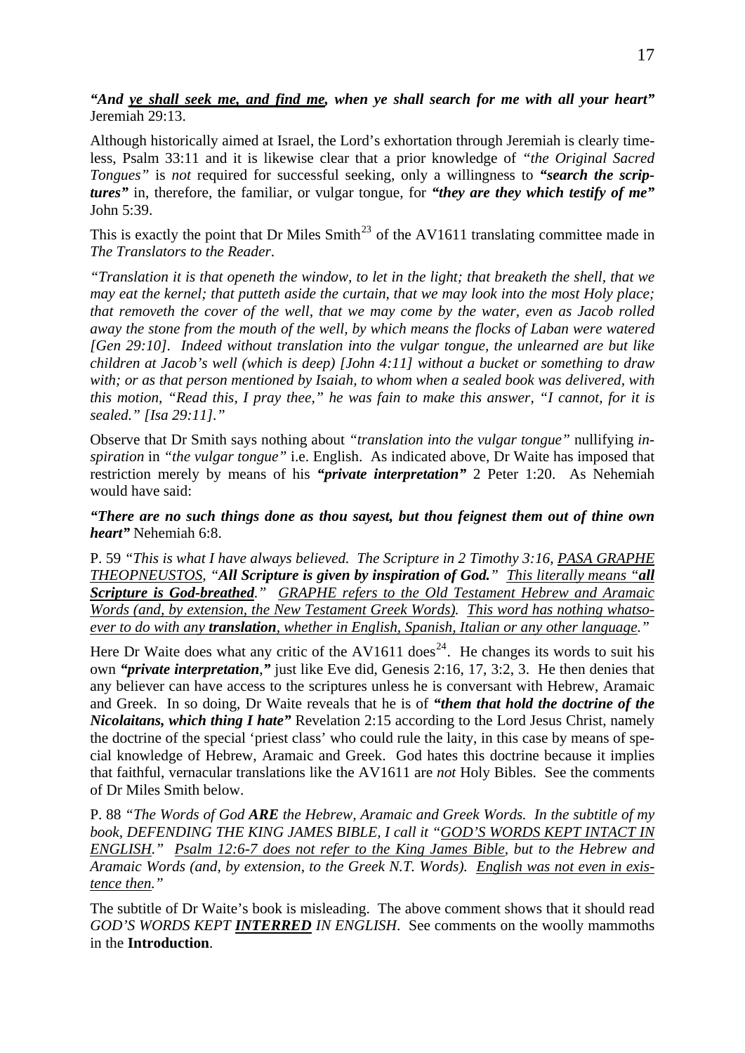***"And <u>ye shall seek me, and find me</u>, when ye shall search for me with all your heart"*** Jeremiah 29:13.

Although historically aimed at Israel, the Lord's exhortation through Jeremiah is clearly timeless, Psalm 33:11 and it is likewise clear that a prior knowledge of *"the Original Sacred Tongues"* is *not* required for successful seeking, only a willingness to ***"search the scriptures"*** in, therefore, the familiar, or vulgar tongue, for ***"they are they which testify of me"*** John 5:39.

This is exactly the point that Dr Miles Smith[23] of the AV1611 translating committee made in *The Translators to the Reader*.

*"Translation it is that openeth the window, to let in the light; that breaketh the shell, that we may eat the kernel; that putteth aside the curtain, that we may look into the most Holy place; that removeth the cover of the well, that we may come by the water, even as Jacob rolled away the stone from the mouth of the well, by which means the flocks of Laban were watered [Gen 29:10]. Indeed without translation into the vulgar tongue, the unlearned are but like children at Jacob's well (which is deep) [John 4:11] without a bucket or something to draw with; or as that person mentioned by Isaiah, to whom when a sealed book was delivered, with this motion, "Read this, I pray thee," he was fain to make this answer, "I cannot, for it is sealed." [Isa 29:11]."*

Observe that Dr Smith says nothing about *"translation into the vulgar tongue"* nullifying *inspiration* in *"the vulgar tongue"* i.e. English. As indicated above, Dr Waite has imposed that restriction merely by means of his ***"private interpretation"*** 2 Peter 1:20. As Nehemiah would have said:

***"There are no such things done as thou sayest, but thou feignest them out of thine own heart"*** Nehemiah 6:8.

P. 59 *"This is what I have always believed. The Scripture in 2 Timothy 3:16, <u>PASA GRAPHE THEOPNEUSTOS</u>, "**All Scripture is given by inspiration of God.**" <u>This literally means "**all Scripture is God-breathed**."</u> <u>GRAPHE refers to the Old Testament Hebrew and Aramaic Words (and, by extension, the New Testament Greek Words).</u> <u>This word has nothing whatsoever to do with any **translation**, whether in English, Spanish, Italian or any other language.</u>"*

Here Dr Waite does what any critic of the AV1611 does[24]. He changes its words to suit his own ***"private interpretation,"*** just like Eve did, Genesis 2:16, 17, 3:2, 3. He then denies that any believer can have access to the scriptures unless he is conversant with Hebrew, Aramaic and Greek. In so doing, Dr Waite reveals that he is of ***"them that hold the doctrine of the Nicolaitans, which thing I hate"*** Revelation 2:15 according to the Lord Jesus Christ, namely the doctrine of the special 'priest class' who could rule the laity, in this case by means of special knowledge of Hebrew, Aramaic and Greek. God hates this doctrine because it implies that faithful, vernacular translations like the AV1611 are *not* Holy Bibles. See the comments of Dr Miles Smith below.

P. 88 *"The Words of God **ARE** the Hebrew, Aramaic and Greek Words. In the subtitle of my book, DEFENDING THE KING JAMES BIBLE, I call it "<u>GOD'S WORDS KEPT INTACT IN ENGLISH</u>." <u>Psalm 12:6-7 does not refer to the King James Bible</u>, but to the Hebrew and Aramaic Words (and, by extension, to the Greek N.T. Words). <u>English was not even in existence then</u>."*

The subtitle of Dr Waite's book is misleading. The above comment shows that it should read *GOD'S WORDS KEPT **<u>INTERRED</u>** IN ENGLISH*. See comments on the woolly mammoths in the **Introduction**.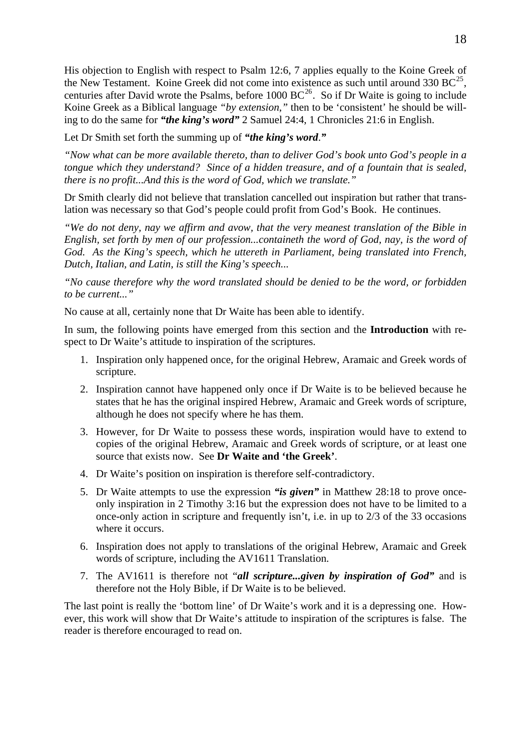His objection to English with respect to Psalm 12:6, 7 applies equally to the Koine Greek of the New Testament. Koine Greek did not come into existence as such until around 330 BC[25], centuries after David wrote the Psalms, before 1000 BC[26]. So if Dr Waite is going to include Koine Greek as a Biblical language *"by extension,"* then to be 'consistent' he should be willing to do the same for ***"the king's word"*** 2 Samuel 24:4, 1 Chronicles 21:6 in English.

Let Dr Smith set forth the summing up of ***"the king's word."***

*"Now what can be more available thereto, than to deliver God's book unto God's people in a tongue which they understand? Since of a hidden treasure, and of a fountain that is sealed, there is no profit...And this is the word of God, which we translate."*

Dr Smith clearly did not believe that translation cancelled out inspiration but rather that translation was necessary so that God's people could profit from God's Book. He continues.

*"We do not deny, nay we affirm and avow, that the very meanest translation of the Bible in English, set forth by men of our profession...containeth the word of God, nay, is the word of God. As the King's speech, which he uttereth in Parliament, being translated into French, Dutch, Italian, and Latin, is still the King's speech...*

*"No cause therefore why the word translated should be denied to be the word, or forbidden to be current..."*

No cause at all, certainly none that Dr Waite has been able to identify.

In sum, the following points have emerged from this section and the **Introduction** with respect to Dr Waite's attitude to inspiration of the scriptures.

1. Inspiration only happened once, for the original Hebrew, Aramaic and Greek words of scripture.
2. Inspiration cannot have happened only once if Dr Waite is to be believed because he states that he has the original inspired Hebrew, Aramaic and Greek words of scripture, although he does not specify where he has them.
3. However, for Dr Waite to possess these words, inspiration would have to extend to copies of the original Hebrew, Aramaic and Greek words of scripture, or at least one source that exists now. See **Dr Waite and 'the Greek'**.
4. Dr Waite's position on inspiration is therefore self-contradictory.
5. Dr Waite attempts to use the expression ***"is given"*** in Matthew 28:18 to prove once-only inspiration in 2 Timothy 3:16 but the expression does not have to be limited to a once-only action in scripture and frequently isn't, i.e. in up to 2/3 of the 33 occasions where it occurs.
6. Inspiration does not apply to translations of the original Hebrew, Aramaic and Greek words of scripture, including the AV1611 Translation.
7. The AV1611 is therefore not "***all scripture...given by inspiration of God"*** and is therefore not the Holy Bible, if Dr Waite is to be believed.

The last point is really the 'bottom line' of Dr Waite's work and it is a depressing one. However, this work will show that Dr Waite's attitude to inspiration of the scriptures is false. The reader is therefore encouraged to read on.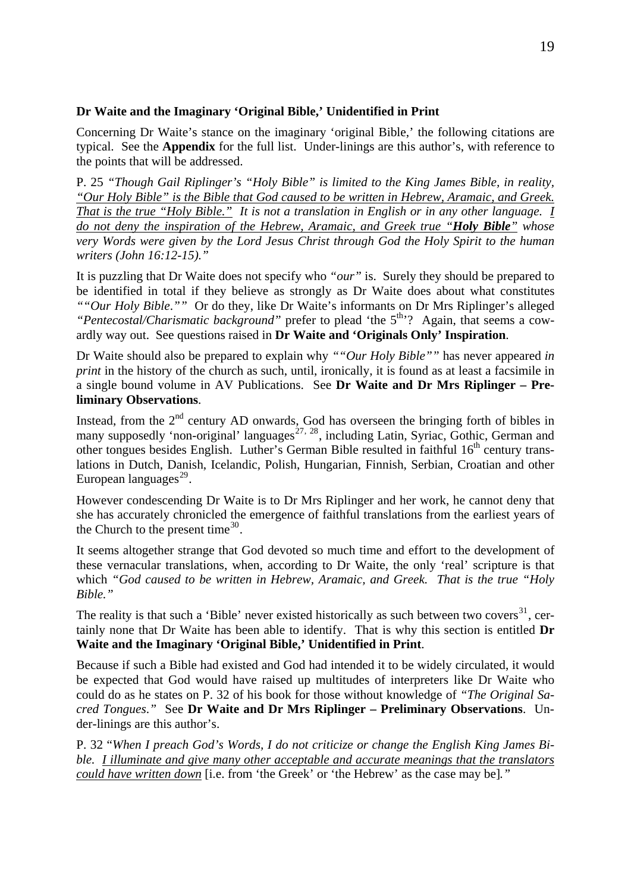**Dr Waite and the Imaginary 'Original Bible,' Unidentified in Print**

Concerning Dr Waite's stance on the imaginary 'original Bible,' the following citations are typical. See the **Appendix** for the full list. Under-linings are this author's, with reference to the points that will be addressed.

P. 25 *"Though Gail Riplinger's "Holy Bible" is limited to the King James Bible, in reality, <u>"Our Holy Bible" is the Bible that God caused to be written in Hebrew, Aramaic, and Greek. That is the true "Holy Bible."</u> It is not a translation in English or in any other language. <u>I do not deny the inspiration of the Hebrew, Aramaic, and Greek true "**Holy Bible**"</u> whose very Words were given by the Lord Jesus Christ through God the Holy Spirit to the human writers (John 16:12-15)."*

It is puzzling that Dr Waite does not specify who *"our"* is. Surely they should be prepared to be identified in total if they believe as strongly as Dr Waite does about what constitutes *""Our Holy Bible.""* Or do they, like Dr Waite's informants on Dr Mrs Riplinger's alleged *"Pentecostal/Charismatic background"* prefer to plead 'the 5th'? Again, that seems a cowardly way out. See questions raised in **Dr Waite and 'Originals Only' Inspiration**.

Dr Waite should also be prepared to explain why *""Our Holy Bible""* has never appeared *in print* in the history of the church as such, until, ironically, it is found as at least a facsimile in a single bound volume in AV Publications. See **Dr Waite and Dr Mrs Riplinger – Preliminary Observations**.

Instead, from the 2nd century AD onwards, God has overseen the bringing forth of bibles in many supposedly 'non-original' languages[27, 28], including Latin, Syriac, Gothic, German and other tongues besides English. Luther's German Bible resulted in faithful 16th century translations in Dutch, Danish, Icelandic, Polish, Hungarian, Finnish, Serbian, Croatian and other European languages[29].

However condescending Dr Waite is to Dr Mrs Riplinger and her work, he cannot deny that she has accurately chronicled the emergence of faithful translations from the earliest years of the Church to the present time[30].

It seems altogether strange that God devoted so much time and effort to the development of these vernacular translations, when, according to Dr Waite, the only 'real' scripture is that which *"God caused to be written in Hebrew, Aramaic, and Greek. That is the true "Holy Bible."*

The reality is that such a 'Bible' never existed historically as such between two covers[31], certainly none that Dr Waite has been able to identify. That is why this section is entitled **Dr Waite and the Imaginary 'Original Bible,' Unidentified in Print**.

Because if such a Bible had existed and God had intended it to be widely circulated, it would be expected that God would have raised up multitudes of interpreters like Dr Waite who could do as he states on P. 32 of his book for those without knowledge of *"The Original Sacred Tongues."* See **Dr Waite and Dr Mrs Riplinger – Preliminary Observations**. Under-linings are this author's.

P. 32 "*When I preach God's Words, I do not criticize or change the English King James Bible. <u>I illuminate and give many other acceptable and accurate meanings that the translators could have written down</u>* [i.e. from 'the Greek' or 'the Hebrew' as the case may be]*.*"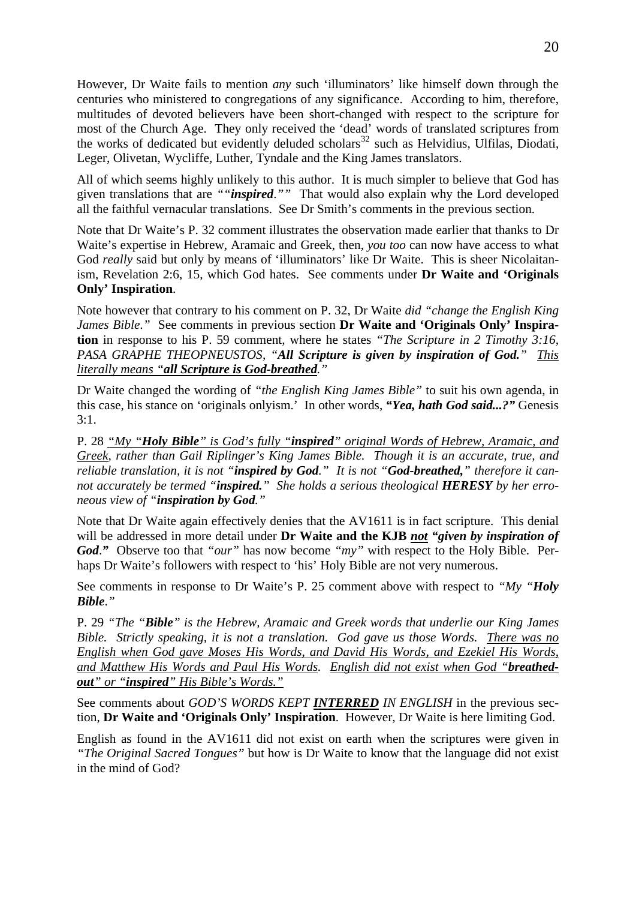However, Dr Waite fails to mention *any* such 'illuminators' like himself down through the centuries who ministered to congregations of any significance. According to him, therefore, multitudes of devoted believers have been short-changed with respect to the scripture for most of the Church Age. They only received the 'dead' words of translated scriptures from the works of dedicated but evidently deluded scholars[32] such as Helvidius, Ulfilas, Diodati, Leger, Olivetan, Wycliffe, Luther, Tyndale and the King James translators.

All of which seems highly unlikely to this author. It is much simpler to believe that God has given translations that are *""**inspired**.""* That would also explain why the Lord developed all the faithful vernacular translations. See Dr Smith's comments in the previous section.

Note that Dr Waite's P. 32 comment illustrates the observation made earlier that thanks to Dr Waite's expertise in Hebrew, Aramaic and Greek, then, *you too* can now have access to what God *really* said but only by means of 'illuminators' like Dr Waite. This is sheer Nicolaitanism, Revelation 2:6, 15, which God hates. See comments under **Dr Waite and 'Originals Only' Inspiration**.

Note however that contrary to his comment on P. 32, Dr Waite *did "change the English King James Bible."* See comments in previous section **Dr Waite and 'Originals Only' Inspiration** in response to his P. 59 comment, where he states *"The Scripture in 2 Timothy 3:16, PASA GRAPHE THEOPNEUSTOS, "**All Scripture is given by inspiration of God.**" <u>This literally means "**all Scripture is God-breathed**."</u>*

Dr Waite changed the wording of *"the English King James Bible"* to suit his own agenda, in this case, his stance on 'originals onlyism.' In other words, ***"Yea, hath God said...?"*** Genesis 3:1.

P. 28 *<u>"My "**Holy Bible**" is God's fully "**inspired**" original Words of Hebrew, Aramaic, and Greek</u>, rather than Gail Riplinger's King James Bible. Though it is an accurate, true, and reliable translation, it is not "**inspired by God**." It is not "**God-breathed,**" therefore it cannot accurately be termed "**inspired.**" She holds a serious theological **HERESY** by her erroneous view of "**inspiration by God**."*

Note that Dr Waite again effectively denies that the AV1611 is in fact scripture. This denial will be addressed in more detail under **Dr Waite and the KJB <u>*not*</u> *"given by inspiration of God*."** Observe too that *"our"* has now become *"my"* with respect to the Holy Bible. Perhaps Dr Waite's followers with respect to 'his' Holy Bible are not very numerous.

See comments in response to Dr Waite's P. 25 comment above with respect to *"My "**Holy Bible**."*

P. 29 *"The "**Bible**" is the Hebrew, Aramaic and Greek words that underlie our King James Bible. Strictly speaking, it is not a translation. God gave us those Words. <u>There was no English when God gave Moses His Words, and David His Words, and Ezekiel His Words, and Matthew His Words and Paul His Words.</u> <u>English did not exist when God "**breathed-out**" or "**inspired**" His Bible's Words."</u>*

See comments about *GOD'S WORDS KEPT **<u>INTERRED</u>** IN ENGLISH* in the previous section, **Dr Waite and 'Originals Only' Inspiration**. However, Dr Waite is here limiting God.

English as found in the AV1611 did not exist on earth when the scriptures were given in *"The Original Sacred Tongues"* but how is Dr Waite to know that the language did not exist in the mind of God?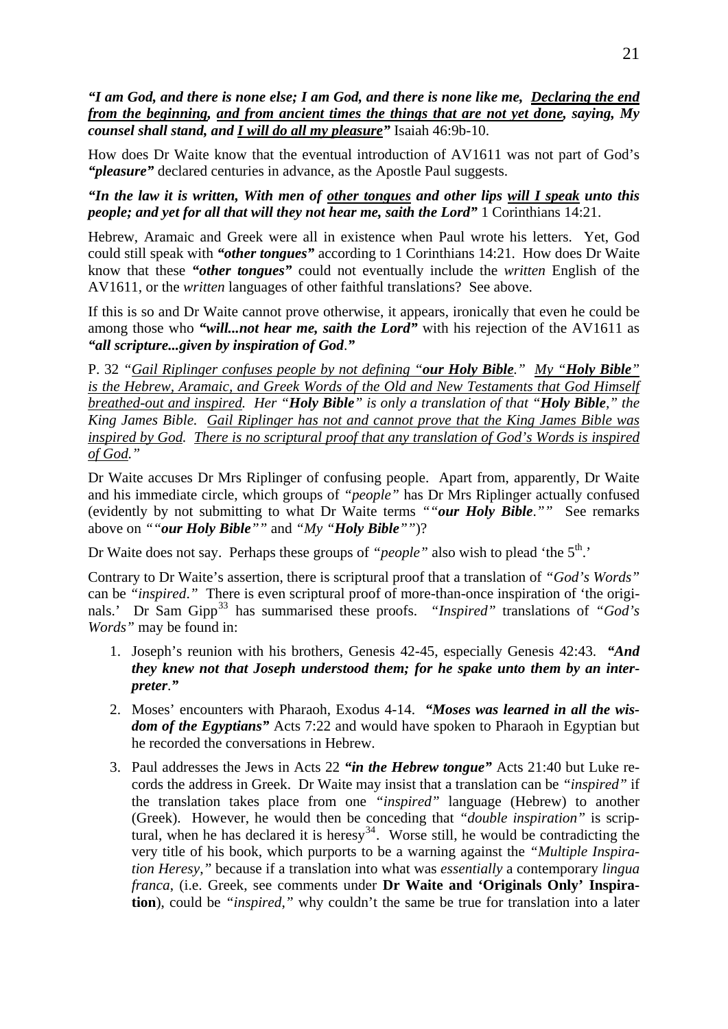***"I am God, and there is none else; I am God, and there is none like me, Declaring the end from the beginning, and from ancient times the things that are not yet done, saying, My counsel shall stand, and I will do all my pleasure"*** Isaiah 46:9b-10.

How does Dr Waite know that the eventual introduction of AV1611 was not part of God's ***"pleasure"*** declared centuries in advance, as the Apostle Paul suggests.

***"In the law it is written, With men of other tongues and other lips will I speak unto this people; and yet for all that will they not hear me, saith the Lord"*** 1 Corinthians 14:21.

Hebrew, Aramaic and Greek were all in existence when Paul wrote his letters. Yet, God could still speak with ***"other tongues"*** according to 1 Corinthians 14:21. How does Dr Waite know that these ***"other tongues"*** could not eventually include the *written* English of the AV1611, or the *written* languages of other faithful translations? See above.

If this is so and Dr Waite cannot prove otherwise, it appears, ironically that even he could be among those who ***"will...not hear me, saith the Lord"*** with his rejection of the AV1611 as ***"all scripture...given by inspiration of God."***

P. 32 *"Gail Riplinger confuses people by not defining "**our Holy Bible**." My "**Holy Bible**" is the Hebrew, Aramaic, and Greek Words of the Old and New Testaments that God Himself breathed-out and inspired. Her "**Holy Bible**" is only a translation of that "**Holy Bible**," the King James Bible. Gail Riplinger has not and cannot prove that the King James Bible was inspired by God. There is no scriptural proof that any translation of God's Words is inspired of God."*

Dr Waite accuses Dr Mrs Riplinger of confusing people. Apart from, apparently, Dr Waite and his immediate circle, which groups of *"people"* has Dr Mrs Riplinger actually confused (evidently by not submitting to what Dr Waite terms *""**our Holy Bible**.""* See remarks above on *""**our Holy Bible**""* and *"My "**Holy Bible**""*)?

Dr Waite does not say. Perhaps these groups of *"people"* also wish to plead 'the 5th.'

Contrary to Dr Waite's assertion, there is scriptural proof that a translation of *"God's Words"* can be *"inspired."* There is even scriptural proof of more-than-once inspiration of 'the originals.' Dr Sam Gipp[33] has summarised these proofs. *"Inspired"* translations of *"God's Words"* may be found in:

1. Joseph's reunion with his brothers, Genesis 42-45, especially Genesis 42:43. ***"And they knew not that Joseph understood them; for he spake unto them by an interpreter."***
2. Moses' encounters with Pharaoh, Exodus 4-14. ***"Moses was learned in all the wisdom of the Egyptians"*** Acts 7:22 and would have spoken to Pharaoh in Egyptian but he recorded the conversations in Hebrew.
3. Paul addresses the Jews in Acts 22 ***"in the Hebrew tongue"*** Acts 21:40 but Luke records the address in Greek. Dr Waite may insist that a translation can be *"inspired"* if the translation takes place from one *"inspired"* language (Hebrew) to another (Greek). However, he would then be conceding that *"double inspiration"* is scriptural, when he has declared it is heresy[34]. Worse still, he would be contradicting the very title of his book, which purports to be a warning against the *"Multiple Inspiration Heresy,"* because if a translation into what was *essentially* a contemporary *lingua franca*, (i.e. Greek, see comments under **Dr Waite and 'Originals Only' Inspiration**), could be *"inspired,"* why couldn't the same be true for translation into a later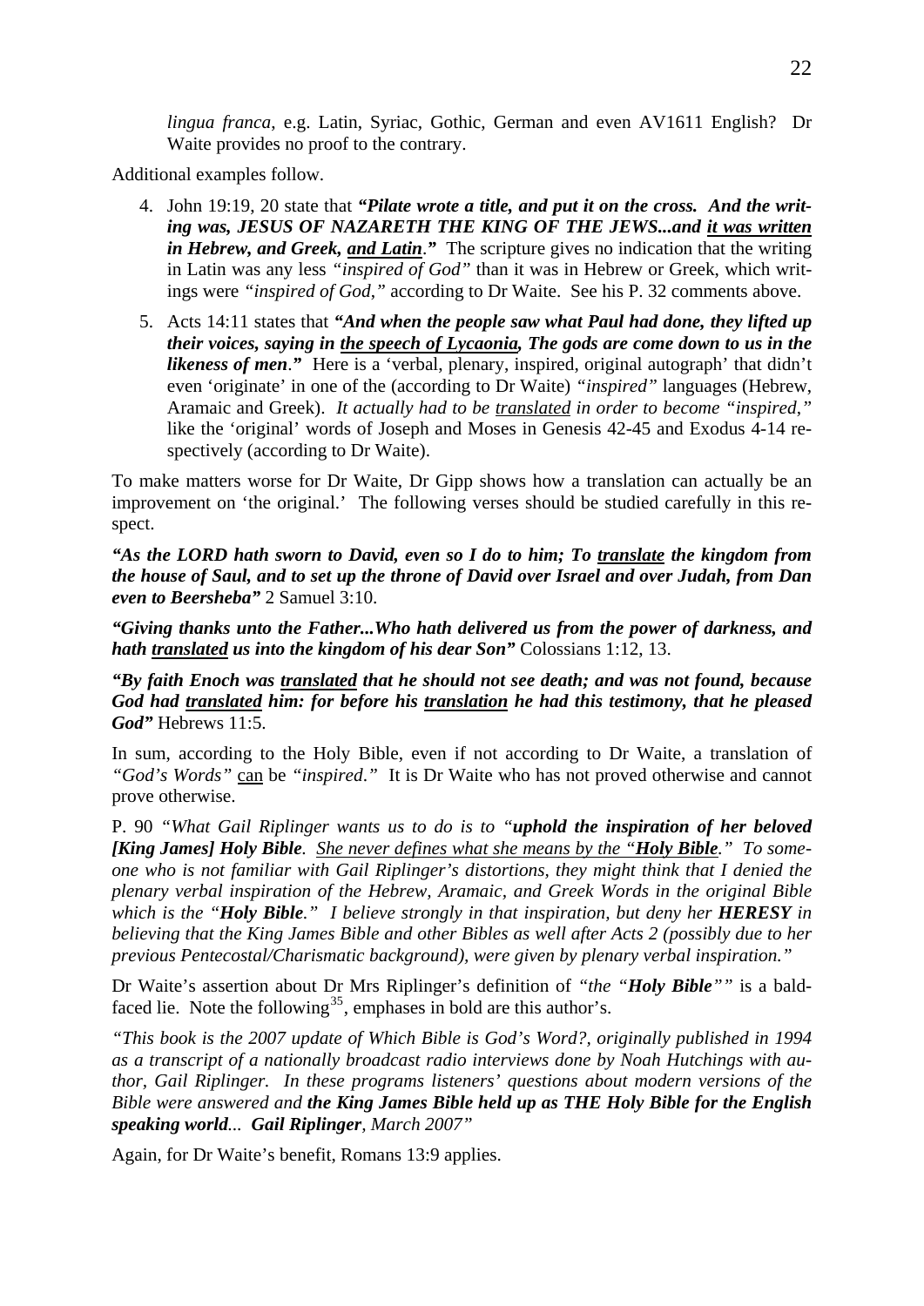*lingua franca*, e.g. Latin, Syriac, Gothic, German and even AV1611 English? Dr Waite provides no proof to the contrary.

Additional examples follow.

4. John 19:19, 20 state that ***"Pilate wrote a title, and put it on the cross. And the writing was, JESUS OF NAZARETH THE KING OF THE JEWS...and <u>it was written</u> in Hebrew, and Greek, <u>and Latin</u>."*** The scripture gives no indication that the writing in Latin was any less *"inspired of God"* than it was in Hebrew or Greek, which writings were *"inspired of God,"* according to Dr Waite. See his P. 32 comments above.
5. Acts 14:11 states that ***"And when the people saw what Paul had done, they lifted up their voices, saying in <u>the speech of Lycaonia</u>, The gods are come down to us in the likeness of men."*** Here is a 'verbal, plenary, inspired, original autograph' that didn't even 'originate' in one of the (according to Dr Waite) *"inspired"* languages (Hebrew, Aramaic and Greek). *It actually had to be <u>translated</u> in order to become "inspired,"* like the 'original' words of Joseph and Moses in Genesis 42-45 and Exodus 4-14 respectively (according to Dr Waite).

To make matters worse for Dr Waite, Dr Gipp shows how a translation can actually be an improvement on 'the original.' The following verses should be studied carefully in this respect.

***"As the LORD hath sworn to David, even so I do to him; To <u>translate</u> the kingdom from the house of Saul, and to set up the throne of David over Israel and over Judah, from Dan even to Beersheba"*** 2 Samuel 3:10.

***"Giving thanks unto the Father...Who hath delivered us from the power of darkness, and hath <u>translated</u> us into the kingdom of his dear Son"*** Colossians 1:12, 13.

***"By faith Enoch was <u>translated</u> that he should not see death; and was not found, because God had <u>translated</u> him: for before his <u>translation</u> he had this testimony, that he pleased God"*** Hebrews 11:5.

In sum, according to the Holy Bible, even if not according to Dr Waite, a translation of *"God's Words"* <u>can</u> be *"inspired."* It is Dr Waite who has not proved otherwise and cannot prove otherwise.

P. 90 *"What Gail Riplinger wants us to do is to "**uphold the inspiration of her beloved [King James] Holy Bible**. <u>She never defines what she means by the "**Holy Bible**."</u> To someone who is not familiar with Gail Riplinger's distortions, they might think that I denied the plenary verbal inspiration of the Hebrew, Aramaic, and Greek Words in the original Bible which is the "**Holy Bible**." I believe strongly in that inspiration, but deny her **HERESY** in believing that the King James Bible and other Bibles as well after Acts 2 (possibly due to her previous Pentecostal/Charismatic background), were given by plenary verbal inspiration."*

Dr Waite's assertion about Dr Mrs Riplinger's definition of *"the "**Holy Bible**""* is a bald-faced lie. Note the following[35], emphases in bold are this author's.

*"This book is the 2007 update of Which Bible is God's Word?, originally published in 1994 as a transcript of a nationally broadcast radio interviews done by Noah Hutchings with author, Gail Riplinger. In these programs listeners' questions about modern versions of the Bible were answered and **the King James Bible held up as THE Holy Bible for the English speaking world**... **Gail Riplinger**, March 2007"*

Again, for Dr Waite's benefit, Romans 13:9 applies.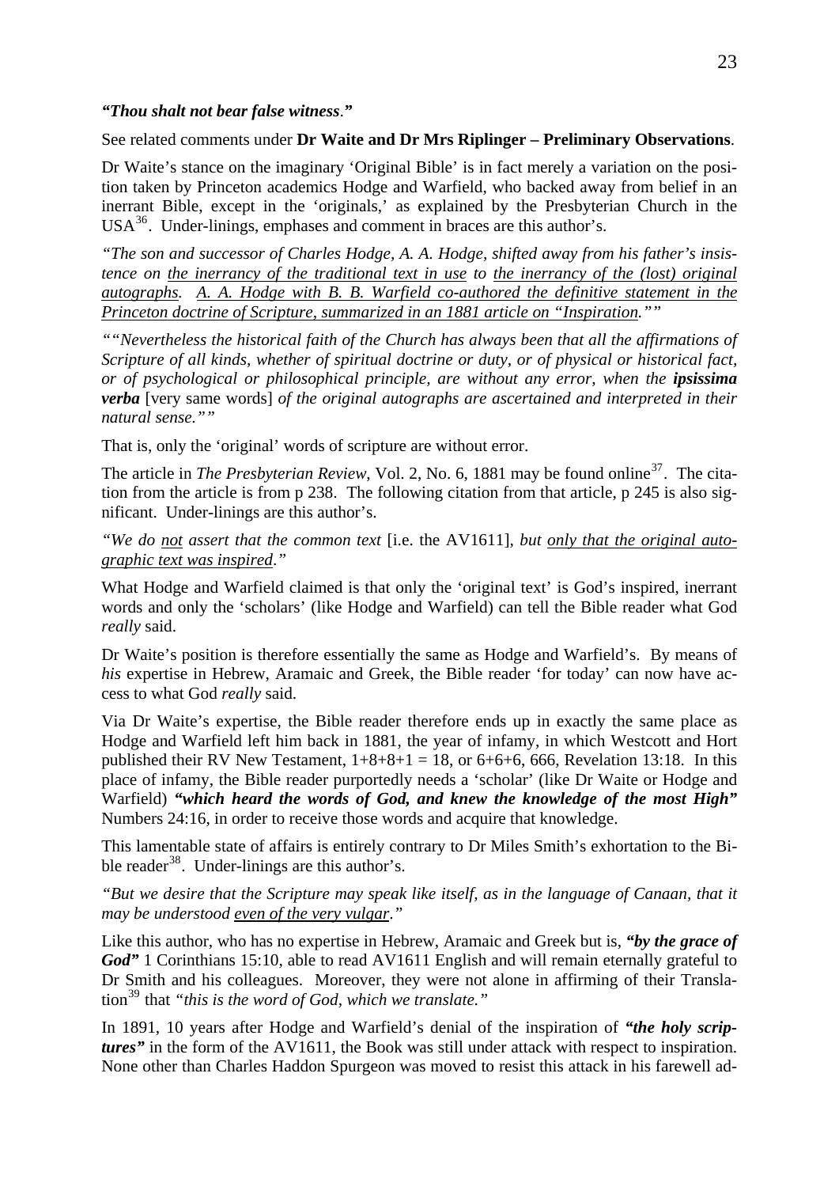***"Thou shalt not bear false witness."***

See related comments under **Dr Waite and Dr Mrs Riplinger – Preliminary Observations**.

Dr Waite's stance on the imaginary 'Original Bible' is in fact merely a variation on the position taken by Princeton academics Hodge and Warfield, who backed away from belief in an inerrant Bible, except in the 'originals,' as explained by the Presbyterian Church in the USA[36]. Under-linings, emphases and comment in braces are this author's.

*"The son and successor of Charles Hodge, A. A. Hodge, shifted away from his father's insistence on <u>the inerrancy of the traditional text in use</u> to <u>the inerrancy of the (lost) original autographs</u>. <u>A. A. Hodge with B. B. Warfield co-authored the definitive statement in the Princeton doctrine of Scripture, summarized in an 1881 article on "Inspiration.""</u>*

*""Nevertheless the historical faith of the Church has always been that all the affirmations of Scripture of all kinds, whether of spiritual doctrine or duty, or of physical or historical fact, or of psychological or philosophical principle, are without any error, when the **ipsissima verba*** [very same words] *of the original autographs are ascertained and interpreted in their natural sense.""*

That is, only the 'original' words of scripture are without error.

The article in *The Presbyterian Review*, Vol. 2, No. 6, 1881 may be found online[37]. The citation from the article is from p 238. The following citation from that article, p 245 is also significant. Under-linings are this author's.

*"We do <u>not</u> assert that the common text* [i.e. the AV1611], *but <u>only that the original autographic text was inspired</u>."*

What Hodge and Warfield claimed is that only the 'original text' is God's inspired, inerrant words and only the 'scholars' (like Hodge and Warfield) can tell the Bible reader what God *really* said.

Dr Waite's position is therefore essentially the same as Hodge and Warfield's. By means of *his* expertise in Hebrew, Aramaic and Greek, the Bible reader 'for today' can now have access to what God *really* said.

Via Dr Waite's expertise, the Bible reader therefore ends up in exactly the same place as Hodge and Warfield left him back in 1881, the year of infamy, in which Westcott and Hort published their RV New Testament, 1+8+8+1 = 18, or 6+6+6, 666, Revelation 13:18. In this place of infamy, the Bible reader purportedly needs a 'scholar' (like Dr Waite or Hodge and Warfield) ***"which heard the words of God, and knew the knowledge of the most High"*** Numbers 24:16, in order to receive those words and acquire that knowledge.

This lamentable state of affairs is entirely contrary to Dr Miles Smith's exhortation to the Bible reader[38]. Under-linings are this author's.

*"But we desire that the Scripture may speak like itself, as in the language of Canaan, that it may be understood <u>even of the very vulgar</u>."*

Like this author, who has no expertise in Hebrew, Aramaic and Greek but is, ***"by the grace of God"*** 1 Corinthians 15:10, able to read AV1611 English and will remain eternally grateful to Dr Smith and his colleagues. Moreover, they were not alone in affirming of their Translation[39] that *"this is the word of God, which we translate."*

In 1891, 10 years after Hodge and Warfield's denial of the inspiration of ***"the holy scriptures"*** in the form of the AV1611, the Book was still under attack with respect to inspiration. None other than Charles Haddon Spurgeon was moved to resist this attack in his farewell ad-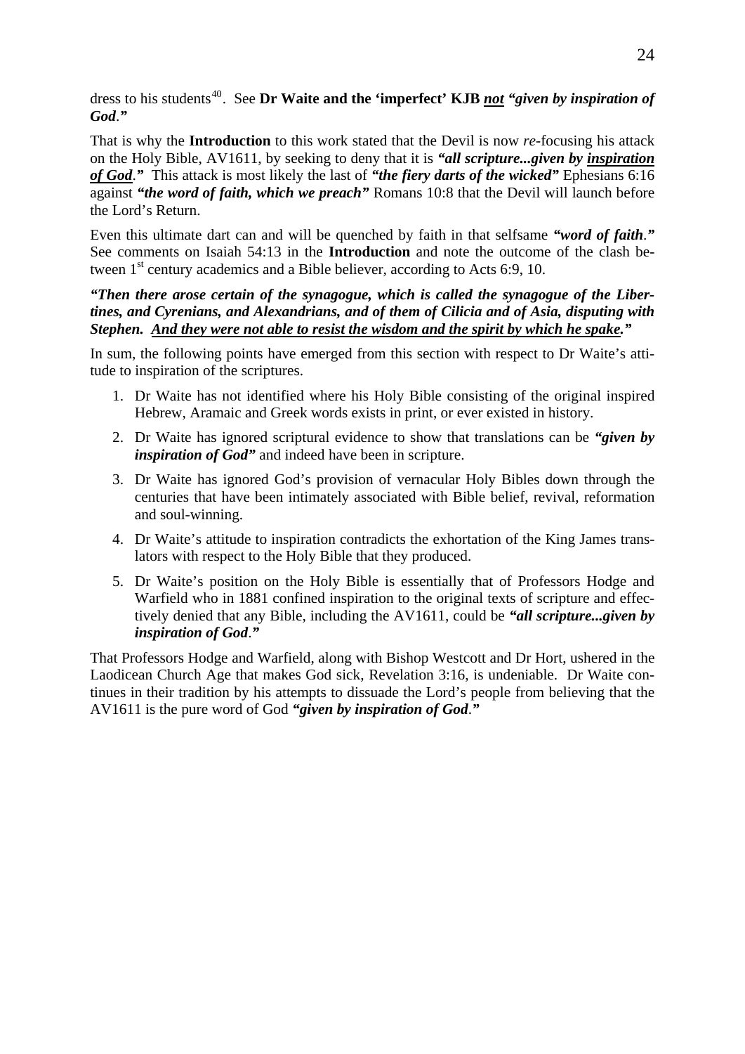dress to his students[40]. See **Dr Waite and the 'imperfect' KJB *not* *"given by inspiration of God."***

That is why the **Introduction** to this work stated that the Devil is now *re*-focusing his attack on the Holy Bible, AV1611, by seeking to deny that it is ***"all scripture...given by <u>inspiration of God</u>."*** This attack is most likely the last of ***"the fiery darts of the wicked"*** Ephesians 6:16 against ***"the word of faith, which we preach"*** Romans 10:8 that the Devil will launch before the Lord's Return.

Even this ultimate dart can and will be quenched by faith in that selfsame ***"word of faith."*** See comments on Isaiah 54:13 in the **Introduction** and note the outcome of the clash between 1st century academics and a Bible believer, according to Acts 6:9, 10.

***"Then there arose certain of the synagogue, which is called the synagogue of the Libertines, and Cyrenians, and Alexandrians, and of them of Cilicia and of Asia, disputing with Stephen. <u>And they were not able to resist the wisdom and the spirit by which he spake</u>."***

In sum, the following points have emerged from this section with respect to Dr Waite's attitude to inspiration of the scriptures.

1. Dr Waite has not identified where his Holy Bible consisting of the original inspired Hebrew, Aramaic and Greek words exists in print, or ever existed in history.
2. Dr Waite has ignored scriptural evidence to show that translations can be ***"given by inspiration of God"*** and indeed have been in scripture.
3. Dr Waite has ignored God's provision of vernacular Holy Bibles down through the centuries that have been intimately associated with Bible belief, revival, reformation and soul-winning.
4. Dr Waite's attitude to inspiration contradicts the exhortation of the King James translators with respect to the Holy Bible that they produced.
5. Dr Waite's position on the Holy Bible is essentially that of Professors Hodge and Warfield who in 1881 confined inspiration to the original texts of scripture and effectively denied that any Bible, including the AV1611, could be ***"all scripture...given by inspiration of God."***

That Professors Hodge and Warfield, along with Bishop Westcott and Dr Hort, ushered in the Laodicean Church Age that makes God sick, Revelation 3:16, is undeniable. Dr Waite continues in their tradition by his attempts to dissuade the Lord's people from believing that the AV1611 is the pure word of God ***"given by inspiration of God."***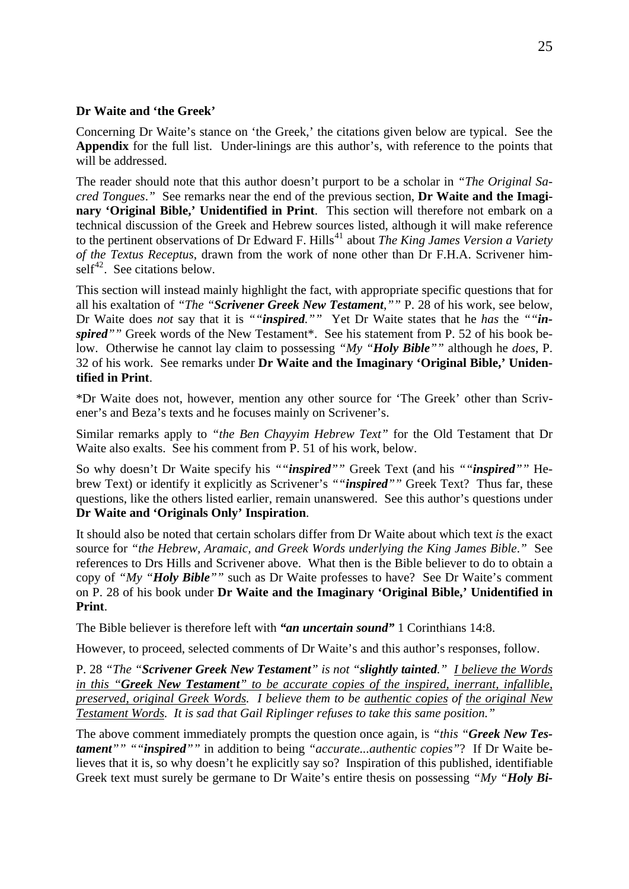**Dr Waite and 'the Greek'**

Concerning Dr Waite's stance on 'the Greek,' the citations given below are typical. See the **Appendix** for the full list. Under-linings are this author's, with reference to the points that will be addressed.

The reader should note that this author doesn't purport to be a scholar in *"The Original Sacred Tongues."* See remarks near the end of the previous section, **Dr Waite and the Imaginary 'Original Bible,' Unidentified in Print**. This section will therefore not embark on a technical discussion of the Greek and Hebrew sources listed, although it will make reference to the pertinent observations of Dr Edward F. Hills[41] about *The King James Version a Variety of the Textus Receptus*, drawn from the work of none other than Dr F.H.A. Scrivener himself[42]. See citations below.

This section will instead mainly highlight the fact, with appropriate specific questions that for all his exaltation of *"The "**Scrivener Greek New Testament**,""* P. 28 of his work, see below, Dr Waite does *not* say that it is *""**inspired**.""* Yet Dr Waite states that he *has* the *""**inspired**""* Greek words of the New Testament*. See his statement from P. 52 of his book below. Otherwise he cannot lay claim to possessing *"My "**Holy Bible**""* although he *does*, P. 32 of his work. See remarks under **Dr Waite and the Imaginary 'Original Bible,' Unidentified in Print**.

*Dr Waite does not, however, mention any other source for 'The Greek' other than Scrivener's and Beza's texts and he focuses mainly on Scrivener's.

Similar remarks apply to *"the Ben Chayyim Hebrew Text"* for the Old Testament that Dr Waite also exalts. See his comment from P. 51 of his work, below.

So why doesn't Dr Waite specify his *""**inspired**""* Greek Text (and his *""**inspired**""* Hebrew Text) or identify it explicitly as Scrivener's *""**inspired**""* Greek Text? Thus far, these questions, like the others listed earlier, remain unanswered. See this author's questions under **Dr Waite and 'Originals Only' Inspiration**.

It should also be noted that certain scholars differ from Dr Waite about which text *is* the exact source for *"the Hebrew, Aramaic, and Greek Words underlying the King James Bible."* See references to Drs Hills and Scrivener above. What then is the Bible believer to do to obtain a copy of *"My "**Holy Bible**""* such as Dr Waite professes to have? See Dr Waite's comment on P. 28 of his book under **Dr Waite and the Imaginary 'Original Bible,' Unidentified in Print**.

The Bible believer is therefore left with ***"an uncertain sound"*** 1 Corinthians 14:8.

However, to proceed, selected comments of Dr Waite's and this author's responses, follow.

P. 28 *"The "**Scrivener Greek New Testament**" is not "**slightly tainted**." <u>I believe the Words in this "**Greek New Testament**" to be accurate copies of the inspired, inerrant, infallible, preserved, original Greek Words</u>. I believe them to be <u>authentic copies</u> of <u>the original New Testament Words</u>. It is sad that Gail Riplinger refuses to take this same position."*

The above comment immediately prompts the question once again, is *"this "**Greek New Testament**"" ""**inspired**""* in addition to being *"accurate...authentic copies"*? If Dr Waite believes that it is, so why doesn't he explicitly say so? Inspiration of this published, identifiable Greek text must surely be germane to Dr Waite's entire thesis on possessing *"My "**Holy Bi-**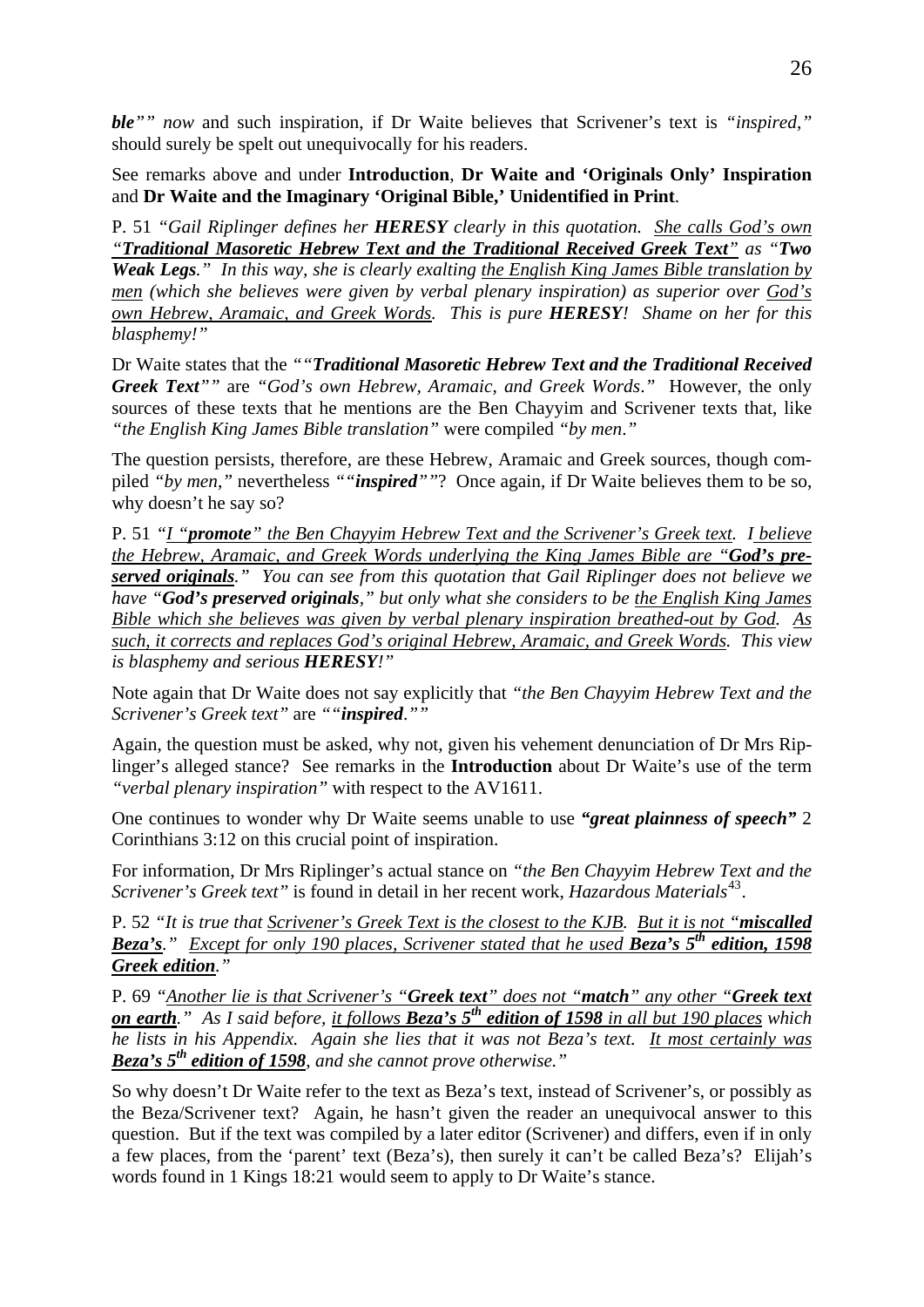*ble"" now* and such inspiration, if Dr Waite believes that Scrivener's text is *"inspired,"* should surely be spelt out unequivocally for his readers.

See remarks above and under **Introduction**, **Dr Waite and 'Originals Only' Inspiration** and **Dr Waite and the Imaginary 'Original Bible,' Unidentified in Print**.

P. 51 *"Gail Riplinger defines her **HERESY** clearly in this quotation. <u>She calls God's own "**Traditional Masoretic Hebrew Text and the Traditional Received Greek Text**"</u> as "**Two Weak Legs**." In this way, she is clearly exalting <u>the English King James Bible translation by men</u> (which she believes were given by verbal plenary inspiration) as superior over <u>God's own Hebrew, Aramaic, and Greek Words</u>. This is pure **HERESY**! Shame on her for this blasphemy!"*

Dr Waite states that the *""**Traditional Masoretic Hebrew Text and the Traditional Received Greek Text**""* are *"God's own Hebrew, Aramaic, and Greek Words."* However, the only sources of these texts that he mentions are the Ben Chayyim and Scrivener texts that, like *"the English King James Bible translation"* were compiled *"by men."*

The question persists, therefore, are these Hebrew, Aramaic and Greek sources, though compiled *"by men,"* nevertheless *""**inspired**""*? Once again, if Dr Waite believes them to be so, why doesn't he say so?

P. 51 *"<u>I "**promote**" the Ben Chayyim Hebrew Text and the Scrivener's Greek text. I believe the Hebrew, Aramaic, and Greek Words underlying the King James Bible are "**God's preserved originals**."</u> You can see from this quotation that Gail Riplinger does not believe we have "**God's preserved originals**," but only what she considers to be <u>the English King James Bible which she believes was given by verbal plenary inspiration breathed-out by God. As such, it corrects and replaces God's original Hebrew, Aramaic, and Greek Words.</u> This view is blasphemy and serious **HERESY**!"*

Note again that Dr Waite does not say explicitly that *"the Ben Chayyim Hebrew Text and the Scrivener's Greek text"* are *""**inspired**.""*

Again, the question must be asked, why not, given his vehement denunciation of Dr Mrs Riplinger's alleged stance? See remarks in the **Introduction** about Dr Waite's use of the term *"verbal plenary inspiration"* with respect to the AV1611.

One continues to wonder why Dr Waite seems unable to use ***"great plainness of speech"*** 2 Corinthians 3:12 on this crucial point of inspiration.

For information, Dr Mrs Riplinger's actual stance on *"the Ben Chayyim Hebrew Text and the Scrivener's Greek text"* is found in detail in her recent work, *Hazardous Materials*[43].

P. 52 *"It is true that <u>Scrivener's Greek Text is the closest to the KJB</u>. <u>But it is not "**miscalled Beza's**."</u> <u>Except for only 190 places, Scrivener stated that he used **Beza's 5th edition, 1598 Greek edition**</u>."*

P. 69 *"<u>Another lie is that Scrivener's "**Greek text**" does not "**match**" any other "**Greek text on earth**</u>." As I said before, <u>it follows **Beza's 5th edition of 1598** in all but 190 places</u> which he lists in his Appendix. Again she lies that it was not Beza's text. <u>It most certainly was **Beza's 5th edition of 1598**</u>, and she cannot prove otherwise."*

So why doesn't Dr Waite refer to the text as Beza's text, instead of Scrivener's, or possibly as the Beza/Scrivener text? Again, he hasn't given the reader an unequivocal answer to this question. But if the text was compiled by a later editor (Scrivener) and differs, even if in only a few places, from the 'parent' text (Beza's), then surely it can't be called Beza's? Elijah's words found in 1 Kings 18:21 would seem to apply to Dr Waite's stance.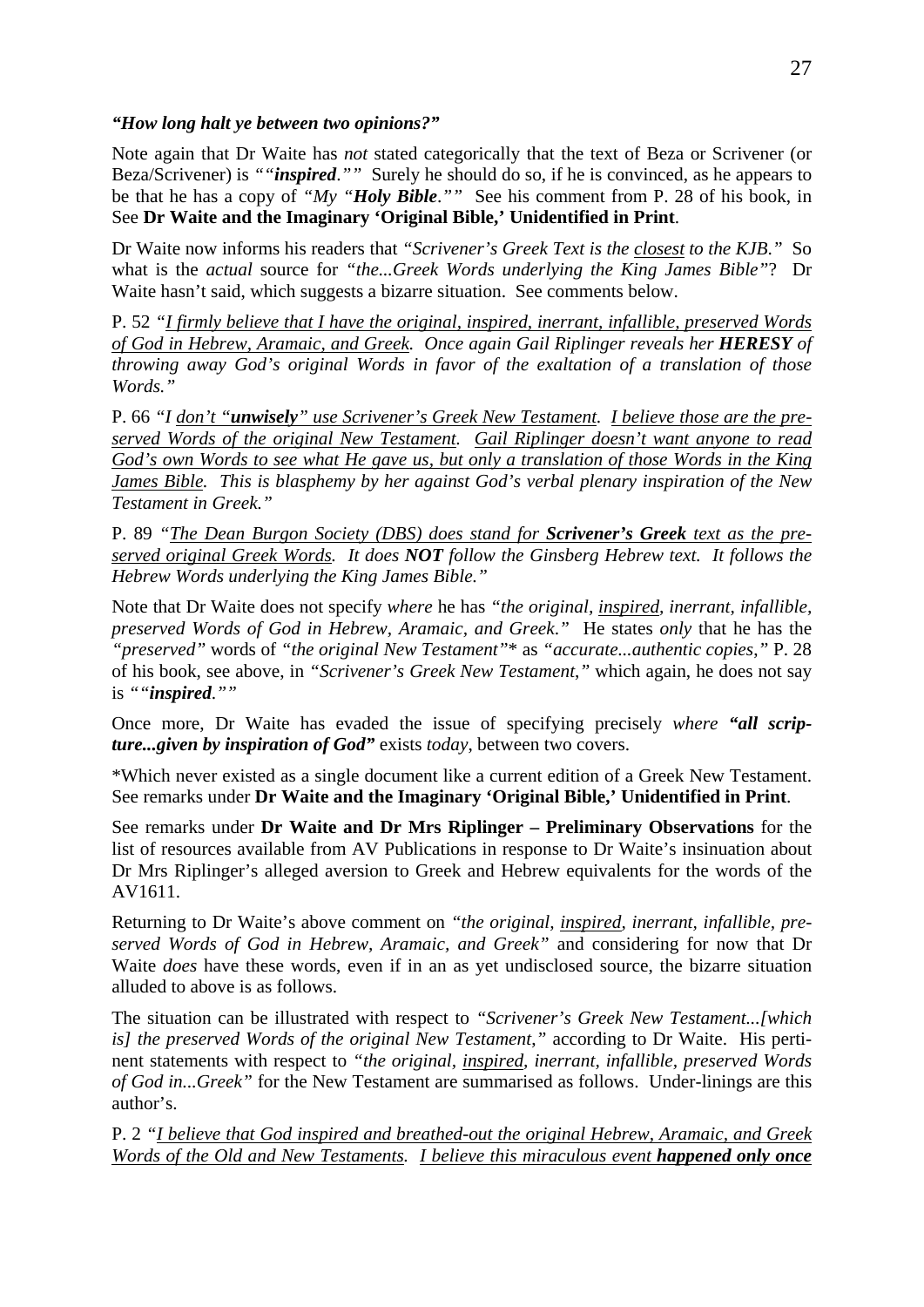***"How long halt ye between two opinions?"***

Note again that Dr Waite has *not* stated categorically that the text of Beza or Scrivener (or Beza/Scrivener) is *""**inspired**.""* Surely he should do so, if he is convinced, as he appears to be that he has a copy of *"My "**Holy Bible**.""* See his comment from P. 28 of his book, in See **Dr Waite and the Imaginary 'Original Bible,' Unidentified in Print**.

Dr Waite now informs his readers that *"Scrivener's Greek Text is the <u>closest</u> to the KJB."* So what is the *actual* source for *"the...Greek Words underlying the King James Bible"*? Dr Waite hasn't said, which suggests a bizarre situation. See comments below.

P. 52 *"<u>I firmly believe that I have the original, inspired, inerrant, infallible, preserved Words of God in Hebrew, Aramaic, and Greek</u>. Once again Gail Riplinger reveals her **HERESY** of throwing away God's original Words in favor of the exaltation of a translation of those Words."*

P. 66 *"I <u>don't "**unwisely**" use Scrivener's Greek New Testament</u>. <u>I believe those are the preserved Words of the original New Testament</u>. <u>Gail Riplinger doesn't want anyone to read God's own Words to see what He gave us, but only a translation of those Words in the King James Bible</u>. This is blasphemy by her against God's verbal plenary inspiration of the New Testament in Greek."*

P. 89 *"<u>The Dean Burgon Society (DBS) does stand for **Scrivener's Greek** text as the preserved original Greek Words</u>. It does **NOT** follow the Ginsberg Hebrew text. It follows the Hebrew Words underlying the King James Bible."*

Note that Dr Waite does not specify *where* he has *"the original, <u>inspired</u>, inerrant, infallible, preserved Words of God in Hebrew, Aramaic, and Greek."* He states *only* that he has the *"preserved"* words of *"the original New Testament"*\* as *"accurate...authentic copies,"* P. 28 of his book, see above, in *"Scrivener's Greek New Testament,"* which again, he does not say is *""**inspired**.""*

Once more, Dr Waite has evaded the issue of specifying precisely *where* ***"all scripture...given by inspiration of God"*** exists *today*, between two covers.

\*Which never existed as a single document like a current edition of a Greek New Testament. See remarks under **Dr Waite and the Imaginary 'Original Bible,' Unidentified in Print**.

See remarks under **Dr Waite and Dr Mrs Riplinger – Preliminary Observations** for the list of resources available from AV Publications in response to Dr Waite's insinuation about Dr Mrs Riplinger's alleged aversion to Greek and Hebrew equivalents for the words of the AV1611.

Returning to Dr Waite's above comment on *"the original, <u>inspired</u>, inerrant, infallible, preserved Words of God in Hebrew, Aramaic, and Greek"* and considering for now that Dr Waite *does* have these words, even if in an as yet undisclosed source, the bizarre situation alluded to above is as follows.

The situation can be illustrated with respect to *"Scrivener's Greek New Testament...[which is] the preserved Words of the original New Testament,"* according to Dr Waite. His pertinent statements with respect to *"the original, <u>inspired</u>, inerrant, infallible, preserved Words of God in...Greek"* for the New Testament are summarised as follows. Under-linings are this author's.

P. 2 *"<u>I believe that God inspired and breathed-out the original Hebrew, Aramaic, and Greek Words of the Old and New Testaments</u>. <u>I believe this miraculous event **happened only once**</u>*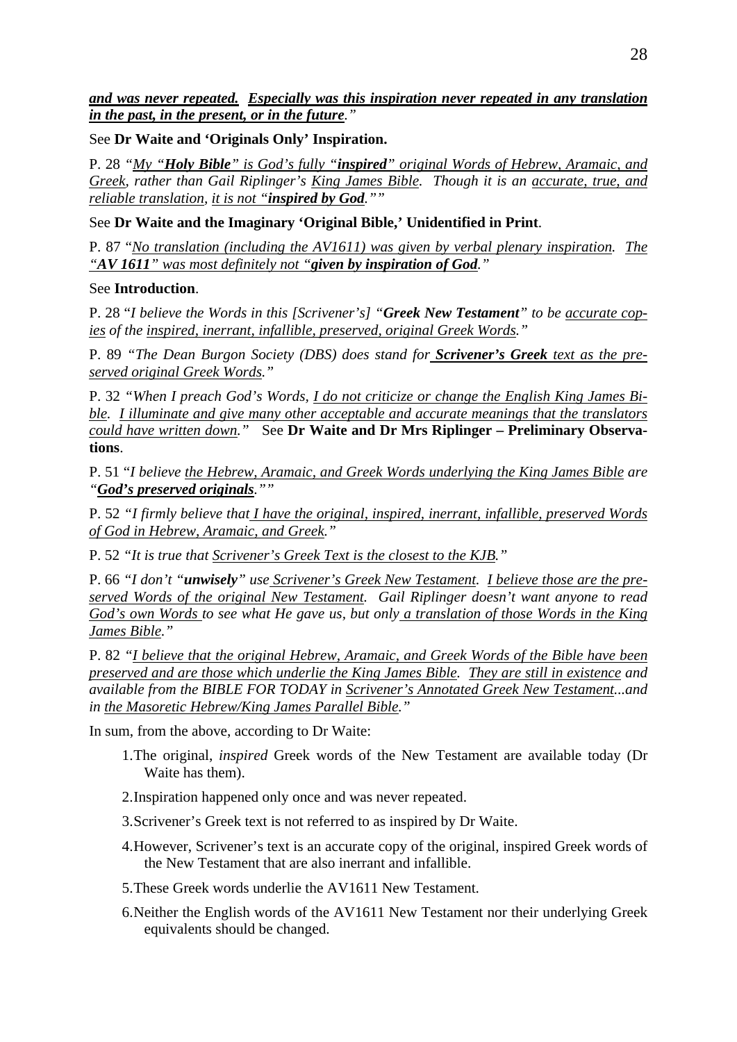***<u>and was never repeated.</u>* *<u>Especially was this inspiration never repeated in any translation in the past, in the present, or in the future</u>.***"

See **Dr Waite and 'Originals Only' Inspiration.**

P. 28 *"<u>My "**Holy Bible**" is God's fully "**inspired**" original Words of Hebrew, Aramaic, and Greek</u>, rather than Gail Riplinger's <u>King James Bible</u>. Though it is an <u>accurate, true, and reliable translation</u>, <u>it is not "**inspired by God**.""</u>*

See **Dr Waite and the Imaginary 'Original Bible,' Unidentified in Print**.

P. 87 "*<u>No translation (including the AV1611) was given by verbal plenary inspiration</u>. <u>The "**AV 1611**" was most definitely not "**given by inspiration of God**."</u>*

See **Introduction**.

P. 28 "*I believe the Words in this [Scrivener's] "**Greek New Testament**" to be <u>accurate copies</u> of the <u>inspired, inerrant, infallible, preserved, original Greek Words</u>."*

P. 89 *"The Dean Burgon Society (DBS) does stand for <u>**Scrivener's Greek** text as the preserved original Greek Words</u>."*

P. 32 *"When I preach God's Words, <u>I do not criticize or change the English King James Bible</u>. <u>I illuminate and give many other acceptable and accurate meanings that the translators could have written down</u>."* See **Dr Waite and Dr Mrs Riplinger – Preliminary Observations**.

P. 51 "*I believe <u>the Hebrew, Aramaic, and Greek Words underlying the King James Bible</u> are "<u>**God's preserved originals**</u>.""*

P. 52 *"I firmly believe that <u>I have the original, inspired, inerrant, infallible, preserved Words of God in Hebrew, Aramaic, and Greek</u>."*

P. 52 *"It is true that <u>Scrivener's Greek Text is the closest to the KJB</u>."*

P. 66 *"I don't "**unwisely**" use <u>Scrivener's Greek New Testament</u>. <u>I believe those are the preserved Words of the original New Testament</u>. Gail Riplinger doesn't want anyone to read <u>God's own Words</u> to see what He gave us, but only <u>a translation of those Words in the King James Bible</u>."*

P. 82 *"<u>I believe that the original Hebrew, Aramaic, and Greek Words of the Bible have been preserved and are those which underlie the King James Bible</u>. <u>They are still in existence</u> and available from the BIBLE FOR TODAY in <u>Scrivener's Annotated Greek New Testament</u>...and in <u>the Masoretic Hebrew/King James Parallel Bible</u>."*

In sum, from the above, according to Dr Waite:

1. The original, *inspired* Greek words of the New Testament are available today (Dr Waite has them).
2. Inspiration happened only once and was never repeated.
3. Scrivener's Greek text is not referred to as inspired by Dr Waite.
4. However, Scrivener's text is an accurate copy of the original, inspired Greek words of the New Testament that are also inerrant and infallible.
5. These Greek words underlie the AV1611 New Testament.
6. Neither the English words of the AV1611 New Testament nor their underlying Greek equivalents should be changed.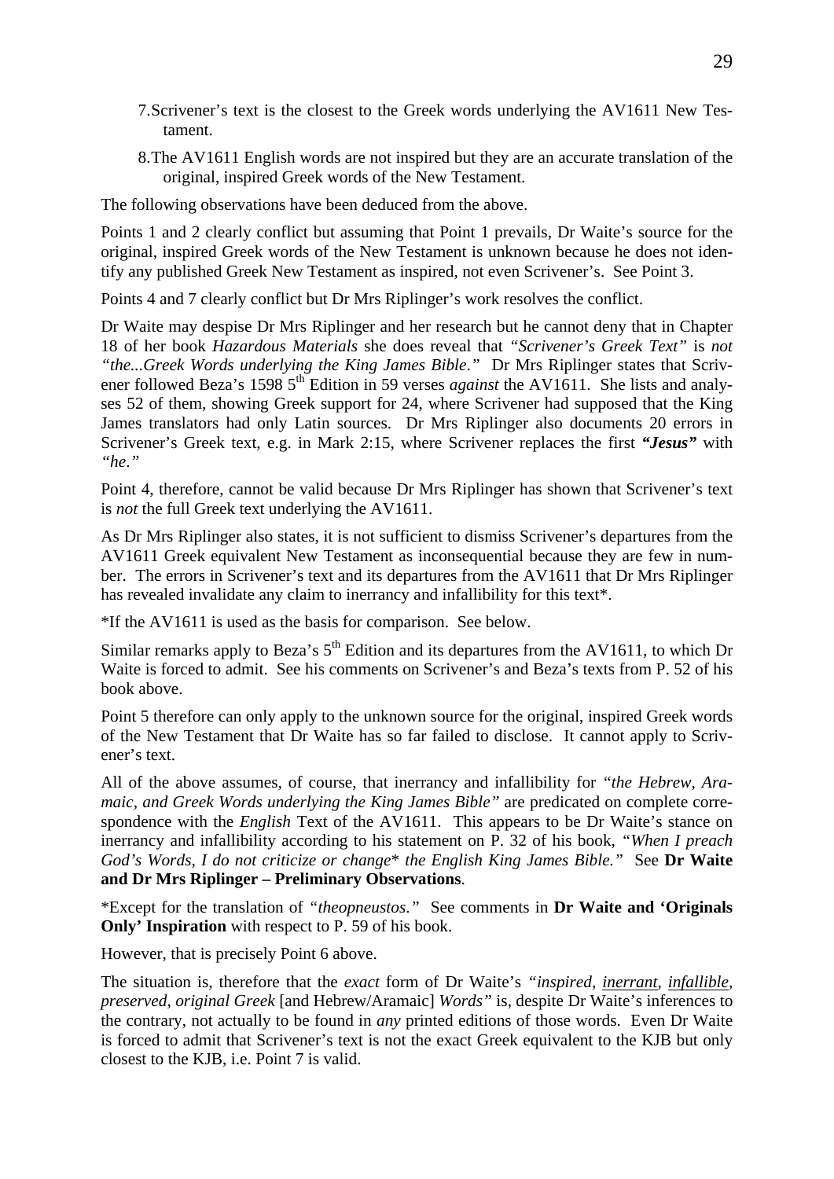7. Scrivener's text is the closest to the Greek words underlying the AV1611 New Testament.
8. The AV1611 English words are not inspired but they are an accurate translation of the original, inspired Greek words of the New Testament.

The following observations have been deduced from the above.

Points 1 and 2 clearly conflict but assuming that Point 1 prevails, Dr Waite's source for the original, inspired Greek words of the New Testament is unknown because he does not identify any published Greek New Testament as inspired, not even Scrivener's. See Point 3.

Points 4 and 7 clearly conflict but Dr Mrs Riplinger's work resolves the conflict.

Dr Waite may despise Dr Mrs Riplinger and her research but he cannot deny that in Chapter 18 of her book *Hazardous Materials* she does reveal that *"Scrivener's Greek Text"* is *not "the...Greek Words underlying the King James Bible."* Dr Mrs Riplinger states that Scrivener followed Beza's 1598 5th Edition in 59 verses *against* the AV1611. She lists and analyses 52 of them, showing Greek support for 24, where Scrivener had supposed that the King James translators had only Latin sources. Dr Mrs Riplinger also documents 20 errors in Scrivener's Greek text, e.g. in Mark 2:15, where Scrivener replaces the first ***"Jesus"*** with *"he."*

Point 4, therefore, cannot be valid because Dr Mrs Riplinger has shown that Scrivener's text is *not* the full Greek text underlying the AV1611.

As Dr Mrs Riplinger also states, it is not sufficient to dismiss Scrivener's departures from the AV1611 Greek equivalent New Testament as inconsequential because they are few in number. The errors in Scrivener's text and its departures from the AV1611 that Dr Mrs Riplinger has revealed invalidate any claim to inerrancy and infallibility for this text*.

*If the AV1611 is used as the basis for comparison. See below.

Similar remarks apply to Beza's 5th Edition and its departures from the AV1611, to which Dr Waite is forced to admit. See his comments on Scrivener's and Beza's texts from P. 52 of his book above.

Point 5 therefore can only apply to the unknown source for the original, inspired Greek words of the New Testament that Dr Waite has so far failed to disclose. It cannot apply to Scrivener's text.

All of the above assumes, of course, that inerrancy and infallibility for *"the Hebrew, Aramaic, and Greek Words underlying the King James Bible"* are predicated on complete correspondence with the *English* Text of the AV1611. This appears to be Dr Waite's stance on inerrancy and infallibility according to his statement on P. 32 of his book, *"When I preach God's Words, I do not criticize or change* the English King James Bible."* See **Dr Waite and Dr Mrs Riplinger – Preliminary Observations**.

*Except for the translation of *"theopneustos."* See comments in **Dr Waite and 'Originals Only' Inspiration** with respect to P. 59 of his book.

However, that is precisely Point 6 above.

The situation is, therefore that the *exact* form of Dr Waite's *"inspired, <u>inerrant</u>, <u>infallible</u>, preserved, original Greek* [and Hebrew/Aramaic] *Words"* is, despite Dr Waite's inferences to the contrary, not actually to be found in *any* printed editions of those words. Even Dr Waite is forced to admit that Scrivener's text is not the exact Greek equivalent to the KJB but only closest to the KJB, i.e. Point 7 is valid.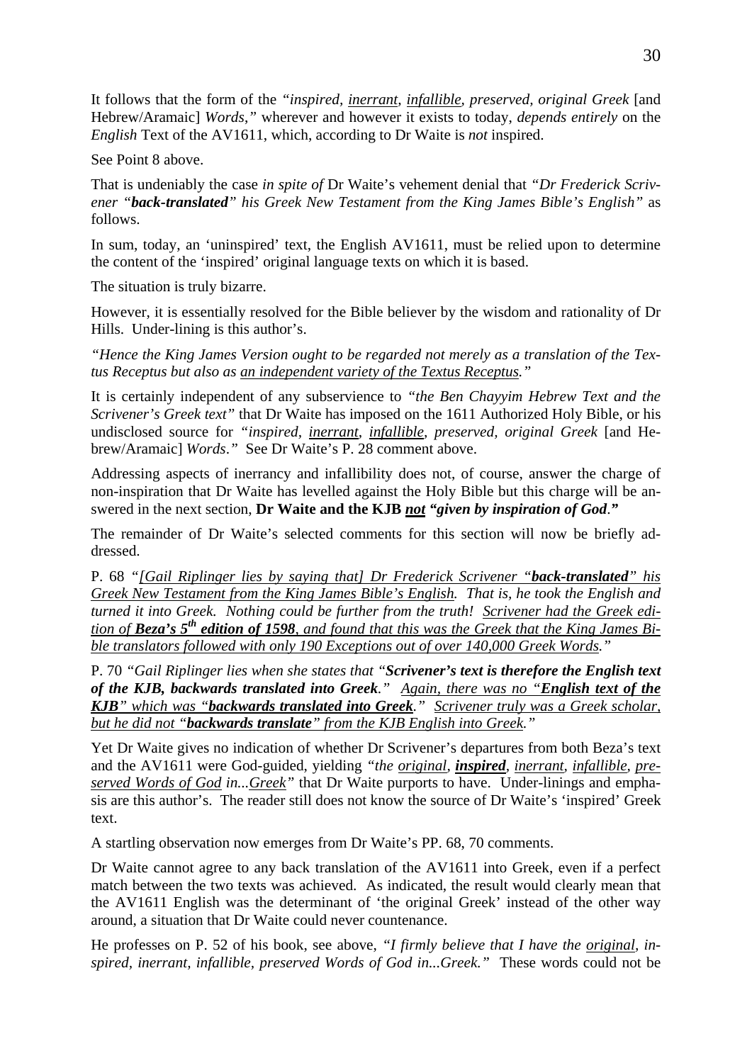It follows that the form of the *"inspired, <u>inerrant</u>, <u>infallible</u>, preserved, original Greek* [and Hebrew/Aramaic] *Words*,*"* wherever and however it exists to today, *depends entirely* on the *English* Text of the AV1611, which, according to Dr Waite is *not* inspired.

See Point 8 above.

That is undeniably the case *in spite of* Dr Waite's vehement denial that *"Dr Frederick Scrivener "**back-translated**" his Greek New Testament from the King James Bible's English"* as follows.

In sum, today, an 'uninspired' text, the English AV1611, must be relied upon to determine the content of the 'inspired' original language texts on which it is based.

The situation is truly bizarre.

However, it is essentially resolved for the Bible believer by the wisdom and rationality of Dr Hills. Under-lining is this author's.

*"Hence the King James Version ought to be regarded not merely as a translation of the Textus Receptus but also as <u>an independent variety of the Textus Receptus</u>."*

It is certainly independent of any subservience to *"the Ben Chayyim Hebrew Text and the Scrivener's Greek text"* that Dr Waite has imposed on the 1611 Authorized Holy Bible, or his undisclosed source for *"inspired, <u>inerrant</u>, <u>infallible</u>, preserved, original Greek* [and Hebrew/Aramaic] *Words*.*"* See Dr Waite's P. 28 comment above.

Addressing aspects of inerrancy and infallibility does not, of course, answer the charge of non-inspiration that Dr Waite has levelled against the Holy Bible but this charge will be answered in the next section, **Dr Waite and the KJB *<u>not</u>* *"given by inspiration of God."***

The remainder of Dr Waite's selected comments for this section will now be briefly addressed.

P. 68 *"<u>[Gail Riplinger lies by saying that] Dr Frederick Scrivener "**back-translated**" his Greek New Testament from the King James Bible's English</u>. <u>That is, he took the English and turned it into Greek. Nothing could be further from the truth!</u> <u>Scrivener had the Greek edition of **Beza's 5th edition of 1598**, and found that this was the Greek that the King James Bible translators followed with only 190 Exceptions out of over 140,000 Greek Words.</u>"*

P. 70 *"Gail Riplinger lies when she states that "**Scrivener's text is therefore the English text of the KJB, backwards translated into Greek**." <u>Again, there was no "**English text of the KJB**" which was "**backwards translated into Greek**."</u> <u>Scrivener truly was a Greek scholar, but he did not "**backwards translate**" from the KJB English into Greek.</u>"*

Yet Dr Waite gives no indication of whether Dr Scrivener's departures from both Beza's text and the AV1611 were God-guided, yielding *"the <u>original</u>, <u>**inspired**</u>, <u>inerrant</u>, <u>infallible</u>, <u>preserved Words of God</u> in...<u>Greek</u>"* that Dr Waite purports to have. Under-linings and emphasis are this author's. The reader still does not know the source of Dr Waite's 'inspired' Greek text.

A startling observation now emerges from Dr Waite's PP. 68, 70 comments.

Dr Waite cannot agree to any back translation of the AV1611 into Greek, even if a perfect match between the two texts was achieved. As indicated, the result would clearly mean that the AV1611 English was the determinant of 'the original Greek' instead of the other way around, a situation that Dr Waite could never countenance.

He professes on P. 52 of his book, see above, *"I firmly believe that I have the <u>original</u>, inspired, inerrant, infallible, preserved Words of God in...Greek."* These words could not be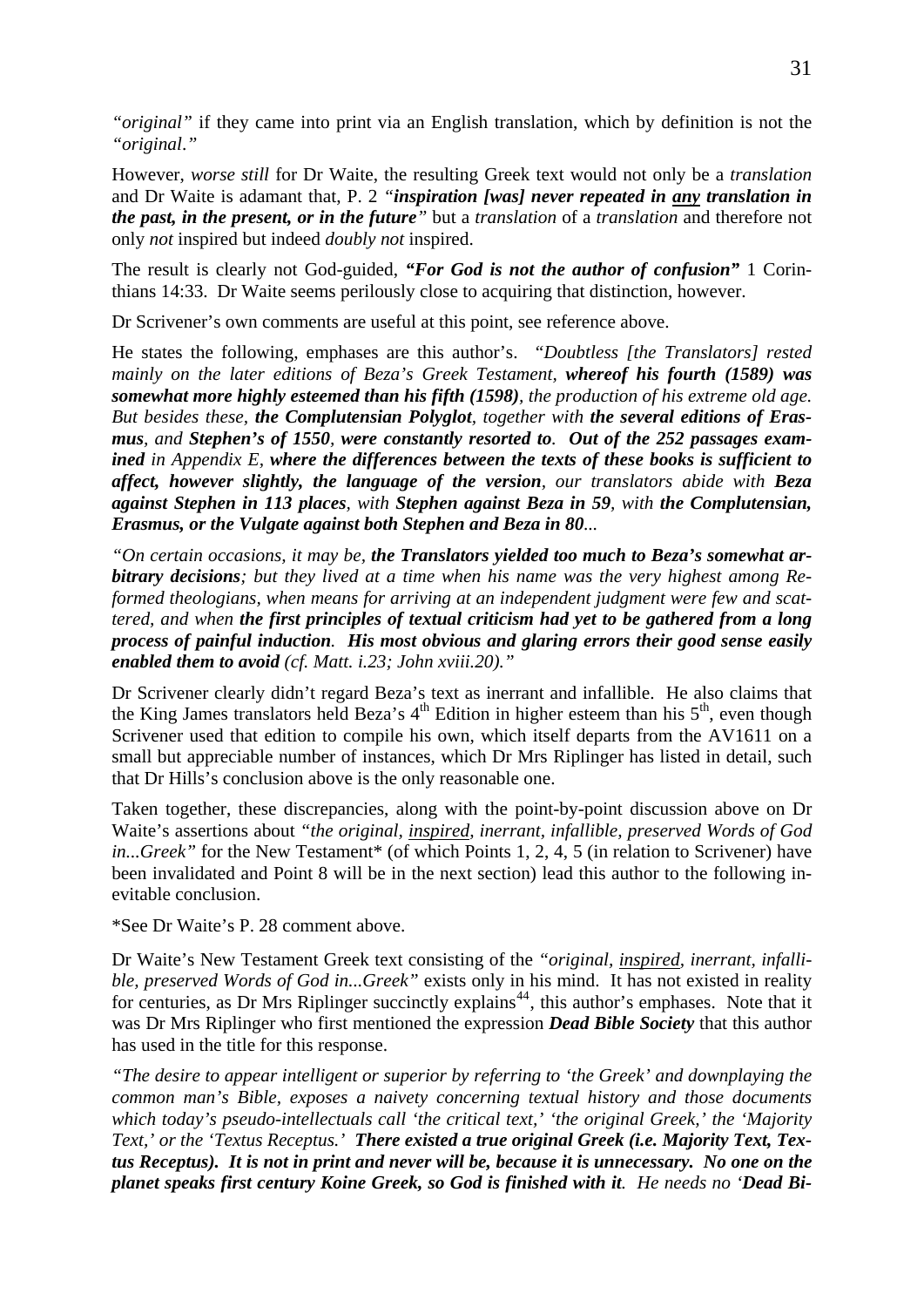*"original"* if they came into print via an English translation, which by definition is not the *"original."*

However, *worse still* for Dr Waite, the resulting Greek text would not only be a *translation* and Dr Waite is adamant that, P. 2 *"**inspiration [was] never repeated in <u>any</u> translation in the past, in the present, or in the future**"* but a *translation* of a *translation* and therefore not only *not* inspired but indeed *doubly not* inspired.

The result is clearly not God-guided, ***"For God is not the author of confusion"*** 1 Corinthians 14:33. Dr Waite seems perilously close to acquiring that distinction, however.

Dr Scrivener's own comments are useful at this point, see reference above.

He states the following, emphases are this author's. *"Doubtless [the Translators] rested mainly on the later editions of Beza's Greek Testament, **whereof his fourth (1589) was somewhat more highly esteemed than his fifth (1598)**, the production of his extreme old age. But besides these, **the Complutensian Polyglot**, together with **the several editions of Erasmus**, and **Stephen's of 1550**, **were constantly resorted to**. **Out of the 252 passages examined** in Appendix E, **where the differences between the texts of these books is sufficient to affect, however slightly, the language of the version**, our translators abide with **Beza against Stephen in 113 places**, with **Stephen against Beza in 59**, with **the Complutensian, Erasmus, or the Vulgate against both Stephen and Beza in 80**...*

*"On certain occasions, it may be, **the Translators yielded too much to Beza's somewhat arbitrary decisions**; but they lived at a time when his name was the very highest among Reformed theologians, when means for arriving at an independent judgment were few and scattered, and when **the first principles of textual criticism had yet to be gathered from a long process of painful induction**. **His most obvious and glaring errors their good sense easily enabled them to avoid** (cf. Matt. i.23; John xviii.20)."*

Dr Scrivener clearly didn't regard Beza's text as inerrant and infallible. He also claims that the King James translators held Beza's 4th Edition in higher esteem than his 5th, even though Scrivener used that edition to compile his own, which itself departs from the AV1611 on a small but appreciable number of instances, which Dr Mrs Riplinger has listed in detail, such that Dr Hills's conclusion above is the only reasonable one.

Taken together, these discrepancies, along with the point-by-point discussion above on Dr Waite's assertions about *"the original, <u>inspired</u>, inerrant, infallible, preserved Words of God in...Greek"* for the New Testament* (of which Points 1, 2, 4, 5 (in relation to Scrivener) have been invalidated and Point 8 will be in the next section) lead this author to the following inevitable conclusion.

*See Dr Waite's P. 28 comment above.

Dr Waite's New Testament Greek text consisting of the *"original, <u>inspired</u>, inerrant, infallible, preserved Words of God in...Greek"* exists only in his mind. It has not existed in reality for centuries, as Dr Mrs Riplinger succinctly explains[44], this author's emphases. Note that it was Dr Mrs Riplinger who first mentioned the expression ***Dead Bible Society*** that this author has used in the title for this response.

*"The desire to appear intelligent or superior by referring to 'the Greek' and downplaying the common man's Bible, exposes a naivety concerning textual history and those documents which today's pseudo-intellectuals call 'the critical text,' 'the original Greek,' the 'Majority Text,' or the 'Textus Receptus.' **There existed a true original Greek (i.e. Majority Text, Textus Receptus). It is not in print and never will be, because it is unnecessary. No one on the planet speaks first century Koine Greek, so God is finished with it**. He needs no '**Dead Bi-***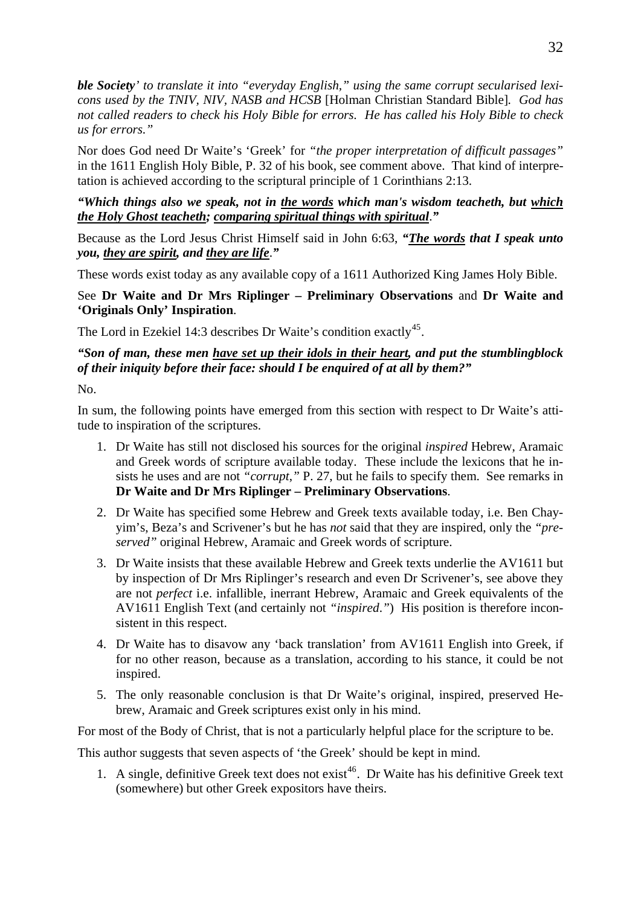***ble Society****' to translate it into "everyday English," using the same corrupt secularised lexicons used by the TNIV, NIV, NASB and HCSB* [Holman Christian Standard Bible]*. God has not called readers to check his Holy Bible for errors. He has called his Holy Bible to check us for errors."*

Nor does God need Dr Waite's 'Greek' for *"the proper interpretation of difficult passages"* in the 1611 English Holy Bible, P. 32 of his book, see comment above. That kind of interpretation is achieved according to the scriptural principle of 1 Corinthians 2:13.

***"Which things also we speak, not in <u>the words</u> which man's wisdom teacheth, but <u>which the Holy Ghost teacheth</u>; <u>comparing spiritual things with spiritual</u>."***

Because as the Lord Jesus Christ Himself said in John 6:63, ***"<u>The words</u> that I speak unto you, <u>they are spirit</u>, and <u>they are life</u>."***

These words exist today as any available copy of a 1611 Authorized King James Holy Bible.

See **Dr Waite and Dr Mrs Riplinger – Preliminary Observations** and **Dr Waite and 'Originals Only' Inspiration**.

The Lord in Ezekiel 14:3 describes Dr Waite's condition exactly[45].

***"Son of man, these men <u>have set up their idols in their heart</u>, and put the stumblingblock of their iniquity before their face: should I be enquired of at all by them?"***

No.

In sum, the following points have emerged from this section with respect to Dr Waite's attitude to inspiration of the scriptures.

1. Dr Waite has still not disclosed his sources for the original *inspired* Hebrew, Aramaic and Greek words of scripture available today. These include the lexicons that he insists he uses and are not *"corrupt,"* P. 27, but he fails to specify them. See remarks in **Dr Waite and Dr Mrs Riplinger – Preliminary Observations**.
2. Dr Waite has specified some Hebrew and Greek texts available today, i.e. Ben Chayyim's, Beza's and Scrivener's but he has *not* said that they are inspired, only the *"preserved"* original Hebrew, Aramaic and Greek words of scripture.
3. Dr Waite insists that these available Hebrew and Greek texts underlie the AV1611 but by inspection of Dr Mrs Riplinger's research and even Dr Scrivener's, see above they are not *perfect* i.e. infallible, inerrant Hebrew, Aramaic and Greek equivalents of the AV1611 English Text (and certainly not *"inspired."*) His position is therefore inconsistent in this respect.
4. Dr Waite has to disavow any 'back translation' from AV1611 English into Greek, if for no other reason, because as a translation, according to his stance, it could be not inspired.
5. The only reasonable conclusion is that Dr Waite's original, inspired, preserved Hebrew, Aramaic and Greek scriptures exist only in his mind.

For most of the Body of Christ, that is not a particularly helpful place for the scripture to be.

This author suggests that seven aspects of 'the Greek' should be kept in mind.

1. A single, definitive Greek text does not exist[46]. Dr Waite has his definitive Greek text (somewhere) but other Greek expositors have theirs.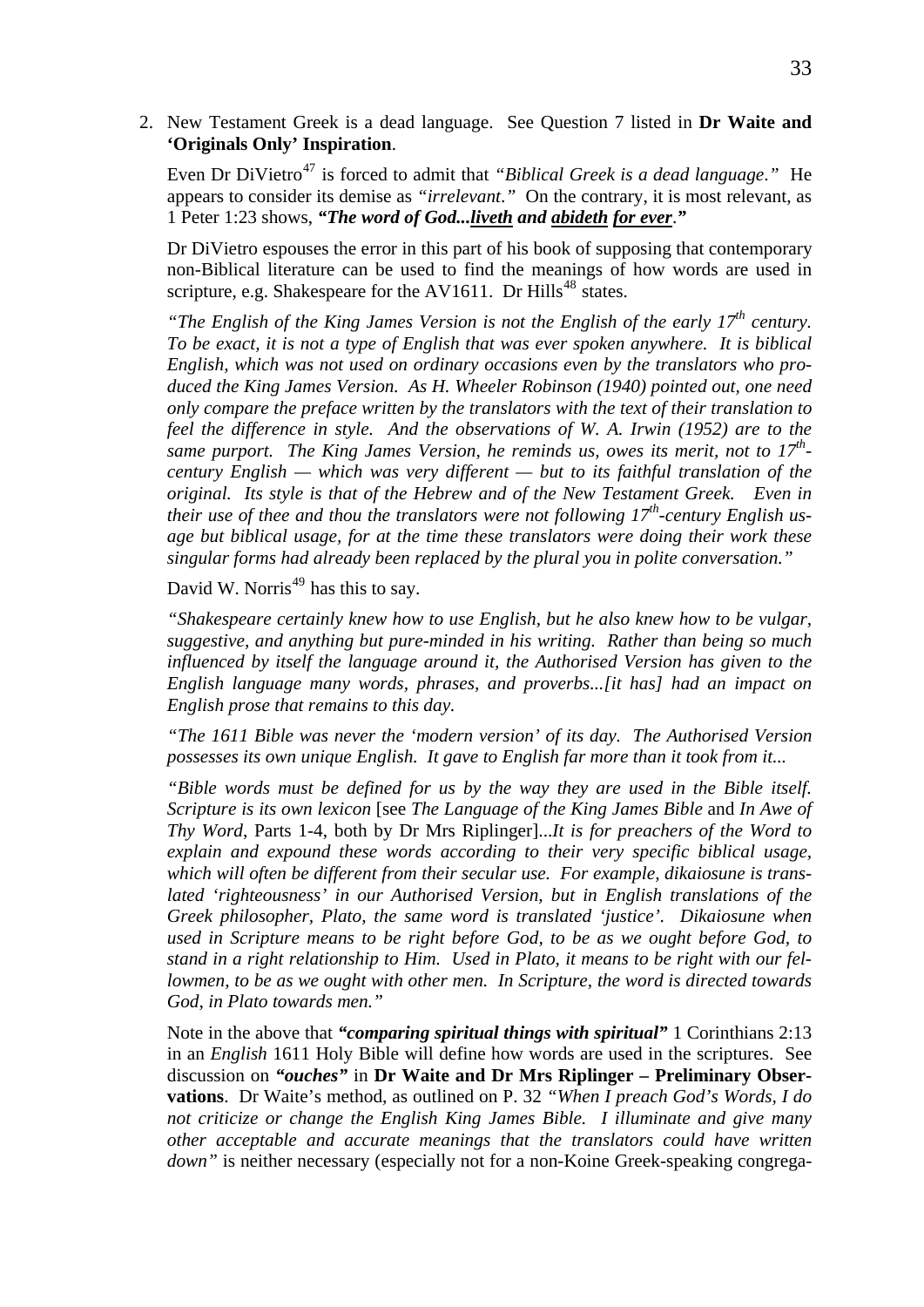2. New Testament Greek is a dead language. See Question 7 listed in **Dr Waite and 'Originals Only' Inspiration**.

   Even Dr DiVietro[47] is forced to admit that *"Biblical Greek is a dead language."* He appears to consider its demise as *"irrelevant."* On the contrary, it is most relevant, as 1 Peter 1:23 shows, ***"The word of God...<u>liveth</u> and <u>abideth</u> <u>for ever</u>."***

   Dr DiVietro espouses the error in this part of his book of supposing that contemporary non-Biblical literature can be used to find the meanings of how words are used in scripture, e.g. Shakespeare for the AV1611. Dr Hills[48] states.

   *"The English of the King James Version is not the English of the early 17th century. To be exact, it is not a type of English that was ever spoken anywhere. It is biblical English, which was not used on ordinary occasions even by the translators who produced the King James Version. As H. Wheeler Robinson (1940) pointed out, one need only compare the preface written by the translators with the text of their translation to feel the difference in style. And the observations of W. A. Irwin (1952) are to the same purport. The King James Version, he reminds us, owes its merit, not to 17th-century English — which was very different — but to its faithful translation of the original. Its style is that of the Hebrew and of the New Testament Greek. Even in their use of thee and thou the translators were not following 17th-century English usage but biblical usage, for at the time these translators were doing their work these singular forms had already been replaced by the plural you in polite conversation."*

   David W. Norris[49] has this to say.

   *"Shakespeare certainly knew how to use English, but he also knew how to be vulgar, suggestive, and anything but pure-minded in his writing. Rather than being so much influenced by itself the language around it, the Authorised Version has given to the English language many words, phrases, and proverbs...[it has] had an impact on English prose that remains to this day.*

   *"The 1611 Bible was never the 'modern version' of its day. The Authorised Version possesses its own unique English. It gave to English far more than it took from it...*

   *"Bible words must be defined for us by the way they are used in the Bible itself. Scripture is its own lexicon* [see *The Language of the King James Bible* and *In Awe of Thy Word*, Parts 1-4, both by Dr Mrs Riplinger]...*It is for preachers of the Word to explain and expound these words according to their very specific biblical usage, which will often be different from their secular use. For example, dikaiosune is translated 'righteousness' in our Authorised Version, but in English translations of the Greek philosopher, Plato, the same word is translated 'justice'. Dikaiosune when used in Scripture means to be right before God, to be as we ought before God, to stand in a right relationship to Him. Used in Plato, it means to be right with our fellowmen, to be as we ought with other men. In Scripture, the word is directed towards God, in Plato towards men."*

   Note in the above that ***"comparing spiritual things with spiritual"*** 1 Corinthians 2:13 in an *English* 1611 Holy Bible will define how words are used in the scriptures. See discussion on ***"ouches"*** in **Dr Waite and Dr Mrs Riplinger – Preliminary Observations**. Dr Waite's method, as outlined on P. 32 *"When I preach God's Words, I do not criticize or change the English King James Bible. I illuminate and give many other acceptable and accurate meanings that the translators could have written down"* is neither necessary (especially not for a non-Koine Greek-speaking congrega-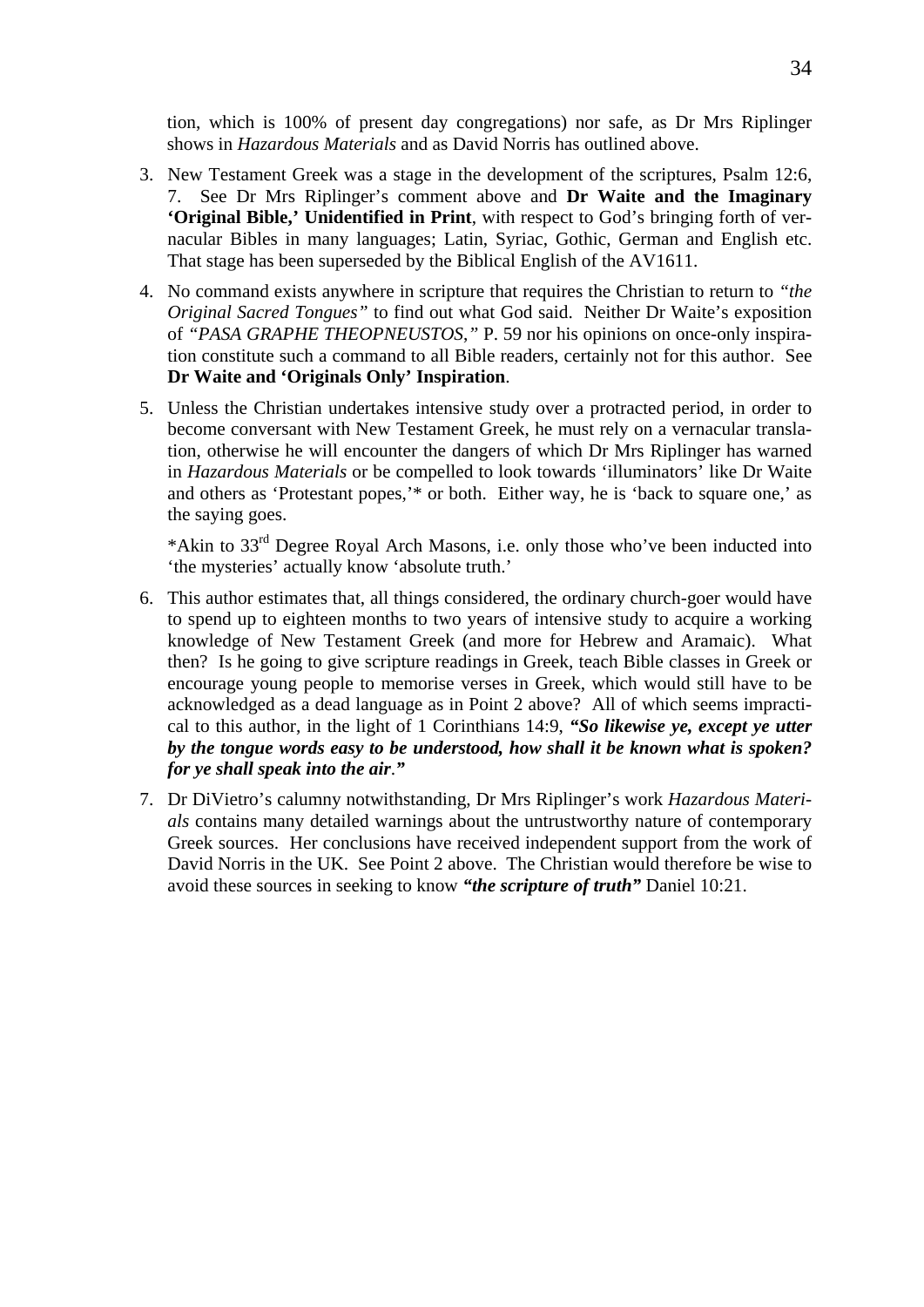tion, which is 100% of present day congregations) nor safe, as Dr Mrs Riplinger shows in *Hazardous Materials* and as David Norris has outlined above.

3. New Testament Greek was a stage in the development of the scriptures, Psalm 12:6, 7. See Dr Mrs Riplinger's comment above and **Dr Waite and the Imaginary 'Original Bible,' Unidentified in Print**, with respect to God's bringing forth of vernacular Bibles in many languages; Latin, Syriac, Gothic, German and English etc. That stage has been superseded by the Biblical English of the AV1611.

4. No command exists anywhere in scripture that requires the Christian to return to *"the Original Sacred Tongues"* to find out what God said. Neither Dr Waite's exposition of *"PASA GRAPHE THEOPNEUSTOS,"* P. 59 nor his opinions on once-only inspiration constitute such a command to all Bible readers, certainly not for this author. See **Dr Waite and 'Originals Only' Inspiration**.

5. Unless the Christian undertakes intensive study over a protracted period, in order to become conversant with New Testament Greek, he must rely on a vernacular translation, otherwise he will encounter the dangers of which Dr Mrs Riplinger has warned in *Hazardous Materials* or be compelled to look towards 'illuminators' like Dr Waite and others as 'Protestant popes,'* or both. Either way, he is 'back to square one,' as the saying goes.

   *Akin to 33rd Degree Royal Arch Masons, i.e. only those who've been inducted into 'the mysteries' actually know 'absolute truth.'

6. This author estimates that, all things considered, the ordinary church-goer would have to spend up to eighteen months to two years of intensive study to acquire a working knowledge of New Testament Greek (and more for Hebrew and Aramaic). What then? Is he going to give scripture readings in Greek, teach Bible classes in Greek or encourage young people to memorise verses in Greek, which would still have to be acknowledged as a dead language as in Point 2 above? All of which seems impractical to this author, in the light of 1 Corinthians 14:9, ***"So likewise ye, except ye utter by the tongue words easy to be understood, how shall it be known what is spoken? for ye shall speak into the air."***

7. Dr DiVietro's calumny notwithstanding, Dr Mrs Riplinger's work *Hazardous Materials* contains many detailed warnings about the untrustworthy nature of contemporary Greek sources. Her conclusions have received independent support from the work of David Norris in the UK. See Point 2 above. The Christian would therefore be wise to avoid these sources in seeking to know ***"the scripture of truth"*** Daniel 10:21.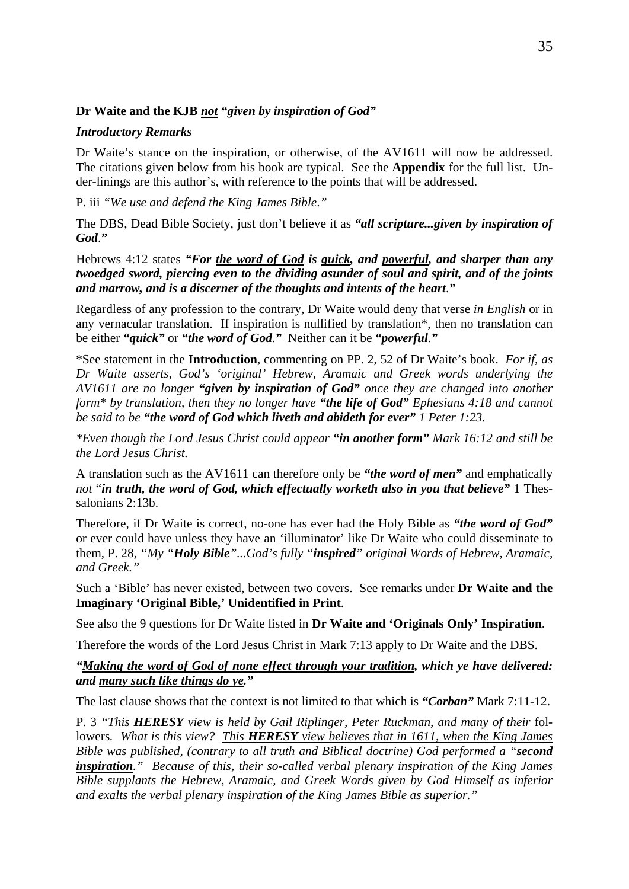**Dr Waite and the KJB *not* *"given by inspiration of God"***

***Introductory Remarks***

Dr Waite's stance on the inspiration, or otherwise, of the AV1611 will now be addressed. The citations given below from his book are typical. See the **Appendix** for the full list. Under-linings are this author's, with reference to the points that will be addressed.

P. iii *"We use and defend the King James Bible."*

The DBS, Dead Bible Society, just don't believe it as ***"all scripture...given by inspiration of God."***

Hebrews 4:12 states ***"For the word of God is quick, and powerful, and sharper than any twoedged sword, piercing even to the dividing asunder of soul and spirit, and of the joints and marrow, and is a discerner of the thoughts and intents of the heart."***

Regardless of any profession to the contrary, Dr Waite would deny that verse *in English* or in any vernacular translation. If inspiration is nullified by translation*, then no translation can be either ***"quick"*** or ***"the word of God."*** Neither can it be ***"powerful."***

*See statement in the **Introduction**, commenting on PP. 2, 52 of Dr Waite's book. *For if, as Dr Waite asserts, God's 'original' Hebrew, Aramaic and Greek words underlying the AV1611 are no longer **"given by inspiration of God"** once they are changed into another form* by translation, then they no longer have **"the life of God"** Ephesians 4:18 and cannot be said to be **"the word of God which liveth and abideth for ever"** 1 Peter 1:23.*

**Even though the Lord Jesus Christ could appear **"in another form"** Mark 16:12 and still be the Lord Jesus Christ.*

A translation such as the AV1611 can therefore only be ***"the word of men"*** and emphatically *not* "***in truth, the word of God, which effectually worketh also in you that believe"*** 1 Thessalonians 2:13b.

Therefore, if Dr Waite is correct, no-one has ever had the Holy Bible as ***"the word of God"*** or ever could have unless they have an 'illuminator' like Dr Waite who could disseminate to them, P. 28, *"My "**Holy Bible**"...God's fully "**inspired**" original Words of Hebrew, Aramaic, and Greek."*

Such a 'Bible' has never existed, between two covers. See remarks under **Dr Waite and the Imaginary 'Original Bible,' Unidentified in Print**.

See also the 9 questions for Dr Waite listed in **Dr Waite and 'Originals Only' Inspiration**.

Therefore the words of the Lord Jesus Christ in Mark 7:13 apply to Dr Waite and the DBS.

***"Making the word of God of none effect through your tradition, which ye have delivered: and many such like things do ye."***

The last clause shows that the context is not limited to that which is ***"Corban"*** Mark 7:11-12.

P. 3 *"This **HERESY** view is held by Gail Riplinger, Peter Ruckman, and many of their* followers*. What is this view? This **HERESY** view believes that in 1611, when the King James Bible was published, (contrary to all truth and Biblical doctrine) God performed a "**second inspiration**." Because of this, their so-called verbal plenary inspiration of the King James Bible supplants the Hebrew, Aramaic, and Greek Words given by God Himself as inferior and exalts the verbal plenary inspiration of the King James Bible as superior."*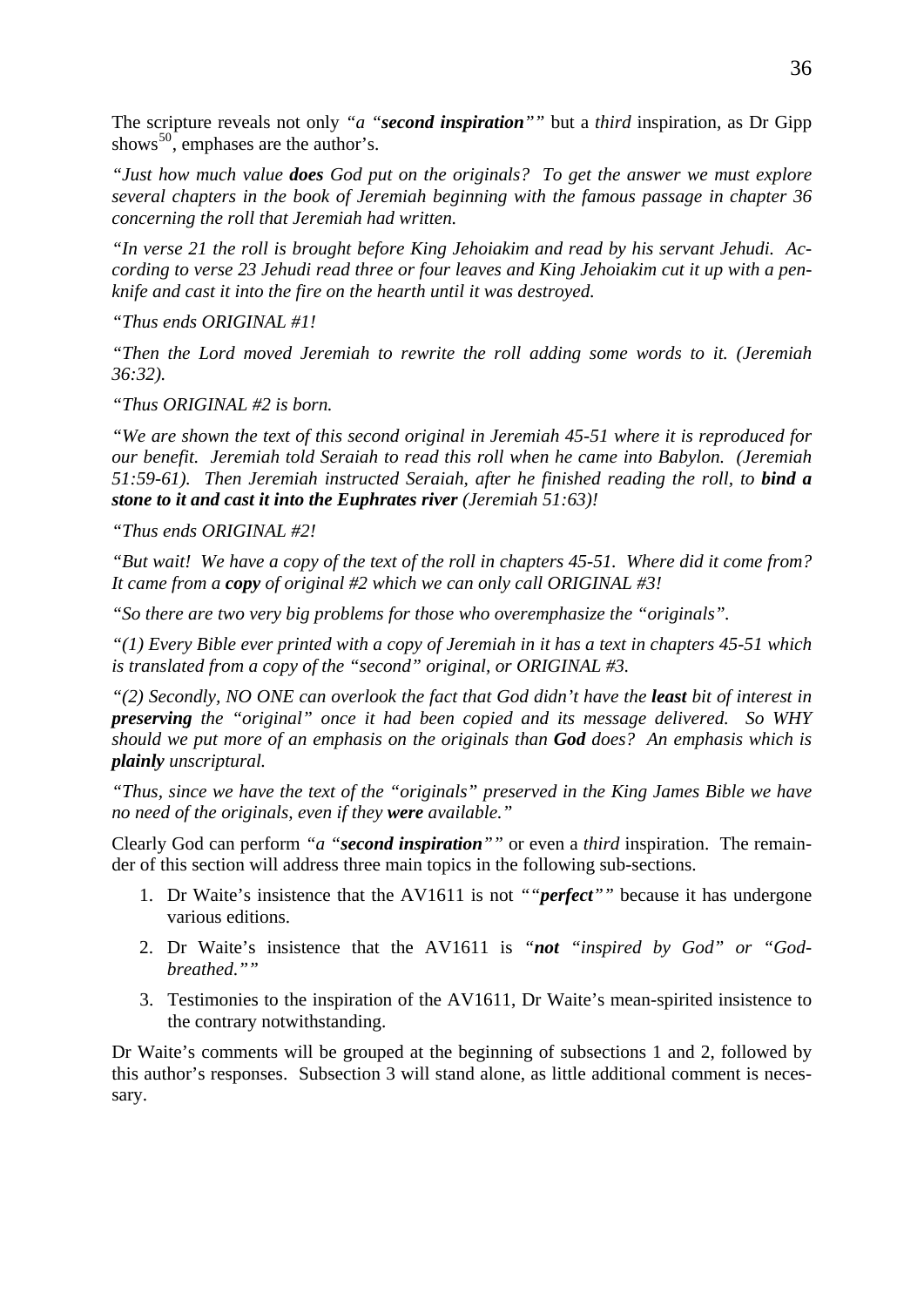The scripture reveals not only *"a "**second inspiration**""* but a *third* inspiration, as Dr Gipp shows[50], emphases are the author's.

*"Just how much value **does** God put on the originals? To get the answer we must explore several chapters in the book of Jeremiah beginning with the famous passage in chapter 36 concerning the roll that Jeremiah had written.*

*"In verse 21 the roll is brought before King Jehoiakim and read by his servant Jehudi. According to verse 23 Jehudi read three or four leaves and King Jehoiakim cut it up with a penknife and cast it into the fire on the hearth until it was destroyed.*

*"Thus ends ORIGINAL #1!*

*"Then the Lord moved Jeremiah to rewrite the roll adding some words to it. (Jeremiah 36:32).*

*"Thus ORIGINAL #2 is born.*

*"We are shown the text of this second original in Jeremiah 45-51 where it is reproduced for our benefit. Jeremiah told Seraiah to read this roll when he came into Babylon. (Jeremiah 51:59-61). Then Jeremiah instructed Seraiah, after he finished reading the roll, to **bind a stone to it and cast it into the Euphrates river** (Jeremiah 51:63)!*

*"Thus ends ORIGINAL #2!*

*"But wait! We have a copy of the text of the roll in chapters 45-51. Where did it come from? It came from a **copy** of original #2 which we can only call ORIGINAL #3!*

*"So there are two very big problems for those who overemphasize the "originals".*

*"(1) Every Bible ever printed with a copy of Jeremiah in it has a text in chapters 45-51 which is translated from a copy of the "second" original, or ORIGINAL #3.*

*"(2) Secondly, NO ONE can overlook the fact that God didn't have the **least** bit of interest in **preserving** the "original" once it had been copied and its message delivered. So WHY should we put more of an emphasis on the originals than **God** does? An emphasis which is **plainly** unscriptural.*

*"Thus, since we have the text of the "originals" preserved in the King James Bible we have no need of the originals, even if they **were** available."*

Clearly God can perform *"a "**second inspiration**""* or even a *third* inspiration. The remainder of this section will address three main topics in the following sub-sections.

1. Dr Waite's insistence that the AV1611 is not *""**perfect**""* because it has undergone various editions.
2. Dr Waite's insistence that the AV1611 is *"**not** "inspired by God" or "God-breathed.""*
3. Testimonies to the inspiration of the AV1611, Dr Waite's mean-spirited insistence to the contrary notwithstanding.

Dr Waite's comments will be grouped at the beginning of subsections 1 and 2, followed by this author's responses. Subsection 3 will stand alone, as little additional comment is necessary.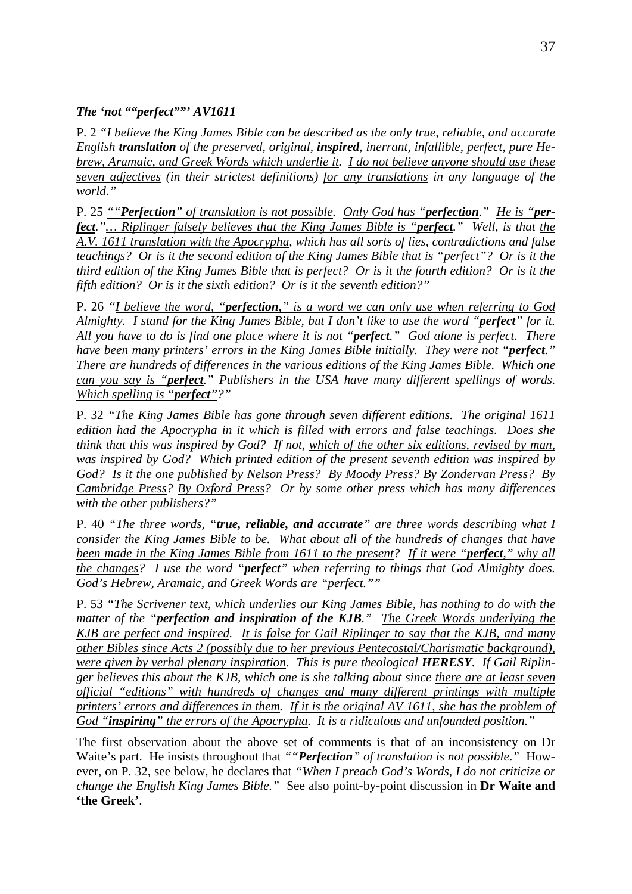***The 'not ""perfect""' AV1611***

P. 2 *"I believe the King James Bible can be described as the only true, reliable, and accurate English **translation** of <u>the preserved, original, **inspired**, inerrant, infallible, perfect, pure Hebrew, Aramaic, and Greek Words which underlie it</u>. <u>I do not believe anyone should use these seven adjectives</u> (in their strictest definitions) <u>for any translations</u> in any language of the world."*

P. 25 *<u>""**Perfection**" of translation is not possible</u>. <u>Only God has "**perfection**."</u> <u>He is "**perfect**."</u>… <u>Riplinger falsely believes that the King James Bible is "**perfect**."</u> Well, is that <u>the A.V. 1611 translation with the Apocrypha</u>, which has all sorts of lies, contradictions and false teachings? Or is it <u>the second edition of the King James Bible that is "perfect"</u>? Or is it <u>the third edition of the King James Bible that is perfect</u>? Or is it <u>the fourth edition</u>? Or is it <u>the fifth edition</u>? Or is it <u>the sixth edition</u>? Or is it <u>the seventh edition</u>?"*

P. 26 *"<u>I believe the word, "**perfection**," is a word we can only use when referring to God Almighty</u>. I stand for the King James Bible, but I don't like to use the word "**perfect**" for it. All you have to do is find one place where it is not "**perfect**." <u>God alone is perfect</u>. <u>There have been many printers' errors in the King James Bible initially</u>. They were not "**perfect**." <u>There are hundreds of differences in the various editions of the King James Bible</u>. <u>Which one can you say is "**perfect**."</u> Publishers in the USA have many different spellings of words. <u>Which spelling is "**perfect**"?</u>"*

P. 32 *"<u>The King James Bible has gone through seven different editions</u>. <u>The original 1611 edition had the Apocrypha in it which is filled with errors and false teachings</u>. Does she think that this was inspired by God? If not, <u>which of the other six editions, revised by man, was inspired by God</u>? <u>Which printed edition of the present seventh edition was inspired by God</u>? <u>Is it the one published by Nelson Press</u>? <u>By Moody Press</u>? <u>By Zondervan Press</u>? <u>By Cambridge Press</u>? <u>By Oxford Press</u>? Or by some other press which has many differences with the other publishers?"*

P. 40 *"The three words, "**true, reliable, and accurate**" are three words describing what I consider the King James Bible to be. <u>What about all of the hundreds of changes that have been made in the King James Bible from 1611 to the present</u>? <u>If it were "**perfect**," why all the changes</u>? I use the word "**perfect**" when referring to things that God Almighty does. God's Hebrew, Aramaic, and Greek Words are "perfect.""*

P. 53 *"<u>The Scrivener text, which underlies our King James Bible</u>, has nothing to do with the matter of the "**perfection and inspiration of the KJB**." <u>The Greek Words underlying the KJB are perfect and inspired</u>. <u>It is false for Gail Riplinger to say that the KJB, and many other Bibles since Acts 2 (possibly due to her previous Pentecostal/Charismatic background), were given by verbal plenary inspiration</u>. This is pure theological **HERESY**. If Gail Riplinger believes this about the KJB, which one is she talking about since <u>there are at least seven official "editions" with hundreds of changes and many different printings with multiple printers' errors and differences in them</u>. <u>If it is the original AV 1611, she has the problem of God "**inspiring**" the errors of the Apocrypha</u>. It is a ridiculous and unfounded position."*

The first observation about the above set of comments is that of an inconsistency on Dr Waite's part. He insists throughout that *""**Perfection**" of translation is not possible."* However, on P. 32, see below, he declares that *"When I preach God's Words, I do not criticize or change the English King James Bible."* See also point-by-point discussion in **Dr Waite and 'the Greek'**.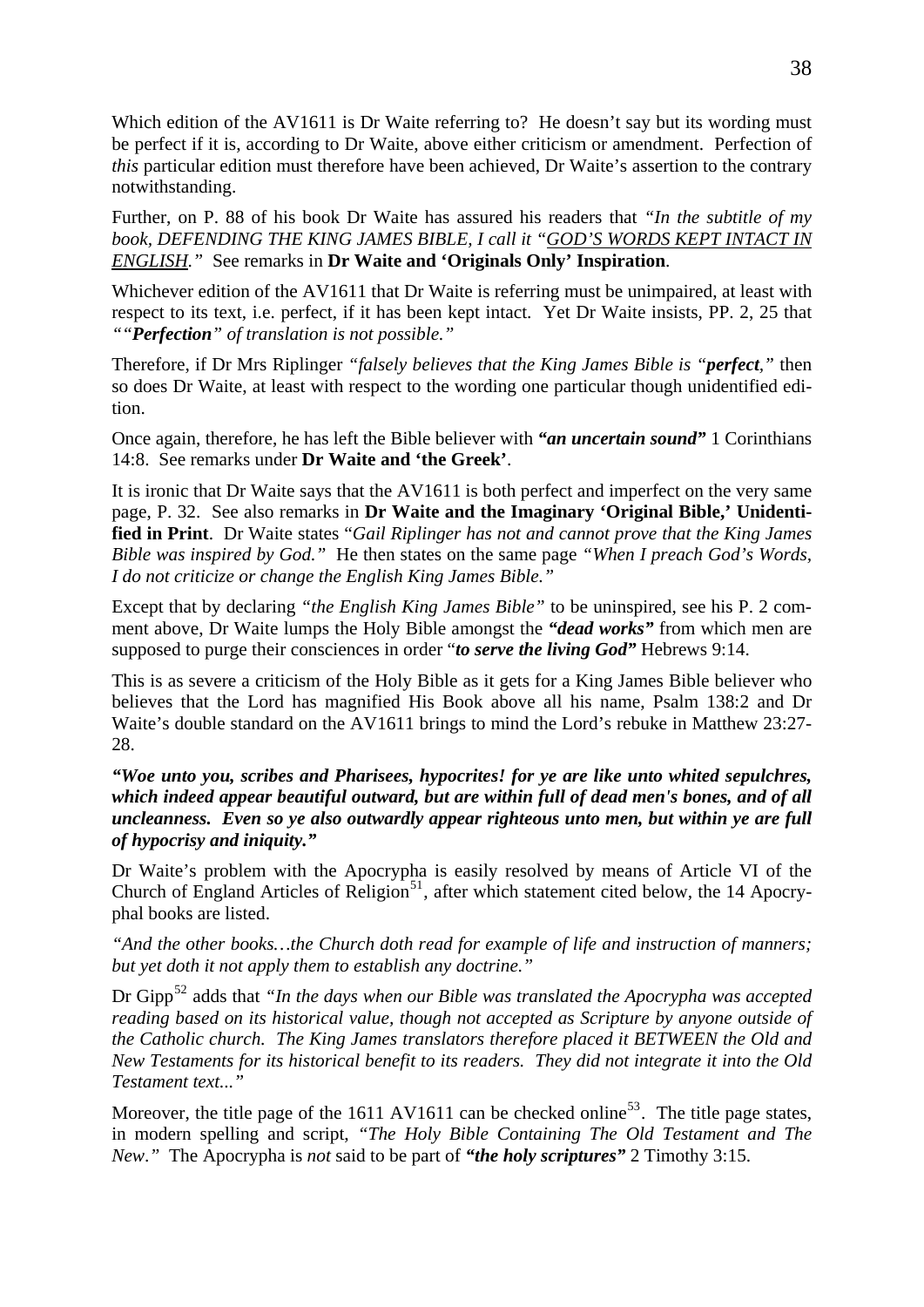Which edition of the AV1611 is Dr Waite referring to? He doesn't say but its wording must be perfect if it is, according to Dr Waite, above either criticism or amendment. Perfection of *this* particular edition must therefore have been achieved, Dr Waite's assertion to the contrary notwithstanding.

Further, on P. 88 of his book Dr Waite has assured his readers that *"In the subtitle of my book, DEFENDING THE KING JAMES BIBLE, I call it "<u>GOD'S WORDS KEPT INTACT IN ENGLISH</u>."* See remarks in **Dr Waite and 'Originals Only' Inspiration**.

Whichever edition of the AV1611 that Dr Waite is referring must be unimpaired, at least with respect to its text, i.e. perfect, if it has been kept intact. Yet Dr Waite insists, PP. 2, 25 that *""**Perfection**" of translation is not possible."*

Therefore, if Dr Mrs Riplinger *"falsely believes that the King James Bible is "**perfect**,"* then so does Dr Waite, at least with respect to the wording one particular though unidentified edition.

Once again, therefore, he has left the Bible believer with ***"an uncertain sound"*** 1 Corinthians 14:8. See remarks under **Dr Waite and 'the Greek'**.

It is ironic that Dr Waite says that the AV1611 is both perfect and imperfect on the very same page, P. 32. See also remarks in **Dr Waite and the Imaginary 'Original Bible,' Unidentified in Print**. Dr Waite states "*Gail Riplinger has not and cannot prove that the King James Bible was inspired by God."* He then states on the same page *"When I preach God's Words, I do not criticize or change the English King James Bible."*

Except that by declaring *"the English King James Bible"* to be uninspired, see his P. 2 comment above, Dr Waite lumps the Holy Bible amongst the ***"dead works"*** from which men are supposed to purge their consciences in order "***to serve the living God"*** Hebrews 9:14.

This is as severe a criticism of the Holy Bible as it gets for a King James Bible believer who believes that the Lord has magnified His Book above all his name, Psalm 138:2 and Dr Waite's double standard on the AV1611 brings to mind the Lord's rebuke in Matthew 23:27-28.

***"Woe unto you, scribes and Pharisees, hypocrites! for ye are like unto whited sepulchres, which indeed appear beautiful outward, but are within full of dead men's bones, and of all uncleanness. Even so ye also outwardly appear righteous unto men, but within ye are full of hypocrisy and iniquity."***

Dr Waite's problem with the Apocrypha is easily resolved by means of Article VI of the Church of England Articles of Religion[51], after which statement cited below, the 14 Apocryphal books are listed.

*"And the other books…the Church doth read for example of life and instruction of manners; but yet doth it not apply them to establish any doctrine."*

Dr Gipp[52] adds that *"In the days when our Bible was translated the Apocrypha was accepted reading based on its historical value, though not accepted as Scripture by anyone outside of the Catholic church. The King James translators therefore placed it BETWEEN the Old and New Testaments for its historical benefit to its readers. They did not integrate it into the Old Testament text..."*

Moreover, the title page of the 1611 AV1611 can be checked online[53]. The title page states, in modern spelling and script, *"The Holy Bible Containing The Old Testament and The New."* The Apocrypha is *not* said to be part of ***"the holy scriptures"*** 2 Timothy 3:15.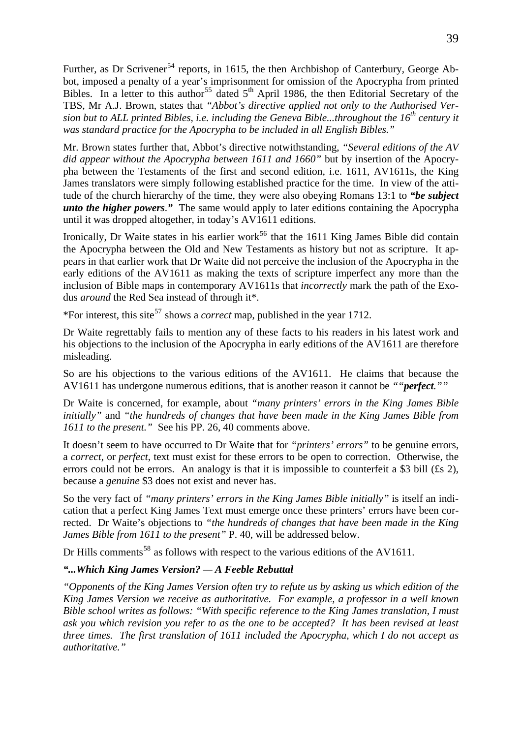Further, as Dr Scrivener[54] reports, in 1615, the then Archbishop of Canterbury, George Abbot, imposed a penalty of a year's imprisonment for omission of the Apocrypha from printed Bibles. In a letter to this author[55] dated 5th April 1986, the then Editorial Secretary of the TBS, Mr A.J. Brown, states that *"Abbot's directive applied not only to the Authorised Version but to ALL printed Bibles, i.e. including the Geneva Bible...throughout the 16th century it was standard practice for the Apocrypha to be included in all English Bibles."*

Mr. Brown states further that, Abbot's directive notwithstanding, *"Several editions of the AV did appear without the Apocrypha between 1611 and 1660"* but by insertion of the Apocrypha between the Testaments of the first and second edition, i.e. 1611, AV1611s, the King James translators were simply following established practice for the time. In view of the attitude of the church hierarchy of the time, they were also obeying Romans 13:1 to ***"be subject unto the higher powers."*** The same would apply to later editions containing the Apocrypha until it was dropped altogether, in today's AV1611 editions.

Ironically, Dr Waite states in his earlier work[56] that the 1611 King James Bible did contain the Apocrypha between the Old and New Testaments as history but not as scripture. It appears in that earlier work that Dr Waite did not perceive the inclusion of the Apocrypha in the early editions of the AV1611 as making the texts of scripture imperfect any more than the inclusion of Bible maps in contemporary AV1611s that *incorrectly* mark the path of the Exodus *around* the Red Sea instead of through it*.

*For interest, this site[57] shows a *correct* map, published in the year 1712.

Dr Waite regrettably fails to mention any of these facts to his readers in his latest work and his objections to the inclusion of the Apocrypha in early editions of the AV1611 are therefore misleading.

So are his objections to the various editions of the AV1611. He claims that because the AV1611 has undergone numerous editions, that is another reason it cannot be *""**perfect**.""*

Dr Waite is concerned, for example, about *"many printers' errors in the King James Bible initially"* and *"the hundreds of changes that have been made in the King James Bible from 1611 to the present."* See his PP. 26, 40 comments above.

It doesn't seem to have occurred to Dr Waite that for *"printers' errors"* to be genuine errors, a *correct*, or *perfect*, text must exist for these errors to be open to correction. Otherwise, the errors could not be errors. An analogy is that it is impossible to counterfeit a $3 bill (£s 2), because a *genuine* $3 does not exist and never has.

So the very fact of *"many printers' errors in the King James Bible initially"* is itself an indication that a perfect King James Text must emerge once these printers' errors have been corrected. Dr Waite's objections to *"the hundreds of changes that have been made in the King James Bible from 1611 to the present"* P. 40, will be addressed below.

Dr Hills comments[58] as follows with respect to the various editions of the AV1611.

***"...Which King James Version? — A Feeble Rebuttal***

*"Opponents of the King James Version often try to refute us by asking us which edition of the King James Version we receive as authoritative. For example, a professor in a well known Bible school writes as follows: "With specific reference to the King James translation, I must ask you which revision you refer to as the one to be accepted? It has been revised at least three times. The first translation of 1611 included the Apocrypha, which I do not accept as authoritative."*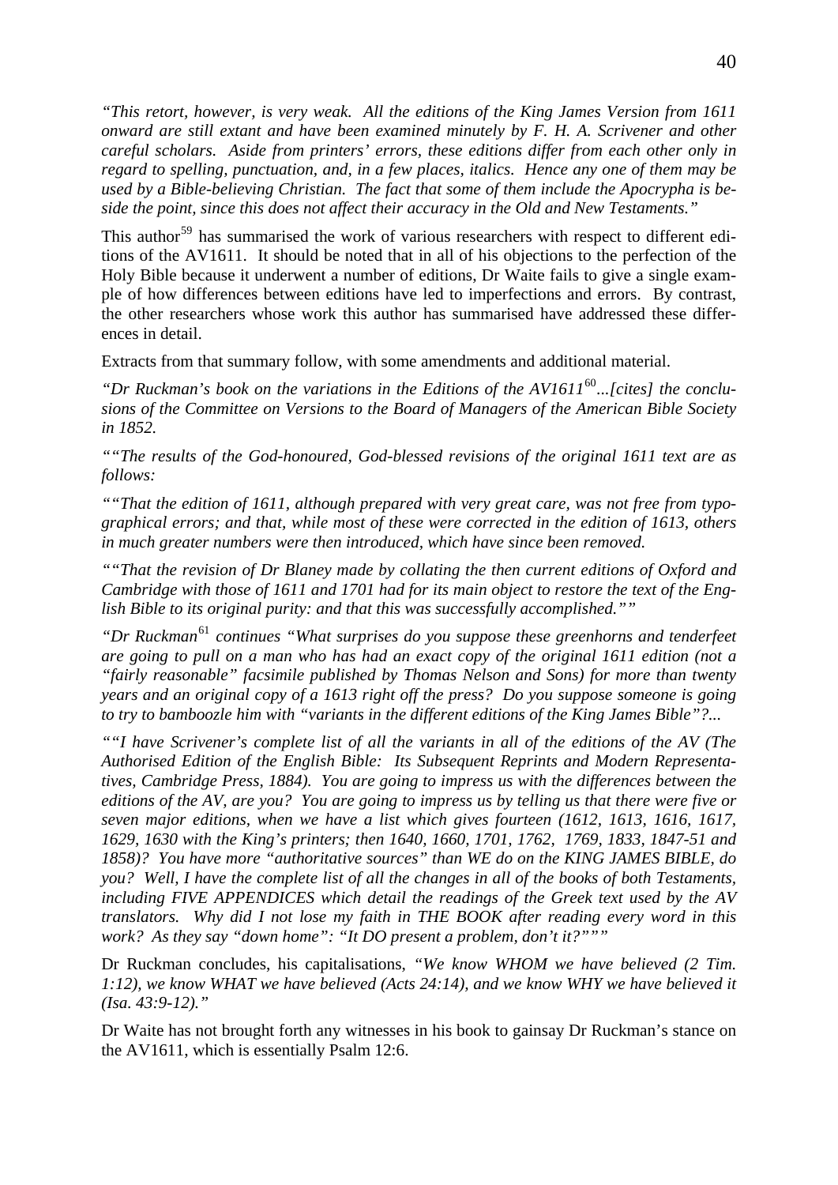*"This retort, however, is very weak. All the editions of the King James Version from 1611 onward are still extant and have been examined minutely by F. H. A. Scrivener and other careful scholars. Aside from printers' errors, these editions differ from each other only in regard to spelling, punctuation, and, in a few places, italics. Hence any one of them may be used by a Bible-believing Christian. The fact that some of them include the Apocrypha is beside the point, since this does not affect their accuracy in the Old and New Testaments."*

This author[59] has summarised the work of various researchers with respect to different editions of the AV1611. It should be noted that in all of his objections to the perfection of the Holy Bible because it underwent a number of editions, Dr Waite fails to give a single example of how differences between editions have led to imperfections and errors. By contrast, the other researchers whose work this author has summarised have addressed these differences in detail.

Extracts from that summary follow, with some amendments and additional material.

*"Dr Ruckman's book on the variations in the Editions of the AV1611*[60]*...[cites] the conclusions of the Committee on Versions to the Board of Managers of the American Bible Society in 1852.*

*""The results of the God-honoured, God-blessed revisions of the original 1611 text are as follows:*

*""That the edition of 1611, although prepared with very great care, was not free from typographical errors; and that, while most of these were corrected in the edition of 1613, others in much greater numbers were then introduced, which have since been removed.*

*""That the revision of Dr Blaney made by collating the then current editions of Oxford and Cambridge with those of 1611 and 1701 had for its main object to restore the text of the English Bible to its original purity: and that this was successfully accomplished.""*

*"Dr Ruckman*[61] *continues "What surprises do you suppose these greenhorns and tenderfeet are going to pull on a man who has had an exact copy of the original 1611 edition (not a "fairly reasonable" facsimile published by Thomas Nelson and Sons) for more than twenty years and an original copy of a 1613 right off the press? Do you suppose someone is going to try to bamboozle him with "variants in the different editions of the King James Bible"?...*

*""I have Scrivener's complete list of all the variants in all of the editions of the AV (The Authorised Edition of the English Bible: Its Subsequent Reprints and Modern Representatives, Cambridge Press, 1884). You are going to impress us with the differences between the editions of the AV, are you? You are going to impress us by telling us that there were five or seven major editions, when we have a list which gives fourteen (1612, 1613, 1616, 1617, 1629, 1630 with the King's printers; then 1640, 1660, 1701, 1762, 1769, 1833, 1847-51 and 1858)? You have more "authoritative sources" than WE do on the KING JAMES BIBLE, do you? Well, I have the complete list of all the changes in all of the books of both Testaments, including FIVE APPENDICES which detail the readings of the Greek text used by the AV translators. Why did I not lose my faith in THE BOOK after reading every word in this work? As they say "down home": "It DO present a problem, don't it?"""*

Dr Ruckman concludes, his capitalisations, *"We know WHOM we have believed (2 Tim. 1:12), we know WHAT we have believed (Acts 24:14), and we know WHY we have believed it (Isa. 43:9-12)."*

Dr Waite has not brought forth any witnesses in his book to gainsay Dr Ruckman's stance on the AV1611, which is essentially Psalm 12:6.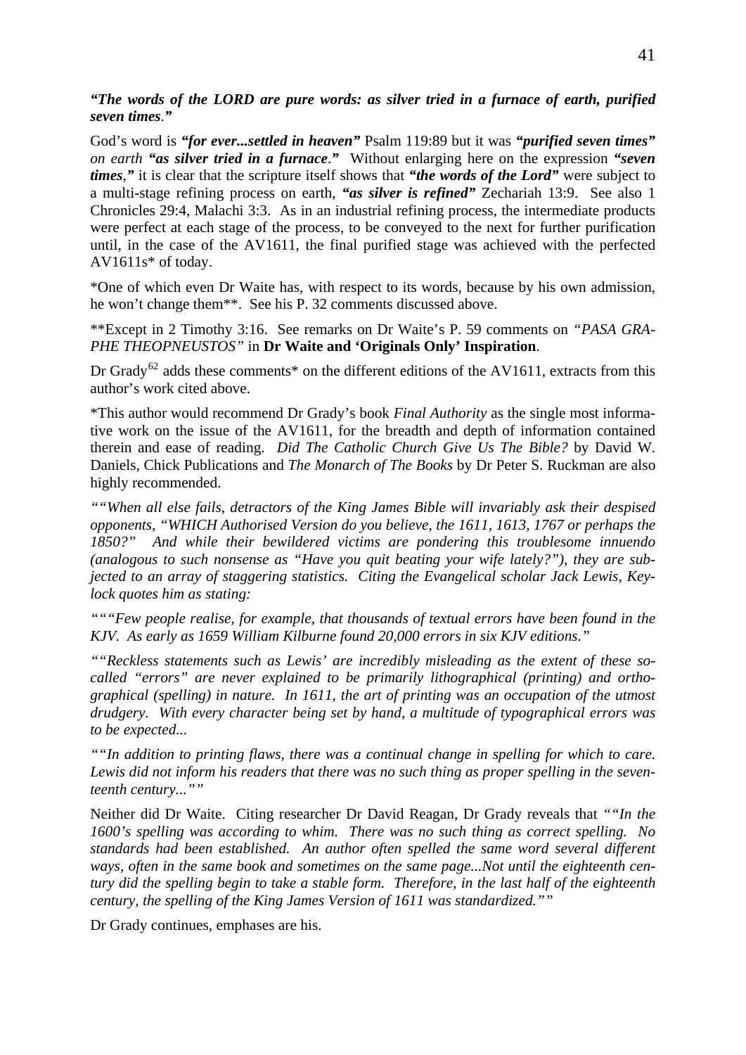***"The words of the LORD are pure words: as silver tried in a furnace of earth, purified seven times."***

God's word is ***"for ever...settled in heaven"*** Psalm 119:89 but it was ***"purified seven times"*** *on earth* ***"as silver tried in a furnace."*** Without enlarging here on the expression ***"seven times,"*** it is clear that the scripture itself shows that ***"the words of the Lord"*** were subject to a multi-stage refining process on earth, ***"as silver is refined"*** Zechariah 13:9. See also 1 Chronicles 29:4, Malachi 3:3. As in an industrial refining process, the intermediate products were perfect at each stage of the process, to be conveyed to the next for further purification until, in the case of the AV1611, the final purified stage was achieved with the perfected AV1611s* of today.

*One of which even Dr Waite has, with respect to its words, because by his own admission, he won't change them**. See his P. 32 comments discussed above.

**Except in 2 Timothy 3:16. See remarks on Dr Waite's P. 59 comments on *"PASA GRAPHE THEOPNEUSTOS"* in **Dr Waite and 'Originals Only' Inspiration**.

Dr Grady[62] adds these comments* on the different editions of the AV1611, extracts from this author's work cited above.

*This author would recommend Dr Grady's book *Final Authority* as the single most informative work on the issue of the AV1611, for the breadth and depth of information contained therein and ease of reading. *Did The Catholic Church Give Us The Bible?* by David W. Daniels, Chick Publications and *The Monarch of The Books* by Dr Peter S. Ruckman are also highly recommended.

*""When all else fails, detractors of the King James Bible will invariably ask their despised opponents, "WHICH Authorised Version do you believe, the 1611, 1613, 1767 or perhaps the 1850?" And while their bewildered victims are pondering this troublesome innuendo (analogous to such nonsense as "Have you quit beating your wife lately?"), they are subjected to an array of staggering statistics. Citing the Evangelical scholar Jack Lewis, Keylock quotes him as stating:*

*"""Few people realise, for example, that thousands of textual errors have been found in the KJV. As early as 1659 William Kilburne found 20,000 errors in six KJV editions."*

*""Reckless statements such as Lewis' are incredibly misleading as the extent of these so-called "errors" are never explained to be primarily lithographical (printing) and orthographical (spelling) in nature. In 1611, the art of printing was an occupation of the utmost drudgery. With every character being set by hand, a multitude of typographical errors was to be expected...*

*""In addition to printing flaws, there was a continual change in spelling for which to care. Lewis did not inform his readers that there was no such thing as proper spelling in the seventeenth century...""*

Neither did Dr Waite. Citing researcher Dr David Reagan, Dr Grady reveals that *""In the 1600's spelling was according to whim. There was no such thing as correct spelling. No standards had been established. An author often spelled the same word several different ways, often in the same book and sometimes on the same page...Not until the eighteenth century did the spelling begin to take a stable form. Therefore, in the last half of the eighteenth century, the spelling of the King James Version of 1611 was standardized.""*

Dr Grady continues, emphases are his.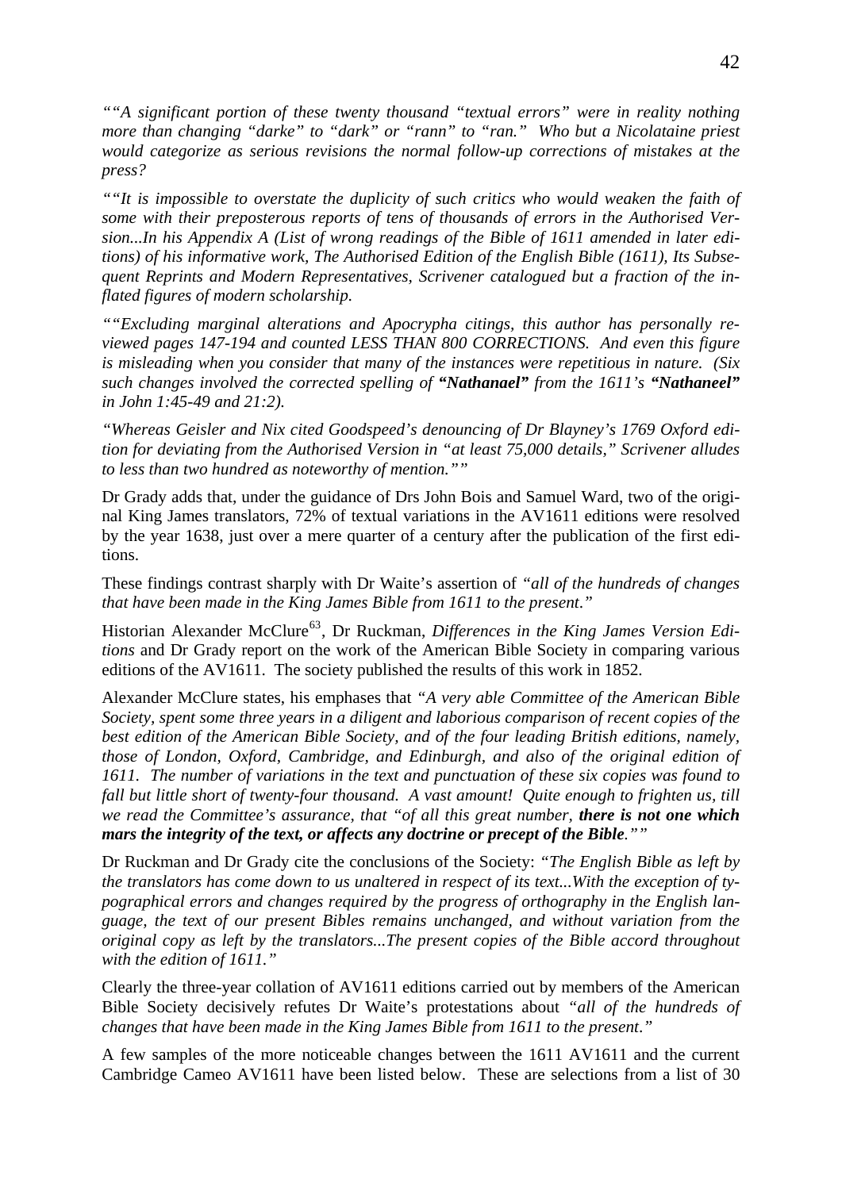*""A significant portion of these twenty thousand "textual errors" were in reality nothing more than changing "darke" to "dark" or "rann" to "ran." Who but a Nicolataine priest would categorize as serious revisions the normal follow-up corrections of mistakes at the press?*

*""It is impossible to overstate the duplicity of such critics who would weaken the faith of some with their preposterous reports of tens of thousands of errors in the Authorised Version...In his Appendix A (List of wrong readings of the Bible of 1611 amended in later editions) of his informative work, The Authorised Edition of the English Bible (1611), Its Subsequent Reprints and Modern Representatives, Scrivener catalogued but a fraction of the inflated figures of modern scholarship.*

*""Excluding marginal alterations and Apocrypha citings, this author has personally reviewed pages 147-194 and counted LESS THAN 800 CORRECTIONS. And even this figure is misleading when you consider that many of the instances were repetitious in nature. (Six such changes involved the corrected spelling of **"Nathanael"** from the 1611's **"Nathaneel"** in John 1:45-49 and 21:2).*

*"Whereas Geisler and Nix cited Goodspeed's denouncing of Dr Blayney's 1769 Oxford edition for deviating from the Authorised Version in "at least 75,000 details," Scrivener alludes to less than two hundred as noteworthy of mention.""*

Dr Grady adds that, under the guidance of Drs John Bois and Samuel Ward, two of the original King James translators, 72% of textual variations in the AV1611 editions were resolved by the year 1638, just over a mere quarter of a century after the publication of the first editions.

These findings contrast sharply with Dr Waite's assertion of *"all of the hundreds of changes that have been made in the King James Bible from 1611 to the present."*

Historian Alexander McClure[63], Dr Ruckman, *Differences in the King James Version Editions* and Dr Grady report on the work of the American Bible Society in comparing various editions of the AV1611. The society published the results of this work in 1852.

Alexander McClure states, his emphases that *"A very able Committee of the American Bible Society, spent some three years in a diligent and laborious comparison of recent copies of the best edition of the American Bible Society, and of the four leading British editions, namely, those of London, Oxford, Cambridge, and Edinburgh, and also of the original edition of 1611. The number of variations in the text and punctuation of these six copies was found to fall but little short of twenty-four thousand. A vast amount! Quite enough to frighten us, till we read the Committee's assurance, that "of all this great number, **there is not one which mars the integrity of the text, or affects any doctrine or precept of the Bible**.""*

Dr Ruckman and Dr Grady cite the conclusions of the Society: *"The English Bible as left by the translators has come down to us unaltered in respect of its text...With the exception of typographical errors and changes required by the progress of orthography in the English language, the text of our present Bibles remains unchanged, and without variation from the original copy as left by the translators...The present copies of the Bible accord throughout with the edition of 1611."*

Clearly the three-year collation of AV1611 editions carried out by members of the American Bible Society decisively refutes Dr Waite's protestations about *"all of the hundreds of changes that have been made in the King James Bible from 1611 to the present."*

A few samples of the more noticeable changes between the 1611 AV1611 and the current Cambridge Cameo AV1611 have been listed below. These are selections from a list of 30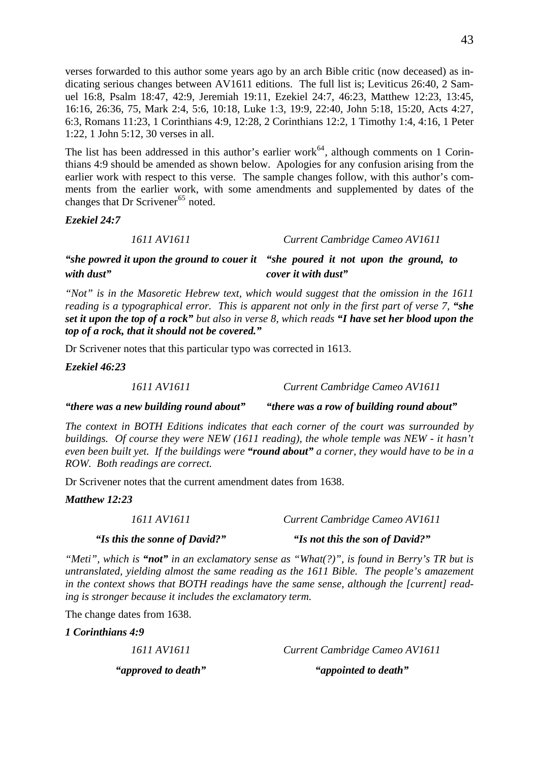verses forwarded to this author some years ago by an arch Bible critic (now deceased) as indicating serious changes between AV1611 editions. The full list is; Leviticus 26:40, 2 Samuel 16:8, Psalm 18:47, 42:9, Jeremiah 19:11, Ezekiel 24:7, 46:23, Matthew 12:23, 13:45, 16:16, 26:36, 75, Mark 2:4, 5:6, 10:18, Luke 1:3, 19:9, 22:40, John 5:18, 15:20, Acts 4:27, 6:3, Romans 11:23, 1 Corinthians 4:9, 12:28, 2 Corinthians 12:2, 1 Timothy 1:4, 4:16, 1 Peter 1:22, 1 John 5:12, 30 verses in all.

The list has been addressed in this author's earlier work[64], although comments on 1 Corinthians 4:9 should be amended as shown below. Apologies for any confusion arising from the earlier work with respect to this verse. The sample changes follow, with this author's comments from the earlier work, with some amendments and supplemented by dates of the changes that Dr Scrivener[65] noted.

***Ezekiel 24:7***

| *1611 AV1611* | *Current Cambridge Cameo AV1611* |
|---|---|
| ***"she powred it upon the ground to couer it with dust"*** | ***"she poured it not upon the ground, to cover it with dust"*** |

*"Not" is in the Masoretic Hebrew text, which would suggest that the omission in the 1611 reading is a typographical error. This is apparent not only in the first part of verse 7,* ***"she set it upon the top of a rock"*** *but also in verse 8, which reads* ***"I have set her blood upon the top of a rock, that it should not be covered."***

Dr Scrivener notes that this particular typo was corrected in 1613.

***Ezekiel 46:23***

| *1611 AV1611* | *Current Cambridge Cameo AV1611* |
|---|---|
| ***"there was a new building round about"*** | ***"there was a row of building round about"*** |

*The context in BOTH Editions indicates that each corner of the court was surrounded by buildings. Of course they were NEW (1611 reading), the whole temple was NEW - it hasn't even been built yet. If the buildings were* ***"round about"*** *a corner, they would have to be in a ROW. Both readings are correct.*

Dr Scrivener notes that the current amendment dates from 1638.

***Matthew 12:23***

| *1611 AV1611* | *Current Cambridge Cameo AV1611* |
|---|---|
| ***"Is this the sonne of David?"*** | ***"Is not this the son of David?"*** |

*"Meti", which is* ***"not"*** *in an exclamatory sense as "What(?)", is found in Berry's TR but is untranslated, yielding almost the same reading as the 1611 Bible. The people's amazement in the context shows that BOTH readings have the same sense, although the [current] reading is stronger because it includes the exclamatory term.*

The change dates from 1638.

***1 Corinthians 4:9***

| *1611 AV1611* | *Current Cambridge Cameo AV1611* |
|---|---|
| ***"approved to death"*** | ***"appointed to death"*** |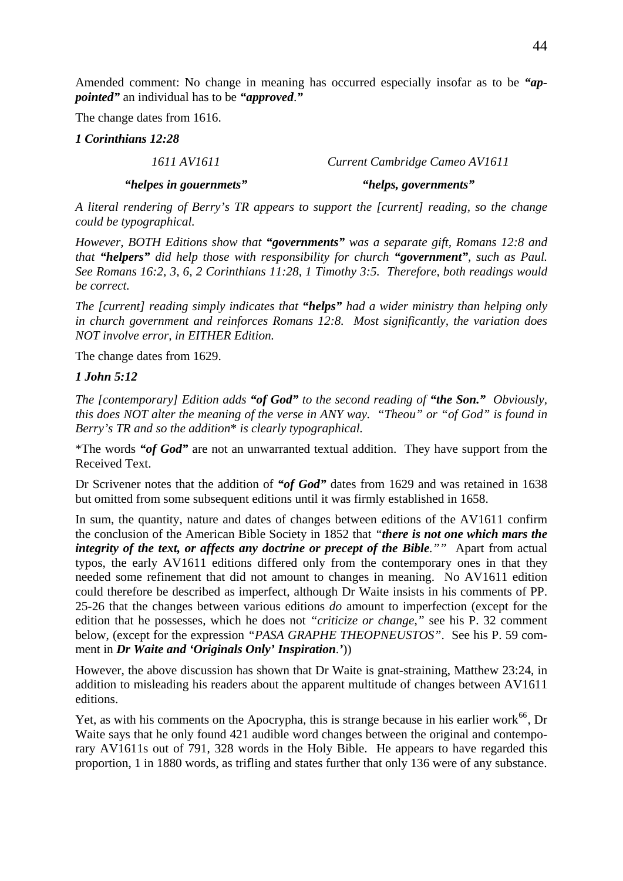Amended comment: No change in meaning has occurred especially insofar as to be ***"ap-pointed"*** an individual has to be ***"approved."***

The change dates from 1616.

***1 Corinthians 12:28***

| *1611 AV1611* | *Current Cambridge Cameo AV1611* |
|---|---|
| ***"helpes in gouernmets"*** | ***"helps, governments"*** |

*A literal rendering of Berry's TR appears to support the [current] reading, so the change could be typographical.*

*However, BOTH Editions show that **"governments"** was a separate gift, Romans 12:8 and that **"helpers"** did help those with responsibility for church **"government"**, such as Paul. See Romans 16:2, 3, 6, 2 Corinthians 11:28, 1 Timothy 3:5. Therefore, both readings would be correct.*

*The [current] reading simply indicates that **"helps"** had a wider ministry than helping only in church government and reinforces Romans 12:8. Most significantly, the variation does NOT involve error, in EITHER Edition.*

The change dates from 1629.

***1 John 5:12***

*The [contemporary] Edition adds **"of God"** to the second reading of **"the Son."** Obviously, this does NOT alter the meaning of the verse in ANY way. "Theou" or "of God" is found in Berry's TR and so the addition\* is clearly typographical.*

\*The words ***"of God"*** are not an unwarranted textual addition. They have support from the Received Text.

Dr Scrivener notes that the addition of ***"of God"*** dates from 1629 and was retained in 1638 but omitted from some subsequent editions until it was firmly established in 1658.

In sum, the quantity, nature and dates of changes between editions of the AV1611 confirm the conclusion of the American Bible Society in 1852 that *"**there is not one which mars the integrity of the text, or affects any doctrine or precept of the Bible**.""* Apart from actual typos, the early AV1611 editions differed only from the contemporary ones in that they needed some refinement that did not amount to changes in meaning. No AV1611 edition could therefore be described as imperfect, although Dr Waite insists in his comments of PP. 25-26 that the changes between various editions *do* amount to imperfection (except for the edition that he possesses, which he does not *"criticize or change,"* see his P. 32 comment below, (except for the expression *"PASA GRAPHE THEOPNEUSTOS"*. See his P. 59 comment in ***Dr Waite and 'Originals Only' Inspiration**.'*))

However, the above discussion has shown that Dr Waite is gnat-straining, Matthew 23:24, in addition to misleading his readers about the apparent multitude of changes between AV1611 editions.

Yet, as with his comments on the Apocrypha, this is strange because in his earlier work[66], Dr Waite says that he only found 421 audible word changes between the original and contemporary AV1611s out of 791, 328 words in the Holy Bible. He appears to have regarded this proportion, 1 in 1880 words, as trifling and states further that only 136 were of any substance.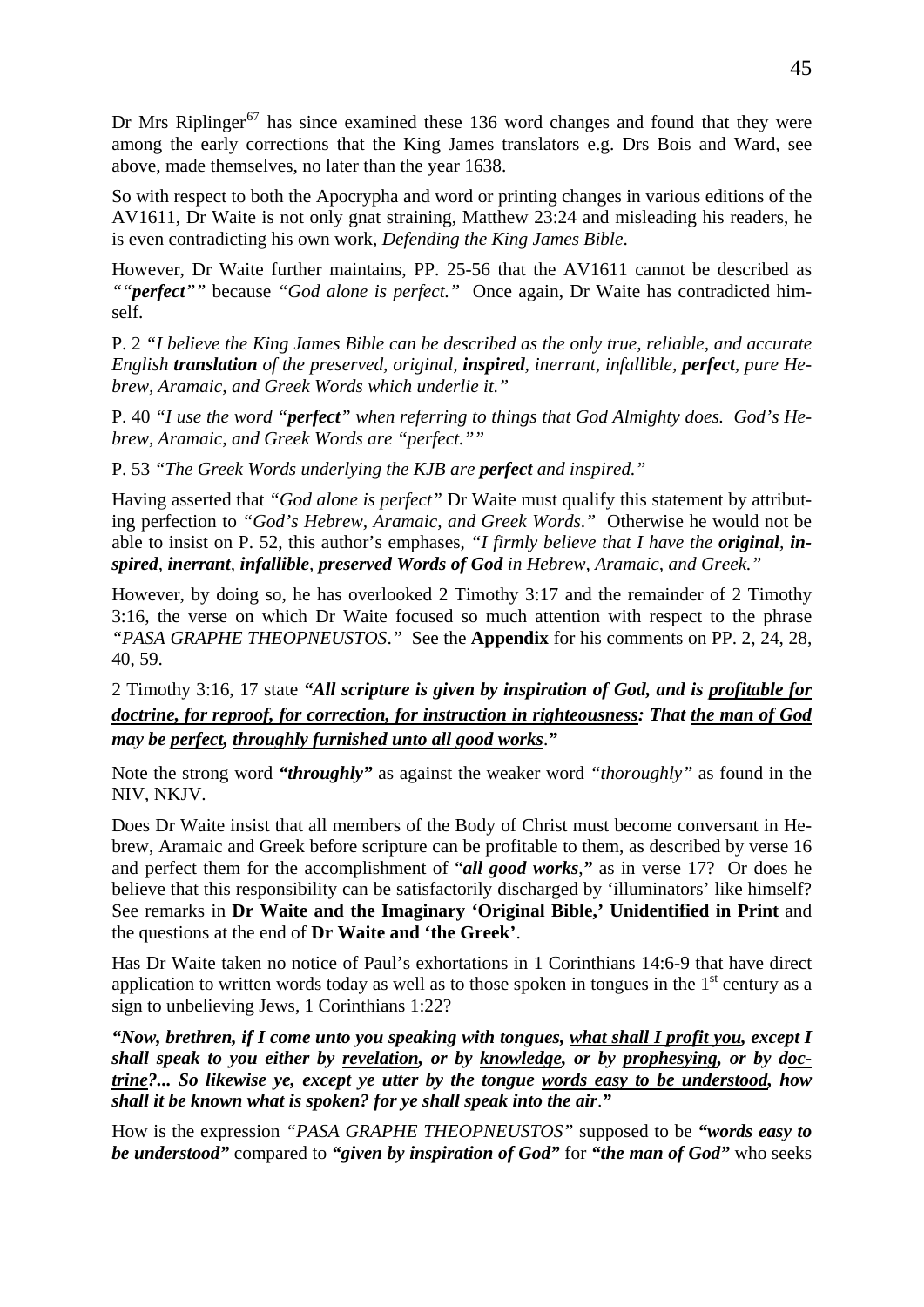Dr Mrs Riplinger[67] has since examined these 136 word changes and found that they were among the early corrections that the King James translators e.g. Drs Bois and Ward, see above, made themselves, no later than the year 1638.

So with respect to both the Apocrypha and word or printing changes in various editions of the AV1611, Dr Waite is not only gnat straining, Matthew 23:24 and misleading his readers, he is even contradicting his own work, *Defending the King James Bible*.

However, Dr Waite further maintains, PP. 25-56 that the AV1611 cannot be described as *""**perfect**""* because *"God alone is perfect."* Once again, Dr Waite has contradicted himself.

P. 2 *"I believe the King James Bible can be described as the only true, reliable, and accurate English **translation** of the preserved, original, **inspired**, inerrant, infallible, **perfect**, pure Hebrew, Aramaic, and Greek Words which underlie it."*

P. 40 *"I use the word "**perfect**" when referring to things that God Almighty does. God's Hebrew, Aramaic, and Greek Words are "perfect.""*

P. 53 *"The Greek Words underlying the KJB are **perfect** and inspired."*

Having asserted that *"God alone is perfect"* Dr Waite must qualify this statement by attributing perfection to *"God's Hebrew, Aramaic, and Greek Words."* Otherwise he would not be able to insist on P. 52, this author's emphases, *"I firmly believe that I have the **original**, **inspired**, **inerrant**, **infallible**, **preserved Words of God** in Hebrew, Aramaic, and Greek."*

However, by doing so, he has overlooked 2 Timothy 3:17 and the remainder of 2 Timothy 3:16, the verse on which Dr Waite focused so much attention with respect to the phrase *"PASA GRAPHE THEOPNEUSTOS."* See the **Appendix** for his comments on PP. 2, 24, 28, 40, 59.

2 Timothy 3:16, 17 state ***"All scripture is given by inspiration of God, and is <u>profitable for doctrine, for reproof, for correction, for instruction in righteousness</u>: That <u>the man of God</u> may be <u>perfect</u>, <u>throughly furnished unto all good works</u>."***

Note the strong word ***"throughly"*** as against the weaker word *"thoroughly"* as found in the NIV, NKJV.

Does Dr Waite insist that all members of the Body of Christ must become conversant in Hebrew, Aramaic and Greek before scripture can be profitable to them, as described by verse 16 and <u>perfect</u> them for the accomplishment of "***all good works***,**"** as in verse 17? Or does he believe that this responsibility can be satisfactorily discharged by 'illuminators' like himself? See remarks in **Dr Waite and the Imaginary 'Original Bible,' Unidentified in Print** and the questions at the end of **Dr Waite and 'the Greek'**.

Has Dr Waite taken no notice of Paul's exhortations in 1 Corinthians 14:6-9 that have direct application to written words today as well as to those spoken in tongues in the 1st century as a sign to unbelieving Jews, 1 Corinthians 1:22?

***"Now, brethren, if I come unto you speaking with tongues, <u>what shall I profit you</u>, except I shall speak to you either by <u>revelation</u>, or by <u>knowledge</u>, or by <u>prophesying</u>, or by <u>doctrine</u>?... So likewise ye, except ye utter by the tongue <u>words easy to be understood</u>, how shall it be known what is spoken? for ye shall speak into the air."***

How is the expression *"PASA GRAPHE THEOPNEUSTOS"* supposed to be ***"words easy to be understood"*** compared to ***"given by inspiration of God"*** for ***"the man of God"*** who seeks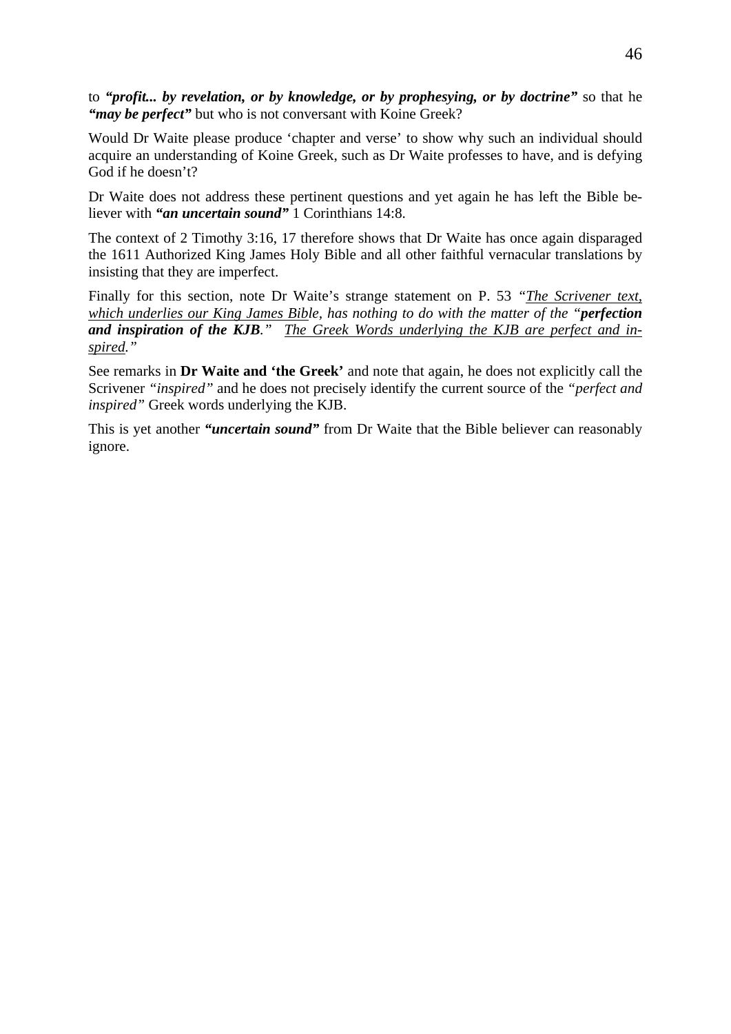to ***"profit... by revelation, or by knowledge, or by prophesying, or by doctrine"*** so that he ***"may be perfect"*** but who is not conversant with Koine Greek?

Would Dr Waite please produce 'chapter and verse' to show why such an individual should acquire an understanding of Koine Greek, such as Dr Waite professes to have, and is defying God if he doesn't?

Dr Waite does not address these pertinent questions and yet again he has left the Bible believer with ***"an uncertain sound"*** 1 Corinthians 14:8.

The context of 2 Timothy 3:16, 17 therefore shows that Dr Waite has once again disparaged the 1611 Authorized King James Holy Bible and all other faithful vernacular translations by insisting that they are imperfect.

Finally for this section, note Dr Waite's strange statement on P. 53 *"<u>The Scrivener text, which underlies our King James Bible</u>, has nothing to do with the matter of the "**perfection and inspiration of the KJB**." <u>The Greek Words underlying the KJB are perfect and inspired</u>."*

See remarks in **Dr Waite and 'the Greek'** and note that again, he does not explicitly call the Scrivener *"inspired"* and he does not precisely identify the current source of the *"perfect and inspired"* Greek words underlying the KJB.

This is yet another ***"uncertain sound"*** from Dr Waite that the Bible believer can reasonably ignore.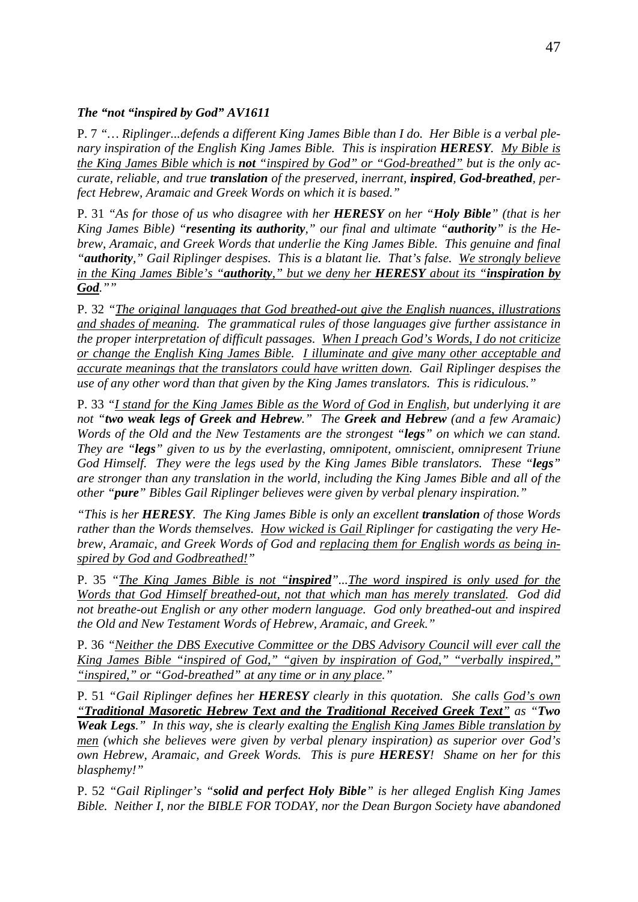***The "not "inspired by God" AV1611***

P. 7 *"… Riplinger...defends a different King James Bible than I do. Her Bible is a verbal plenary inspiration of the English King James Bible. This is inspiration **HERESY**. <u>My Bible is the King James Bible which is **not** "inspired by God" or "God-breathed"</u> but is the only accurate, reliable, and true **translation** of the preserved, inerrant, **inspired**, **God-breathed**, perfect Hebrew, Aramaic and Greek Words on which it is based."*

P. 31 *"As for those of us who disagree with her **HERESY** on her "**Holy Bible**" (that is her King James Bible) "**resenting its authority**," our final and ultimate "**authority**" is the Hebrew, Aramaic, and Greek Words that underlie the King James Bible. This genuine and final "**authority**," Gail Riplinger despises. This is a blatant lie. That's false. <u>We strongly believe in the King James Bible's "**authority**," but we deny her **HERESY** about its "**inspiration by God**.""</u>*

P. 32 *"<u>The original languages that God breathed-out give the English nuances, illustrations and shades of meaning</u>. The grammatical rules of those languages give further assistance in the proper interpretation of difficult passages. <u>When I preach God's Words, I do not criticize or change the English King James Bible</u>. <u>I illuminate and give many other acceptable and accurate meanings that the translators could have written down</u>. Gail Riplinger despises the use of any other word than that given by the King James translators. This is ridiculous."*

P. 33 *"<u>I stand for the King James Bible as the Word of God in English</u>, but underlying it are not "**two weak legs of Greek and Hebrew**." The **Greek and Hebrew** (and a few Aramaic) Words of the Old and the New Testaments are the strongest "**legs**" on which we can stand. They are "**legs**" given to us by the everlasting, omnipotent, omniscient, omnipresent Triune God Himself. They were the legs used by the King James Bible translators. These "**legs**" are stronger than any translation in the world, including the King James Bible and all of the other "**pure**" Bibles Gail Riplinger believes were given by verbal plenary inspiration."*

*"This is her **HERESY**. The King James Bible is only an excellent **translation** of those Words rather than the Words themselves. <u>How wicked is Gail</u> Riplinger for castigating the very Hebrew, Aramaic, and Greek Words of God and <u>replacing them for English words as being inspired by God and Godbreathed!</u>"*

P. 35 *"<u>The King James Bible is not "**inspired**"</u>...<u>The word inspired is only used for the Words that God Himself breathed-out, not that which man has merely translated</u>. God did not breathe-out English or any other modern language. God only breathed-out and inspired the Old and New Testament Words of Hebrew, Aramaic, and Greek."*

P. 36 *"<u>Neither the DBS Executive Committee or the DBS Advisory Council will ever call the King James Bible "inspired of God," "given by inspiration of God," "verbally inspired," "inspired," or "God-breathed" at any time or in any place</u>."*

P. 51 *"Gail Riplinger defines her **HERESY** clearly in this quotation. She calls <u>God's own "**Traditional Masoretic Hebrew Text and the Traditional Received Greek Text**"</u> as "**Two Weak Legs**." In this way, she is clearly exalting <u>the English King James Bible translation by men</u> (which she believes were given by verbal plenary inspiration) as superior over God's own Hebrew, Aramaic, and Greek Words. This is pure **HERESY**! Shame on her for this blasphemy!"*

P. 52 *"Gail Riplinger's "**solid and perfect Holy Bible**" is her alleged English King James Bible. Neither I, nor the BIBLE FOR TODAY, nor the Dean Burgon Society have abandoned*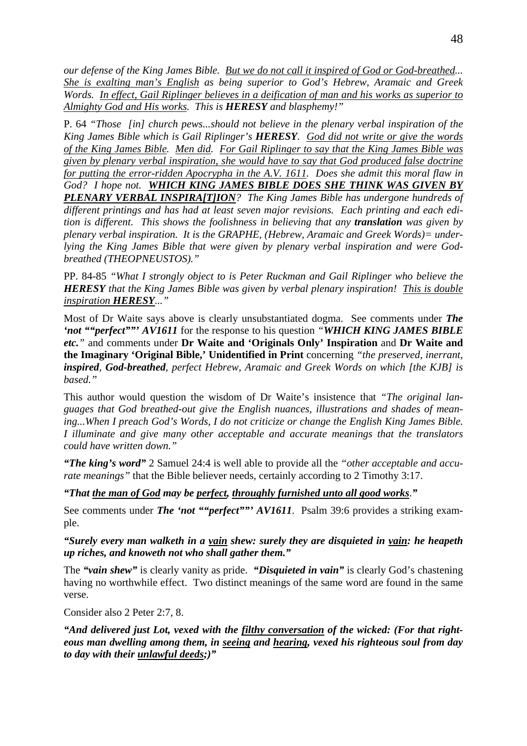*our defense of the King James Bible. <u>But we do not call it inspired of God or God-breathed</u>... <u>She is exalting man's English</u> as being superior to God's Hebrew, Aramaic and Greek Words. <u>In effect, Gail Riplinger believes in a deification of man and his works as superior to Almighty God and His works</u>. This is **HERESY** and blasphemy!"*

P. 64 *"Those [in] church pews...should not believe in the plenary verbal inspiration of the King James Bible which is Gail Riplinger's **HERESY**. <u>God did not write or give the words of the King James Bible</u>. <u>Men did</u>. <u>For Gail Riplinger to say that the King James Bible was given by plenary verbal inspiration, she would have to say that God produced false doctrine for putting the error-ridden Apocrypha in the A.V. 1611</u>. Does she admit this moral flaw in God? I hope not. **<u>WHICH KING JAMES BIBLE DOES SHE THINK WAS GIVEN BY PLENARY VERBAL INSPIRA[T]ION</u>**? The King James Bible has undergone hundreds of different printings and has had at least seven major revisions. Each printing and each edition is different. This shows the foolishness in believing that any **translation** was given by plenary verbal inspiration. It is the GRAPHE, (Hebrew, Aramaic and Greek Words)= underlying the King James Bible that were given by plenary verbal inspiration and were God-breathed (THEOPNEUSTOS)."*

PP. 84-85 *"What I strongly object to is Peter Ruckman and Gail Riplinger who believe the **HERESY** that the King James Bible was given by verbal plenary inspiration! <u>This is double inspiration **HERESY**</u>..."*

Most of Dr Waite says above is clearly unsubstantiated dogma. See comments under ***The 'not ""perfect""' AV1611*** for the response to his question *"**WHICH KING JAMES BIBLE etc.**"* and comments under **Dr Waite and 'Originals Only' Inspiration** and **Dr Waite and the Imaginary 'Original Bible,' Unidentified in Print** concerning *"the preserved, inerrant, **inspired**, **God-breathed**, perfect Hebrew, Aramaic and Greek Words on which [the KJB] is based."*

This author would question the wisdom of Dr Waite's insistence that *"The original languages that God breathed-out give the English nuances, illustrations and shades of meaning...When I preach God's Words, I do not criticize or change the English King James Bible. I illuminate and give many other acceptable and accurate meanings that the translators could have written down."*

***"The king's word"*** 2 Samuel 24:4 is well able to provide all the *"other acceptable and accurate meanings"* that the Bible believer needs, certainly according to 2 Timothy 3:17.

***"That <u>the man of God</u> may be <u>perfect</u>, <u>throughly furnished unto all good works</u>."***

See comments under ***The 'not ""perfect""' AV1611***. Psalm 39:6 provides a striking example.

***"Surely every man walketh in a <u>vain</u> shew: surely they are disquieted in <u>vain</u>: he heapeth up riches, and knoweth not who shall gather them."***

The ***"vain shew"*** is clearly vanity as pride. ***"Disquieted in vain"*** is clearly God's chastening having no worthwhile effect. Two distinct meanings of the same word are found in the same verse.

Consider also 2 Peter 2:7, 8.

***"And delivered just Lot, vexed with the <u>filthy conversation</u> of the wicked: (For that righteous man dwelling among them, in <u>seeing</u> and <u>hearing</u>, vexed his righteous soul from day to day with their <u>unlawful deeds</u>;)"***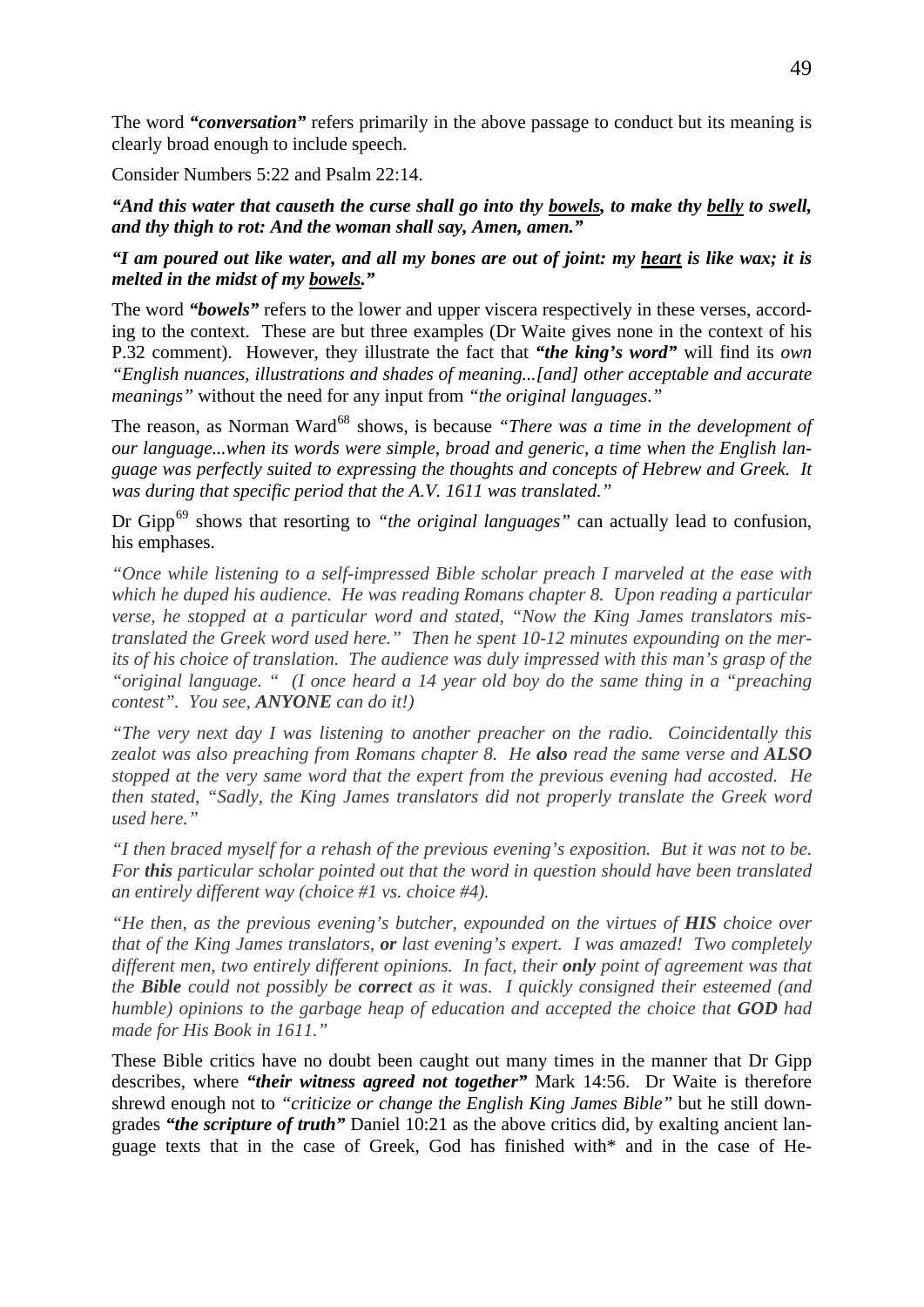The word ***"conversation"*** refers primarily in the above passage to conduct but its meaning is clearly broad enough to include speech.

Consider Numbers 5:22 and Psalm 22:14.

***"And this water that causeth the curse shall go into thy <u>bowels</u>, to make thy <u>belly</u> to swell, and thy thigh to rot: And the woman shall say, Amen, amen."***

***"I am poured out like water, and all my bones are out of joint: my <u>heart</u> is like wax; it is melted in the midst of my <u>bowels</u>."***

The word ***"bowels"*** refers to the lower and upper viscera respectively in these verses, according to the context. These are but three examples (Dr Waite gives none in the context of his P.32 comment). However, they illustrate the fact that ***"the king's word"*** will find its *own "English nuances, illustrations and shades of meaning...[and] other acceptable and accurate meanings"* without the need for any input from *"the original languages."*

The reason, as Norman Ward[68] shows, is because *"There was a time in the development of our language...when its words were simple, broad and generic, a time when the English language was perfectly suited to expressing the thoughts and concepts of Hebrew and Greek. It was during that specific period that the A.V. 1611 was translated."*

Dr Gipp[69] shows that resorting to *"the original languages"* can actually lead to confusion, his emphases.

*"Once while listening to a self-impressed Bible scholar preach I marveled at the ease with which he duped his audience. He was reading Romans chapter 8. Upon reading a particular verse, he stopped at a particular word and stated, "Now the King James translators mistranslated the Greek word used here." Then he spent 10-12 minutes expounding on the merits of his choice of translation. The audience was duly impressed with this man's grasp of the "original language. " (I once heard a 14 year old boy do the same thing in a "preaching contest". You see,* ***ANYONE*** *can do it!)*

*"The very next day I was listening to another preacher on the radio. Coincidentally this zealot was also preaching from Romans chapter 8. He* ***also*** *read the same verse and* ***ALSO*** *stopped at the very same word that the expert from the previous evening had accosted. He then stated, "Sadly, the King James translators did not properly translate the Greek word used here."*

*"I then braced myself for a rehash of the previous evening's exposition. But it was not to be. For* ***this*** *particular scholar pointed out that the word in question should have been translated an entirely different way (choice #1 vs. choice #4).*

*"He then, as the previous evening's butcher, expounded on the virtues of* ***HIS*** *choice over that of the King James translators,* ***or*** *last evening's expert. I was amazed! Two completely different men, two entirely different opinions. In fact, their* ***only*** *point of agreement was that the* ***Bible*** *could not possibly be* ***correct*** *as it was. I quickly consigned their esteemed (and humble) opinions to the garbage heap of education and accepted the choice that* ***GOD*** *had made for His Book in 1611."*

These Bible critics have no doubt been caught out many times in the manner that Dr Gipp describes, where ***"their witness agreed not together"*** Mark 14:56. Dr Waite is therefore shrewd enough not to *"criticize or change the English King James Bible"* but he still downgrades ***"the scripture of truth"*** Daniel 10:21 as the above critics did, by exalting ancient language texts that in the case of Greek, God has finished with* and in the case of He-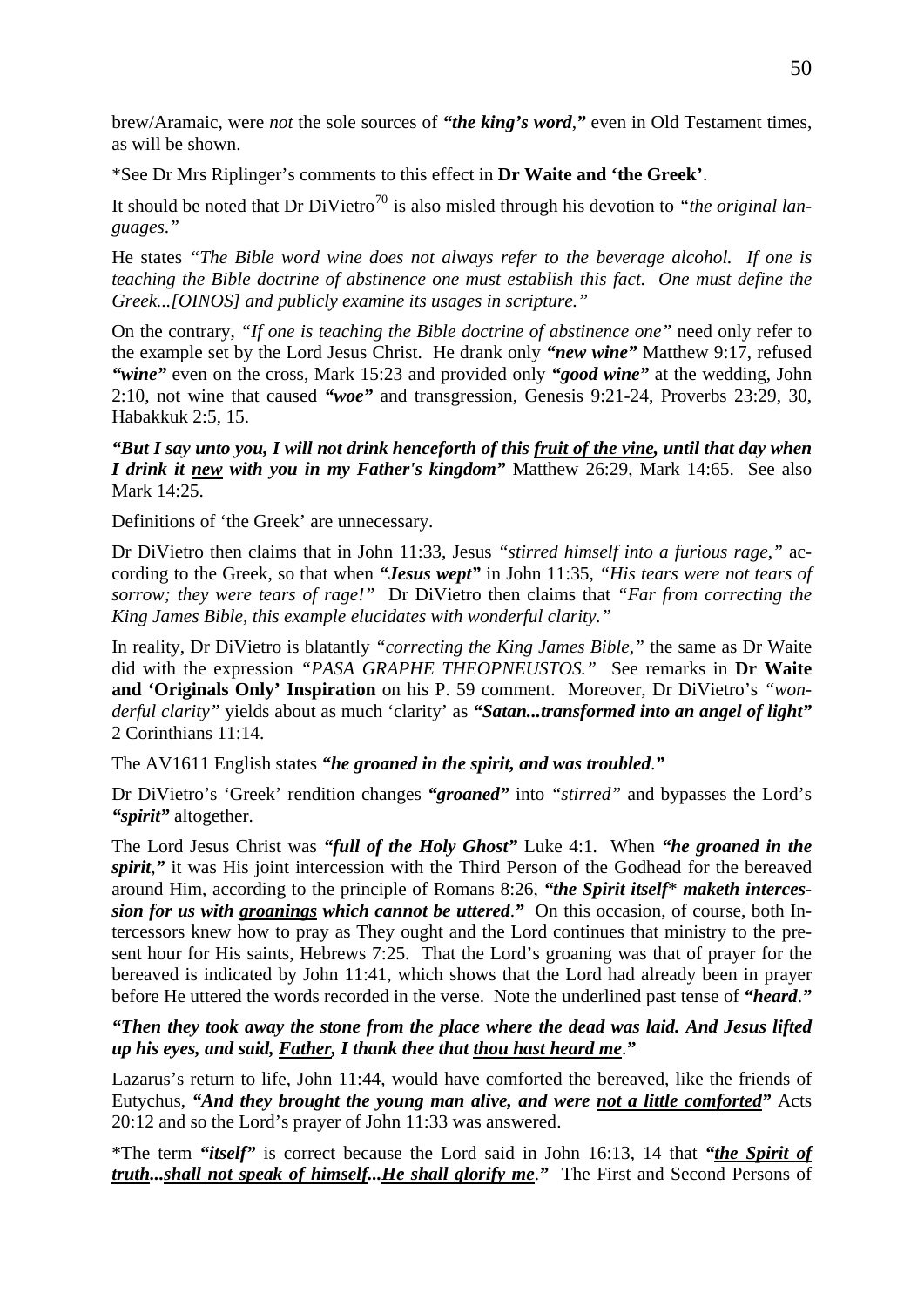brew/Aramaic, were *not* the sole sources of ***"the king's word*,"** even in Old Testament times, as will be shown.

*See Dr Mrs Riplinger's comments to this effect in **Dr Waite and 'the Greek'**.

It should be noted that Dr DiVietro[70] is also misled through his devotion to *"the original languages."*

He states *"The Bible word wine does not always refer to the beverage alcohol. If one is teaching the Bible doctrine of abstinence one must establish this fact. One must define the Greek...[OINOS] and publicly examine its usages in scripture."*

On the contrary, *"If one is teaching the Bible doctrine of abstinence one"* need only refer to the example set by the Lord Jesus Christ. He drank only ***"new wine"*** Matthew 9:17, refused ***"wine"*** even on the cross, Mark 15:23 and provided only ***"good wine"*** at the wedding, John 2:10, not wine that caused ***"woe"*** and transgression, Genesis 9:21-24, Proverbs 23:29, 30, Habakkuk 2:5, 15.

***"But I say unto you, I will not drink henceforth of this <u>fruit of the vine</u>, until that day when I drink it <u>new</u> with you in my Father's kingdom"*** Matthew 26:29, Mark 14:65. See also Mark 14:25.

Definitions of 'the Greek' are unnecessary.

Dr DiVietro then claims that in John 11:33, Jesus *"stirred himself into a furious rage,"* according to the Greek, so that when ***"Jesus wept"*** in John 11:35, *"His tears were not tears of sorrow; they were tears of rage!"* Dr DiVietro then claims that *"Far from correcting the King James Bible, this example elucidates with wonderful clarity."*

In reality, Dr DiVietro is blatantly *"correcting the King James Bible,"* the same as Dr Waite did with the expression *"PASA GRAPHE THEOPNEUSTOS."* See remarks in **Dr Waite and 'Originals Only' Inspiration** on his P. 59 comment. Moreover, Dr DiVietro's *"wonderful clarity"* yields about as much 'clarity' as ***"Satan...transformed into an angel of light"*** 2 Corinthians 11:14.

The AV1611 English states ***"he groaned in the spirit, and was troubled*."**

Dr DiVietro's 'Greek' rendition changes ***"groaned"*** into *"stirred"* and bypasses the Lord's ***"spirit"*** altogether.

The Lord Jesus Christ was ***"full of the Holy Ghost"*** Luke 4:1. When ***"he groaned in the spirit*,"** it was His joint intercession with the Third Person of the Godhead for the bereaved around Him, according to the principle of Romans 8:26, ***"the Spirit itself* maketh intercession for us with <u>groanings</u> which cannot be uttered*."** On this occasion, of course, both Intercessors knew how to pray as They ought and the Lord continues that ministry to the present hour for His saints, Hebrews 7:25. That the Lord's groaning was that of prayer for the bereaved is indicated by John 11:41, which shows that the Lord had already been in prayer before He uttered the words recorded in the verse. Note the underlined past tense of ***"heard*."**

***"Then they took away the stone from the place where the dead was laid. And Jesus lifted up his eyes, and said, <u>Father</u>, I thank thee that <u>thou hast heard me</u>*."**

Lazarus's return to life, John 11:44, would have comforted the bereaved, like the friends of Eutychus, ***"And they brought the young man alive, and were <u>not a little comforted</u>"*** Acts 20:12 and so the Lord's prayer of John 11:33 was answered.

*The term ***"itself"*** is correct because the Lord said in John 16:13, 14 that ***"<u>the Spirit of truth</u>...<u>shall not speak of himself</u>...<u>He shall glorify me</u>*."** The First and Second Persons of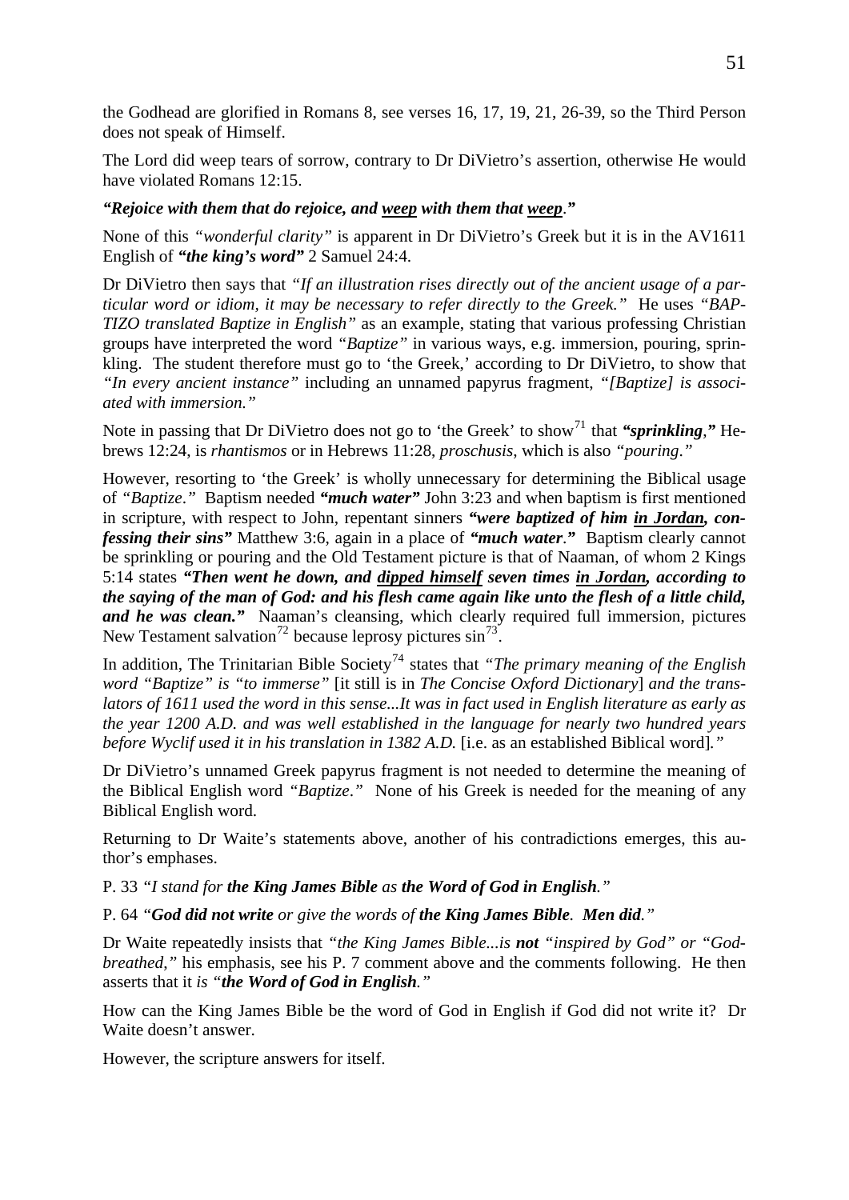the Godhead are glorified in Romans 8, see verses 16, 17, 19, 21, 26-39, so the Third Person does not speak of Himself.

The Lord did weep tears of sorrow, contrary to Dr DiVietro's assertion, otherwise He would have violated Romans 12:15.

***"Rejoice with them that do rejoice, and <u>weep</u> with them that <u>weep</u>."***

None of this *"wonderful clarity"* is apparent in Dr DiVietro's Greek but it is in the AV1611 English of ***"the king's word"*** 2 Samuel 24:4.

Dr DiVietro then says that *"If an illustration rises directly out of the ancient usage of a particular word or idiom, it may be necessary to refer directly to the Greek."* He uses *"BAPTIZO translated Baptize in English"* as an example, stating that various professing Christian groups have interpreted the word *"Baptize"* in various ways, e.g. immersion, pouring, sprinkling. The student therefore must go to 'the Greek,' according to Dr DiVietro, to show that *"In every ancient instance"* including an unnamed papyrus fragment, *"[Baptize] is associated with immersion."*

Note in passing that Dr DiVietro does not go to 'the Greek' to show[71] that ***"sprinkling,"*** Hebrews 12:24, is *rhantismos* or in Hebrews 11:28, *proschusis*, which is also *"pouring."*

However, resorting to 'the Greek' is wholly unnecessary for determining the Biblical usage of *"Baptize."* Baptism needed ***"much water"*** John 3:23 and when baptism is first mentioned in scripture, with respect to John, repentant sinners ***"were baptized of him <u>in Jordan</u>, confessing their sins"*** Matthew 3:6, again in a place of ***"much water."*** Baptism clearly cannot be sprinkling or pouring and the Old Testament picture is that of Naaman, of whom 2 Kings 5:14 states ***"Then went he down, and <u>dipped himself</u> seven times <u>in Jordan</u>, according to the saying of the man of God: and his flesh came again like unto the flesh of a little child, and he was clean."*** Naaman's cleansing, which clearly required full immersion, pictures New Testament salvation[72] because leprosy pictures sin[73].

In addition, The Trinitarian Bible Society[74] states that *"The primary meaning of the English word "Baptize" is "to immerse"* [it still is in *The Concise Oxford Dictionary*] *and the translators of 1611 used the word in this sense...It was in fact used in English literature as early as the year 1200 A.D. and was well established in the language for nearly two hundred years before Wyclif used it in his translation in 1382 A.D.* [i.e. as an established Biblical word]*."*

Dr DiVietro's unnamed Greek papyrus fragment is not needed to determine the meaning of the Biblical English word *"Baptize."* None of his Greek is needed for the meaning of any Biblical English word.

Returning to Dr Waite's statements above, another of his contradictions emerges, this author's emphases.

P. 33 *"I stand for **the King James Bible** as **the Word of God in English**."*

P. 64 *"**God did not write** or give the words of **the King James Bible**. **Men did**."*

Dr Waite repeatedly insists that *"the King James Bible...is **not** "inspired by God" or "God-breathed,"* his emphasis, see his P. 7 comment above and the comments following. He then asserts that it *is "**the Word of God in English**."*

How can the King James Bible be the word of God in English if God did not write it? Dr Waite doesn't answer.

However, the scripture answers for itself.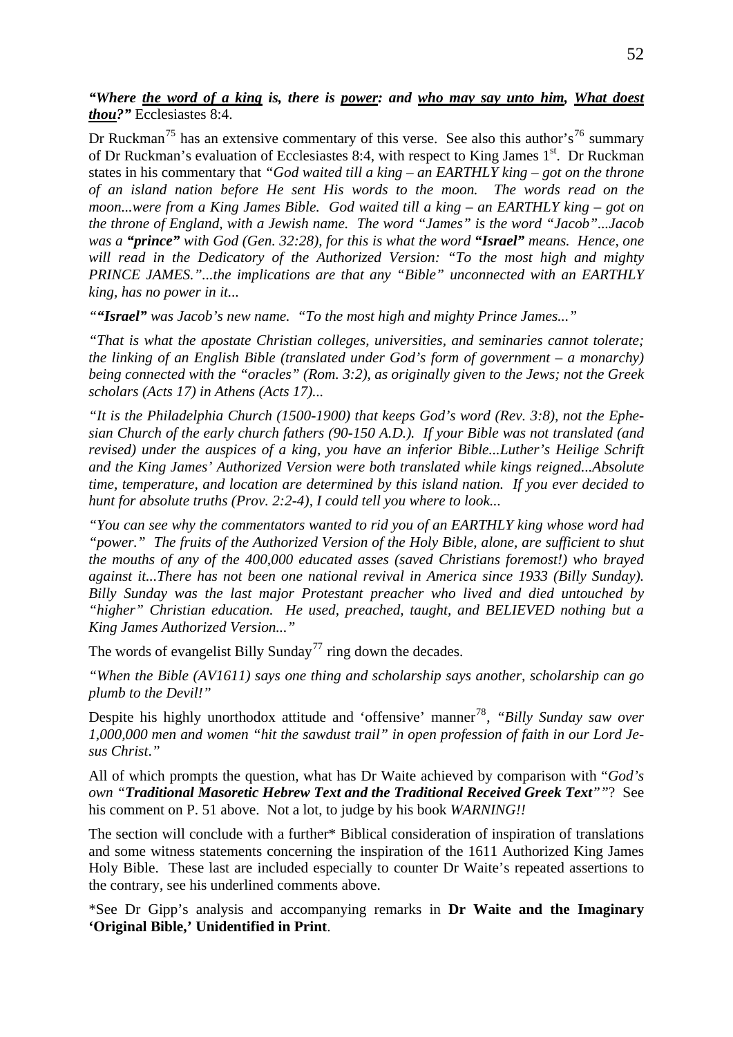***"Where __the word of a king__ is, there is __power__: and __who may say unto him__, __What doest thou__?"*** Ecclesiastes 8:4.

Dr Ruckman[75] has an extensive commentary of this verse. See also this author's[76] summary of Dr Ruckman's evaluation of Ecclesiastes 8:4, with respect to King James 1st. Dr Ruckman states in his commentary that *"God waited till a king – an EARTHLY king – got on the throne of an island nation before He sent His words to the moon. The words read on the moon...were from a King James Bible. God waited till a king – an EARTHLY king – got on the throne of England, with a Jewish name. The word "James" is the word "Jacob"...Jacob was a **"prince"** with God (Gen. 32:28), for this is what the word **"Israel"** means. Hence, one will read in the Dedicatory of the Authorized Version: "To the most high and mighty PRINCE JAMES."...the implications are that any "Bible" unconnected with an EARTHLY king, has no power in it...*

*"**"Israel"** was Jacob's new name. "To the most high and mighty Prince James..."*

*"That is what the apostate Christian colleges, universities, and seminaries cannot tolerate; the linking of an English Bible (translated under God's form of government – a monarchy) being connected with the "oracles" (Rom. 3:2), as originally given to the Jews; not the Greek scholars (Acts 17) in Athens (Acts 17)...*

*"It is the Philadelphia Church (1500-1900) that keeps God's word (Rev. 3:8), not the Ephesian Church of the early church fathers (90-150 A.D.). If your Bible was not translated (and revised) under the auspices of a king, you have an inferior Bible...Luther's Heilige Schrift and the King James' Authorized Version were both translated while kings reigned...Absolute time, temperature, and location are determined by this island nation. If you ever decided to hunt for absolute truths (Prov. 2:2-4), I could tell you where to look...*

*"You can see why the commentators wanted to rid you of an EARTHLY king whose word had "power." The fruits of the Authorized Version of the Holy Bible, alone, are sufficient to shut the mouths of any of the 400,000 educated asses (saved Christians foremost!) who brayed against it...There has not been one national revival in America since 1933 (Billy Sunday). Billy Sunday was the last major Protestant preacher who lived and died untouched by "higher" Christian education. He used, preached, taught, and BELIEVED nothing but a King James Authorized Version..."*

The words of evangelist Billy Sunday[77] ring down the decades.

*"When the Bible (AV1611) says one thing and scholarship says another, scholarship can go plumb to the Devil!"*

Despite his highly unorthodox attitude and 'offensive' manner[78], *"Billy Sunday saw over 1,000,000 men and women "hit the sawdust trail" in open profession of faith in our Lord Jesus Christ."*

All of which prompts the question, what has Dr Waite achieved by comparison with "*God's own "**Traditional Masoretic Hebrew Text and the Traditional Received Greek Text**""*? See his comment on P. 51 above. Not a lot, to judge by his book *WARNING!!*

The section will conclude with a further* Biblical consideration of inspiration of translations and some witness statements concerning the inspiration of the 1611 Authorized King James Holy Bible. These last are included especially to counter Dr Waite's repeated assertions to the contrary, see his underlined comments above.

*See Dr Gipp's analysis and accompanying remarks in **Dr Waite and the Imaginary 'Original Bible,' Unidentified in Print**.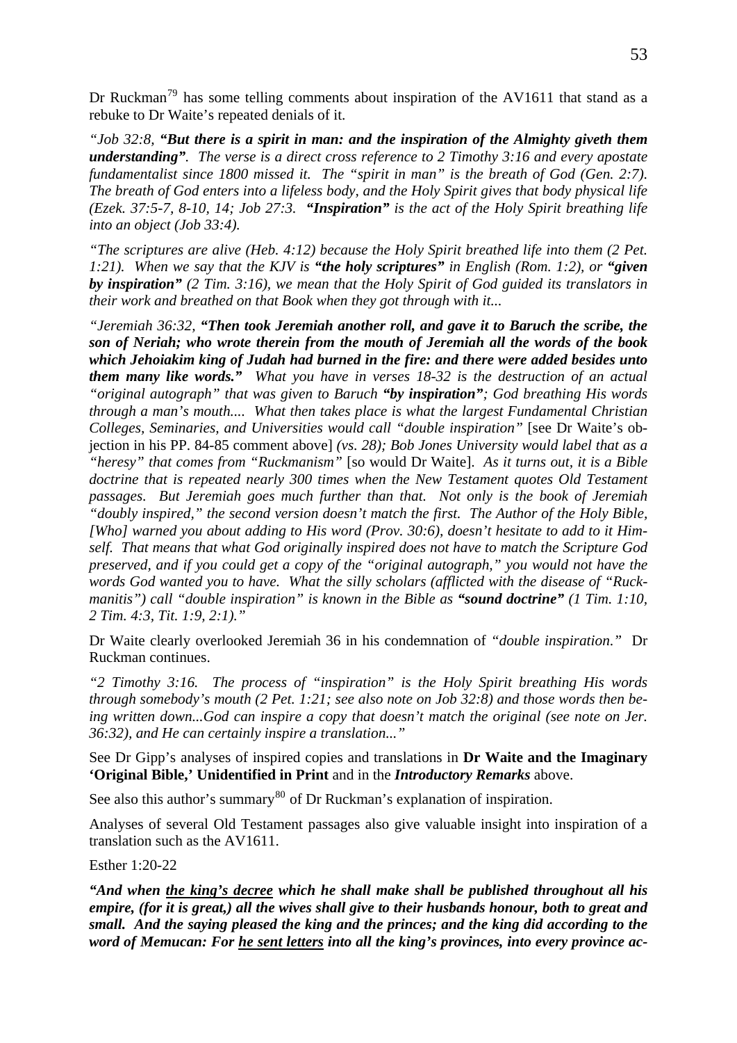Dr Ruckman[79] has some telling comments about inspiration of the AV1611 that stand as a rebuke to Dr Waite's repeated denials of it.

*"Job 32:8, **"But there is a spirit in man: and the inspiration of the Almighty giveth them understanding"**. The verse is a direct cross reference to 2 Timothy 3:16 and every apostate fundamentalist since 1800 missed it. The "spirit in man" is the breath of God (Gen. 2:7). The breath of God enters into a lifeless body, and the Holy Spirit gives that body physical life (Ezek. 37:5-7, 8-10, 14; Job 27:3. **"Inspiration"** is the act of the Holy Spirit breathing life into an object (Job 33:4).*

*"The scriptures are alive (Heb. 4:12) because the Holy Spirit breathed life into them (2 Pet. 1:21). When we say that the KJV is **"the holy scriptures"** in English (Rom. 1:2), or **"given by inspiration"** (2 Tim. 3:16), we mean that the Holy Spirit of God guided its translators in their work and breathed on that Book when they got through with it...*

*"Jeremiah 36:32, **"Then took Jeremiah another roll, and gave it to Baruch the scribe, the son of Neriah; who wrote therein from the mouth of Jeremiah all the words of the book which Jehoiakim king of Judah had burned in the fire: and there were added besides unto them many like words."** What you have in verses 18-32 is the destruction of an actual "original autograph" that was given to Baruch **"by inspiration"**; God breathing His words through a man's mouth.... What then takes place is what the largest Fundamental Christian Colleges, Seminaries, and Universities would call "double inspiration"* [see Dr Waite's objection in his PP. 84-85 comment above] *(vs. 28); Bob Jones University would label that as a "heresy" that comes from "Ruckmanism"* [so would Dr Waite]. *As it turns out, it is a Bible doctrine that is repeated nearly 300 times when the New Testament quotes Old Testament passages. But Jeremiah goes much further than that. Not only is the book of Jeremiah "doubly inspired," the second version doesn't match the first. The Author of the Holy Bible, [Who] warned you about adding to His word (Prov. 30:6), doesn't hesitate to add to it Himself. That means that what God originally inspired does not have to match the Scripture God preserved, and if you could get a copy of the "original autograph," you would not have the words God wanted you to have. What the silly scholars (afflicted with the disease of "Ruckmanitis") call "double inspiration" is known in the Bible as **"sound doctrine"** (1 Tim. 1:10, 2 Tim. 4:3, Tit. 1:9, 2:1)."*

Dr Waite clearly overlooked Jeremiah 36 in his condemnation of *"double inspiration."* Dr Ruckman continues.

*"2 Timothy 3:16. The process of "inspiration" is the Holy Spirit breathing His words through somebody's mouth (2 Pet. 1:21; see also note on Job 32:8) and those words then being written down...God can inspire a copy that doesn't match the original (see note on Jer. 36:32), and He can certainly inspire a translation..."*

See Dr Gipp's analyses of inspired copies and translations in **Dr Waite and the Imaginary 'Original Bible,' Unidentified in Print** and in the ***Introductory Remarks*** above.

See also this author's summary[80] of Dr Ruckman's explanation of inspiration.

Analyses of several Old Testament passages also give valuable insight into inspiration of a translation such as the AV1611.

Esther 1:20-22

***"And when <u>the king's decree</u> which he shall make shall be published throughout all his empire, (for it is great,) all the wives shall give to their husbands honour, both to great and small. And the saying pleased the king and the princes; and the king did according to the word of Memucan: For <u>he sent letters</u> into all the king's provinces, into every province ac-***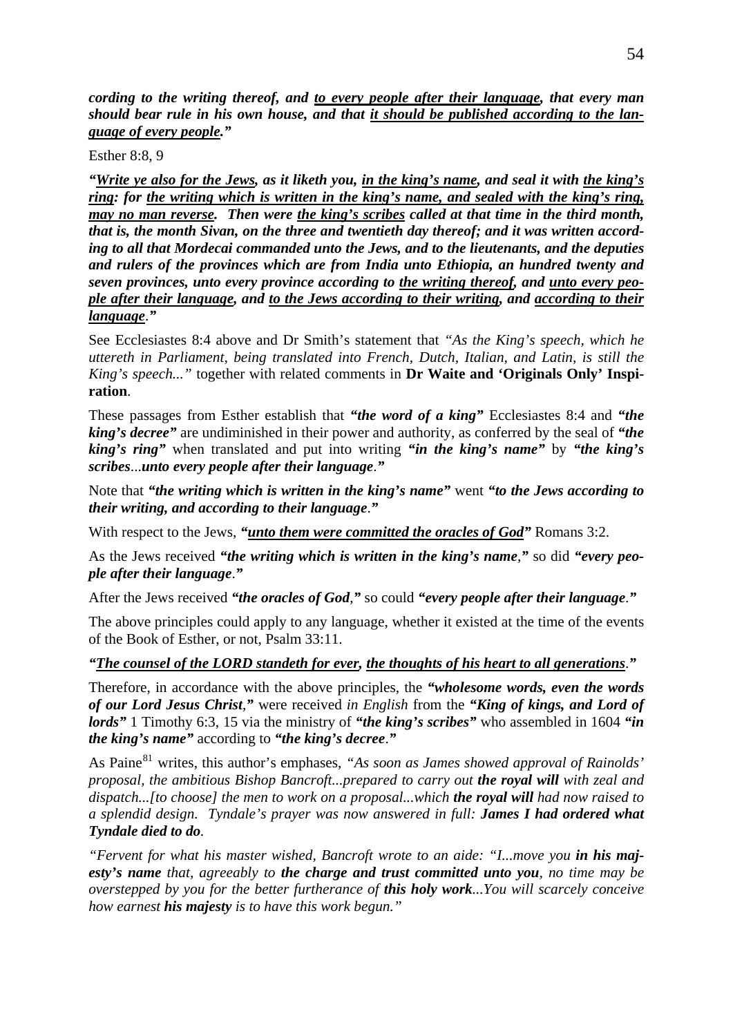***cording to the writing thereof, and <u>to every people after their language</u>, that every man should bear rule in his own house, and that <u>it should be published according to the language of every people</u>."***

Esther 8:8, 9

***"<u>Write ye also for the Jews</u>, as it liketh you, <u>in the king's name</u>, and seal it with <u>the king's ring</u>: for <u>the writing which is written in the king's name, and sealed with the king's ring, may no man reverse</u>. Then were <u>the king's scribes</u> called at that time in the third month, that is, the month Sivan, on the three and twentieth day thereof; and it was written according to all that Mordecai commanded unto the Jews, and to the lieutenants, and the deputies and rulers of the provinces which are from India unto Ethiopia, an hundred twenty and seven provinces, unto every province according to <u>the writing thereof</u>, and <u>unto every people after their language</u>, and <u>to the Jews according to their writing</u>, and <u>according to their language</u>."***

See Ecclesiastes 8:4 above and Dr Smith's statement that *"As the King's speech, which he uttereth in Parliament, being translated into French, Dutch, Italian, and Latin, is still the King's speech..."* together with related comments in **Dr Waite and 'Originals Only' Inspiration**.

These passages from Esther establish that ***"the word of a king"*** Ecclesiastes 8:4 and ***"the king's decree"*** are undiminished in their power and authority, as conferred by the seal of ***"the king's ring"*** when translated and put into writing ***"in the king's name"*** by ***"the king's scribes...unto every people after their language."***

Note that ***"the writing which is written in the king's name"*** went ***"to the Jews according to their writing, and according to their language."***

With respect to the Jews, ***"<u>unto them were committed the oracles of God</u>"*** Romans 3:2.

As the Jews received ***"the writing which is written in the king's name,"*** so did ***"every people after their language."***

After the Jews received ***"the oracles of God,"*** so could ***"every people after their language."***

The above principles could apply to any language, whether it existed at the time of the events of the Book of Esther, or not, Psalm 33:11.

***"<u>The counsel of the LORD standeth for ever</u>, <u>the thoughts of his heart to all generations</u>."***

Therefore, in accordance with the above principles, the ***"wholesome words, even the words of our Lord Jesus Christ,"*** were received *in English* from the ***"King of kings, and Lord of lords"*** 1 Timothy 6:3, 15 via the ministry of ***"the king's scribes"*** who assembled in 1604 ***"in the king's name"*** according to ***"the king's decree."***

As Paine[81] writes, this author's emphases, *"As soon as James showed approval of Rainolds' proposal, the ambitious Bishop Bancroft...prepared to carry out **the royal will** with zeal and dispatch...[to choose] the men to work on a proposal...which **the royal will** had now raised to a splendid design. Tyndale's prayer was now answered in full: **James I had ordered what Tyndale died to do**.*

*"Fervent for what his master wished, Bancroft wrote to an aide: "I...move you **in his majesty's name** that, agreeably to **the charge and trust committed unto you**, no time may be overstepped by you for the better furtherance of **this holy work**...You will scarcely conceive how earnest **his majesty** is to have this work begun."*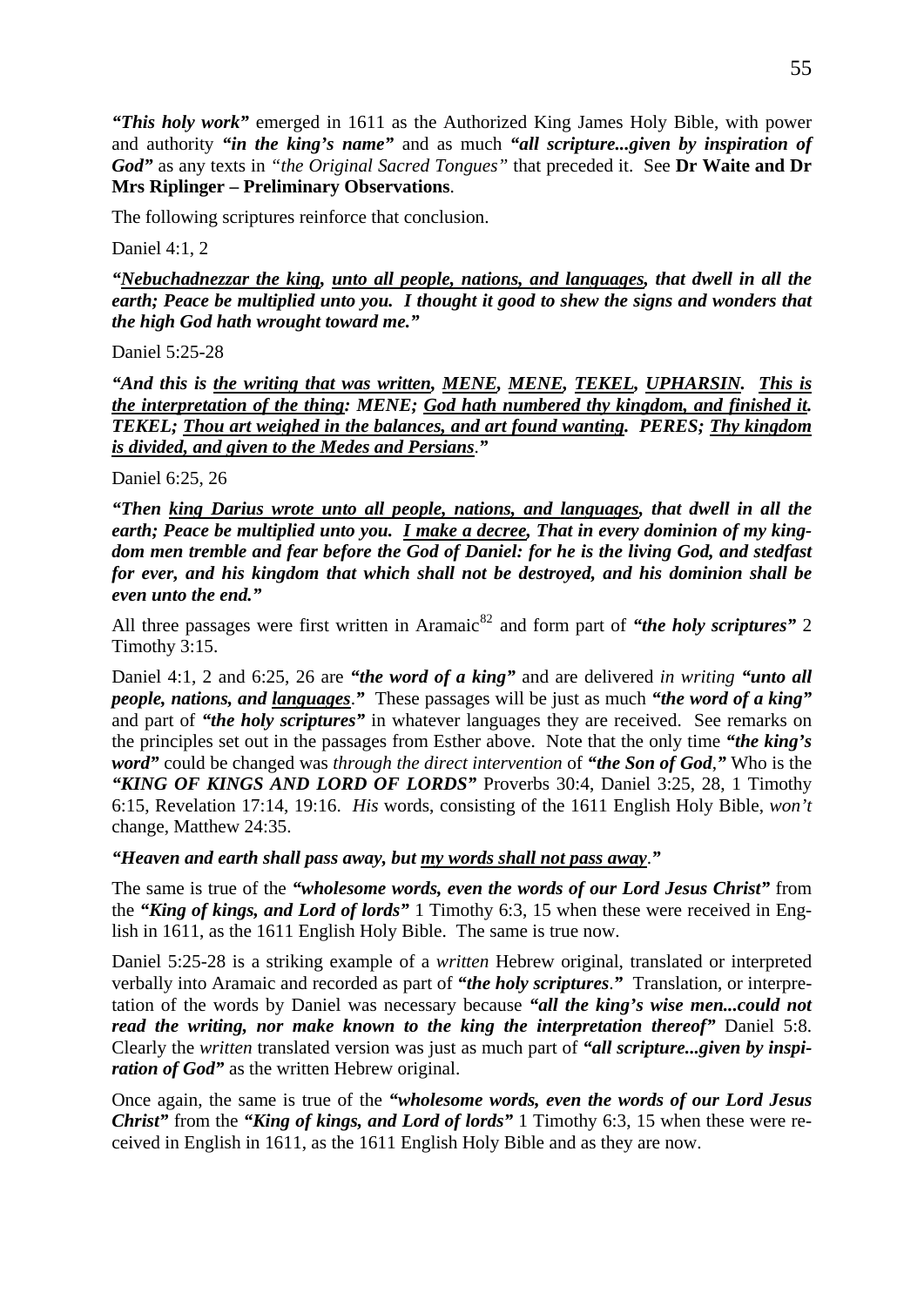***"This holy work"*** emerged in 1611 as the Authorized King James Holy Bible, with power and authority ***"in the king's name"*** and as much ***"all scripture...given by inspiration of God"*** as any texts in *"the Original Sacred Tongues"* that preceded it. See **Dr Waite and Dr Mrs Riplinger – Preliminary Observations**.

The following scriptures reinforce that conclusion.

Daniel 4:1, 2

***"<u>Nebuchadnezzar the king</u>, <u>unto all people, nations, and languages</u>, that dwell in all the earth; Peace be multiplied unto you. I thought it good to shew the signs and wonders that the high God hath wrought toward me."***

Daniel 5:25-28

***"And this is <u>the writing that was written</u>, <u>MENE</u>, <u>MENE</u>, <u>TEKEL</u>, <u>UPHARSIN</u>. <u>This is the interpretation of the thing</u>: MENE; <u>God hath numbered thy kingdom, and finished it</u>. TEKEL; <u>Thou art weighed in the balances, and art found wanting</u>. PERES; <u>Thy kingdom is divided, and given to the Medes and Persians</u>."***

Daniel 6:25, 26

***"Then <u>king Darius wrote unto all people, nations, and languages</u>, that dwell in all the earth; Peace be multiplied unto you. <u>I make a decree</u>, That in every dominion of my kingdom men tremble and fear before the God of Daniel: for he is the living God, and stedfast for ever, and his kingdom that which shall not be destroyed, and his dominion shall be even unto the end."***

All three passages were first written in Aramaic[82] and form part of ***"the holy scriptures"*** 2 Timothy 3:15.

Daniel 4:1, 2 and 6:25, 26 are ***"the word of a king"*** and are delivered *in writing* ***"unto all people, nations, and <u>languages</u>."*** These passages will be just as much ***"the word of a king"*** and part of ***"the holy scriptures"*** in whatever languages they are received. See remarks on the principles set out in the passages from Esther above. Note that the only time ***"the king's word"*** could be changed was *through the direct intervention* of ***"the Son of God,"*** Who is the ***"KING OF KINGS AND LORD OF LORDS"*** Proverbs 30:4, Daniel 3:25, 28, 1 Timothy 6:15, Revelation 17:14, 19:16. *His* words, consisting of the 1611 English Holy Bible, *won't* change, Matthew 24:35.

***"Heaven and earth shall pass away, but <u>my words shall not pass away</u>."***

The same is true of the ***"wholesome words, even the words of our Lord Jesus Christ"*** from the ***"King of kings, and Lord of lords"*** 1 Timothy 6:3, 15 when these were received in English in 1611, as the 1611 English Holy Bible. The same is true now.

Daniel 5:25-28 is a striking example of a *written* Hebrew original, translated or interpreted verbally into Aramaic and recorded as part of ***"the holy scriptures."*** Translation, or interpretation of the words by Daniel was necessary because ***"all the king's wise men...could not read the writing, nor make known to the king the interpretation thereof"*** Daniel 5:8. Clearly the *written* translated version was just as much part of ***"all scripture...given by inspiration of God"*** as the written Hebrew original.

Once again, the same is true of the ***"wholesome words, even the words of our Lord Jesus Christ"*** from the ***"King of kings, and Lord of lords"*** 1 Timothy 6:3, 15 when these were received in English in 1611, as the 1611 English Holy Bible and as they are now.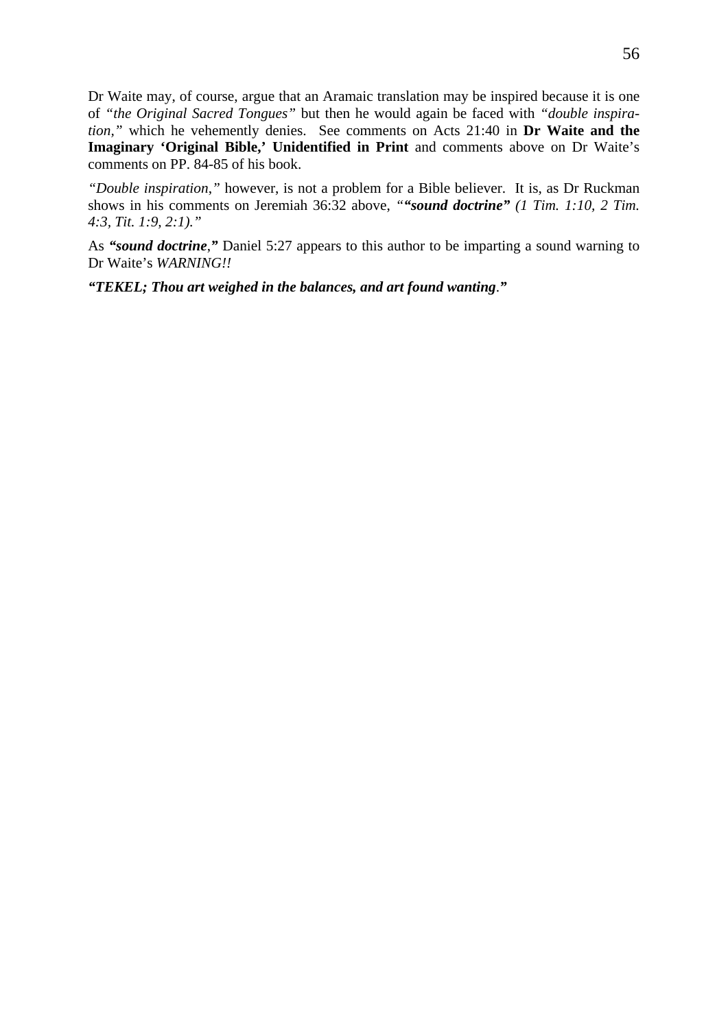Dr Waite may, of course, argue that an Aramaic translation may be inspired because it is one of *"the Original Sacred Tongues"* but then he would again be faced with *"double inspiration,"* which he vehemently denies. See comments on Acts 21:40 in **Dr Waite and the Imaginary 'Original Bible,' Unidentified in Print** and comments above on Dr Waite's comments on PP. 84-85 of his book.

*"Double inspiration,"* however, is not a problem for a Bible believer. It is, as Dr Ruckman shows in his comments on Jeremiah 36:32 above, *"**"sound doctrine"** (1 Tim. 1:10, 2 Tim. 4:3, Tit. 1:9, 2:1)."*

As ***"sound doctrine*,"** Daniel 5:27 appears to this author to be imparting a sound warning to Dr Waite's *WARNING!!*

***"TEKEL; Thou art weighed in the balances, and art found wanting*."**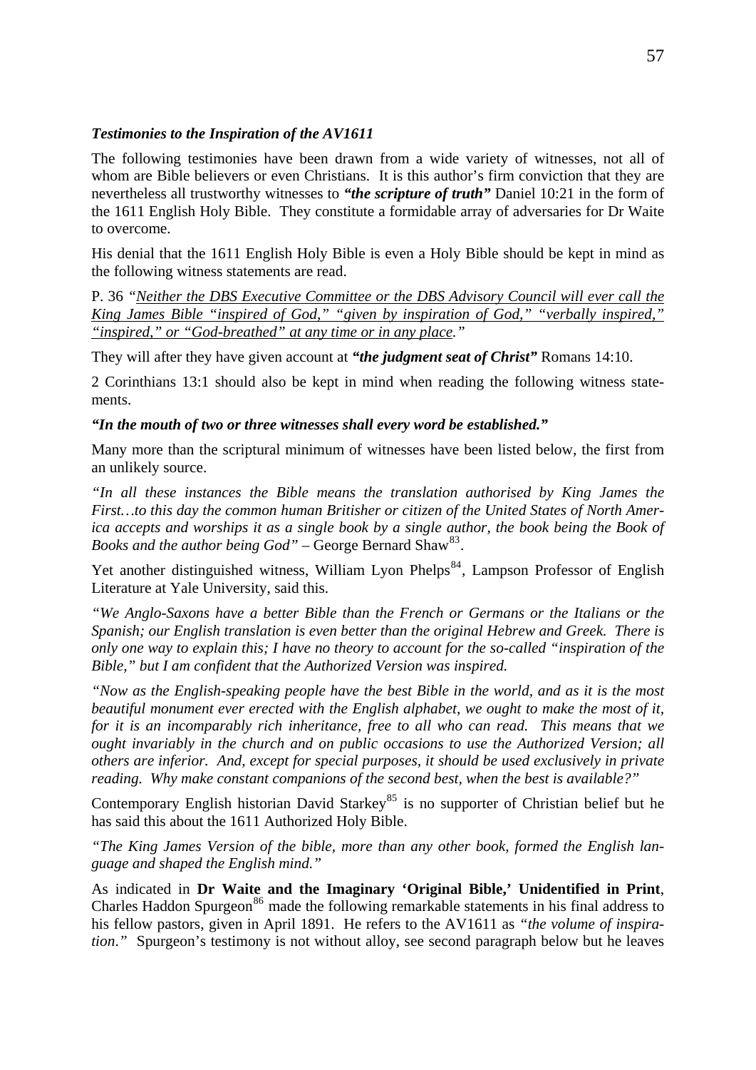***Testimonies to the Inspiration of the AV1611***

The following testimonies have been drawn from a wide variety of witnesses, not all of whom are Bible believers or even Christians. It is this author's firm conviction that they are nevertheless all trustworthy witnesses to ***"the scripture of truth"*** Daniel 10:21 in the form of the 1611 English Holy Bible. They constitute a formidable array of adversaries for Dr Waite to overcome.

His denial that the 1611 English Holy Bible is even a Holy Bible should be kept in mind as the following witness statements are read.

P. 36 *"<u>Neither the DBS Executive Committee or the DBS Advisory Council will ever call the King James Bible "inspired of God," "given by inspiration of God," "verbally inspired," "inspired," or "God-breathed" at any time or in any place.</u>"*

They will after they have given account at ***"the judgment seat of Christ"*** Romans 14:10.

2 Corinthians 13:1 should also be kept in mind when reading the following witness statements.

***"In the mouth of two or three witnesses shall every word be established."***

Many more than the scriptural minimum of witnesses have been listed below, the first from an unlikely source.

*"In all these instances the Bible means the translation authorised by King James the First…to this day the common human Britisher or citizen of the United States of North America accepts and worships it as a single book by a single author, the book being the Book of Books and the author being God"* – George Bernard Shaw[83].

Yet another distinguished witness, William Lyon Phelps[84], Lampson Professor of English Literature at Yale University, said this.

*"We Anglo-Saxons have a better Bible than the French or Germans or the Italians or the Spanish; our English translation is even better than the original Hebrew and Greek. There is only one way to explain this; I have no theory to account for the so-called "inspiration of the Bible," but I am confident that the Authorized Version was inspired.*

*"Now as the English-speaking people have the best Bible in the world, and as it is the most beautiful monument ever erected with the English alphabet, we ought to make the most of it, for it is an incomparably rich inheritance, free to all who can read. This means that we ought invariably in the church and on public occasions to use the Authorized Version; all others are inferior. And, except for special purposes, it should be used exclusively in private reading. Why make constant companions of the second best, when the best is available?"*

Contemporary English historian David Starkey[85] is no supporter of Christian belief but he has said this about the 1611 Authorized Holy Bible.

*"The King James Version of the bible, more than any other book, formed the English language and shaped the English mind."*

As indicated in **Dr Waite and the Imaginary 'Original Bible,' Unidentified in Print**, Charles Haddon Spurgeon[86] made the following remarkable statements in his final address to his fellow pastors, given in April 1891. He refers to the AV1611 as *"the volume of inspiration."* Spurgeon's testimony is not without alloy, see second paragraph below but he leaves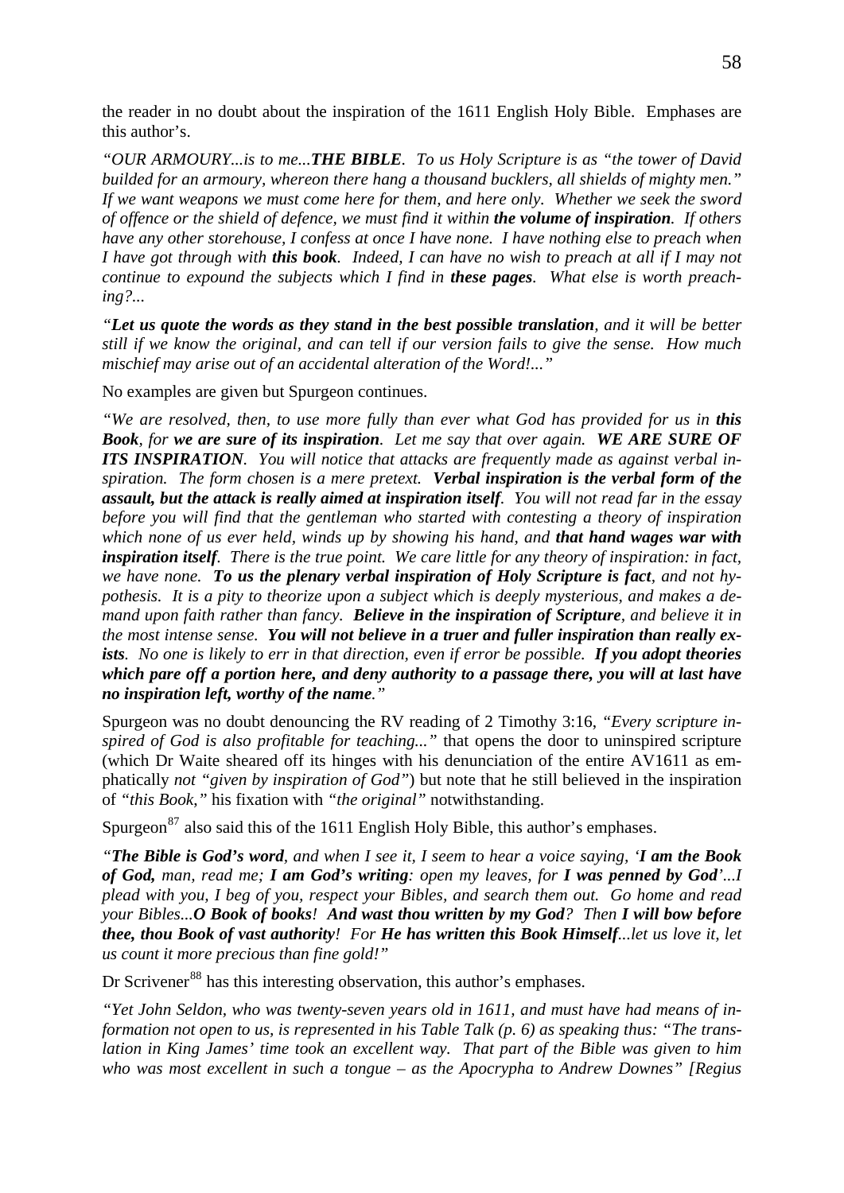the reader in no doubt about the inspiration of the 1611 English Holy Bible. Emphases are this author's.

*"OUR ARMOURY...is to me...**THE BIBLE**. To us Holy Scripture is as "the tower of David builded for an armoury, whereon there hang a thousand bucklers, all shields of mighty men." If we want weapons we must come here for them, and here only. Whether we seek the sword of offence or the shield of defence, we must find it within **the volume of inspiration**. If others have any other storehouse, I confess at once I have none. I have nothing else to preach when I have got through with **this book**. Indeed, I can have no wish to preach at all if I may not continue to expound the subjects which I find in **these pages**. What else is worth preaching?...*

*"**Let us quote the words as they stand in the best possible translation**, and it will be better still if we know the original, and can tell if our version fails to give the sense. How much mischief may arise out of an accidental alteration of the Word!..."*

No examples are given but Spurgeon continues.

*"We are resolved, then, to use more fully than ever what God has provided for us in **this Book**, for **we are sure of its inspiration**. Let me say that over again. **WE ARE SURE OF ITS INSPIRATION**. You will notice that attacks are frequently made as against verbal inspiration. The form chosen is a mere pretext. **Verbal inspiration is the verbal form of the assault, but the attack is really aimed at inspiration itself**. You will not read far in the essay before you will find that the gentleman who started with contesting a theory of inspiration which none of us ever held, winds up by showing his hand, and **that hand wages war with inspiration itself**. There is the true point. We care little for any theory of inspiration: in fact, we have none. **To us the plenary verbal inspiration of Holy Scripture is fact**, and not hypothesis. It is a pity to theorize upon a subject which is deeply mysterious, and makes a demand upon faith rather than fancy. **Believe in the inspiration of Scripture**, and believe it in the most intense sense. **You will not believe in a truer and fuller inspiration than really exists**. No one is likely to err in that direction, even if error be possible. **If you adopt theories which pare off a portion here, and deny authority to a passage there, you will at last have no inspiration left, worthy of the name**."*

Spurgeon was no doubt denouncing the RV reading of 2 Timothy 3:16, *"Every scripture inspired of God is also profitable for teaching..."* that opens the door to uninspired scripture (which Dr Waite sheared off its hinges with his denunciation of the entire AV1611 as emphatically *not "given by inspiration of God"*) but note that he still believed in the inspiration of *"this Book,"* his fixation with *"the original"* notwithstanding.

Spurgeon[87] also said this of the 1611 English Holy Bible, this author's emphases.

*"**The Bible is God's word**, and when I see it, I seem to hear a voice saying, '**I am the Book of God,** man, read me; **I am God's writing**: open my leaves, for **I was penned by God**'...I plead with you, I beg of you, respect your Bibles, and search them out. Go home and read your Bibles...**O Book of books**! **And wast thou written by my God**? Then **I will bow before thee, thou Book of vast authority**! For **He has written this Book Himself**...let us love it, let us count it more precious than fine gold!"*

Dr Scrivener[88] has this interesting observation, this author's emphases.

*"Yet John Seldon, who was twenty-seven years old in 1611, and must have had means of information not open to us, is represented in his Table Talk (p. 6) as speaking thus: "The translation in King James' time took an excellent way. That part of the Bible was given to him who was most excellent in such a tongue – as the Apocrypha to Andrew Downes" [Regius*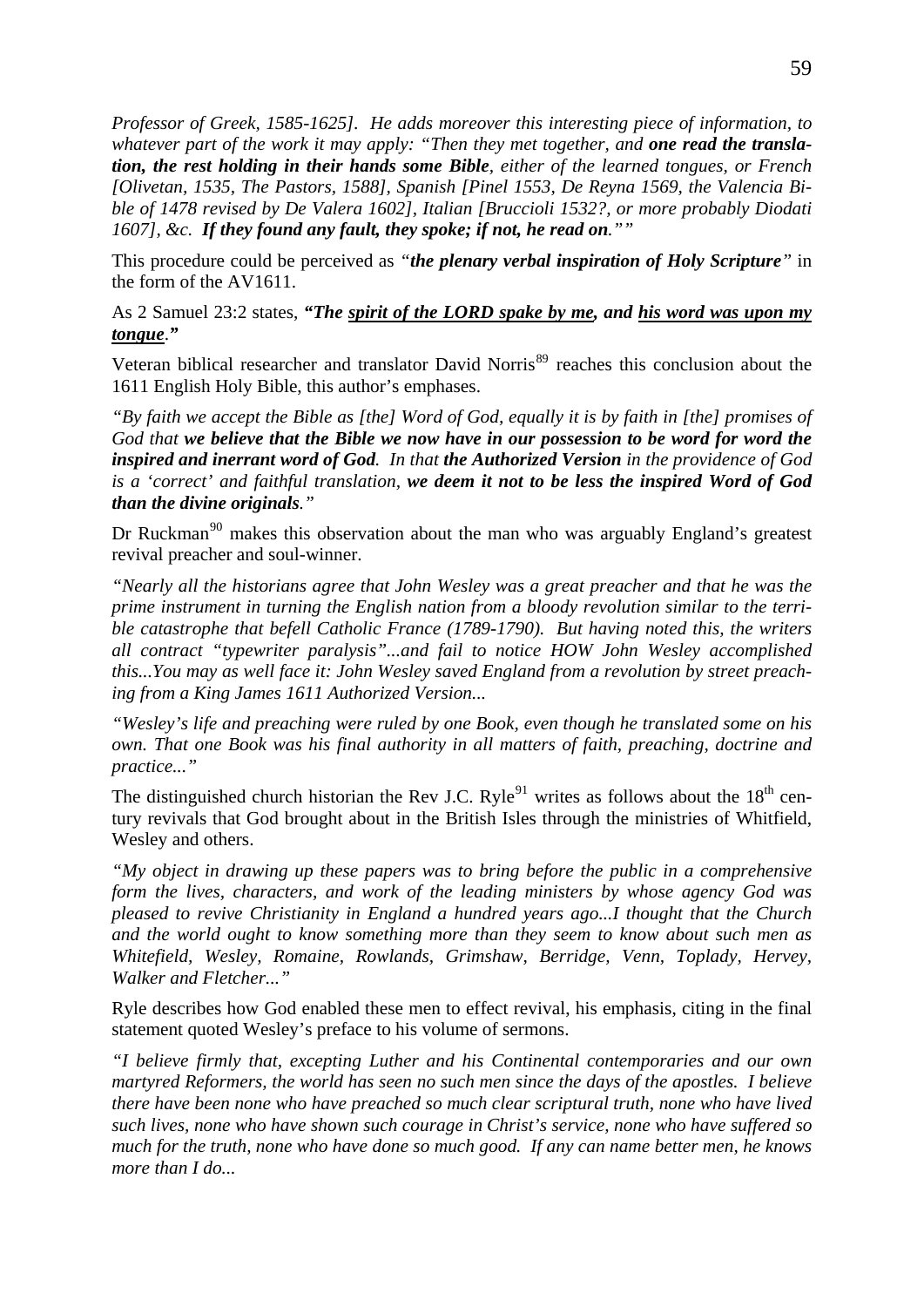*Professor of Greek, 1585-1625]. He adds moreover this interesting piece of information, to whatever part of the work it may apply: "Then they met together, and* ***one read the translation, the rest holding in their hands some Bible****, either of the learned tongues, or French [Olivetan, 1535, The Pastors, 1588], Spanish [Pinel 1553, De Reyna 1569, the Valencia Bible of 1478 revised by De Valera 1602], Italian [Bruccioli 1532?, or more probably Diodati 1607], &c.* ***If they found any fault, they spoke; if not, he read on."****"*

This procedure could be perceived as *"**the plenary verbal inspiration of Holy Scripture**"* in the form of the AV1611.

As 2 Samuel 23:2 states, ***"The <u>spirit of the LORD spake by me</u>, and <u>his word was upon my tongue</u>."***

Veteran biblical researcher and translator David Norris[89] reaches this conclusion about the 1611 English Holy Bible, this author's emphases.

*"By faith we accept the Bible as [the] Word of God, equally it is by faith in [the] promises of God that* ***we believe that the Bible we now have in our possession to be word for word the inspired and inerrant word of God****. In that* ***the Authorized Version*** *in the providence of God is a 'correct' and faithful translation,* ***we deem it not to be less the inspired Word of God than the divine originals****."*

Dr Ruckman[90] makes this observation about the man who was arguably England's greatest revival preacher and soul-winner.

*"Nearly all the historians agree that John Wesley was a great preacher and that he was the prime instrument in turning the English nation from a bloody revolution similar to the terrible catastrophe that befell Catholic France (1789-1790). But having noted this, the writers all contract "typewriter paralysis"...and fail to notice HOW John Wesley accomplished this...You may as well face it: John Wesley saved England from a revolution by street preaching from a King James 1611 Authorized Version...*

*"Wesley's life and preaching were ruled by one Book, even though he translated some on his own. That one Book was his final authority in all matters of faith, preaching, doctrine and practice..."*

The distinguished church historian the Rev J.C. Ryle[91] writes as follows about the 18th century revivals that God brought about in the British Isles through the ministries of Whitfield, Wesley and others.

*"My object in drawing up these papers was to bring before the public in a comprehensive form the lives, characters, and work of the leading ministers by whose agency God was pleased to revive Christianity in England a hundred years ago...I thought that the Church and the world ought to know something more than they seem to know about such men as Whitefield, Wesley, Romaine, Rowlands, Grimshaw, Berridge, Venn, Toplady, Hervey, Walker and Fletcher..."*

Ryle describes how God enabled these men to effect revival, his emphasis, citing in the final statement quoted Wesley's preface to his volume of sermons.

*"I believe firmly that, excepting Luther and his Continental contemporaries and our own martyred Reformers, the world has seen no such men since the days of the apostles. I believe there have been none who have preached so much clear scriptural truth, none who have lived such lives, none who have shown such courage in Christ's service, none who have suffered so much for the truth, none who have done so much good. If any can name better men, he knows more than I do...*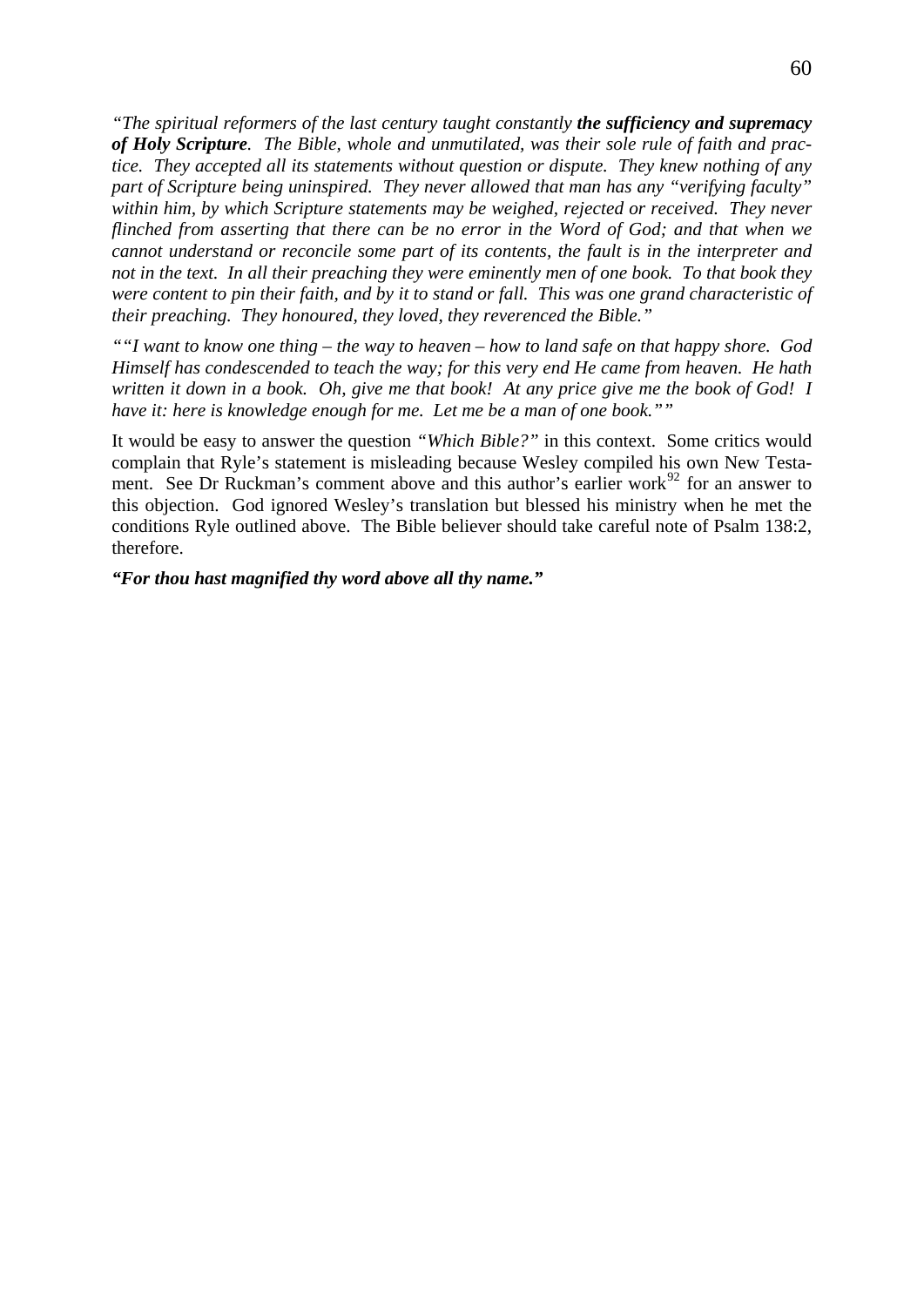*"The spiritual reformers of the last century taught constantly **the sufficiency and supremacy of Holy Scripture**. The Bible, whole and unmutilated, was their sole rule of faith and practice. They accepted all its statements without question or dispute. They knew nothing of any part of Scripture being uninspired. They never allowed that man has any "verifying faculty" within him, by which Scripture statements may be weighed, rejected or received. They never flinched from asserting that there can be no error in the Word of God; and that when we cannot understand or reconcile some part of its contents, the fault is in the interpreter and not in the text. In all their preaching they were eminently men of one book. To that book they were content to pin their faith, and by it to stand or fall. This was one grand characteristic of their preaching. They honoured, they loved, they reverenced the Bible."*

*""I want to know one thing – the way to heaven – how to land safe on that happy shore. God Himself has condescended to teach the way; for this very end He came from heaven. He hath written it down in a book. Oh, give me that book! At any price give me the book of God! I have it: here is knowledge enough for me. Let me be a man of one book.""*

It would be easy to answer the question *"Which Bible?"* in this context. Some critics would complain that Ryle's statement is misleading because Wesley compiled his own New Testament. See Dr Ruckman's comment above and this author's earlier work[92] for an answer to this objection. God ignored Wesley's translation but blessed his ministry when he met the conditions Ryle outlined above. The Bible believer should take careful note of Psalm 138:2, therefore.

***"For thou hast magnified thy word above all thy name."***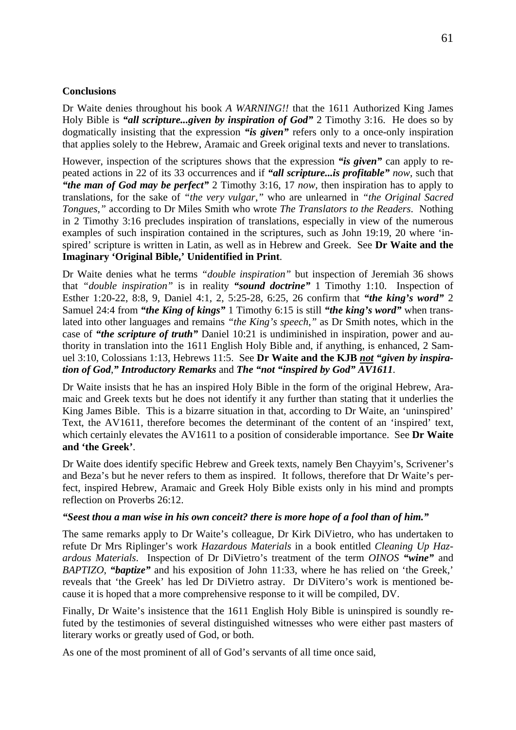**Conclusions**

Dr Waite denies throughout his book *A WARNING!!* that the 1611 Authorized King James Holy Bible is ***"all scripture...given by inspiration of God"*** 2 Timothy 3:16. He does so by dogmatically insisting that the expression ***"is given"*** refers only to a once-only inspiration that applies solely to the Hebrew, Aramaic and Greek original texts and never to translations.

However, inspection of the scriptures shows that the expression ***"is given"*** can apply to repeated actions in 22 of its 33 occurrences and if ***"all scripture...is profitable"*** *now*, such that ***"the man of God may be perfect"*** 2 Timothy 3:16, 17 *now*, then inspiration has to apply to translations, for the sake of *"the very vulgar,"* who are unlearned in *"the Original Sacred Tongues,"* according to Dr Miles Smith who wrote *The Translators to the Readers*. Nothing in 2 Timothy 3:16 precludes inspiration of translations, especially in view of the numerous examples of such inspiration contained in the scriptures, such as John 19:19, 20 where 'inspired' scripture is written in Latin, as well as in Hebrew and Greek. See **Dr Waite and the Imaginary 'Original Bible,' Unidentified in Print**.

Dr Waite denies what he terms *"double inspiration"* but inspection of Jeremiah 36 shows that *"double inspiration"* is in reality ***"sound doctrine"*** 1 Timothy 1:10. Inspection of Esther 1:20-22, 8:8, 9, Daniel 4:1, 2, 5:25-28, 6:25, 26 confirm that ***"the king's word"*** 2 Samuel 24:4 from ***"the King of kings"*** 1 Timothy 6:15 is still ***"the king's word"*** when translated into other languages and remains *"the King's speech,"* as Dr Smith notes, which in the case of ***"the scripture of truth"*** Daniel 10:21 is undiminished in inspiration, power and authority in translation into the 1611 English Holy Bible and, if anything, is enhanced, 2 Samuel 3:10, Colossians 1:13, Hebrews 11:5. See **Dr Waite and the KJB *not* *"given by inspiration of God,"* *Introductory Remarks*** and ***The "not "inspired by God" AV1611***.

Dr Waite insists that he has an inspired Holy Bible in the form of the original Hebrew, Aramaic and Greek texts but he does not identify it any further than stating that it underlies the King James Bible. This is a bizarre situation in that, according to Dr Waite, an 'uninspired' Text, the AV1611, therefore becomes the determinant of the content of an 'inspired' text, which certainly elevates the AV1611 to a position of considerable importance. See **Dr Waite and 'the Greek'**.

Dr Waite does identify specific Hebrew and Greek texts, namely Ben Chayyim's, Scrivener's and Beza's but he never refers to them as inspired. It follows, therefore that Dr Waite's perfect, inspired Hebrew, Aramaic and Greek Holy Bible exists only in his mind and prompts reflection on Proverbs 26:12.

***"Seest thou a man wise in his own conceit? there is more hope of a fool than of him."***

The same remarks apply to Dr Waite's colleague, Dr Kirk DiVietro, who has undertaken to refute Dr Mrs Riplinger's work *Hazardous Materials* in a book entitled *Cleaning Up Hazardous Materials*. Inspection of Dr DiVietro's treatment of the term *OINOS* ***"wine"*** and *BAPTIZO*, ***"baptize"*** and his exposition of John 11:33, where he has relied on 'the Greek,' reveals that 'the Greek' has led Dr DiVietro astray. Dr DiVitero's work is mentioned because it is hoped that a more comprehensive response to it will be compiled, DV.

Finally, Dr Waite's insistence that the 1611 English Holy Bible is uninspired is soundly refuted by the testimonies of several distinguished witnesses who were either past masters of literary works or greatly used of God, or both.

As one of the most prominent of all of God's servants of all time once said,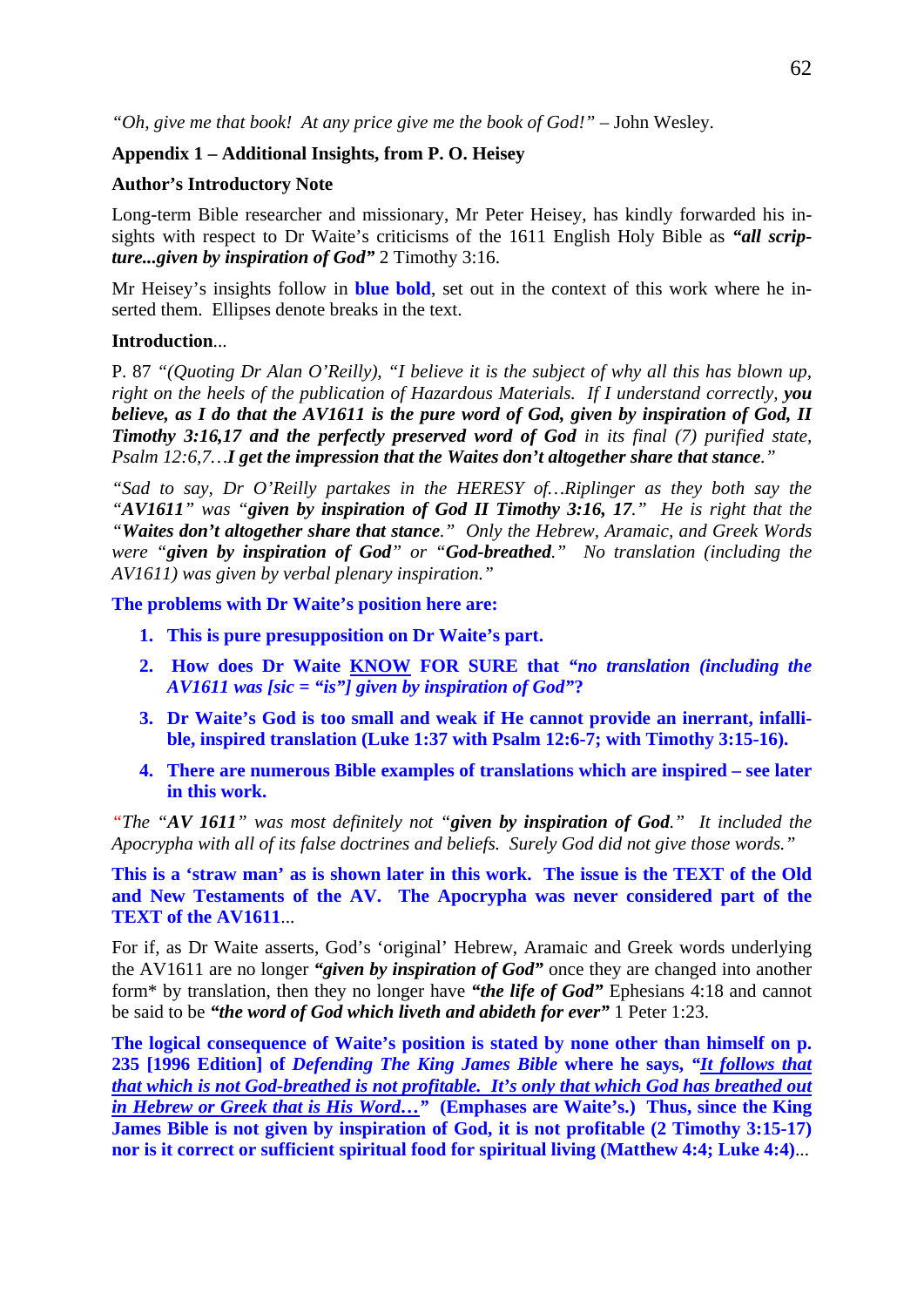*"Oh, give me that book! At any price give me the book of God!"* – John Wesley.

**Appendix 1 – Additional Insights, from P. O. Heisey**

**Author's Introductory Note**

Long-term Bible researcher and missionary, Mr Peter Heisey, has kindly forwarded his insights with respect to Dr Waite's criticisms of the 1611 English Holy Bible as ***"all scripture...given by inspiration of God"*** 2 Timothy 3:16.

Mr Heisey's insights follow in **blue bold**, set out in the context of this work where he inserted them. Ellipses denote breaks in the text.

**Introduction**...

P. 87 *"(Quoting Dr Alan O'Reilly), "I believe it is the subject of why all this has blown up, right on the heels of the publication of Hazardous Materials. If I understand correctly,* ***you believe, as I do that the AV1611 is the pure word of God, given by inspiration of God, II Timothy 3:16,17 and the perfectly preserved word of God*** *in its final (7) purified state, Psalm 12:6,7…****I get the impression that the Waites don't altogether share that stance****."*

*"Sad to say, Dr O'Reilly partakes in the HERESY of…Riplinger as they both say the "****AV1611****" was "****given by inspiration of God II Timothy 3:16, 17****." He is right that the "****Waites don't altogether share that stance****." Only the Hebrew, Aramaic, and Greek Words were "****given by inspiration of God****" or "****God-breathed****." No translation (including the AV1611) was given by verbal plenary inspiration."*

**The problems with Dr Waite's position here are:**

1. **This is pure presupposition on Dr Waite's part.**
2. **How does Dr Waite <u>KNOW</u> FOR SURE that *"no translation (including the AV1611 was [sic = "is"] given by inspiration of God"*?**
3. **Dr Waite's God is too small and weak if He cannot provide an inerrant, infallible, inspired translation (Luke 1:37 with Psalm 12:6-7; with Timothy 3:15-16).**
4. **There are numerous Bible examples of translations which are inspired – see later in this work.**

*"The "****AV 1611****" was most definitely not "****given by inspiration of God****." It included the Apocrypha with all of its false doctrines and beliefs. Surely God did not give those words."*

**This is a 'straw man' as is shown later in this work. The issue is the TEXT of the Old and New Testaments of the AV. The Apocrypha was never considered part of the TEXT of the AV1611**...

For if, as Dr Waite asserts, God's 'original' Hebrew, Aramaic and Greek words underlying the AV1611 are no longer ***"given by inspiration of God"*** once they are changed into another form* by translation, then they no longer have ***"the life of God"*** Ephesians 4:18 and cannot be said to be ***"the word of God which liveth and abideth for ever"*** 1 Peter 1:23.

**The logical consequence of Waite's position is stated by none other than himself on p. 235 [1996 Edition] of *Defending The King James Bible* where he says, *"<u>It follows that that which is not God-breathed is not profitable. It's only that which God has breathed out in Hebrew or Greek that is His Word…</u>"* (Emphases are Waite's.) Thus, since the King James Bible is not given by inspiration of God, it is not profitable (2 Timothy 3:15-17) nor is it correct or sufficient spiritual food for spiritual living (Matthew 4:4; Luke 4:4)**...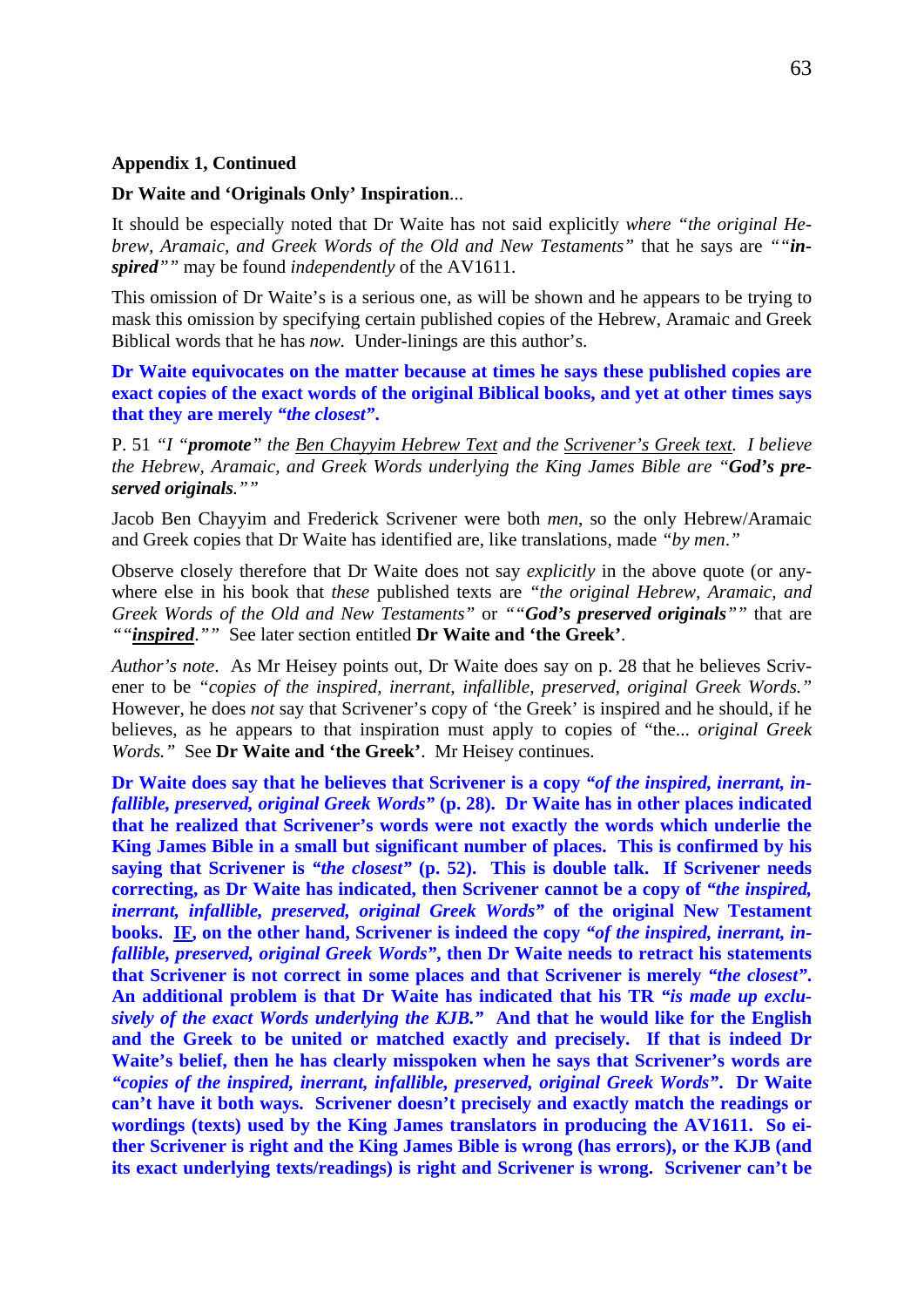**Appendix 1, Continued**

**Dr Waite and 'Originals Only' Inspiration**...

It should be especially noted that Dr Waite has not said explicitly *where "the original Hebrew, Aramaic, and Greek Words of the Old and New Testaments"* that he says are *""**inspired**""* may be found *independently* of the AV1611.

This omission of Dr Waite's is a serious one, as will be shown and he appears to be trying to mask this omission by specifying certain published copies of the Hebrew, Aramaic and Greek Biblical words that he has *now.* Under-linings are this author's.

**Dr Waite equivocates on the matter because at times he says these published copies are exact copies of the exact words of the original Biblical books, and yet at other times says that they are merely *"the closest"*.**

P. 51 *"I "**promote**" the <u>Ben Chayyim Hebrew Text</u> and the <u>Scrivener's Greek text</u>. I believe the Hebrew, Aramaic, and Greek Words underlying the King James Bible are "**God's preserved originals**.""*

Jacob Ben Chayyim and Frederick Scrivener were both *men*, so the only Hebrew/Aramaic and Greek copies that Dr Waite has identified are, like translations, made *"by men."*

Observe closely therefore that Dr Waite does not say *explicitly* in the above quote (or anywhere else in his book that *these* published texts are *"the original Hebrew, Aramaic, and Greek Words of the Old and New Testaments"* or *""**God's preserved originals**""* that are *""**<u>inspired</u>**.""* See later section entitled **Dr Waite and 'the Greek'**.

*Author's note*. As Mr Heisey points out, Dr Waite does say on p. 28 that he believes Scrivener to be *"copies of the inspired, inerrant, infallible, preserved, original Greek Words."* However, he does *not* say that Scrivener's copy of 'the Greek' is inspired and he should, if he believes, as he appears to that inspiration must apply to copies of "the... *original Greek Words."* See **Dr Waite and 'the Greek'**. Mr Heisey continues.

**Dr Waite does say that he believes that Scrivener is a copy *"of the inspired, inerrant, infallible, preserved, original Greek Words"* (p. 28). Dr Waite has in other places indicated that he realized that Scrivener's words were not exactly the words which underlie the King James Bible in a small but significant number of places. This is confirmed by his saying that Scrivener is *"the closest"* (p. 52). This is double talk. If Scrivener needs correcting, as Dr Waite has indicated, then Scrivener cannot be a copy of *"the inspired, inerrant, infallible, preserved, original Greek Words"* of the original New Testament books. <u>IF</u>, on the other hand, Scrivener is indeed the copy *"of the inspired, inerrant, infallible, preserved, original Greek Words"*, then Dr Waite needs to retract his statements that Scrivener is not correct in some places and that Scrivener is merely *"the closest"*. An additional problem is that Dr Waite has indicated that his TR *"is made up exclusively of the exact Words underlying the KJB."* And that he would like for the English and the Greek to be united or matched exactly and precisely. If that is indeed Dr Waite's belief, then he has clearly misspoken when he says that Scrivener's words are *"copies of the inspired, inerrant, infallible, preserved, original Greek Words"*. Dr Waite can't have it both ways. Scrivener doesn't precisely and exactly match the readings or wordings (texts) used by the King James translators in producing the AV1611. So either Scrivener is right and the King James Bible is wrong (has errors), or the KJB (and its exact underlying texts/readings) is right and Scrivener is wrong. Scrivener can't be**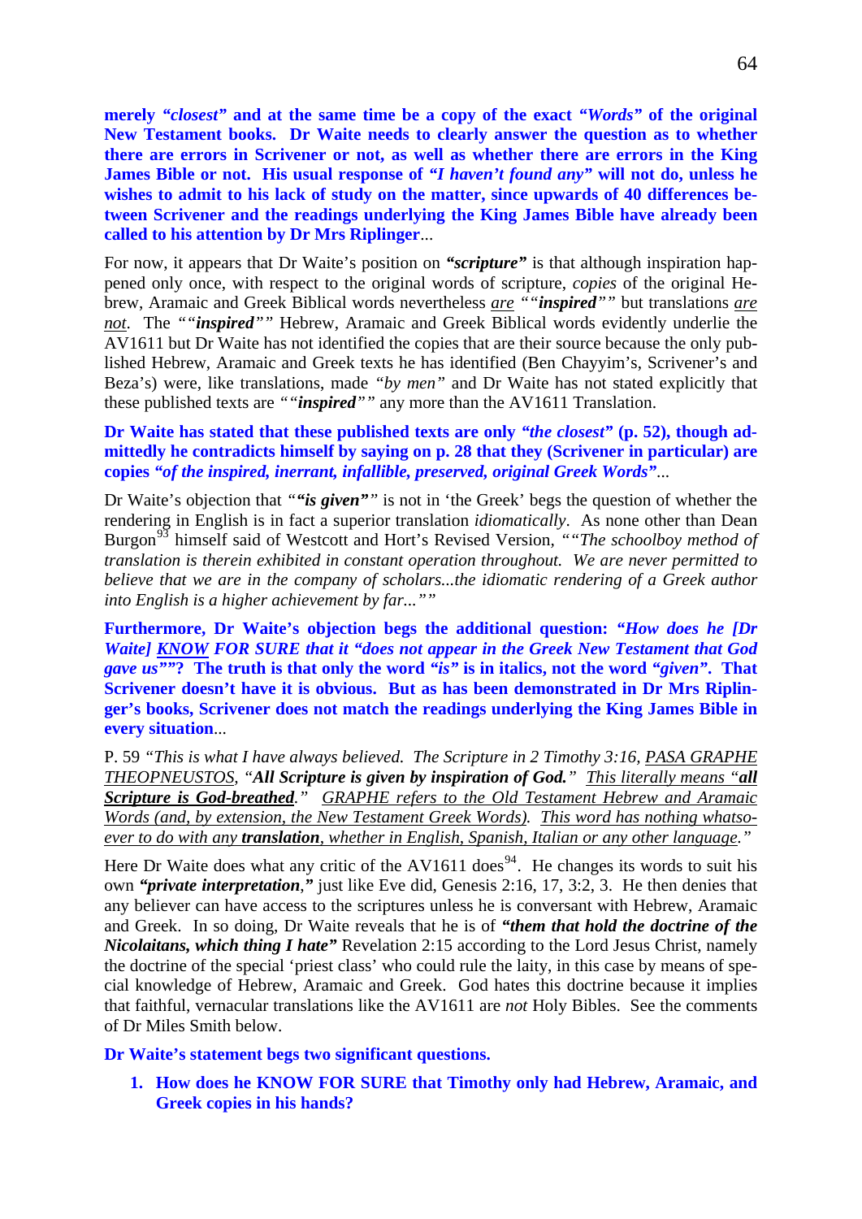**merely *"closest"* and at the same time be a copy of the exact *"Words"* of the original New Testament books. Dr Waite needs to clearly answer the question as to whether there are errors in Scrivener or not, as well as whether there are errors in the King James Bible or not. His usual response of *"I haven't found any"* will not do, unless he wishes to admit to his lack of study on the matter, since upwards of 40 differences between Scrivener and the readings underlying the King James Bible have already been called to his attention by Dr Mrs Riplinger**...

For now, it appears that Dr Waite's position on ***"scripture"*** is that although inspiration happened only once, with respect to the original words of scripture, *copies* of the original Hebrew, Aramaic and Greek Biblical words nevertheless <u>*are*</u> *""**inspired**""* but translations <u>*are not*</u>. The *""**inspired**""* Hebrew, Aramaic and Greek Biblical words evidently underlie the AV1611 but Dr Waite has not identified the copies that are their source because the only published Hebrew, Aramaic and Greek texts he has identified (Ben Chayyim's, Scrivener's and Beza's) were, like translations, made *"by men"* and Dr Waite has not stated explicitly that these published texts are *""**inspired**""* any more than the AV1611 Translation.

**Dr Waite has stated that these published texts are only *"the closest"* (p. 52), though admittedly he contradicts himself by saying on p. 28 that they (Scrivener in particular) are copies *"of the inspired, inerrant, infallible, preserved, original Greek Words"***...

Dr Waite's objection that *""**is given**""* is not in 'the Greek' begs the question of whether the rendering in English is in fact a superior translation *idiomatically*. As none other than Dean Burgon[93] himself said of Westcott and Hort's Revised Version, *""The schoolboy method of translation is therein exhibited in constant operation throughout. We are never permitted to believe that we are in the company of scholars...the idiomatic rendering of a Greek author into English is a higher achievement by far...""*

**Furthermore, Dr Waite's objection begs the additional question: *"How does he [Dr Waite] <u>KNOW</u> FOR SURE that it "does not appear in the Greek New Testament that God gave us""*? The truth is that only the word *"is"* is in italics, not the word *"given"*. That Scrivener doesn't have it is obvious. But as has been demonstrated in Dr Mrs Riplinger's books, Scrivener does not match the readings underlying the King James Bible in every situation**...

P. 59 *"This is what I have always believed. The Scripture in 2 Timothy 3:16, <u>PASA GRAPHE THEOPNEUSTOS</u>, "**All Scripture is given by inspiration of God.**" <u>This literally means "**all Scripture is God-breathed**</u>." <u>GRAPHE refers to the Old Testament Hebrew and Aramaic Words (and, by extension, the New Testament Greek Words)</u>. <u>This word has nothing whatsoever to do with any **translation**, whether in English, Spanish, Italian or any other language</u>."*

Here Dr Waite does what any critic of the AV1611 does[94]. He changes its words to suit his own ***"private interpretation,"*** just like Eve did, Genesis 2:16, 17, 3:2, 3. He then denies that any believer can have access to the scriptures unless he is conversant with Hebrew, Aramaic and Greek. In so doing, Dr Waite reveals that he is of ***"them that hold the doctrine of the Nicolaitans, which thing I hate"*** Revelation 2:15 according to the Lord Jesus Christ, namely the doctrine of the special 'priest class' who could rule the laity, in this case by means of special knowledge of Hebrew, Aramaic and Greek. God hates this doctrine because it implies that faithful, vernacular translations like the AV1611 are *not* Holy Bibles. See the comments of Dr Miles Smith below.

**Dr Waite's statement begs two significant questions.**

1. **How does he KNOW FOR SURE that Timothy only had Hebrew, Aramaic, and Greek copies in his hands?**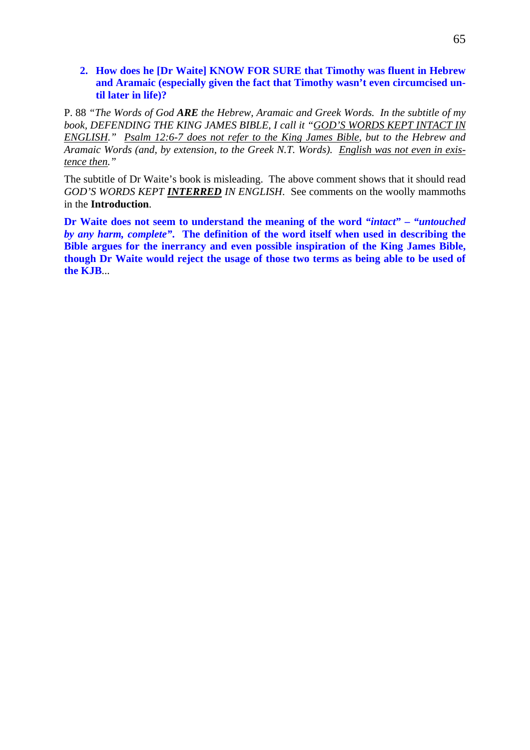2. **How does he [Dr Waite] KNOW FOR SURE that Timothy was fluent in Hebrew and Aramaic (especially given the fact that Timothy wasn't even circumcised until later in life)?**

P. 88 *"The Words of God **ARE** the Hebrew, Aramaic and Greek Words. In the subtitle of my book, DEFENDING THE KING JAMES BIBLE, I call it "<u>GOD'S WORDS KEPT INTACT IN ENGLISH</u>." <u>Psalm 12:6-7 does not refer to the King James Bible</u>, but to the Hebrew and Aramaic Words (and, by extension, to the Greek N.T. Words). <u>English was not even in existence then</u>."*

The subtitle of Dr Waite's book is misleading. The above comment shows that it should read *GOD'S WORDS KEPT **<u>INTERRED</u>** IN ENGLISH*. See comments on the woolly mammoths in the **Introduction**.

**Dr Waite does not seem to understand the meaning of the word *"intact"* – *"untouched by any harm, complete"*. The definition of the word itself when used in describing the Bible argues for the inerrancy and even possible inspiration of the King James Bible, though Dr Waite would reject the usage of those two terms as being able to be used of the KJB**...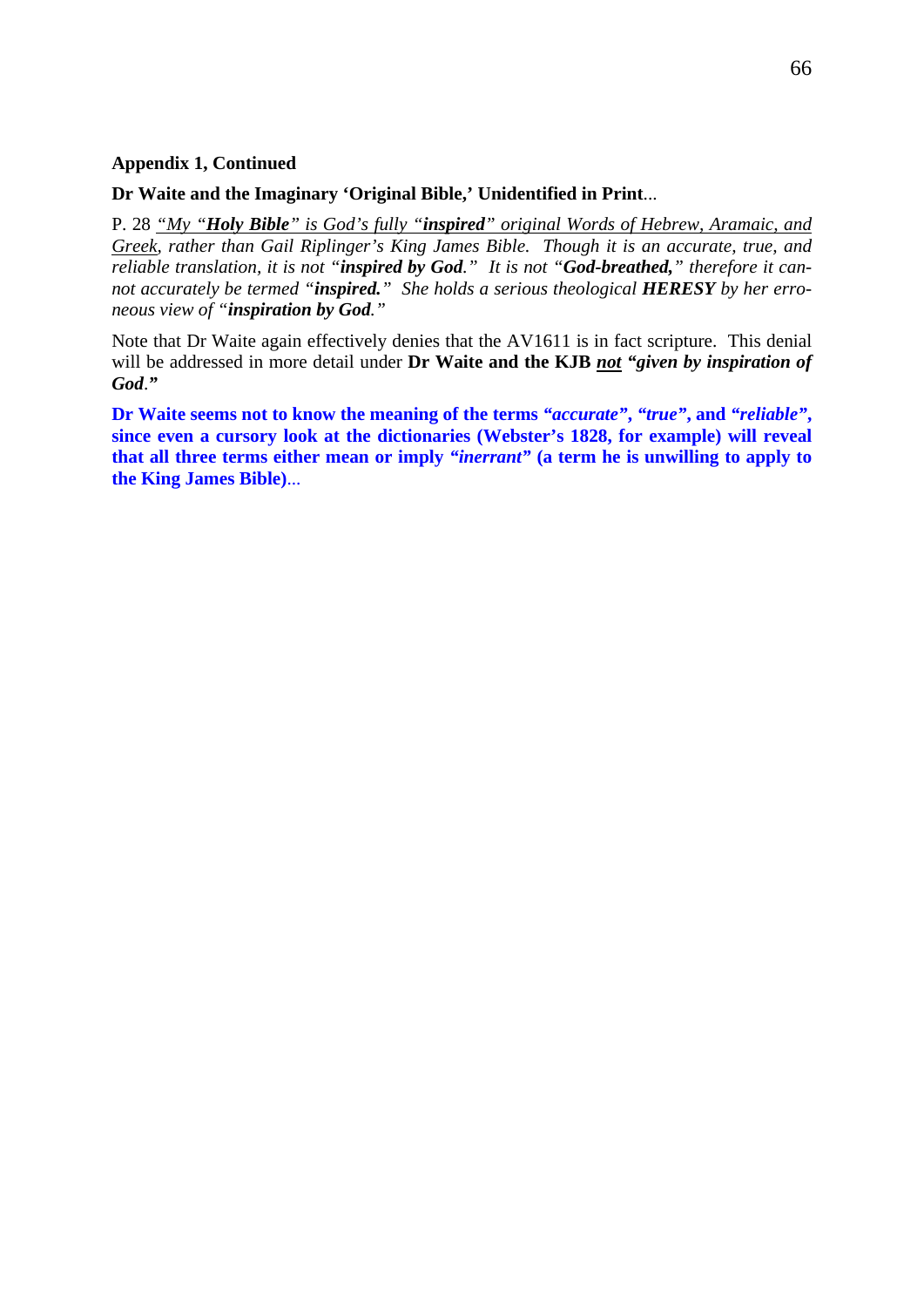**Appendix 1, Continued**

**Dr Waite and the Imaginary 'Original Bible,' Unidentified in Print**...

P. 28 *"My "**Holy Bible**" is God's fully "**inspired**" original Words of Hebrew, Aramaic, and Greek, rather than Gail Riplinger's King James Bible. Though it is an accurate, true, and reliable translation, it is not "**inspired by God**." It is not "**God-breathed,**" therefore it cannot accurately be termed "**inspired.**" She holds a serious theological **HERESY** by her erroneous view of "**inspiration by God**."*

Note that Dr Waite again effectively denies that the AV1611 is in fact scripture. This denial will be addressed in more detail under **Dr Waite and the KJB *not* "*given by inspiration of God*."**

**Dr Waite seems not to know the meaning of the terms "*accurate*", "*true*", and "*reliable*", since even a cursory look at the dictionaries (Webster's 1828, for example) will reveal that all three terms either mean or imply "*inerrant*" (a term he is unwilling to apply to the King James Bible)**...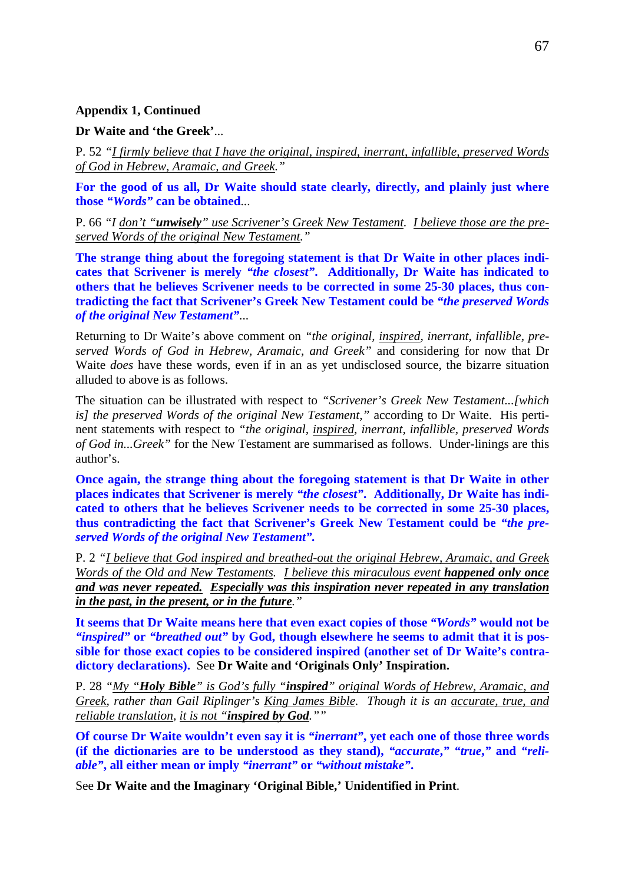**Appendix 1, Continued**

**Dr Waite and 'the Greek'**...

P. 52 *"I firmly believe that I have the original, inspired, inerrant, infallible, preserved Words of God in Hebrew, Aramaic, and Greek."*

**For the good of us all, Dr Waite should state clearly, directly, and plainly just where those *"Words"* can be obtained**...

P. 66 *"I don't "**unwisely**" use Scrivener's Greek New Testament. I believe those are the preserved Words of the original New Testament."*

**The strange thing about the foregoing statement is that Dr Waite in other places indicates that Scrivener is merely *"the closest"*. Additionally, Dr Waite has indicated to others that he believes Scrivener needs to be corrected in some 25-30 places, thus contradicting the fact that Scrivener's Greek New Testament could be *"the preserved Words of the original New Testament"***...

Returning to Dr Waite's above comment on *"the original, inspired, inerrant, infallible, preserved Words of God in Hebrew, Aramaic, and Greek"* and considering for now that Dr Waite *does* have these words, even if in an as yet undisclosed source, the bizarre situation alluded to above is as follows.

The situation can be illustrated with respect to *"Scrivener's Greek New Testament...[which is] the preserved Words of the original New Testament,"* according to Dr Waite. His pertinent statements with respect to *"the original, inspired, inerrant, infallible, preserved Words of God in...Greek"* for the New Testament are summarised as follows. Under-linings are this author's.

**Once again, the strange thing about the foregoing statement is that Dr Waite in other places indicates that Scrivener is merely *"the closest"*. Additionally, Dr Waite has indicated to others that he believes Scrivener needs to be corrected in some 25-30 places, thus contradicting the fact that Scrivener's Greek New Testament could be *"the preserved Words of the original New Testament"*.**

P. 2 *"I believe that God inspired and breathed-out the original Hebrew, Aramaic, and Greek Words of the Old and New Testaments. I believe this miraculous event **happened only once and was never repeated. Especially was this inspiration never repeated in any translation in the past, in the present, or in the future**."*

**It seems that Dr Waite means here that even exact copies of those "*Words*" would not be *"inspired"* or *"breathed out"* by God, though elsewhere he seems to admit that it is possible for those exact copies to be considered inspired (another set of Dr Waite's contradictory declarations).** See **Dr Waite and 'Originals Only' Inspiration.**

P. 28 *"My "**Holy Bible**" is God's fully "**inspired**" original Words of Hebrew, Aramaic, and Greek, rather than Gail Riplinger's King James Bible. Though it is an accurate, true, and reliable translation, it is not "**inspired by God**.""*

**Of course Dr Waite wouldn't even say it is *"inerrant"*, yet each one of those three words (if the dictionaries are to be understood as they stand), *"accurate," "true,"* and *"reliable"*, all either mean or imply *"inerrant"* or *"without mistake"*.**

See **Dr Waite and the Imaginary 'Original Bible,' Unidentified in Print**.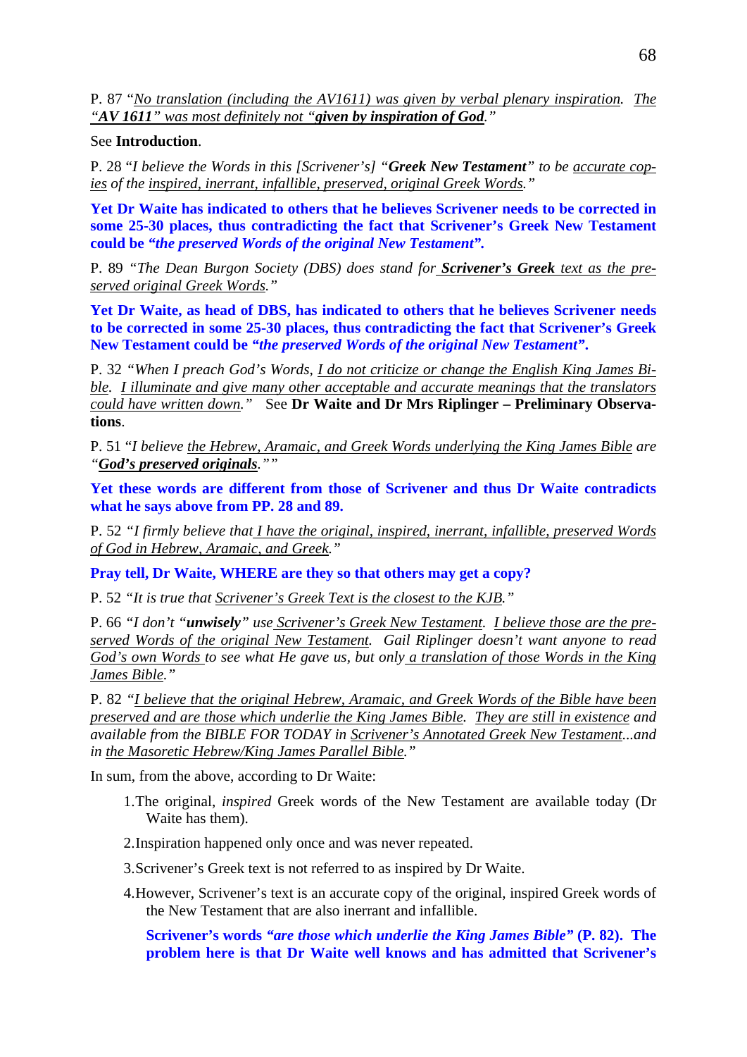P. 87 "*No translation (including the AV1611) was given by verbal plenary inspiration. The "**AV 1611**" was most definitely not "**given by inspiration of God**.*"

See **Introduction**.

P. 28 "*I believe the Words in this [Scrivener's] "**Greek New Testament**" to be accurate copies of the inspired, inerrant, infallible, preserved, original Greek Words.*"

**Yet Dr Waite has indicated to others that he believes Scrivener needs to be corrected in some 25-30 places, thus contradicting the fact that Scrivener's Greek New Testament could be *"the preserved Words of the original New Testament"*.**

P. 89 "*The Dean Burgon Society (DBS) does stand for **Scrivener's Greek** text as the preserved original Greek Words.*"

**Yet Dr Waite, as head of DBS, has indicated to others that he believes Scrivener needs to be corrected in some 25-30 places, thus contradicting the fact that Scrivener's Greek New Testament could be *"the preserved Words of the original New Testament"*.**

P. 32 "*When I preach God's Words, I do not criticize or change the English King James Bible. I illuminate and give many other acceptable and accurate meanings that the translators could have written down.*" See **Dr Waite and Dr Mrs Riplinger – Preliminary Observations**.

P. 51 "*I believe the Hebrew, Aramaic, and Greek Words underlying the King James Bible are "**God's preserved originals**.*""

**Yet these words are different from those of Scrivener and thus Dr Waite contradicts what he says above from PP. 28 and 89.**

P. 52 "*I firmly believe that I have the original, inspired, inerrant, infallible, preserved Words of God in Hebrew, Aramaic, and Greek.*"

**Pray tell, Dr Waite, WHERE are they so that others may get a copy?**

P. 52 "*It is true that Scrivener's Greek Text is the closest to the KJB.*"

P. 66 "*I don't "**unwisely**" use Scrivener's Greek New Testament. I believe those are the preserved Words of the original New Testament. Gail Riplinger doesn't want anyone to read God's own Words to see what He gave us, but only a translation of those Words in the King James Bible.*"

P. 82 "*I believe that the original Hebrew, Aramaic, and Greek Words of the Bible have been preserved and are those which underlie the King James Bible. They are still in existence and available from the BIBLE FOR TODAY in Scrivener's Annotated Greek New Testament...and in the Masoretic Hebrew/King James Parallel Bible.*"

In sum, from the above, according to Dr Waite:

1. The original, *inspired* Greek words of the New Testament are available today (Dr Waite has them).
2. Inspiration happened only once and was never repeated.
3. Scrivener's Greek text is not referred to as inspired by Dr Waite.
4. However, Scrivener's text is an accurate copy of the original, inspired Greek words of the New Testament that are also inerrant and infallible.

   **Scrivener's words *"are those which underlie the King James Bible"* (P. 82). The problem here is that Dr Waite well knows and has admitted that Scrivener's**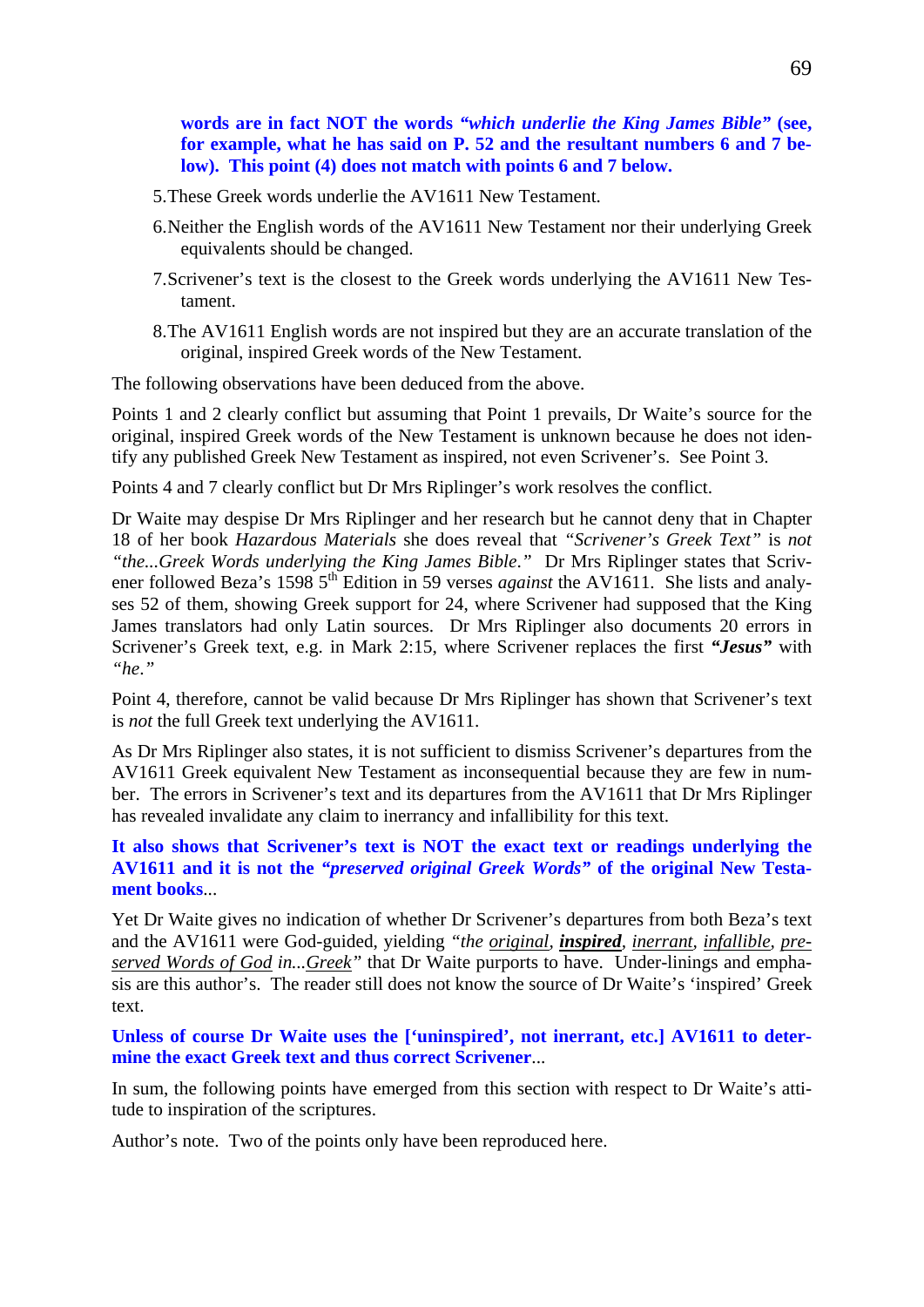**words are in fact NOT the words *"which underlie the King James Bible"* (see, for example, what he has said on P. 52 and the resultant numbers 6 and 7 below). This point (4) does not match with points 6 and 7 below.**

5. These Greek words underlie the AV1611 New Testament.

6. Neither the English words of the AV1611 New Testament nor their underlying Greek equivalents should be changed.

7. Scrivener's text is the closest to the Greek words underlying the AV1611 New Testament.

8. The AV1611 English words are not inspired but they are an accurate translation of the original, inspired Greek words of the New Testament.

The following observations have been deduced from the above.

Points 1 and 2 clearly conflict but assuming that Point 1 prevails, Dr Waite's source for the original, inspired Greek words of the New Testament is unknown because he does not identify any published Greek New Testament as inspired, not even Scrivener's. See Point 3.

Points 4 and 7 clearly conflict but Dr Mrs Riplinger's work resolves the conflict.

Dr Waite may despise Dr Mrs Riplinger and her research but he cannot deny that in Chapter 18 of her book *Hazardous Materials* she does reveal that *"Scrivener's Greek Text"* is *not "the...Greek Words underlying the King James Bible."* Dr Mrs Riplinger states that Scrivener followed Beza's 1598 5th Edition in 59 verses *against* the AV1611. She lists and analyses 52 of them, showing Greek support for 24, where Scrivener had supposed that the King James translators had only Latin sources. Dr Mrs Riplinger also documents 20 errors in Scrivener's Greek text, e.g. in Mark 2:15, where Scrivener replaces the first ***"Jesus"*** with *"he."*

Point 4, therefore, cannot be valid because Dr Mrs Riplinger has shown that Scrivener's text is *not* the full Greek text underlying the AV1611.

As Dr Mrs Riplinger also states, it is not sufficient to dismiss Scrivener's departures from the AV1611 Greek equivalent New Testament as inconsequential because they are few in number. The errors in Scrivener's text and its departures from the AV1611 that Dr Mrs Riplinger has revealed invalidate any claim to inerrancy and infallibility for this text.

**It also shows that Scrivener's text is NOT the exact text or readings underlying the AV1611 and it is not the *"preserved original Greek Words"* of the original New Testament books**...

Yet Dr Waite gives no indication of whether Dr Scrivener's departures from both Beza's text and the AV1611 were God-guided, yielding *"the <u>original</u>, **<u>inspired</u>**, <u>inerrant</u>, <u>infallible</u>, <u>preserved Words of God</u> in...<u>Greek</u>"* that Dr Waite purports to have. Under-linings and emphasis are this author's. The reader still does not know the source of Dr Waite's 'inspired' Greek text.

**Unless of course Dr Waite uses the ['uninspired', not inerrant, etc.] AV1611 to determine the exact Greek text and thus correct Scrivener**...

In sum, the following points have emerged from this section with respect to Dr Waite's attitude to inspiration of the scriptures.

Author's note. Two of the points only have been reproduced here.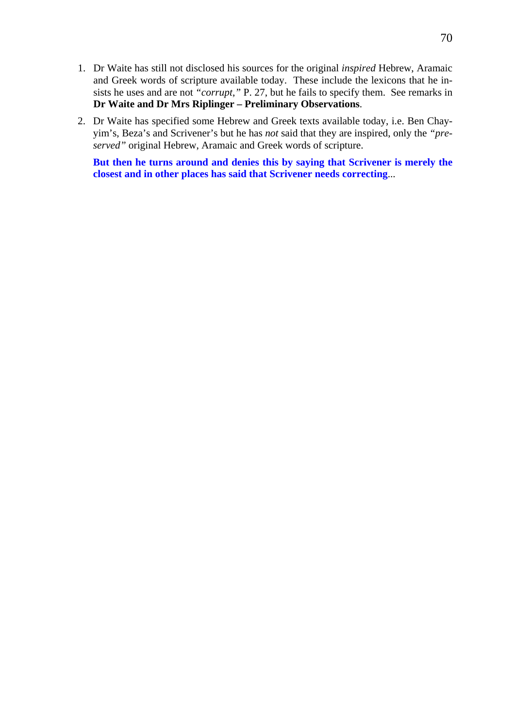1. Dr Waite has still not disclosed his sources for the original *inspired* Hebrew, Aramaic and Greek words of scripture available today. These include the lexicons that he insists he uses and are not *"corrupt,"* P. 27, but he fails to specify them. See remarks in **Dr Waite and Dr Mrs Riplinger – Preliminary Observations**.

2. Dr Waite has specified some Hebrew and Greek texts available today, i.e. Ben Chayyim's, Beza's and Scrivener's but he has *not* said that they are inspired, only the *"preserved"* original Hebrew, Aramaic and Greek words of scripture.

   **But then he turns around and denies this by saying that Scrivener is merely the closest and in other places has said that Scrivener needs correcting**...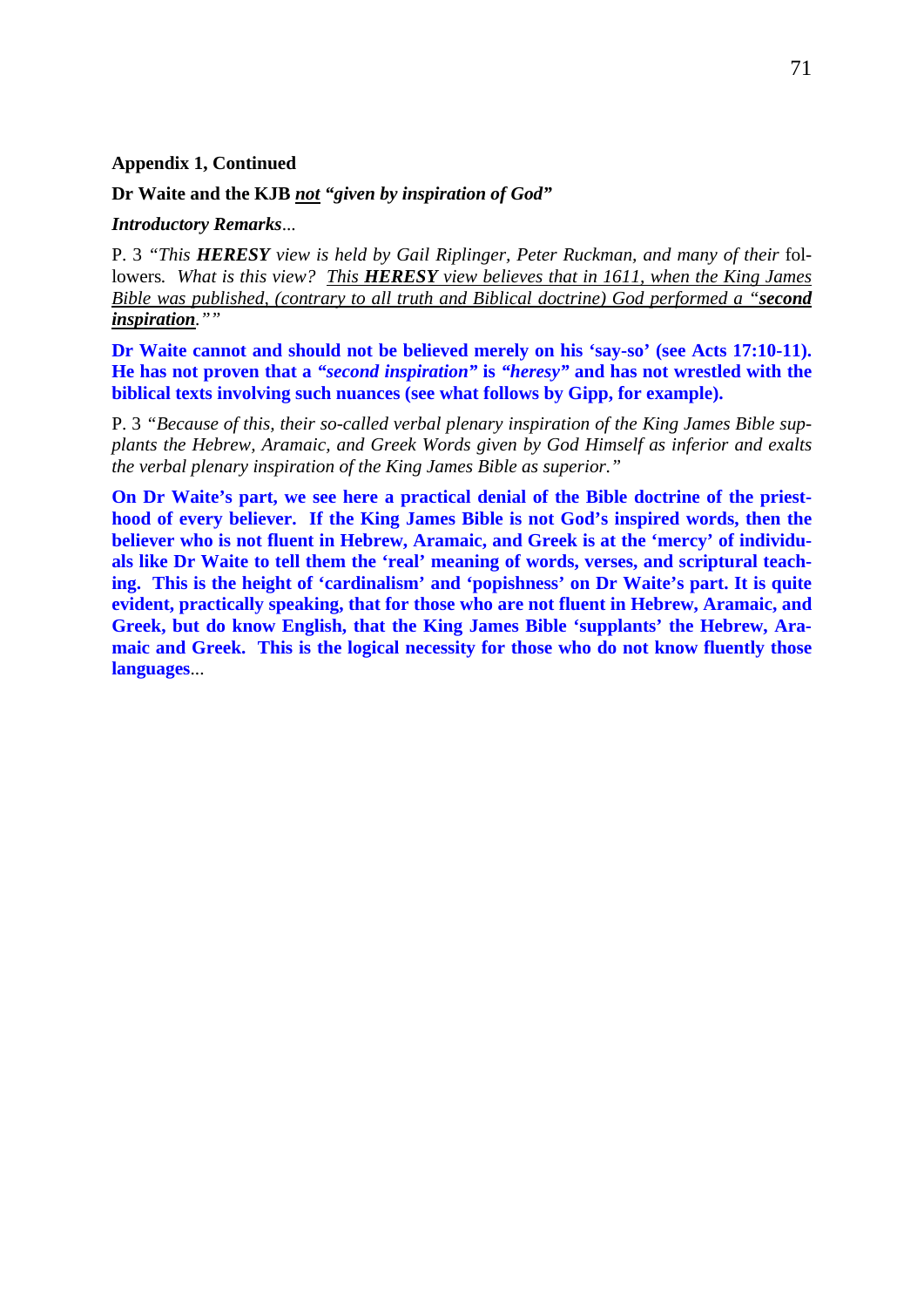**Appendix 1, Continued**

**Dr Waite and the KJB *not* *"given by inspiration of God"***

***Introductory Remarks***...

P. 3 *"This **HERESY** view is held by Gail Riplinger, Peter Ruckman, and many of their* followers*. What is this view? This **HERESY** view believes that in 1611, when the King James Bible was published, (contrary to all truth and Biblical doctrine) God performed a "**second inspiration**.""*

**Dr Waite cannot and should not be believed merely on his 'say-so' (see Acts 17:10-11). He has not proven that a *"second inspiration"* is *"heresy"* and has not wrestled with the biblical texts involving such nuances (see what follows by Gipp, for example).**

P. 3 *"Because of this, their so-called verbal plenary inspiration of the King James Bible supplants the Hebrew, Aramaic, and Greek Words given by God Himself as inferior and exalts the verbal plenary inspiration of the King James Bible as superior."*

**On Dr Waite's part, we see here a practical denial of the Bible doctrine of the priesthood of every believer. If the King James Bible is not God's inspired words, then the believer who is not fluent in Hebrew, Aramaic, and Greek is at the 'mercy' of individuals like Dr Waite to tell them the 'real' meaning of words, verses, and scriptural teaching. This is the height of 'cardinalism' and 'popishness' on Dr Waite's part. It is quite evident, practically speaking, that for those who are not fluent in Hebrew, Aramaic, and Greek, but do know English, that the King James Bible 'supplants' the Hebrew, Aramaic and Greek. This is the logical necessity for those who do not know fluently those languages**...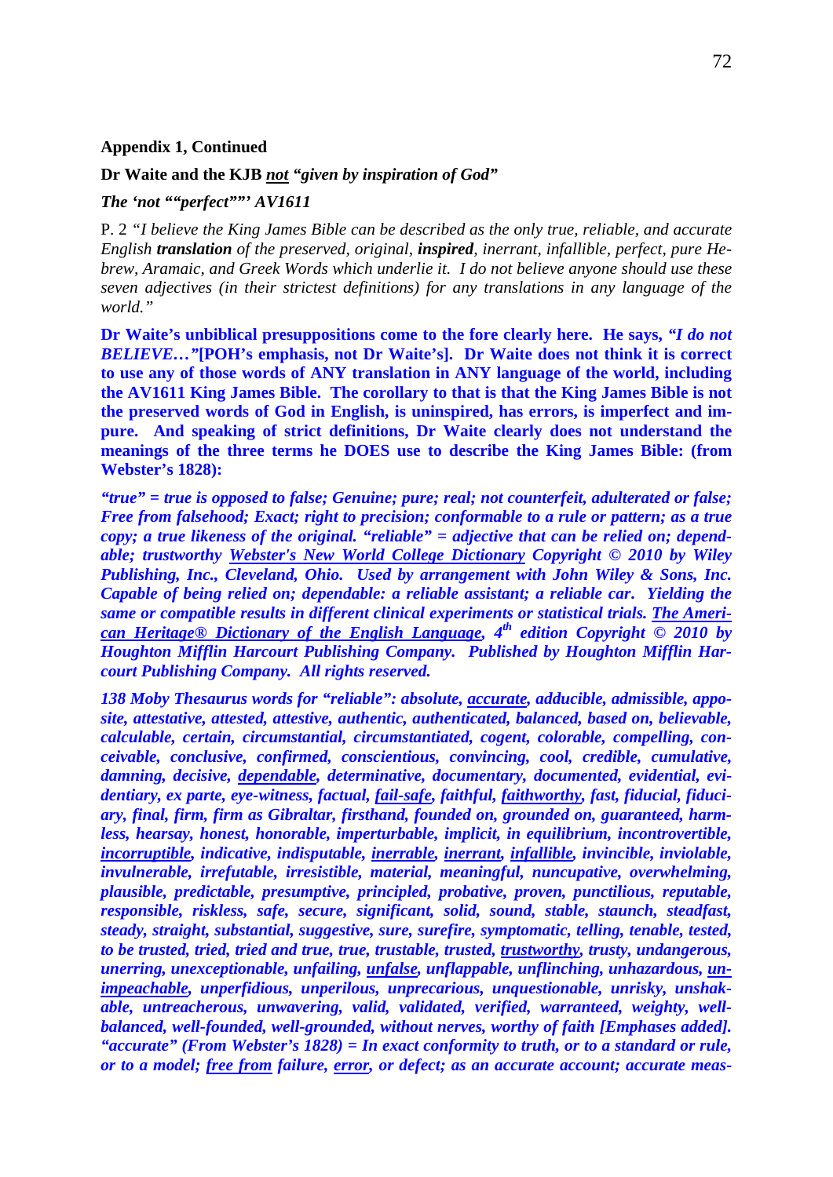**Appendix 1, Continued**

**Dr Waite and the KJB *not* *"given by inspiration of God"***

***The 'not ""perfect""' AV1611***

P. 2 *"I believe the King James Bible can be described as the only true, reliable, and accurate English **translation** of the preserved, original, **inspired**, inerrant, infallible, perfect, pure Hebrew, Aramaic, and Greek Words which underlie it. I do not believe anyone should use these seven adjectives (in their strictest definitions) for any translations in any language of the world."*

**Dr Waite's unbiblical presuppositions come to the fore clearly here. He says, *"I do not BELIEVE…"*[POH's emphasis, not Dr Waite's]. Dr Waite does not think it is correct to use any of those words of ANY translation in ANY language of the world, including the AV1611 King James Bible. The corollary to that is that the King James Bible is not the preserved words of God in English, is uninspired, has errors, is imperfect and impure. And speaking of strict definitions, Dr Waite clearly does not understand the meanings of the three terms he DOES use to describe the King James Bible: (from Webster's 1828):**

***"true" = true is opposed to false; Genuine; pure; real; not counterfeit, adulterated or false; Free from falsehood; Exact; right to precision; conformable to a rule or pattern; as a true copy; a true likeness of the original. "reliable" = adjective that can be relied on; dependable; trustworthy <u>Webster's New World College Dictionary</u> Copyright © 2010 by Wiley Publishing, Inc., Cleveland, Ohio. Used by arrangement with John Wiley & Sons, Inc. Capable of being relied on; dependable: a reliable assistant; a reliable car. Yielding the same or compatible results in different clinical experiments or statistical trials. <u>The American Heritage® Dictionary of the English Language</u>, 4th edition Copyright © 2010 by Houghton Mifflin Harcourt Publishing Company. Published by Houghton Mifflin Harcourt Publishing Company. All rights reserved.***

***138 Moby Thesaurus words for "reliable": absolute, <u>accurate</u>, adducible, admissible, apposite, attestative, attested, attestive, authentic, authenticated, balanced, based on, believable, calculable, certain, circumstantial, circumstantiated, cogent, colorable, compelling, conceivable, conclusive, confirmed, conscientious, convincing, cool, credible, cumulative, damning, decisive, <u>dependable</u>, determinative, documentary, documented, evidential, evidentiary, ex parte, eye-witness, factual, <u>fail-safe</u>, faithful, <u>faithworthy</u>, fast, fiducial, fiduciary, final, firm, firm as Gibraltar, firsthand, founded on, grounded on, guaranteed, harmless, hearsay, honest, honorable, imperturbable, implicit, in equilibrium, incontrovertible, <u>incorruptible</u>, indicative, indisputable, <u>inerrable</u>, <u>inerrant</u>, <u>infallible</u>, invincible, inviolable, invulnerable, irrefutable, irresistible, material, meaningful, nuncupative, overwhelming, plausible, predictable, presumptive, principled, probative, proven, punctilious, reputable, responsible, riskless, safe, secure, significant, solid, sound, stable, staunch, steadfast, steady, straight, substantial, suggestive, sure, surefire, symptomatic, telling, tenable, tested, to be trusted, tried, tried and true, true, trustable, trusted, <u>trustworthy</u>, trusty, undangerous, unerring, unexceptionable, unfailing, <u>unfalse</u>, unflappable, unflinching, unhazardous, <u>unimpeachable</u>, unperfidious, unperilous, unprecarious, unquestionable, unrisky, unshakable, untreacherous, unwavering, valid, validated, verified, warranteed, weighty, well-balanced, well-founded, well-grounded, without nerves, worthy of faith [Emphases added]. "accurate" (From Webster's 1828) = In exact conformity to truth, or to a standard or rule, or to a model; <u>free from</u> failure, <u>error</u>, or defect; as an accurate account; accurate meas-***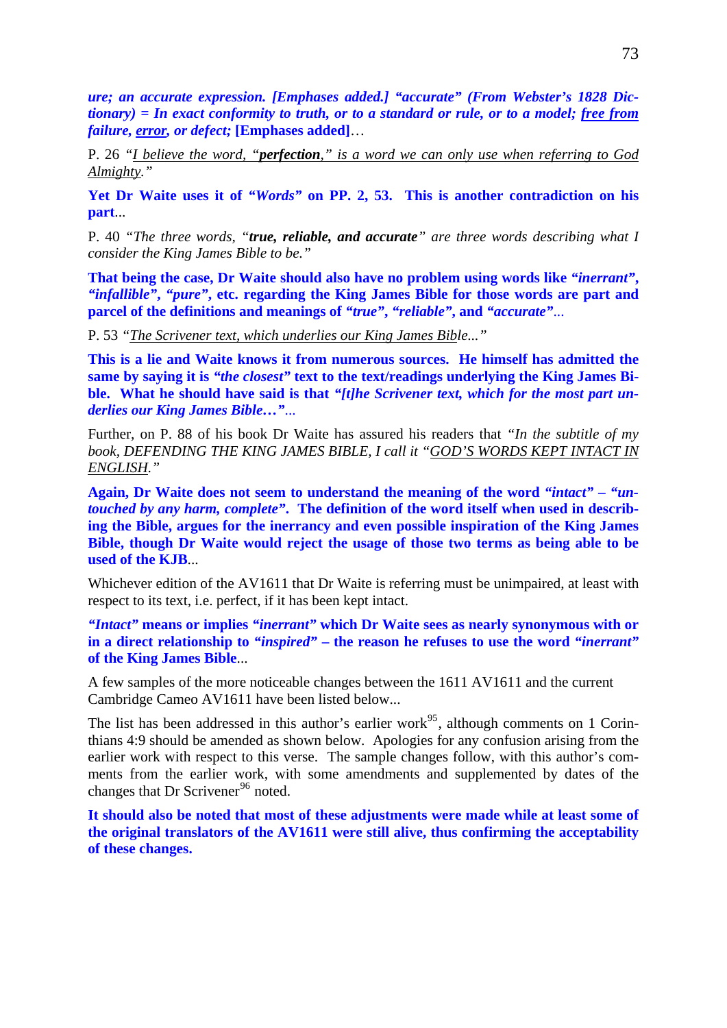***ure; an accurate expression. [Emphases added.] "accurate" (From Webster's 1828 Dictionary) = In exact conformity to truth, or to a standard or rule, or to a model; <u>free from</u> failure, <u>error</u>, or defect;* [Emphases added]**…

P. 26 *"<u>I believe the word, "</u>**<u>perfection</u>**<u>," is a word we can only use when referring to God Almighty</u>."*

**Yet Dr Waite uses it of *"Words"* on PP. 2, 53. This is another contradiction on his part**...

P. 40 *"The three words, "**true, reliable, and accurate**" are three words describing what I consider the King James Bible to be."*

**That being the case, Dr Waite should also have no problem using words like *"inerrant"*, *"infallible"*, *"pure"*, etc. regarding the King James Bible for those words are part and parcel of the definitions and meanings of *"true"*, *"reliable"*, and *"accurate"***...

P. 53 *"<u>The Scrivener text, which underlies our King James Bible</u>..."*

**This is a lie and Waite knows it from numerous sources. He himself has admitted the same by saying it is *"the closest"* text to the text/readings underlying the King James Bible. What he should have said is that *"[t]he Scrivener text, which for the most part underlies our King James Bible…"***...

Further, on P. 88 of his book Dr Waite has assured his readers that *"In the subtitle of my book, DEFENDING THE KING JAMES BIBLE, I call it "<u>GOD'S WORDS KEPT INTACT IN ENGLISH</u>."*

**Again, Dr Waite does not seem to understand the meaning of the word *"intact"* – *"untouched by any harm, complete"*. The definition of the word itself when used in describing the Bible, argues for the inerrancy and even possible inspiration of the King James Bible, though Dr Waite would reject the usage of those two terms as being able to be used of the KJB**...

Whichever edition of the AV1611 that Dr Waite is referring must be unimpaired, at least with respect to its text, i.e. perfect, if it has been kept intact.

***"Intact"* means or implies *"inerrant"* which Dr Waite sees as nearly synonymous with or in a direct relationship to *"inspired"* – the reason he refuses to use the word *"inerrant"* of the King James Bible**...

A few samples of the more noticeable changes between the 1611 AV1611 and the current Cambridge Cameo AV1611 have been listed below...

The list has been addressed in this author's earlier work[95], although comments on 1 Corinthians 4:9 should be amended as shown below. Apologies for any confusion arising from the earlier work with respect to this verse. The sample changes follow, with this author's comments from the earlier work, with some amendments and supplemented by dates of the changes that Dr Scrivener[96] noted.

**It should also be noted that most of these adjustments were made while at least some of the original translators of the AV1611 were still alive, thus confirming the acceptability of these changes.**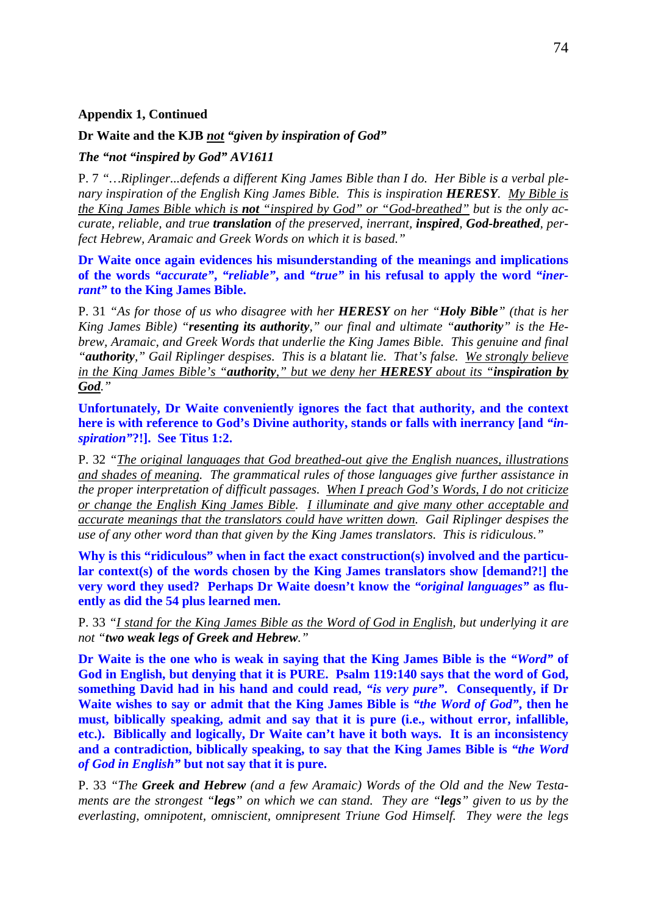**Appendix 1, Continued**

**Dr Waite and the KJB <u>not</u> *"given by inspiration of God"***

***The "not "inspired by God" AV1611***

P. 7 *"…Riplinger...defends a different King James Bible than I do. Her Bible is a verbal plenary inspiration of the English King James Bible. This is inspiration **HERESY**. <u>My Bible is the King James Bible which is **not** "inspired by God" or "God-breathed"</u> but is the only accurate, reliable, and true **translation** of the preserved, inerrant, **inspired**, **God-breathed**, perfect Hebrew, Aramaic and Greek Words on which it is based."*

**Dr Waite once again evidences his misunderstanding of the meanings and implications of the words *"accurate"*, *"reliable"*, and *"true"* in his refusal to apply the word *"inerrant"* to the King James Bible.**

P. 31 *"As for those of us who disagree with her **HERESY** on her "**Holy Bible**" (that is her King James Bible) "**resenting its authority**," our final and ultimate "**authority**" is the Hebrew, Aramaic, and Greek Words that underlie the King James Bible. This genuine and final "**authority**," Gail Riplinger despises. This is a blatant lie. That's false. <u>We strongly believe in the King James Bible's "**authority**," but we deny her **HERESY** about its "**inspiration by God**</u>."*

**Unfortunately, Dr Waite conveniently ignores the fact that authority, and the context here is with reference to God's Divine authority, stands or falls with inerrancy [and *"inspiration"*?!]. See Titus 1:2.**

P. 32 *"<u>The original languages that God breathed-out give the English nuances, illustrations and shades of meaning</u>. The grammatical rules of those languages give further assistance in the proper interpretation of difficult passages. <u>When I preach God's Words, I do not criticize or change the English King James Bible</u>. <u>I illuminate and give many other acceptable and accurate meanings that the translators could have written down</u>. Gail Riplinger despises the use of any other word than that given by the King James translators. This is ridiculous."*

**Why is this "ridiculous" when in fact the exact construction(s) involved and the particular context(s) of the words chosen by the King James translators show [demand?!] the very word they used? Perhaps Dr Waite doesn't know the *"original languages"* as fluently as did the 54 plus learned men.**

P. 33 *"<u>I stand for the King James Bible as the Word of God in English</u>, but underlying it are not "**two weak legs of Greek and Hebrew**."*

**Dr Waite is the one who is weak in saying that the King James Bible is the *"Word"* of God in English, but denying that it is PURE. Psalm 119:140 says that the word of God, something David had in his hand and could read, *"is very pure"*. Consequently, if Dr Waite wishes to say or admit that the King James Bible is *"the Word of God"*, then he must, biblically speaking, admit and say that it is pure (i.e., without error, infallible, etc.). Biblically and logically, Dr Waite can't have it both ways. It is an inconsistency and a contradiction, biblically speaking, to say that the King James Bible is *"the Word of God in English"* but not say that it is pure.**

P. 33 *"The **Greek and Hebrew** (and a few Aramaic) Words of the Old and the New Testaments are the strongest "**legs**" on which we can stand. They are "**legs**" given to us by the everlasting, omnipotent, omniscient, omnipresent Triune God Himself. They were the legs*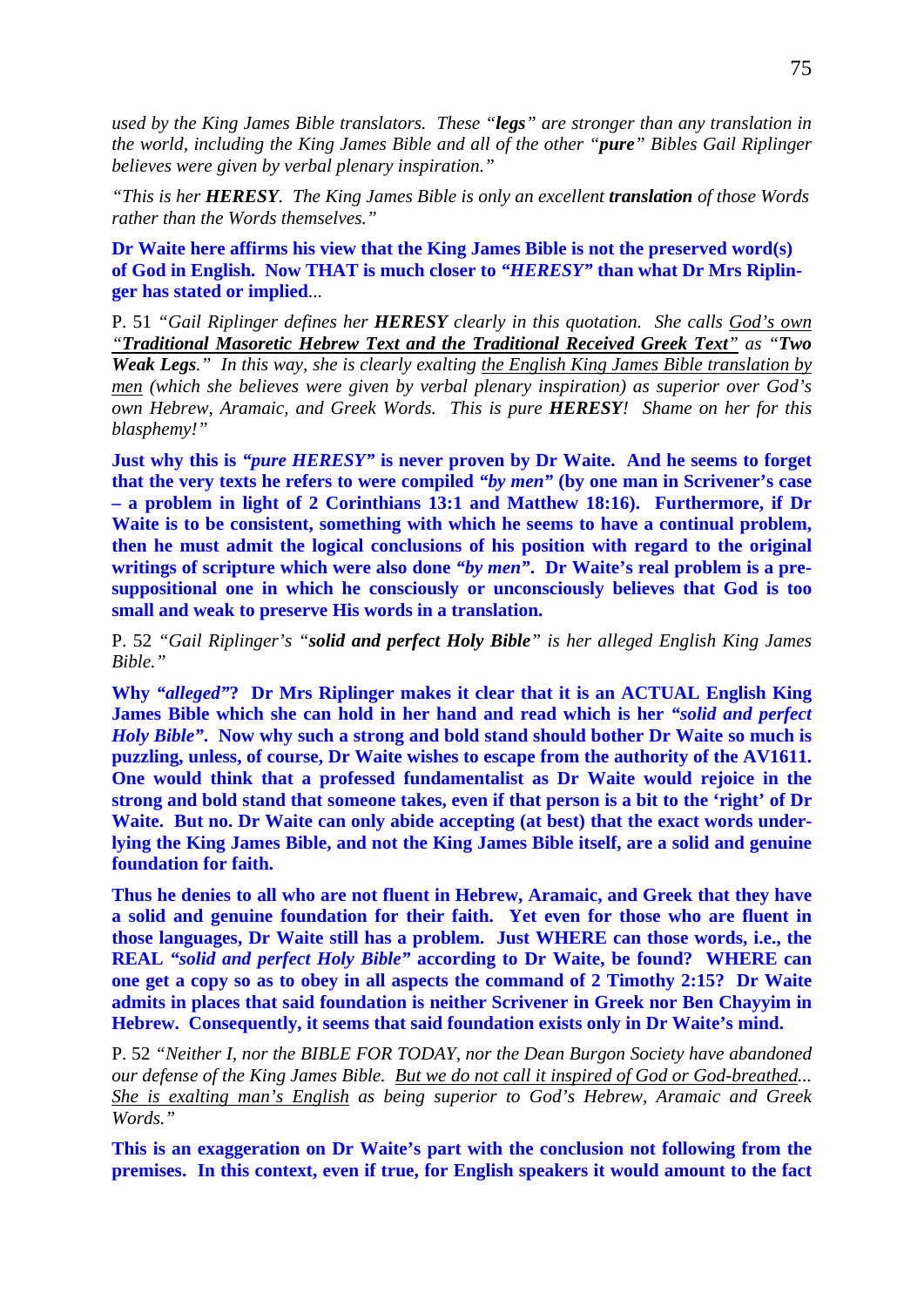*used by the King James Bible translators. These "**legs**" are stronger than any translation in the world, including the King James Bible and all of the other "**pure**" Bibles Gail Riplinger believes were given by verbal plenary inspiration."*

*"This is her **HERESY**. The King James Bible is only an excellent **translation** of those Words rather than the Words themselves."*

**Dr Waite here affirms his view that the King James Bible is not the preserved word(s) of God in English. Now THAT is much closer to *"HERESY"* than what Dr Mrs Riplinger has stated or implied**...

P. 51 *"Gail Riplinger defines her **HERESY** clearly in this quotation. She calls <u>God's own</u> <u>"**Traditional Masoretic Hebrew Text and the Traditional Received Greek Text**"</u> as "**Two Weak Legs**." In this way, she is clearly exalting <u>the English King James Bible translation by men</u> (which she believes were given by verbal plenary inspiration) as superior over God's own Hebrew, Aramaic, and Greek Words. This is pure **HERESY**! Shame on her for this blasphemy!"*

**Just why this is *"pure HERESY"* is never proven by Dr Waite. And he seems to forget that the very texts he refers to were compiled *"by men"* (by one man in Scrivener's case – a problem in light of 2 Corinthians 13:1 and Matthew 18:16). Furthermore, if Dr Waite is to be consistent, something with which he seems to have a continual problem, then he must admit the logical conclusions of his position with regard to the original writings of scripture which were also done *"by men"*. Dr Waite's real problem is a presuppositional one in which he consciously or unconsciously believes that God is too small and weak to preserve His words in a translation.**

P. 52 *"Gail Riplinger's "**solid and perfect Holy Bible**" is her alleged English King James Bible."*

**Why *"alleged"*? Dr Mrs Riplinger makes it clear that it is an ACTUAL English King James Bible which she can hold in her hand and read which is her *"solid and perfect Holy Bible"*. Now why such a strong and bold stand should bother Dr Waite so much is puzzling, unless, of course, Dr Waite wishes to escape from the authority of the AV1611. One would think that a professed fundamentalist as Dr Waite would rejoice in the strong and bold stand that someone takes, even if that person is a bit to the 'right' of Dr Waite. But no. Dr Waite can only abide accepting (at best) that the exact words underlying the King James Bible, and not the King James Bible itself, are a solid and genuine foundation for faith.**

**Thus he denies to all who are not fluent in Hebrew, Aramaic, and Greek that they have a solid and genuine foundation for their faith. Yet even for those who are fluent in those languages, Dr Waite still has a problem. Just WHERE can those words, i.e., the REAL *"solid and perfect Holy Bible"* according to Dr Waite, be found? WHERE can one get a copy so as to obey in all aspects the command of 2 Timothy 2:15? Dr Waite admits in places that said foundation is neither Scrivener in Greek nor Ben Chayyim in Hebrew. Consequently, it seems that said foundation exists only in Dr Waite's mind.**

P. 52 *"Neither I, nor the BIBLE FOR TODAY, nor the Dean Burgon Society have abandoned our defense of the King James Bible. <u>But we do not call it inspired of God or God-breathed</u>... <u>She is exalting man's English</u> as being superior to God's Hebrew, Aramaic and Greek Words."*

**This is an exaggeration on Dr Waite's part with the conclusion not following from the premises. In this context, even if true, for English speakers it would amount to the fact**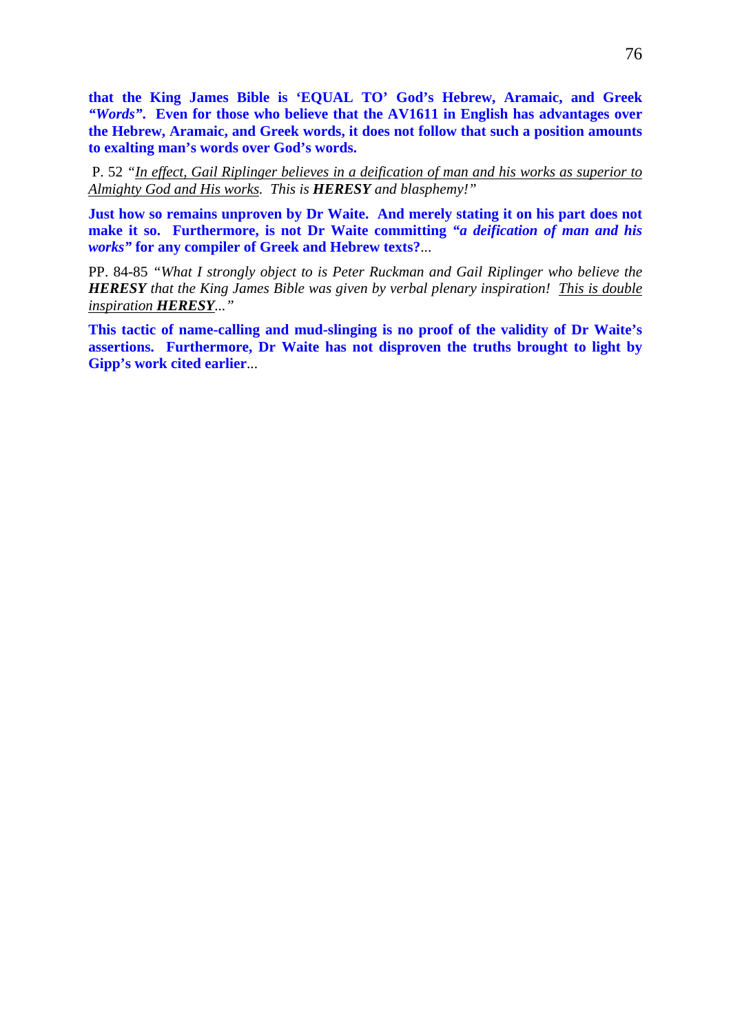**that the King James Bible is 'EQUAL TO' God's Hebrew, Aramaic, and Greek *"Words"*. Even for those who believe that the AV1611 in English has advantages over the Hebrew, Aramaic, and Greek words, it does not follow that such a position amounts to exalting man's words over God's words.**

P. 52 *"<u>In effect, Gail Riplinger believes in a deification of man and his works as superior to Almighty God and His works</u>. This is **HERESY** and blasphemy!"*

**Just how so remains unproven by Dr Waite. And merely stating it on his part does not make it so. Furthermore, is not Dr Waite committing *"a deification of man and his works"* for any compiler of Greek and Hebrew texts?**...

PP. 84-85 *"What I strongly object to is Peter Ruckman and Gail Riplinger who believe the **HERESY** that the King James Bible was given by verbal plenary inspiration! <u>This is double inspiration **HERESY**</u>..."*

**This tactic of name-calling and mud-slinging is no proof of the validity of Dr Waite's assertions. Furthermore, Dr Waite has not disproven the truths brought to light by Gipp's work cited earlier**...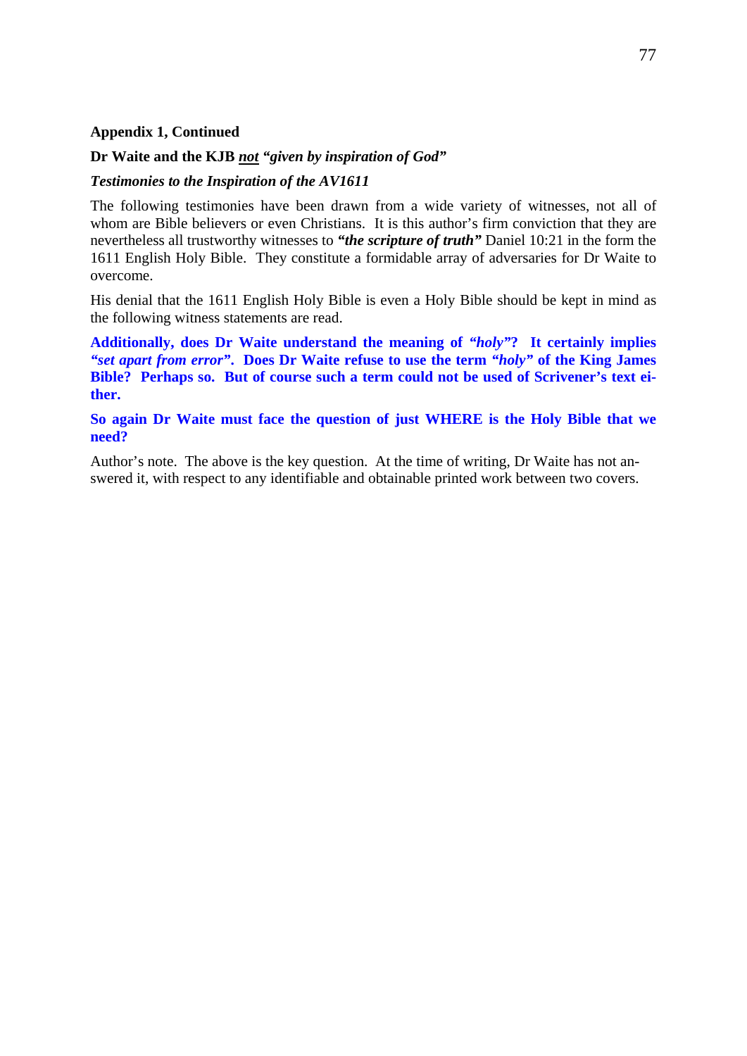**Appendix 1, Continued**

**Dr Waite and the KJB *not* *"given by inspiration of God"***

***Testimonies to the Inspiration of the AV1611***

The following testimonies have been drawn from a wide variety of witnesses, not all of whom are Bible believers or even Christians. It is this author's firm conviction that they are nevertheless all trustworthy witnesses to ***"the scripture of truth"*** Daniel 10:21 in the form the 1611 English Holy Bible. They constitute a formidable array of adversaries for Dr Waite to overcome.

His denial that the 1611 English Holy Bible is even a Holy Bible should be kept in mind as the following witness statements are read.

**Additionally, does Dr Waite understand the meaning of *"holy"*? It certainly implies *"set apart from error"*. Does Dr Waite refuse to use the term *"holy"* of the King James Bible? Perhaps so. But of course such a term could not be used of Scrivener's text either.**

**So again Dr Waite must face the question of just WHERE is the Holy Bible that we need?**

Author's note. The above is the key question. At the time of writing, Dr Waite has not answered it, with respect to any identifiable and obtainable printed work between two covers.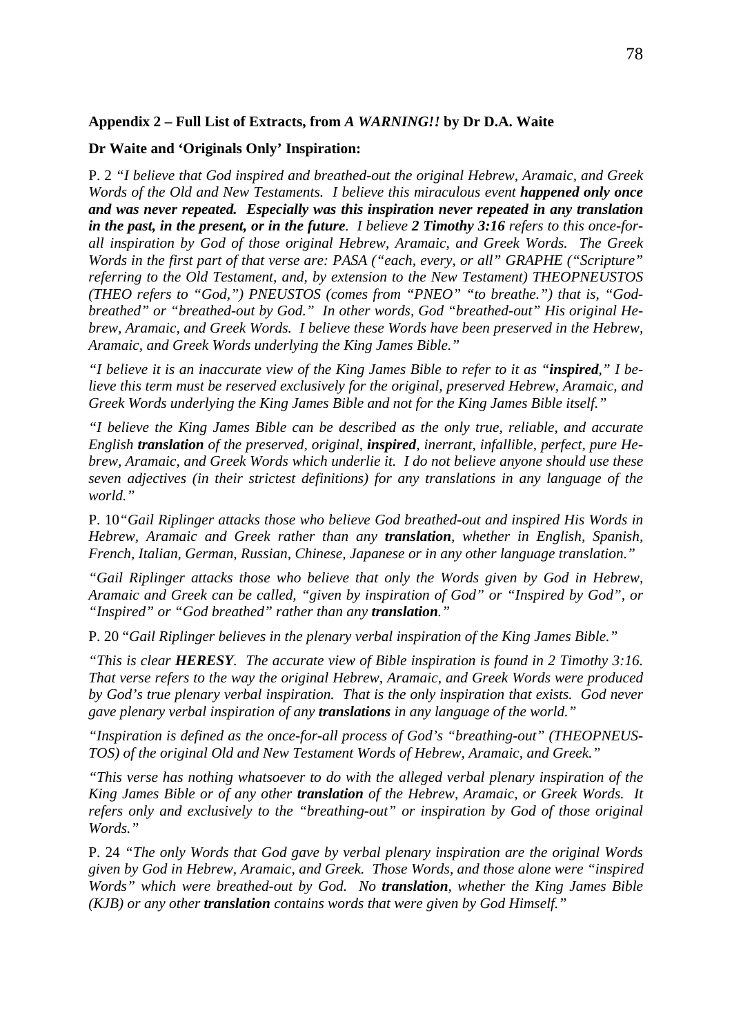**Appendix 2 – Full List of Extracts, from *A WARNING!!* by Dr D.A. Waite**

**Dr Waite and 'Originals Only' Inspiration:**

P. 2 *"I believe that God inspired and breathed-out the original Hebrew, Aramaic, and Greek Words of the Old and New Testaments. I believe this miraculous event **happened only once and was never repeated. Especially was this inspiration never repeated in any translation in the past, in the present, or in the future**. I believe **2 Timothy 3:16** refers to this once-for-all inspiration by God of those original Hebrew, Aramaic, and Greek Words. The Greek Words in the first part of that verse are: PASA ("each, every, or all" GRAPHE ("Scripture" referring to the Old Testament, and, by extension to the New Testament) THEOPNEUSTOS (THEO refers to "God,") PNEUSTOS (comes from "PNEO" "to breathe.") that is, "God-breathed" or "breathed-out by God." In other words, God "breathed-out" His original Hebrew, Aramaic, and Greek Words. I believe these Words have been preserved in the Hebrew, Aramaic, and Greek Words underlying the King James Bible."*

*"I believe it is an inaccurate view of the King James Bible to refer to it as "**inspired**," I believe this term must be reserved exclusively for the original, preserved Hebrew, Aramaic, and Greek Words underlying the King James Bible and not for the King James Bible itself."*

*"I believe the King James Bible can be described as the only true, reliable, and accurate English **translation** of the preserved, original, **inspired**, inerrant, infallible, perfect, pure Hebrew, Aramaic, and Greek Words which underlie it. I do not believe anyone should use these seven adjectives (in their strictest definitions) for any translations in any language of the world."*

P. 10*"Gail Riplinger attacks those who believe God breathed-out and inspired His Words in Hebrew, Aramaic and Greek rather than any **translation**, whether in English, Spanish, French, Italian, German, Russian, Chinese, Japanese or in any other language translation."*

*"Gail Riplinger attacks those who believe that only the Words given by God in Hebrew, Aramaic and Greek can be called, "given by inspiration of God" or "Inspired by God", or "Inspired" or "God breathed" rather than any **translation**."*

P. 20 "*Gail Riplinger believes in the plenary verbal inspiration of the King James Bible."*

*"This is clear **HERESY**. The accurate view of Bible inspiration is found in 2 Timothy 3:16. That verse refers to the way the original Hebrew, Aramaic, and Greek Words were produced by God's true plenary verbal inspiration. That is the only inspiration that exists. God never gave plenary verbal inspiration of any **translations** in any language of the world."*

*"Inspiration is defined as the once-for-all process of God's "breathing-out" (THEOPNEUSTOS) of the original Old and New Testament Words of Hebrew, Aramaic, and Greek."*

*"This verse has nothing whatsoever to do with the alleged verbal plenary inspiration of the King James Bible or of any other **translation** of the Hebrew, Aramaic, or Greek Words. It refers only and exclusively to the "breathing-out" or inspiration by God of those original Words."*

P. 24 *"The only Words that God gave by verbal plenary inspiration are the original Words given by God in Hebrew, Aramaic, and Greek. Those Words, and those alone were "inspired Words" which were breathed-out by God. No **translation**, whether the King James Bible (KJB) or any other **translation** contains words that were given by God Himself."*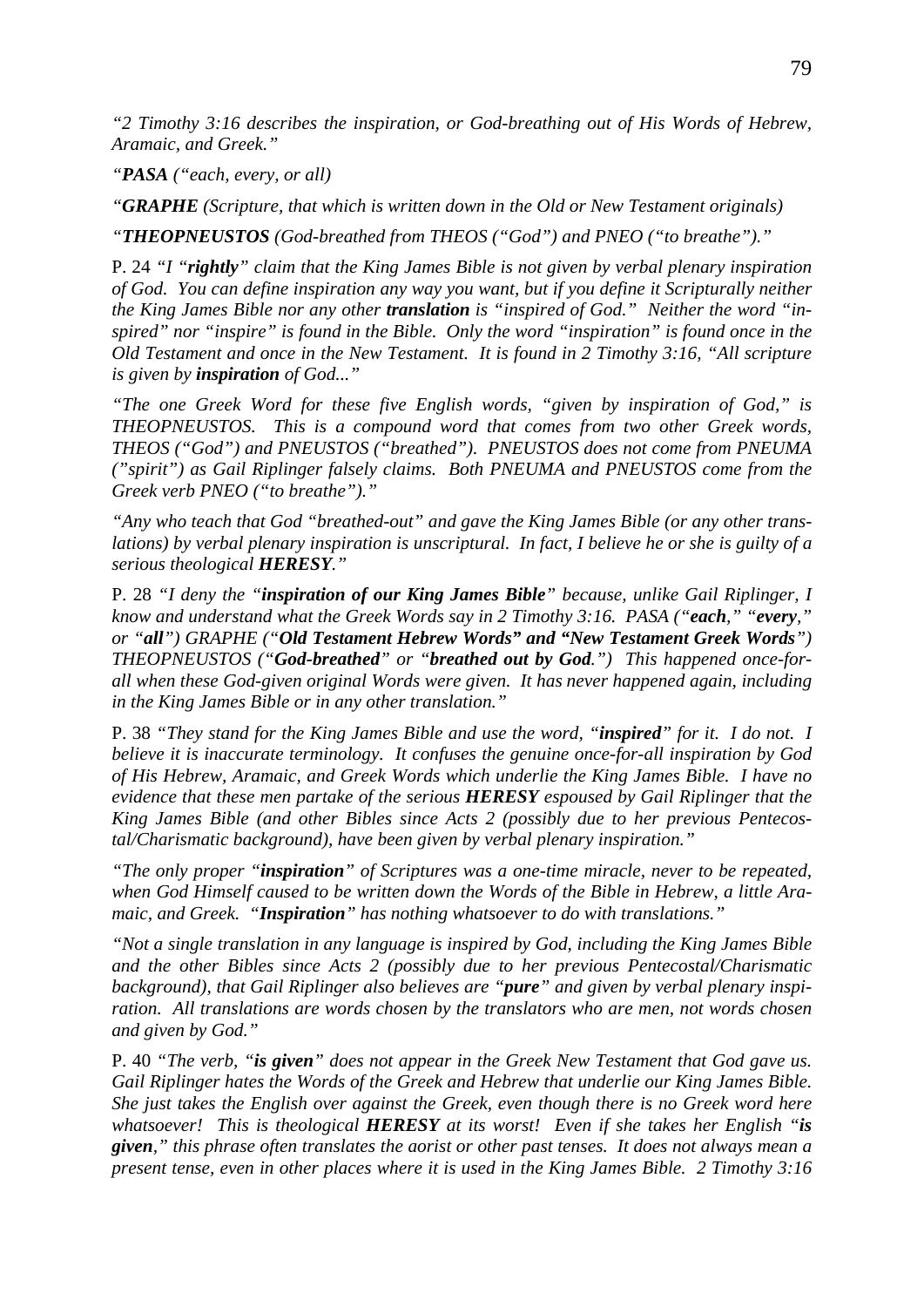*"2 Timothy 3:16 describes the inspiration, or God-breathing out of His Words of Hebrew, Aramaic, and Greek."*

*"**PASA** ("each, every, or all)*

*"**GRAPHE** (Scripture, that which is written down in the Old or New Testament originals)*

*"**THEOPNEUSTOS** (God-breathed from THEOS ("God") and PNEO ("to breathe")."*

P. 24 *"I "**rightly**" claim that the King James Bible is not given by verbal plenary inspiration of God. You can define inspiration any way you want, but if you define it Scripturally neither the King James Bible nor any other **translation** is "inspired of God." Neither the word "inspired" nor "inspire" is found in the Bible. Only the word "inspiration" is found once in the Old Testament and once in the New Testament. It is found in 2 Timothy 3:16, "All scripture is given by **inspiration** of God..."*

*"The one Greek Word for these five English words, "given by inspiration of God," is THEOPNEUSTOS. This is a compound word that comes from two other Greek words, THEOS ("God") and PNEUSTOS ("breathed"). PNEUSTOS does not come from PNEUMA ("spirit") as Gail Riplinger falsely claims. Both PNEUMA and PNEUSTOS come from the Greek verb PNEO ("to breathe")."*

*"Any who teach that God "breathed-out" and gave the King James Bible (or any other translations) by verbal plenary inspiration is unscriptural. In fact, I believe he or she is guilty of a serious theological **HERESY**."*

P. 28 *"I deny the "**inspiration of our King James Bible**" because, unlike Gail Riplinger, I know and understand what the Greek Words say in 2 Timothy 3:16. PASA ("**each**," "**every**," or "**all**") GRAPHE ("**Old Testament Hebrew Words" and "New Testament Greek Words**") THEOPNEUSTOS ("**God-breathed**" or "**breathed out by God**.") This happened once-for-all when these God-given original Words were given. It has never happened again, including in the King James Bible or in any other translation."*

P. 38 *"They stand for the King James Bible and use the word, "**inspired**" for it. I do not. I believe it is inaccurate terminology. It confuses the genuine once-for-all inspiration by God of His Hebrew, Aramaic, and Greek Words which underlie the King James Bible. I have no evidence that these men partake of the serious **HERESY** espoused by Gail Riplinger that the King James Bible (and other Bibles since Acts 2 (possibly due to her previous Pentecostal/Charismatic background), have been given by verbal plenary inspiration."*

*"The only proper "**inspiration**" of Scriptures was a one-time miracle, never to be repeated, when God Himself caused to be written down the Words of the Bible in Hebrew, a little Aramaic, and Greek. "**Inspiration**" has nothing whatsoever to do with translations."*

*"Not a single translation in any language is inspired by God, including the King James Bible and the other Bibles since Acts 2 (possibly due to her previous Pentecostal/Charismatic background), that Gail Riplinger also believes are "**pure**" and given by verbal plenary inspiration. All translations are words chosen by the translators who are men, not words chosen and given by God."*

P. 40 *"The verb, "**is given**" does not appear in the Greek New Testament that God gave us. Gail Riplinger hates the Words of the Greek and Hebrew that underlie our King James Bible. She just takes the English over against the Greek, even though there is no Greek word here whatsoever! This is theological **HERESY** at its worst! Even if she takes her English "**is given**," this phrase often translates the aorist or other past tenses. It does not always mean a present tense, even in other places where it is used in the King James Bible. 2 Timothy 3:16*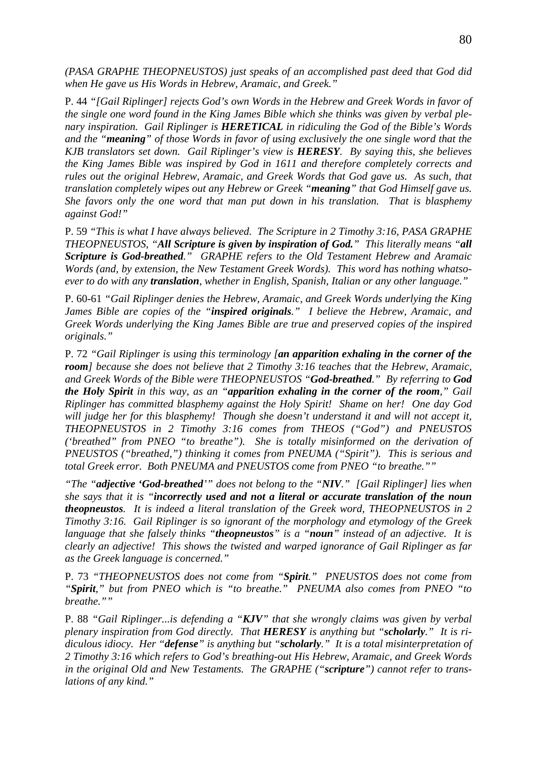*(PASA GRAPHE THEOPNEUSTOS) just speaks of an accomplished past deed that God did when He gave us His Words in Hebrew, Aramaic, and Greek."*

P. 44 *"[Gail Riplinger] rejects God's own Words in the Hebrew and Greek Words in favor of the single one word found in the King James Bible which she thinks was given by verbal plenary inspiration. Gail Riplinger is* ***HERETICAL*** *in ridiculing the God of the Bible's Words and the "****meaning****" of those Words in favor of using exclusively the one single word that the KJB translators set down. Gail Riplinger's view is* ***HERESY****. By saying this, she believes the King James Bible was inspired by God in 1611 and therefore completely corrects and rules out the original Hebrew, Aramaic, and Greek Words that God gave us. As such, that translation completely wipes out any Hebrew or Greek "****meaning****" that God Himself gave us. She favors only the one word that man put down in his translation. That is blasphemy against God!"*

P. 59 *"This is what I have always believed. The Scripture in 2 Timothy 3:16, PASA GRAPHE THEOPNEUSTOS, "****All Scripture is given by inspiration of God.****" This literally means "****all Scripture is God-breathed****." GRAPHE refers to the Old Testament Hebrew and Aramaic Words (and, by extension, the New Testament Greek Words). This word has nothing whatsoever to do with any* ***translation****, whether in English, Spanish, Italian or any other language."*

P. 60-61 *"Gail Riplinger denies the Hebrew, Aramaic, and Greek Words underlying the King James Bible are copies of the "****inspired originals****." I believe the Hebrew, Aramaic, and Greek Words underlying the King James Bible are true and preserved copies of the inspired originals."*

P. 72 *"Gail Riplinger is using this terminology [****an apparition exhaling in the corner of the room****] because she does not believe that 2 Timothy 3:16 teaches that the Hebrew, Aramaic, and Greek Words of the Bible were THEOPNEUSTOS "****God-breathed****." By referring to* ***God the Holy Spirit*** *in this way, as an "****apparition exhaling in the corner of the room****," Gail Riplinger has committed blasphemy against the Holy Spirit! Shame on her! One day God will judge her for this blasphemy! Though she doesn't understand it and will not accept it, THEOPNEUSTOS in 2 Timothy 3:16 comes from THEOS ("God") and PNEUSTOS ('breathed" from PNEO "to breathe"). She is totally misinformed on the derivation of PNEUSTOS ("breathed,") thinking it comes from PNEUMA ("Spirit"). This is serious and total Greek error. Both PNEUMA and PNEUSTOS come from PNEO "to breathe.""*

*"The "****adjective 'God-breathed'****" does not belong to the "****NIV****." [Gail Riplinger] lies when she says that it is "****incorrectly used and not a literal or accurate translation of the noun theopneustos****. It is indeed a literal translation of the Greek word, THEOPNEUSTOS in 2 Timothy 3:16. Gail Riplinger is so ignorant of the morphology and etymology of the Greek language that she falsely thinks "****theopneustos****" is a "****noun****" instead of an adjective. It is clearly an adjective! This shows the twisted and warped ignorance of Gail Riplinger as far as the Greek language is concerned."*

P. 73 *"THEOPNEUSTOS does not come from "****Spirit****." PNEUSTOS does not come from "****Spirit****," but from PNEO which is "to breathe." PNEUMA also comes from PNEO "to breathe.""*

P. 88 *"Gail Riplinger...is defending a "****KJV****" that she wrongly claims was given by verbal plenary inspiration from God directly. That* ***HERESY*** *is anything but "****scholarly****." It is ridiculous idiocy. Her "****defense****" is anything but "****scholarly****." It is a total misinterpretation of 2 Timothy 3:16 which refers to God's breathing-out His Hebrew, Aramaic, and Greek Words in the original Old and New Testaments. The GRAPHE ("****scripture****") cannot refer to translations of any kind."*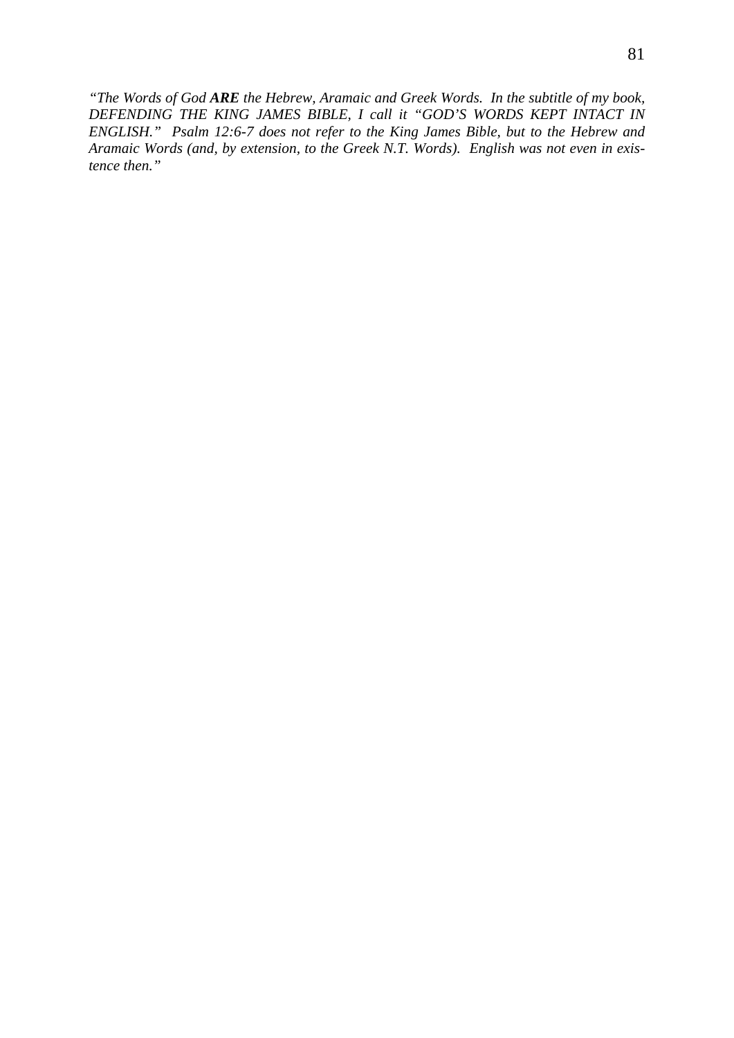*"The Words of God **ARE** the Hebrew, Aramaic and Greek Words. In the subtitle of my book, DEFENDING THE KING JAMES BIBLE, I call it "GOD'S WORDS KEPT INTACT IN ENGLISH." Psalm 12:6-7 does not refer to the King James Bible, but to the Hebrew and Aramaic Words (and, by extension, to the Greek N.T. Words). English was not even in existence then."*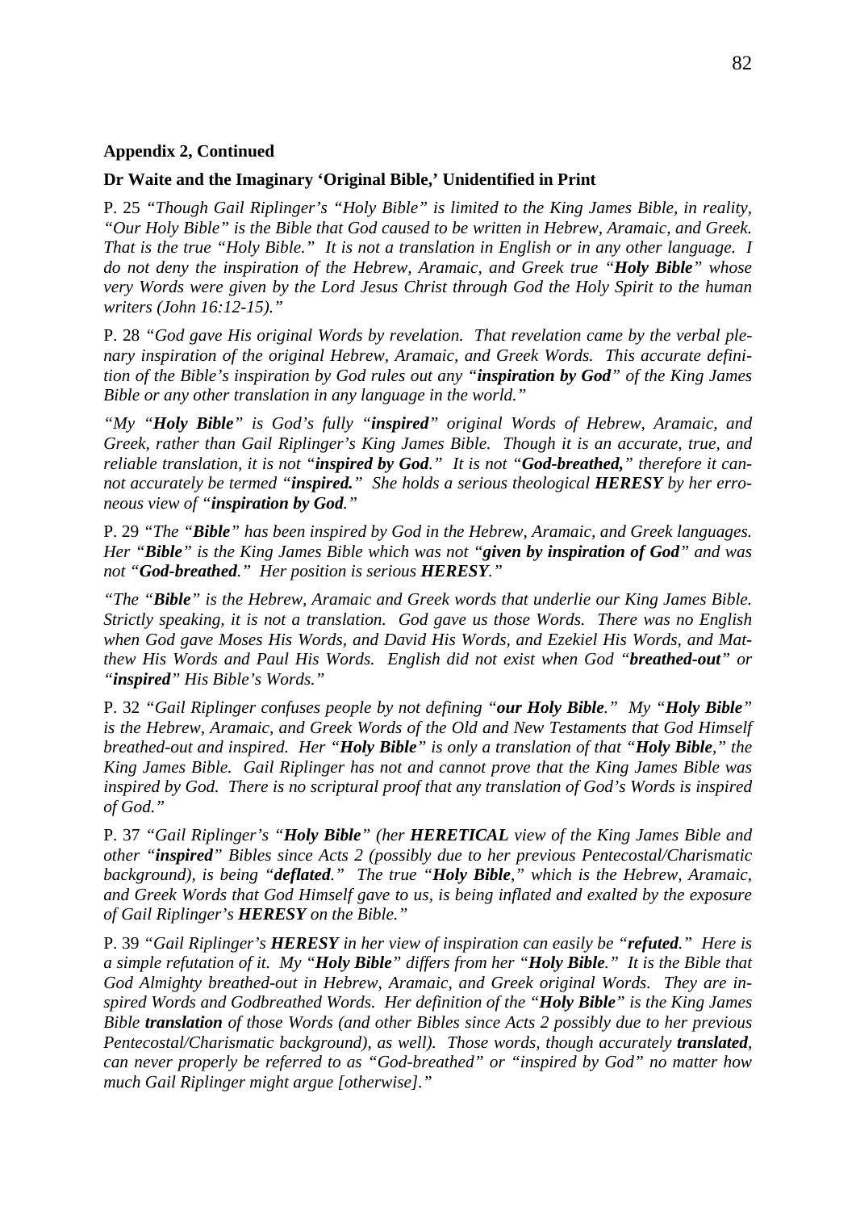**Appendix 2, Continued**

**Dr Waite and the Imaginary 'Original Bible,' Unidentified in Print**

P. 25 *"Though Gail Riplinger's "Holy Bible" is limited to the King James Bible, in reality, "Our Holy Bible" is the Bible that God caused to be written in Hebrew, Aramaic, and Greek. That is the true "Holy Bible." It is not a translation in English or in any other language. I do not deny the inspiration of the Hebrew, Aramaic, and Greek true "**Holy Bible**" whose very Words were given by the Lord Jesus Christ through God the Holy Spirit to the human writers (John 16:12-15)."*

P. 28 *"God gave His original Words by revelation. That revelation came by the verbal plenary inspiration of the original Hebrew, Aramaic, and Greek Words. This accurate definition of the Bible's inspiration by God rules out any "**inspiration by God**" of the King James Bible or any other translation in any language in the world."*

*"My "**Holy Bible**" is God's fully "**inspired**" original Words of Hebrew, Aramaic, and Greek, rather than Gail Riplinger's King James Bible. Though it is an accurate, true, and reliable translation, it is not "**inspired by God**." It is not "**God-breathed,**" therefore it cannot accurately be termed "**inspired.**" She holds a serious theological **HERESY** by her erroneous view of "**inspiration by God**."*

P. 29 *"The "**Bible**" has been inspired by God in the Hebrew, Aramaic, and Greek languages. Her "**Bible**" is the King James Bible which was not "**given by inspiration of God**" and was not "**God-breathed**." Her position is serious **HERESY**."*

*"The "**Bible**" is the Hebrew, Aramaic and Greek words that underlie our King James Bible. Strictly speaking, it is not a translation. God gave us those Words. There was no English when God gave Moses His Words, and David His Words, and Ezekiel His Words, and Matthew His Words and Paul His Words. English did not exist when God "**breathed-out**" or "**inspired**" His Bible's Words."*

P. 32 *"Gail Riplinger confuses people by not defining "**our Holy Bible**." My "**Holy Bible**" is the Hebrew, Aramaic, and Greek Words of the Old and New Testaments that God Himself breathed-out and inspired. Her "**Holy Bible**" is only a translation of that "**Holy Bible**," the King James Bible. Gail Riplinger has not and cannot prove that the King James Bible was inspired by God. There is no scriptural proof that any translation of God's Words is inspired of God."*

P. 37 *"Gail Riplinger's "**Holy Bible**" (her **HERETICAL** view of the King James Bible and other "**inspired**" Bibles since Acts 2 (possibly due to her previous Pentecostal/Charismatic background), is being "**deflated**." The true "**Holy Bible**," which is the Hebrew, Aramaic, and Greek Words that God Himself gave to us, is being inflated and exalted by the exposure of Gail Riplinger's **HERESY** on the Bible."*

P. 39 *"Gail Riplinger's **HERESY** in her view of inspiration can easily be "**refuted**." Here is a simple refutation of it. My "**Holy Bible**" differs from her "**Holy Bible**." It is the Bible that God Almighty breathed-out in Hebrew, Aramaic, and Greek original Words. They are inspired Words and Godbreathed Words. Her definition of the "**Holy Bible**" is the King James Bible **translation** of those Words (and other Bibles since Acts 2 possibly due to her previous Pentecostal/Charismatic background), as well). Those words, though accurately **translated**, can never properly be referred to as "God-breathed" or "inspired by God" no matter how much Gail Riplinger might argue [otherwise]."*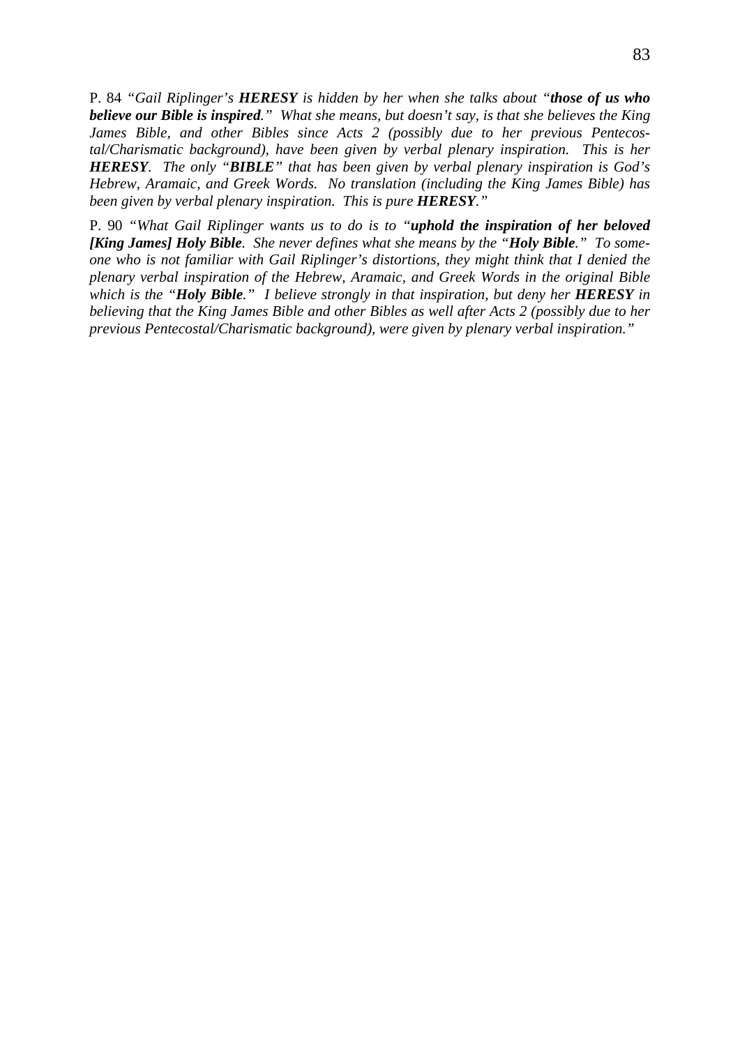P. 84 *"Gail Riplinger's **HERESY** is hidden by her when she talks about "**those of us who believe our Bible is inspired**." What she means, but doesn't say, is that she believes the King James Bible, and other Bibles since Acts 2 (possibly due to her previous Pentecostal/Charismatic background), have been given by verbal plenary inspiration. This is her **HERESY**. The only "**BIBLE**" that has been given by verbal plenary inspiration is God's Hebrew, Aramaic, and Greek Words. No translation (including the King James Bible) has been given by verbal plenary inspiration. This is pure **HERESY**."*

P. 90 *"What Gail Riplinger wants us to do is to "**uphold the inspiration of her beloved [King James] Holy Bible**. She never defines what she means by the "**Holy Bible**." To someone who is not familiar with Gail Riplinger's distortions, they might think that I denied the plenary verbal inspiration of the Hebrew, Aramaic, and Greek Words in the original Bible which is the "**Holy Bible**." I believe strongly in that inspiration, but deny her **HERESY** in believing that the King James Bible and other Bibles as well after Acts 2 (possibly due to her previous Pentecostal/Charismatic background), were given by plenary verbal inspiration."*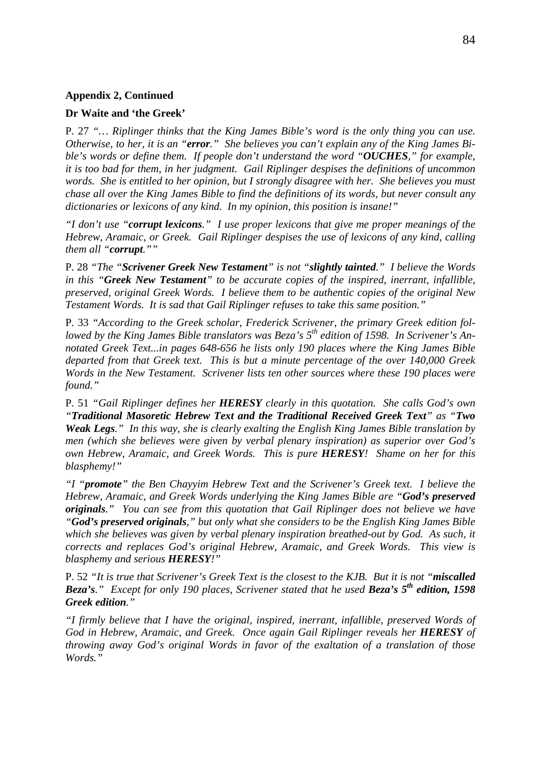**Appendix 2, Continued**

**Dr Waite and 'the Greek'**

P. 27 *"… Riplinger thinks that the King James Bible's word is the only thing you can use. Otherwise, to her, it is an "**error**." She believes you can't explain any of the King James Bible's words or define them. If people don't understand the word "**OUCHES**," for example, it is too bad for them, in her judgment. Gail Riplinger despises the definitions of uncommon words. She is entitled to her opinion, but I strongly disagree with her. She believes you must chase all over the King James Bible to find the definitions of its words, but never consult any dictionaries or lexicons of any kind. In my opinion, this position is insane!"*

*"I don't use "**corrupt lexicons**." I use proper lexicons that give me proper meanings of the Hebrew, Aramaic, or Greek. Gail Riplinger despises the use of lexicons of any kind, calling them all "**corrupt**.""*

P. 28 *"The "**Scrivener Greek New Testament**" is not "**slightly tainted**." I believe the Words in this "**Greek New Testament**" to be accurate copies of the inspired, inerrant, infallible, preserved, original Greek Words. I believe them to be authentic copies of the original New Testament Words. It is sad that Gail Riplinger refuses to take this same position."*

P. 33 *"According to the Greek scholar, Frederick Scrivener, the primary Greek edition followed by the King James Bible translators was Beza's 5th edition of 1598. In Scrivener's Annotated Greek Text...in pages 648-656 he lists only 190 places where the King James Bible departed from that Greek text. This is but a minute percentage of the over 140,000 Greek Words in the New Testament. Scrivener lists ten other sources where these 190 places were found."*

P. 51 *"Gail Riplinger defines her **HERESY** clearly in this quotation. She calls God's own "**Traditional Masoretic Hebrew Text and the Traditional Received Greek Text**" as "**Two Weak Legs**." In this way, she is clearly exalting the English King James Bible translation by men (which she believes were given by verbal plenary inspiration) as superior over God's own Hebrew, Aramaic, and Greek Words. This is pure **HERESY**! Shame on her for this blasphemy!"*

*"I "**promote**" the Ben Chayyim Hebrew Text and the Scrivener's Greek text. I believe the Hebrew, Aramaic, and Greek Words underlying the King James Bible are "**God's preserved originals**." You can see from this quotation that Gail Riplinger does not believe we have "**God's preserved originals**," but only what she considers to be the English King James Bible which she believes was given by verbal plenary inspiration breathed-out by God. As such, it corrects and replaces God's original Hebrew, Aramaic, and Greek Words. This view is blasphemy and serious **HERESY**!"*

P. 52 *"It is true that Scrivener's Greek Text is the closest to the KJB. But it is not "**miscalled Beza's**." Except for only 190 places, Scrivener stated that he used **Beza's 5th edition, 1598 Greek edition**."*

*"I firmly believe that I have the original, inspired, inerrant, infallible, preserved Words of God in Hebrew, Aramaic, and Greek. Once again Gail Riplinger reveals her **HERESY** of throwing away God's original Words in favor of the exaltation of a translation of those Words."*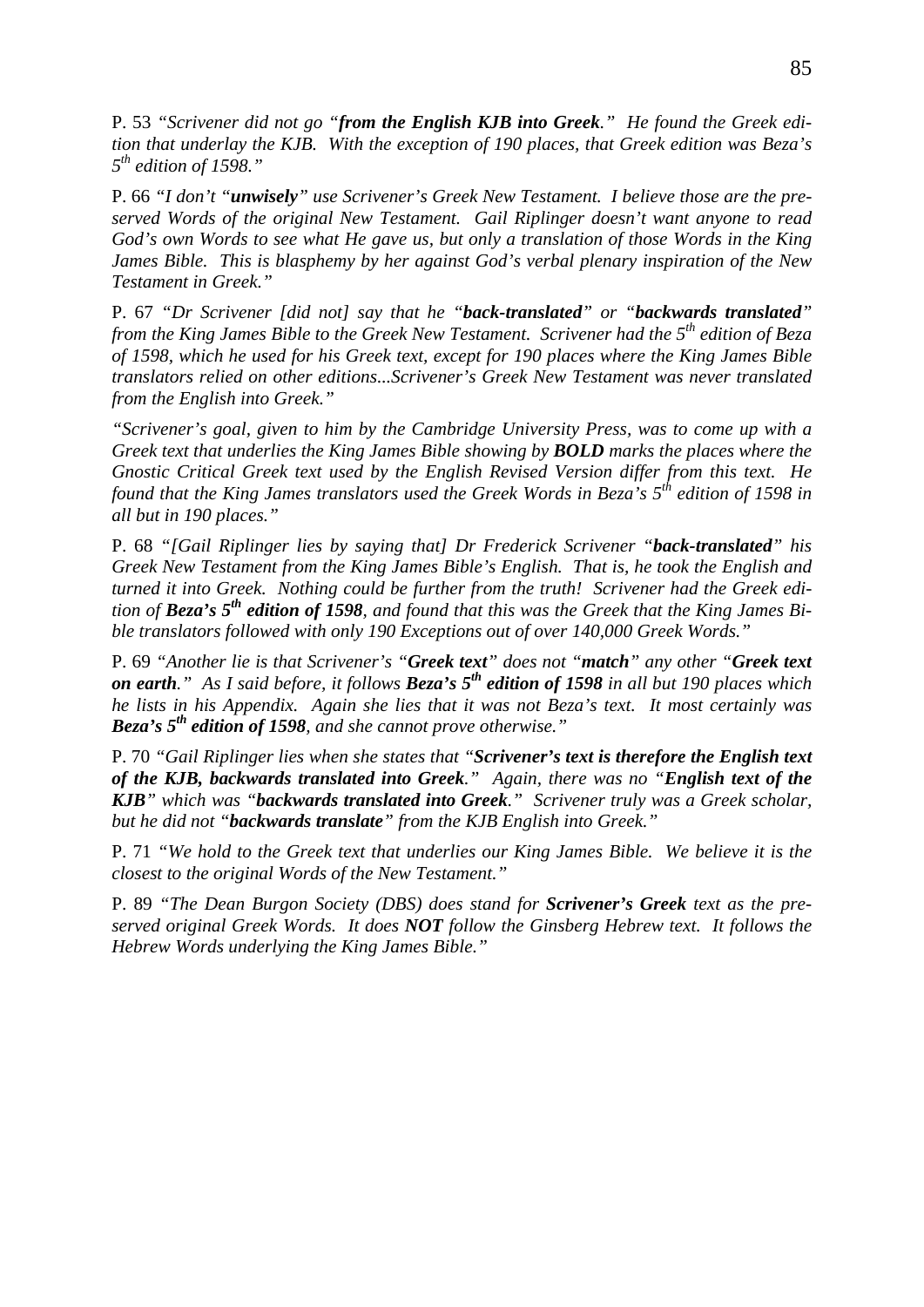P. 53 *"Scrivener did not go "**from the English KJB into Greek**." He found the Greek edition that underlay the KJB. With the exception of 190 places, that Greek edition was Beza's 5th edition of 1598."*

P. 66 *"I don't "**unwisely**" use Scrivener's Greek New Testament. I believe those are the preserved Words of the original New Testament. Gail Riplinger doesn't want anyone to read God's own Words to see what He gave us, but only a translation of those Words in the King James Bible. This is blasphemy by her against God's verbal plenary inspiration of the New Testament in Greek."*

P. 67 *"Dr Scrivener [did not] say that he "**back-translated**" or "**backwards translated**" from the King James Bible to the Greek New Testament. Scrivener had the 5th edition of Beza of 1598, which he used for his Greek text, except for 190 places where the King James Bible translators relied on other editions...Scrivener's Greek New Testament was never translated from the English into Greek."*

*"Scrivener's goal, given to him by the Cambridge University Press, was to come up with a Greek text that underlies the King James Bible showing by **BOLD** marks the places where the Gnostic Critical Greek text used by the English Revised Version differ from this text. He found that the King James translators used the Greek Words in Beza's 5th edition of 1598 in all but in 190 places."*

P. 68 *"[Gail Riplinger lies by saying that] Dr Frederick Scrivener "**back-translated**" his Greek New Testament from the King James Bible's English. That is, he took the English and turned it into Greek. Nothing could be further from the truth! Scrivener had the Greek edition of **Beza's 5th edition of 1598**, and found that this was the Greek that the King James Bible translators followed with only 190 Exceptions out of over 140,000 Greek Words."*

P. 69 *"Another lie is that Scrivener's "**Greek text**" does not "**match**" any other "**Greek text on earth**." As I said before, it follows **Beza's 5th edition of 1598** in all but 190 places which he lists in his Appendix. Again she lies that it was not Beza's text. It most certainly was **Beza's 5th edition of 1598**, and she cannot prove otherwise."*

P. 70 *"Gail Riplinger lies when she states that "**Scrivener's text is therefore the English text of the KJB, backwards translated into Greek**." Again, there was no "**English text of the KJB**" which was "**backwards translated into Greek**." Scrivener truly was a Greek scholar, but he did not "**backwards translate**" from the KJB English into Greek."*

P. 71 *"We hold to the Greek text that underlies our King James Bible. We believe it is the closest to the original Words of the New Testament."*

P. 89 *"The Dean Burgon Society (DBS) does stand for **Scrivener's Greek** text as the preserved original Greek Words. It does **NOT** follow the Ginsberg Hebrew text. It follows the Hebrew Words underlying the King James Bible."*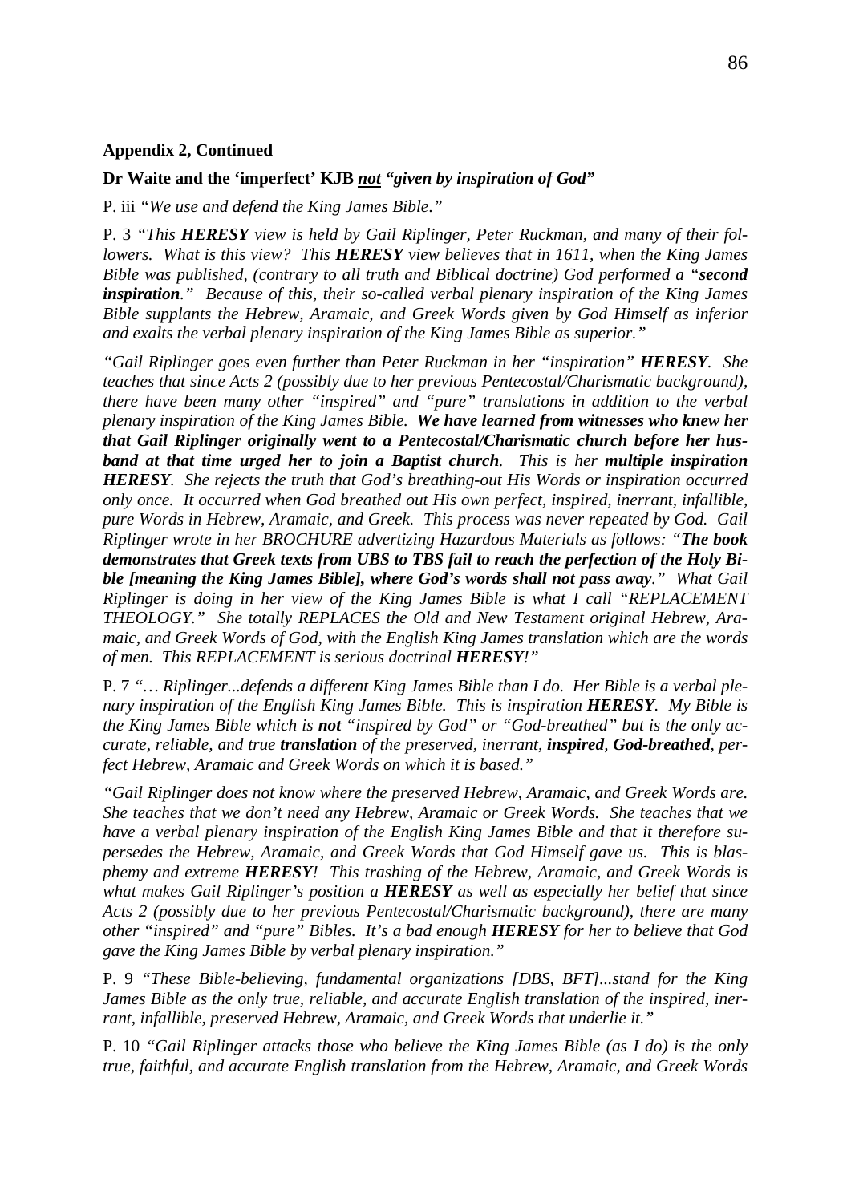**Appendix 2, Continued**

**Dr Waite and the 'imperfect' KJB *not* "given by inspiration of God"**

P. iii *"We use and defend the King James Bible."*

P. 3 *"This **HERESY** view is held by Gail Riplinger, Peter Ruckman, and many of their followers. What is this view? This **HERESY** view believes that in 1611, when the King James Bible was published, (contrary to all truth and Biblical doctrine) God performed a "**second inspiration**." Because of this, their so-called verbal plenary inspiration of the King James Bible supplants the Hebrew, Aramaic, and Greek Words given by God Himself as inferior and exalts the verbal plenary inspiration of the King James Bible as superior."*

*"Gail Riplinger goes even further than Peter Ruckman in her "inspiration" **HERESY**. She teaches that since Acts 2 (possibly due to her previous Pentecostal/Charismatic background), there have been many other "inspired" and "pure" translations in addition to the verbal plenary inspiration of the King James Bible. **We have learned from witnesses who knew her that Gail Riplinger originally went to a Pentecostal/Charismatic church before her husband at that time urged her to join a Baptist church**. This is her **multiple inspiration HERESY**. She rejects the truth that God's breathing-out His Words or inspiration occurred only once. It occurred when God breathed out His own perfect, inspired, inerrant, infallible, pure Words in Hebrew, Aramaic, and Greek. This process was never repeated by God. Gail Riplinger wrote in her BROCHURE advertizing Hazardous Materials as follows: "**The book demonstrates that Greek texts from UBS to TBS fail to reach the perfection of the Holy Bible [meaning the King James Bible], where God's words shall not pass away**." What Gail Riplinger is doing in her view of the King James Bible is what I call "REPLACEMENT THEOLOGY." She totally REPLACES the Old and New Testament original Hebrew, Aramaic, and Greek Words of God, with the English King James translation which are the words of men. This REPLACEMENT is serious doctrinal **HERESY**!"*

P. 7 *"… Riplinger...defends a different King James Bible than I do. Her Bible is a verbal plenary inspiration of the English King James Bible. This is inspiration **HERESY**. My Bible is the King James Bible which is **not** "inspired by God" or "God-breathed" but is the only accurate, reliable, and true **translation** of the preserved, inerrant, **inspired**, **God-breathed**, perfect Hebrew, Aramaic and Greek Words on which it is based."*

*"Gail Riplinger does not know where the preserved Hebrew, Aramaic, and Greek Words are. She teaches that we don't need any Hebrew, Aramaic or Greek Words. She teaches that we have a verbal plenary inspiration of the English King James Bible and that it therefore supersedes the Hebrew, Aramaic, and Greek Words that God Himself gave us. This is blasphemy and extreme **HERESY**! This trashing of the Hebrew, Aramaic, and Greek Words is what makes Gail Riplinger's position a **HERESY** as well as especially her belief that since Acts 2 (possibly due to her previous Pentecostal/Charismatic background), there are many other "inspired" and "pure" Bibles. It's a bad enough **HERESY** for her to believe that God gave the King James Bible by verbal plenary inspiration."*

P. 9 *"These Bible-believing, fundamental organizations [DBS, BFT]...stand for the King James Bible as the only true, reliable, and accurate English translation of the inspired, inerrant, infallible, preserved Hebrew, Aramaic, and Greek Words that underlie it."*

P. 10 *"Gail Riplinger attacks those who believe the King James Bible (as I do) is the only true, faithful, and accurate English translation from the Hebrew, Aramaic, and Greek Words*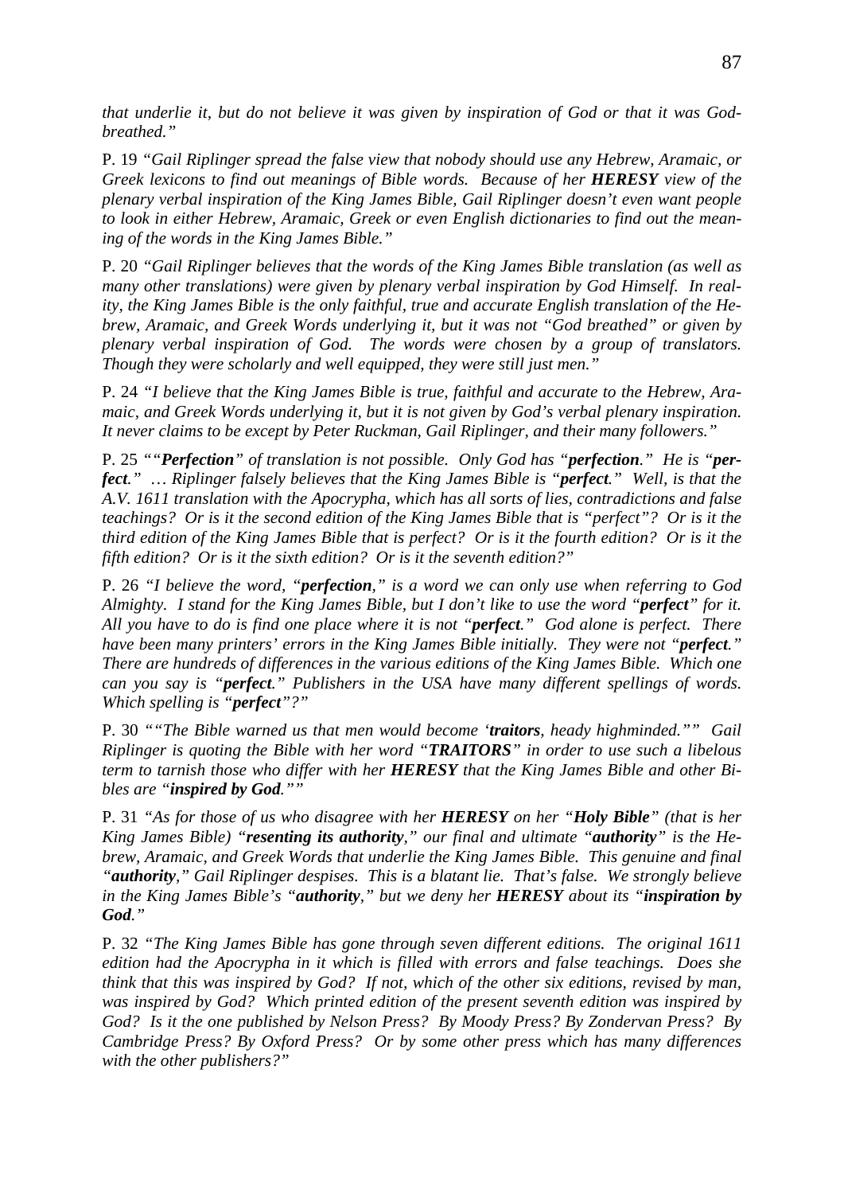*that underlie it, but do not believe it was given by inspiration of God or that it was God-breathed."*

P. 19 *"Gail Riplinger spread the false view that nobody should use any Hebrew, Aramaic, or Greek lexicons to find out meanings of Bible words. Because of her **HERESY** view of the plenary verbal inspiration of the King James Bible, Gail Riplinger doesn't even want people to look in either Hebrew, Aramaic, Greek or even English dictionaries to find out the meaning of the words in the King James Bible."*

P. 20 *"Gail Riplinger believes that the words of the King James Bible translation (as well as many other translations) were given by plenary verbal inspiration by God Himself. In reality, the King James Bible is the only faithful, true and accurate English translation of the Hebrew, Aramaic, and Greek Words underlying it, but it was not "God breathed" or given by plenary verbal inspiration of God. The words were chosen by a group of translators. Though they were scholarly and well equipped, they were still just men."*

P. 24 *"I believe that the King James Bible is true, faithful and accurate to the Hebrew, Aramaic, and Greek Words underlying it, but it is not given by God's verbal plenary inspiration. It never claims to be except by Peter Ruckman, Gail Riplinger, and their many followers."*

P. 25 *""**Perfection**" of translation is not possible. Only God has "**perfection**." He is "**perfect**." … Riplinger falsely believes that the King James Bible is "**perfect**." Well, is that the A.V. 1611 translation with the Apocrypha, which has all sorts of lies, contradictions and false teachings? Or is it the second edition of the King James Bible that is "perfect"? Or is it the third edition of the King James Bible that is perfect? Or is it the fourth edition? Or is it the fifth edition? Or is it the sixth edition? Or is it the seventh edition?"*

P. 26 *"I believe the word, "**perfection**," is a word we can only use when referring to God Almighty. I stand for the King James Bible, but I don't like to use the word "**perfect**" for it. All you have to do is find one place where it is not "**perfect**." God alone is perfect. There have been many printers' errors in the King James Bible initially. They were not "**perfect**." There are hundreds of differences in the various editions of the King James Bible. Which one can you say is "**perfect**." Publishers in the USA have many different spellings of words. Which spelling is "**perfect**"?"*

P. 30 *""The Bible warned us that men would become '**traitors**, heady highminded."" Gail Riplinger is quoting the Bible with her word "**TRAITORS**" in order to use such a libelous term to tarnish those who differ with her **HERESY** that the King James Bible and other Bibles are "**inspired by God**.""*

P. 31 *"As for those of us who disagree with her **HERESY** on her "**Holy Bible**" (that is her King James Bible) "**resenting its authority**," our final and ultimate "**authority**" is the Hebrew, Aramaic, and Greek Words that underlie the King James Bible. This genuine and final "**authority**," Gail Riplinger despises. This is a blatant lie. That's false. We strongly believe in the King James Bible's "**authority**," but we deny her **HERESY** about its "**inspiration by God**."*

P. 32 *"The King James Bible has gone through seven different editions. The original 1611 edition had the Apocrypha in it which is filled with errors and false teachings. Does she think that this was inspired by God? If not, which of the other six editions, revised by man, was inspired by God? Which printed edition of the present seventh edition was inspired by God? Is it the one published by Nelson Press? By Moody Press? By Zondervan Press? By Cambridge Press? By Oxford Press? Or by some other press which has many differences with the other publishers?"*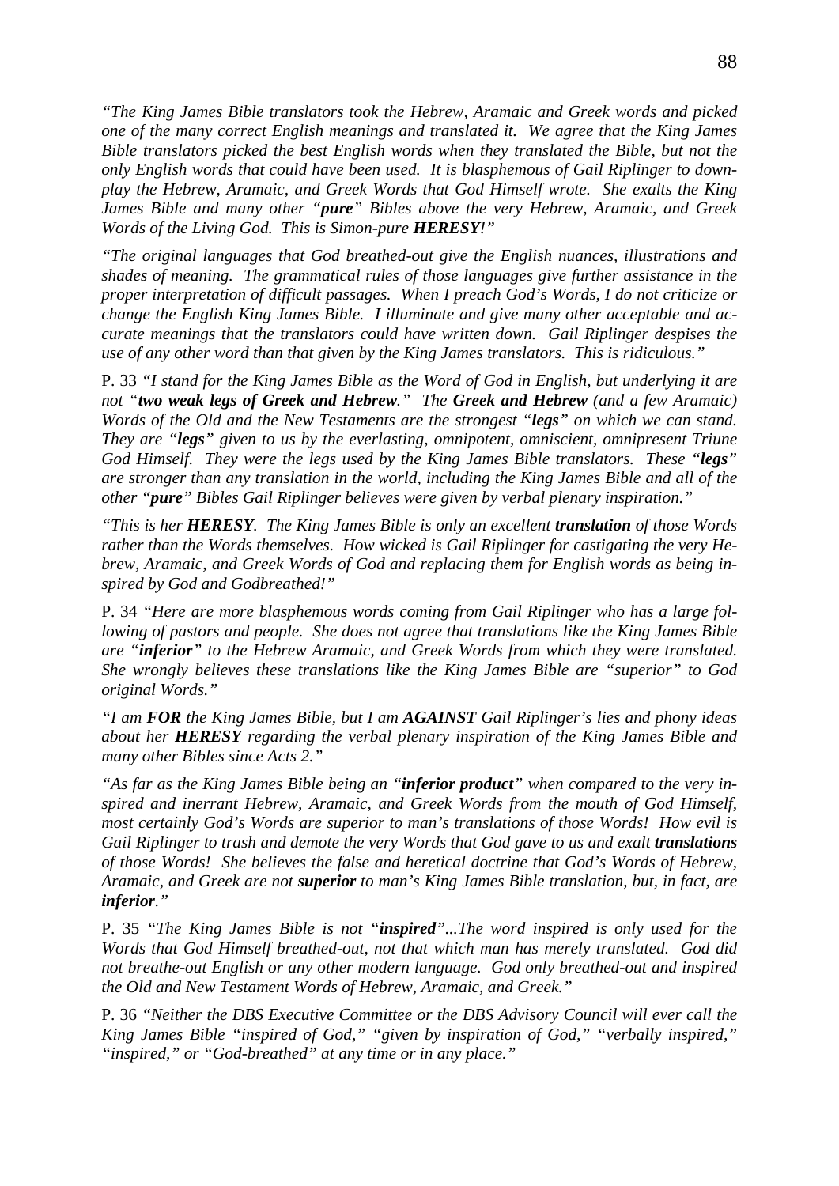*"The King James Bible translators took the Hebrew, Aramaic and Greek words and picked one of the many correct English meanings and translated it. We agree that the King James Bible translators picked the best English words when they translated the Bible, but not the only English words that could have been used. It is blasphemous of Gail Riplinger to downplay the Hebrew, Aramaic, and Greek Words that God Himself wrote. She exalts the King James Bible and many other "**pure**" Bibles above the very Hebrew, Aramaic, and Greek Words of the Living God. This is Simon-pure **HERESY**!"*

*"The original languages that God breathed-out give the English nuances, illustrations and shades of meaning. The grammatical rules of those languages give further assistance in the proper interpretation of difficult passages. When I preach God's Words, I do not criticize or change the English King James Bible. I illuminate and give many other acceptable and accurate meanings that the translators could have written down. Gail Riplinger despises the use of any other word than that given by the King James translators. This is ridiculous."*

P. 33 *"I stand for the King James Bible as the Word of God in English, but underlying it are not "**two weak legs of Greek and Hebrew**." The **Greek and Hebrew** (and a few Aramaic) Words of the Old and the New Testaments are the strongest "**legs**" on which we can stand. They are "**legs**" given to us by the everlasting, omnipotent, omniscient, omnipresent Triune God Himself. They were the legs used by the King James Bible translators. These "**legs**" are stronger than any translation in the world, including the King James Bible and all of the other "**pure**" Bibles Gail Riplinger believes were given by verbal plenary inspiration."*

*"This is her **HERESY**. The King James Bible is only an excellent **translation** of those Words rather than the Words themselves. How wicked is Gail Riplinger for castigating the very Hebrew, Aramaic, and Greek Words of God and replacing them for English words as being inspired by God and Godbreathed!"*

P. 34 *"Here are more blasphemous words coming from Gail Riplinger who has a large following of pastors and people. She does not agree that translations like the King James Bible are "**inferior**" to the Hebrew Aramaic, and Greek Words from which they were translated. She wrongly believes these translations like the King James Bible are "superior" to God original Words."*

*"I am **FOR** the King James Bible, but I am **AGAINST** Gail Riplinger's lies and phony ideas about her **HERESY** regarding the verbal plenary inspiration of the King James Bible and many other Bibles since Acts 2."*

*"As far as the King James Bible being an "**inferior product**" when compared to the very inspired and inerrant Hebrew, Aramaic, and Greek Words from the mouth of God Himself, most certainly God's Words are superior to man's translations of those Words! How evil is Gail Riplinger to trash and demote the very Words that God gave to us and exalt **translations** of those Words! She believes the false and heretical doctrine that God's Words of Hebrew, Aramaic, and Greek are not **superior** to man's King James Bible translation, but, in fact, are **inferior**."*

P. 35 *"The King James Bible is not "**inspired**"...The word inspired is only used for the Words that God Himself breathed-out, not that which man has merely translated. God did not breathe-out English or any other modern language. God only breathed-out and inspired the Old and New Testament Words of Hebrew, Aramaic, and Greek."*

P. 36 *"Neither the DBS Executive Committee or the DBS Advisory Council will ever call the King James Bible "inspired of God," "given by inspiration of God," "verbally inspired," "inspired," or "God-breathed" at any time or in any place."*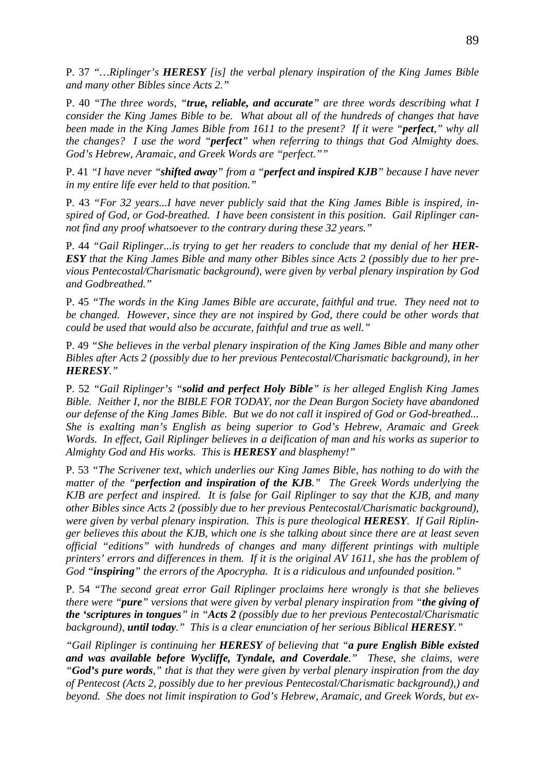P. 37 *"…Riplinger's **HERESY** [is] the verbal plenary inspiration of the King James Bible and many other Bibles since Acts 2."*

P. 40 *"The three words, "**true, reliable, and accurate**" are three words describing what I consider the King James Bible to be. What about all of the hundreds of changes that have been made in the King James Bible from 1611 to the present? If it were "**perfect**," why all the changes? I use the word "**perfect**" when referring to things that God Almighty does. God's Hebrew, Aramaic, and Greek Words are "perfect.""*

P. 41 *"I have never "**shifted away**" from a "**perfect and inspired KJB**" because I have never in my entire life ever held to that position."*

P. 43 *"For 32 years...I have never publicly said that the King James Bible is inspired, inspired of God, or God-breathed. I have been consistent in this position. Gail Riplinger cannot find any proof whatsoever to the contrary during these 32 years."*

P. 44 *"Gail Riplinger...is trying to get her readers to conclude that my denial of her **HERESY** that the King James Bible and many other Bibles since Acts 2 (possibly due to her previous Pentecostal/Charismatic background), were given by verbal plenary inspiration by God and Godbreathed."*

P. 45 *"The words in the King James Bible are accurate, faithful and true. They need not to be changed. However, since they are not inspired by God, there could be other words that could be used that would also be accurate, faithful and true as well."*

P. 49 *"She believes in the verbal plenary inspiration of the King James Bible and many other Bibles after Acts 2 (possibly due to her previous Pentecostal/Charismatic background), in her **HERESY**."*

P. 52 *"Gail Riplinger's "**solid and perfect Holy Bible**" is her alleged English King James Bible. Neither I, nor the BIBLE FOR TODAY, nor the Dean Burgon Society have abandoned our defense of the King James Bible. But we do not call it inspired of God or God-breathed... She is exalting man's English as being superior to God's Hebrew, Aramaic and Greek Words. In effect, Gail Riplinger believes in a deification of man and his works as superior to Almighty God and His works. This is **HERESY** and blasphemy!"*

P. 53 *"The Scrivener text, which underlies our King James Bible, has nothing to do with the matter of the "**perfection and inspiration of the KJB**." The Greek Words underlying the KJB are perfect and inspired. It is false for Gail Riplinger to say that the KJB, and many other Bibles since Acts 2 (possibly due to her previous Pentecostal/Charismatic background), were given by verbal plenary inspiration. This is pure theological **HERESY**. If Gail Riplinger believes this about the KJB, which one is she talking about since there are at least seven official "editions" with hundreds of changes and many different printings with multiple printers' errors and differences in them. If it is the original AV 1611, she has the problem of God "**inspiring**" the errors of the Apocrypha. It is a ridiculous and unfounded position."*

P. 54 *"The second great error Gail Riplinger proclaims here wrongly is that she believes there were "**pure**" versions that were given by verbal plenary inspiration from "**the giving of the 'scriptures in tongues**" in "**Acts 2** (possibly due to her previous Pentecostal/Charismatic background), **until today**." This is a clear enunciation of her serious Biblical **HERESY**."*

*"Gail Riplinger is continuing her **HERESY** of believing that "**a pure English Bible existed and was available before Wycliffe, Tyndale, and Coverdale**." These, she claims, were "**God's pure words**," that is that they were given by verbal plenary inspiration from the day of Pentecost (Acts 2, possibly due to her previous Pentecostal/Charismatic background),) and beyond. She does not limit inspiration to God's Hebrew, Aramaic, and Greek Words, but ex-*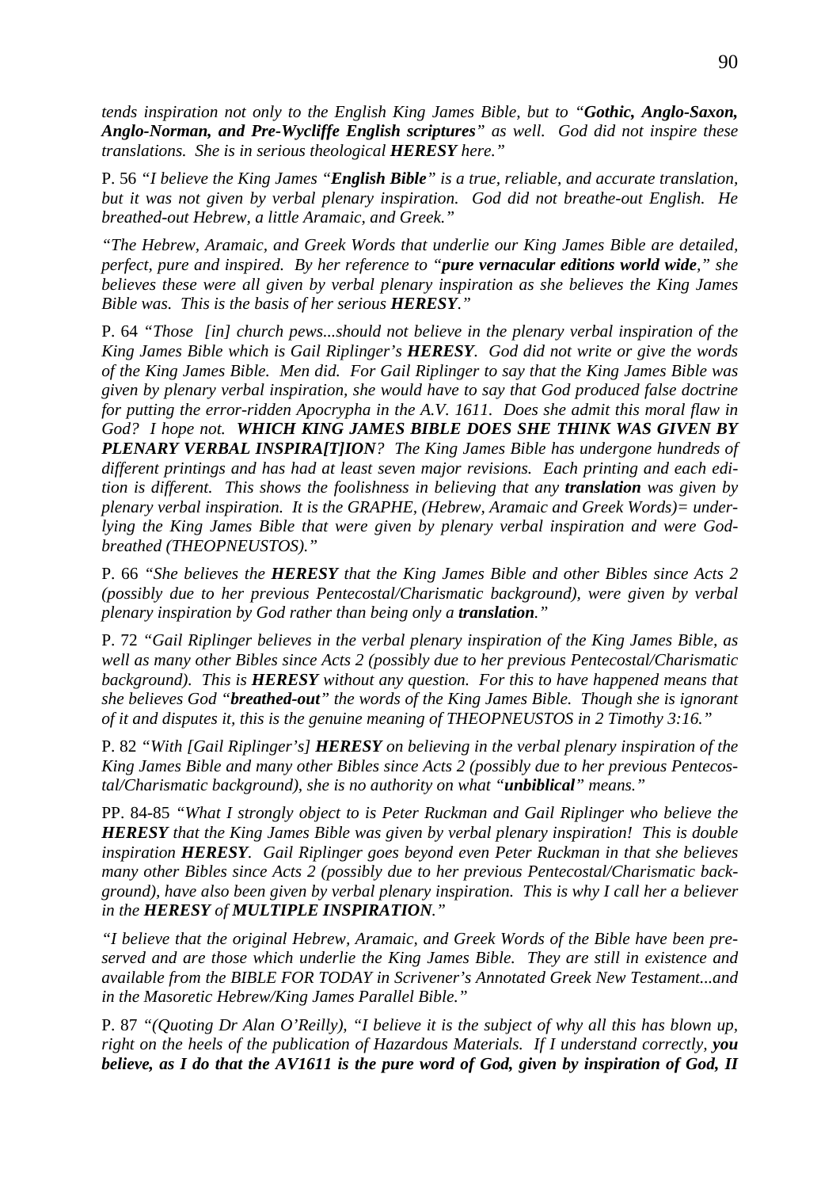*tends inspiration not only to the English King James Bible, but to "**Gothic, Anglo-Saxon, Anglo-Norman, and Pre-Wycliffe English scriptures**" as well. God did not inspire these translations. She is in serious theological **HERESY** here."*

P. 56 *"I believe the King James "**English Bible**" is a true, reliable, and accurate translation, but it was not given by verbal plenary inspiration. God did not breathe-out English. He breathed-out Hebrew, a little Aramaic, and Greek."*

*"The Hebrew, Aramaic, and Greek Words that underlie our King James Bible are detailed, perfect, pure and inspired. By her reference to "**pure vernacular editions world wide**," she believes these were all given by verbal plenary inspiration as she believes the King James Bible was. This is the basis of her serious **HERESY**."*

P. 64 *"Those [in] church pews...should not believe in the plenary verbal inspiration of the King James Bible which is Gail Riplinger's **HERESY**. God did not write or give the words of the King James Bible. Men did. For Gail Riplinger to say that the King James Bible was given by plenary verbal inspiration, she would have to say that God produced false doctrine for putting the error-ridden Apocrypha in the A.V. 1611. Does she admit this moral flaw in God? I hope not. **WHICH KING JAMES BIBLE DOES SHE THINK WAS GIVEN BY PLENARY VERBAL INSPIRA[T]ION**? The King James Bible has undergone hundreds of different printings and has had at least seven major revisions. Each printing and each edition is different. This shows the foolishness in believing that any **translation** was given by plenary verbal inspiration. It is the GRAPHE, (Hebrew, Aramaic and Greek Words)= underlying the King James Bible that were given by plenary verbal inspiration and were God-breathed (THEOPNEUSTOS)."*

P. 66 *"She believes the **HERESY** that the King James Bible and other Bibles since Acts 2 (possibly due to her previous Pentecostal/Charismatic background), were given by verbal plenary inspiration by God rather than being only a **translation**."*

P. 72 *"Gail Riplinger believes in the verbal plenary inspiration of the King James Bible, as well as many other Bibles since Acts 2 (possibly due to her previous Pentecostal/Charismatic background). This is **HERESY** without any question. For this to have happened means that she believes God "**breathed-out**" the words of the King James Bible. Though she is ignorant of it and disputes it, this is the genuine meaning of THEOPNEUSTOS in 2 Timothy 3:16."*

P. 82 *"With [Gail Riplinger's] **HERESY** on believing in the verbal plenary inspiration of the King James Bible and many other Bibles since Acts 2 (possibly due to her previous Pentecostal/Charismatic background), she is no authority on what "**unbiblical**" means."*

PP. 84-85 *"What I strongly object to is Peter Ruckman and Gail Riplinger who believe the **HERESY** that the King James Bible was given by verbal plenary inspiration! This is double inspiration **HERESY**. Gail Riplinger goes beyond even Peter Ruckman in that she believes many other Bibles since Acts 2 (possibly due to her previous Pentecostal/Charismatic background), have also been given by verbal plenary inspiration. This is why I call her a believer in the **HERESY** of **MULTIPLE INSPIRATION**."*

*"I believe that the original Hebrew, Aramaic, and Greek Words of the Bible have been preserved and are those which underlie the King James Bible. They are still in existence and available from the BIBLE FOR TODAY in Scrivener's Annotated Greek New Testament...and in the Masoretic Hebrew/King James Parallel Bible."*

P. 87 *"(Quoting Dr Alan O'Reilly), "I believe it is the subject of why all this has blown up, right on the heels of the publication of Hazardous Materials. If I understand correctly, **you believe, as I do that the AV1611 is the pure word of God, given by inspiration of God, II***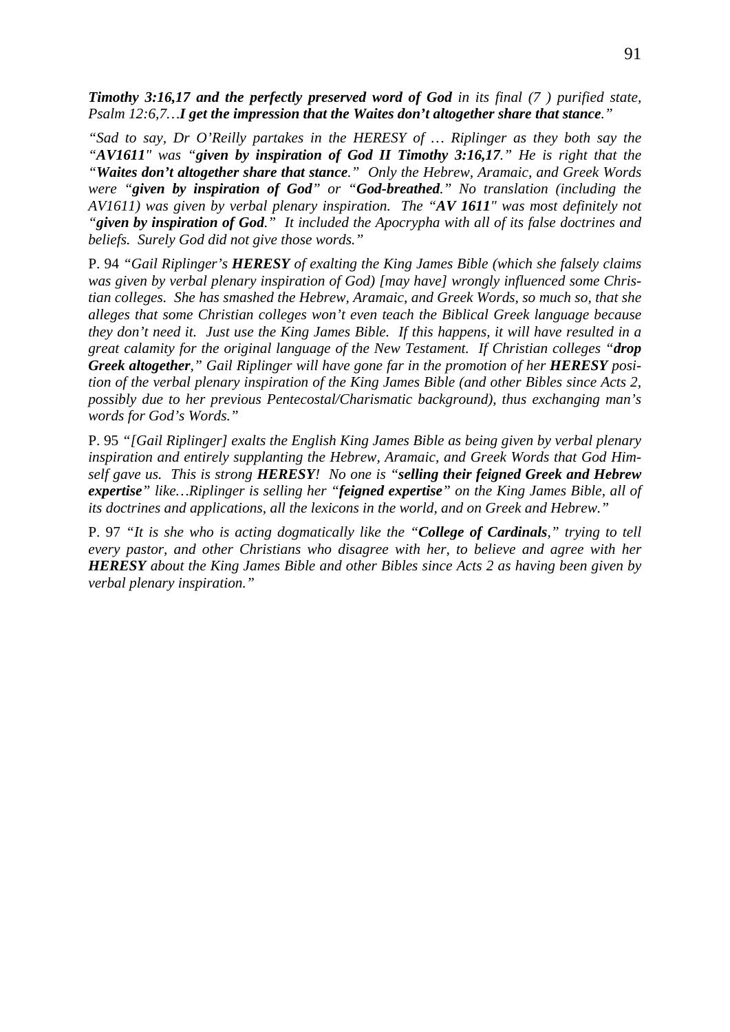*Timothy 3:16,17* ***and the perfectly preserved word of God*** *in its final (7 ) purified state, Psalm 12:6,7…****I get the impression that the Waites don't altogether share that stance****."*

*"Sad to say, Dr O'Reilly partakes in the HERESY of … Riplinger as they both say the "****AV1611****" was "****given by inspiration of God II Timothy 3:16,17****." He is right that the "****Waites don't altogether share that stance****." Only the Hebrew, Aramaic, and Greek Words were "****given by inspiration of God****" or "****God-breathed****." No translation (including the AV1611) was given by verbal plenary inspiration. The "****AV 1611****" was most definitely not "****given by inspiration of God****." It included the Apocrypha with all of its false doctrines and beliefs. Surely God did not give those words."*

P. 94 *"Gail Riplinger's* ***HERESY*** *of exalting the King James Bible (which she falsely claims was given by verbal plenary inspiration of God) [may have] wrongly influenced some Christian colleges. She has smashed the Hebrew, Aramaic, and Greek Words, so much so, that she alleges that some Christian colleges won't even teach the Biblical Greek language because they don't need it. Just use the King James Bible. If this happens, it will have resulted in a great calamity for the original language of the New Testament. If Christian colleges "****drop Greek altogether****," Gail Riplinger will have gone far in the promotion of her* ***HERESY*** *position of the verbal plenary inspiration of the King James Bible (and other Bibles since Acts 2, possibly due to her previous Pentecostal/Charismatic background), thus exchanging man's words for God's Words."*

P. 95 *"[Gail Riplinger] exalts the English King James Bible as being given by verbal plenary inspiration and entirely supplanting the Hebrew, Aramaic, and Greek Words that God Himself gave us. This is strong* ***HERESY****! No one is "****selling their feigned Greek and Hebrew expertise****" like…Riplinger is selling her "****feigned expertise****" on the King James Bible, all of its doctrines and applications, all the lexicons in the world, and on Greek and Hebrew."*

P. 97 *"It is she who is acting dogmatically like the "****College of Cardinals****," trying to tell every pastor, and other Christians who disagree with her, to believe and agree with her* ***HERESY*** *about the King James Bible and other Bibles since Acts 2 as having been given by verbal plenary inspiration."*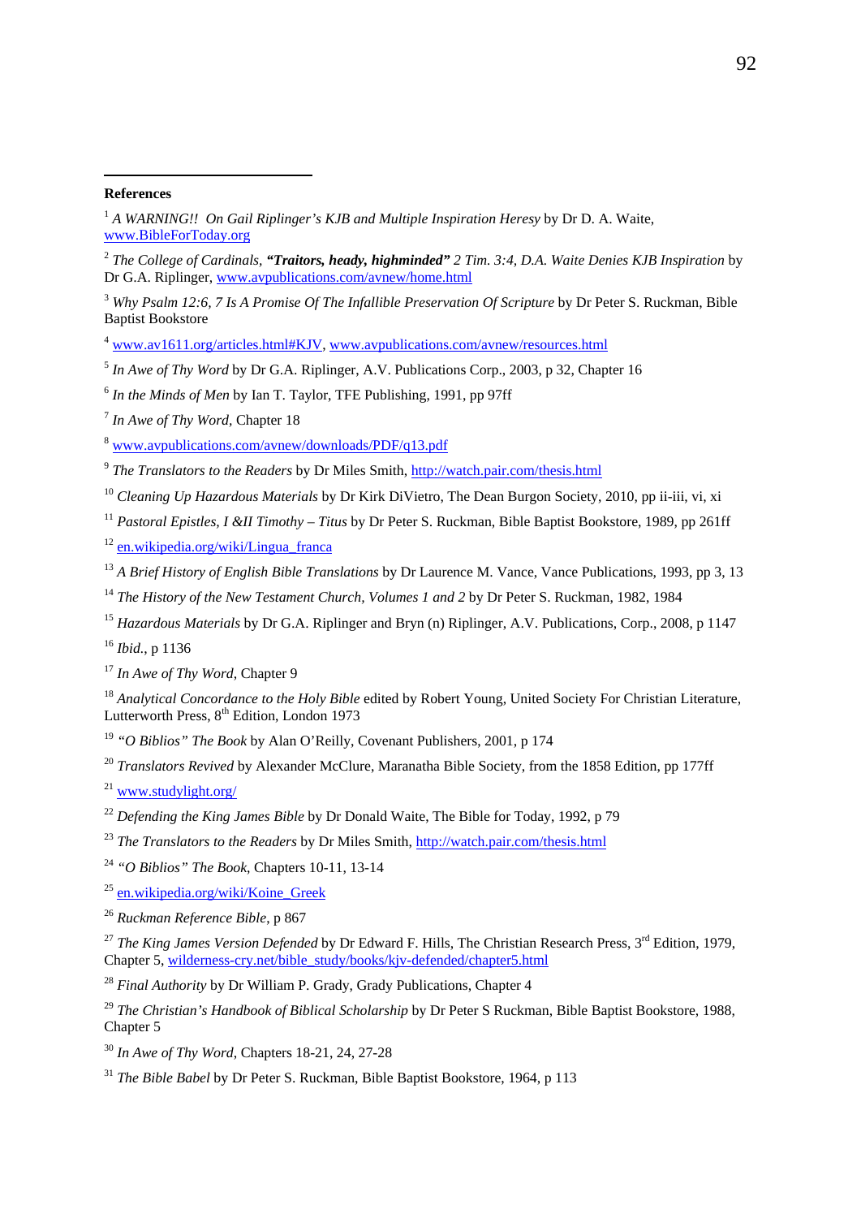**References**

[1] *A WARNING!! On Gail Riplinger's KJB and Multiple Inspiration Heresy* by Dr D. A. Waite, www.BibleForToday.org

[2] *The College of Cardinals,* ***"Traitors, heady, highminded"*** *2 Tim. 3:4, D.A. Waite Denies KJB Inspiration* by Dr G.A. Riplinger, www.avpublications.com/avnew/home.html

[3] *Why Psalm 12:6, 7 Is A Promise Of The Infallible Preservation Of Scripture* by Dr Peter S. Ruckman, Bible Baptist Bookstore

[4] www.av1611.org/articles.html#KJV, www.avpublications.com/avnew/resources.html

[5] *In Awe of Thy Word* by Dr G.A. Riplinger, A.V. Publications Corp., 2003, p 32, Chapter 16

[6] *In the Minds of Men* by Ian T. Taylor, TFE Publishing, 1991, pp 97ff

[7] *In Awe of Thy Word*, Chapter 18

[8] www.avpublications.com/avnew/downloads/PDF/q13.pdf

[9] *The Translators to the Readers* by Dr Miles Smith, http://watch.pair.com/thesis.html

[10] *Cleaning Up Hazardous Materials* by Dr Kirk DiVietro, The Dean Burgon Society, 2010, pp ii-iii, vi, xi

[11] *Pastoral Epistles, I &II Timothy – Titus* by Dr Peter S. Ruckman, Bible Baptist Bookstore, 1989, pp 261ff

[12] en.wikipedia.org/wiki/Lingua_franca

[13] *A Brief History of English Bible Translations* by Dr Laurence M. Vance, Vance Publications, 1993, pp 3, 13

[14] *The History of the New Testament Church, Volumes 1 and 2* by Dr Peter S. Ruckman, 1982, 1984

[15] *Hazardous Materials* by Dr G.A. Riplinger and Bryn (n) Riplinger, A.V. Publications, Corp., 2008, p 1147

[16] *Ibid.*, p 1136

[17] *In Awe of Thy Word*, Chapter 9

[18] *Analytical Concordance to the Holy Bible* edited by Robert Young, United Society For Christian Literature, Lutterworth Press, 8th Edition, London 1973

[19] *"O Biblios" The Book* by Alan O'Reilly, Covenant Publishers, 2001, p 174

[20] *Translators Revived* by Alexander McClure, Maranatha Bible Society, from the 1858 Edition, pp 177ff

[21] www.studylight.org/

[22] *Defending the King James Bible* by Dr Donald Waite, The Bible for Today, 1992, p 79

[23] *The Translators to the Readers* by Dr Miles Smith, http://watch.pair.com/thesis.html

[24] *"O Biblios" The Book*, Chapters 10-11, 13-14

[25] en.wikipedia.org/wiki/Koine_Greek

[26] *Ruckman Reference Bible*, p 867

[27] *The King James Version Defended* by Dr Edward F. Hills, The Christian Research Press, 3rd Edition, 1979, Chapter 5, wilderness-cry.net/bible_study/books/kjv-defended/chapter5.html

[28] *Final Authority* by Dr William P. Grady, Grady Publications, Chapter 4

[29] *The Christian's Handbook of Biblical Scholarship* by Dr Peter S Ruckman, Bible Baptist Bookstore, 1988, Chapter 5

[30] *In Awe of Thy Word*, Chapters 18-21, 24, 27-28

[31] *The Bible Babel* by Dr Peter S. Ruckman, Bible Baptist Bookstore, 1964, p 113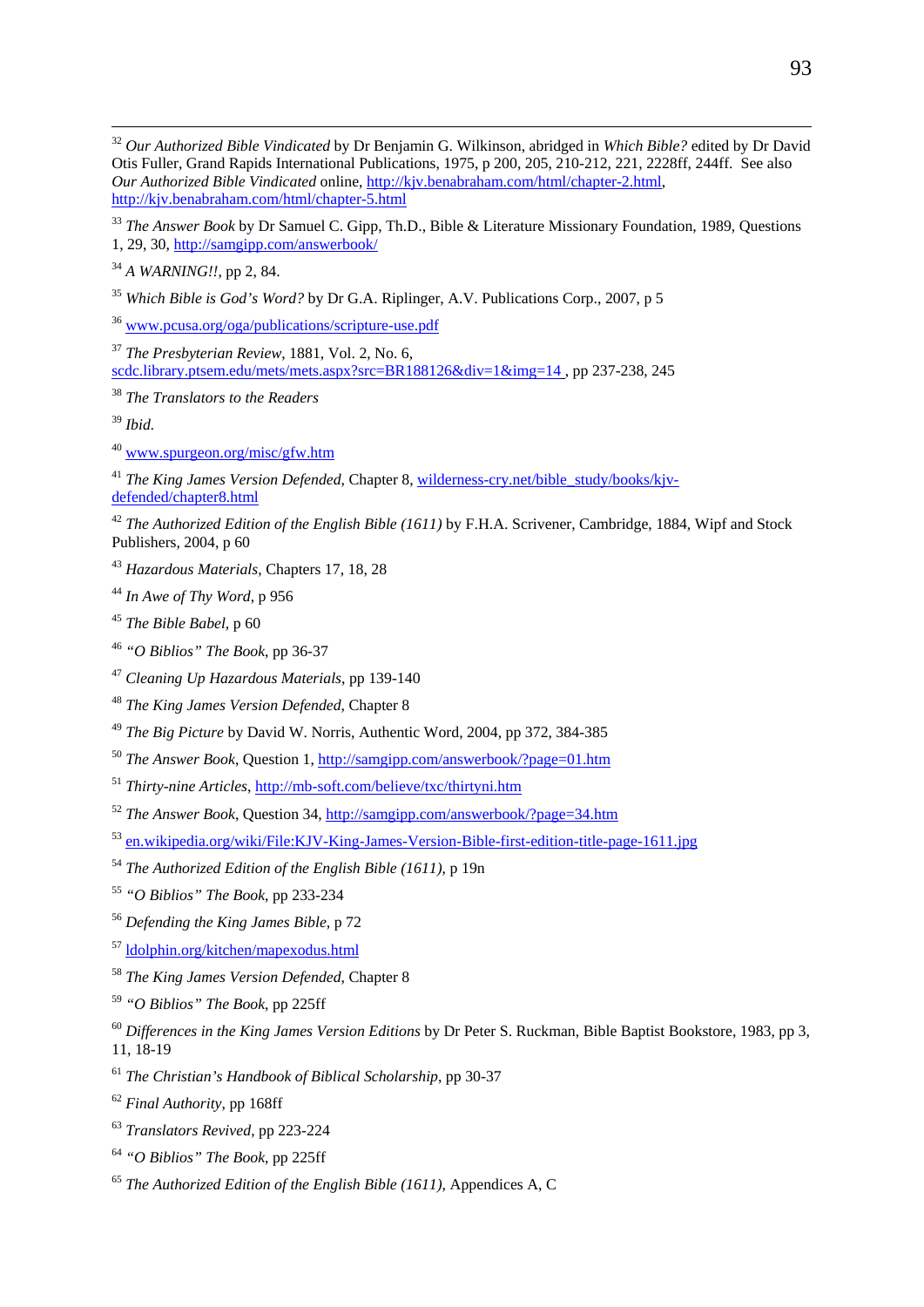[32] *Our Authorized Bible Vindicated* by Dr Benjamin G. Wilkinson, abridged in *Which Bible?* edited by Dr David Otis Fuller, Grand Rapids International Publications, 1975, p 200, 205, 210-212, 221, 2228ff, 244ff. See also *Our Authorized Bible Vindicated* online, http://kjv.benabraham.com/html/chapter-2.html, http://kjv.benabraham.com/html/chapter-5.html

[33] *The Answer Book* by Dr Samuel C. Gipp, Th.D., Bible & Literature Missionary Foundation, 1989, Questions 1, 29, 30, http://samgipp.com/answerbook/

[34] *A WARNING!!*, pp 2, 84.

[35] *Which Bible is God's Word?* by Dr G.A. Riplinger, A.V. Publications Corp., 2007, p 5

[36] www.pcusa.org/oga/publications/scripture-use.pdf

[37] *The Presbyterian Review*, 1881, Vol. 2, No. 6, scdc.library.ptsem.edu/mets/mets.aspx?src=BR188126&div=1&img=14 , pp 237-238, 245

[38] *The Translators to the Readers*

[39] *Ibid.*

[40] www.spurgeon.org/misc/gfw.htm

[41] *The King James Version Defended*, Chapter 8, wilderness-cry.net/bible_study/books/kjv-defended/chapter8.html

[42] *The Authorized Edition of the English Bible (1611)* by F.H.A. Scrivener, Cambridge, 1884, Wipf and Stock Publishers, 2004, p 60

[43] *Hazardous Materials*, Chapters 17, 18, 28

[44] *In Awe of Thy Word*, p 956

[45] *The Bible Babel*, p 60

[46] *"O Biblios" The Book*, pp 36-37

[47] *Cleaning Up Hazardous Materials*, pp 139-140

[48] *The King James Version Defended*, Chapter 8

[49] *The Big Picture* by David W. Norris, Authentic Word, 2004, pp 372, 384-385

[50] *The Answer Book*, Question 1, http://samgipp.com/answerbook/?page=01.htm

[51] *Thirty-nine Articles*, http://mb-soft.com/believe/txc/thirtyni.htm

[52] *The Answer Book*, Question 34, http://samgipp.com/answerbook/?page=34.htm

[53] en.wikipedia.org/wiki/File:KJV-King-James-Version-Bible-first-edition-title-page-1611.jpg

[54] *The Authorized Edition of the English Bible (1611)*, p 19n

[55] *"O Biblios" The Book*, pp 233-234

[56] *Defending the King James Bible*, p 72

[57] ldolphin.org/kitchen/mapexodus.html

[58] *The King James Version Defended*, Chapter 8

[59] *"O Biblios" The Book*, pp 225ff

[60] *Differences in the King James Version Editions* by Dr Peter S. Ruckman, Bible Baptist Bookstore, 1983, pp 3, 11, 18-19

[61] *The Christian's Handbook of Biblical Scholarship*, pp 30-37

[62] *Final Authority*, pp 168ff

[63] *Translators Revived*, pp 223-224

[64] *"O Biblios" The Book*, pp 225ff

[65] *The Authorized Edition of the English Bible (1611)*, Appendices A, C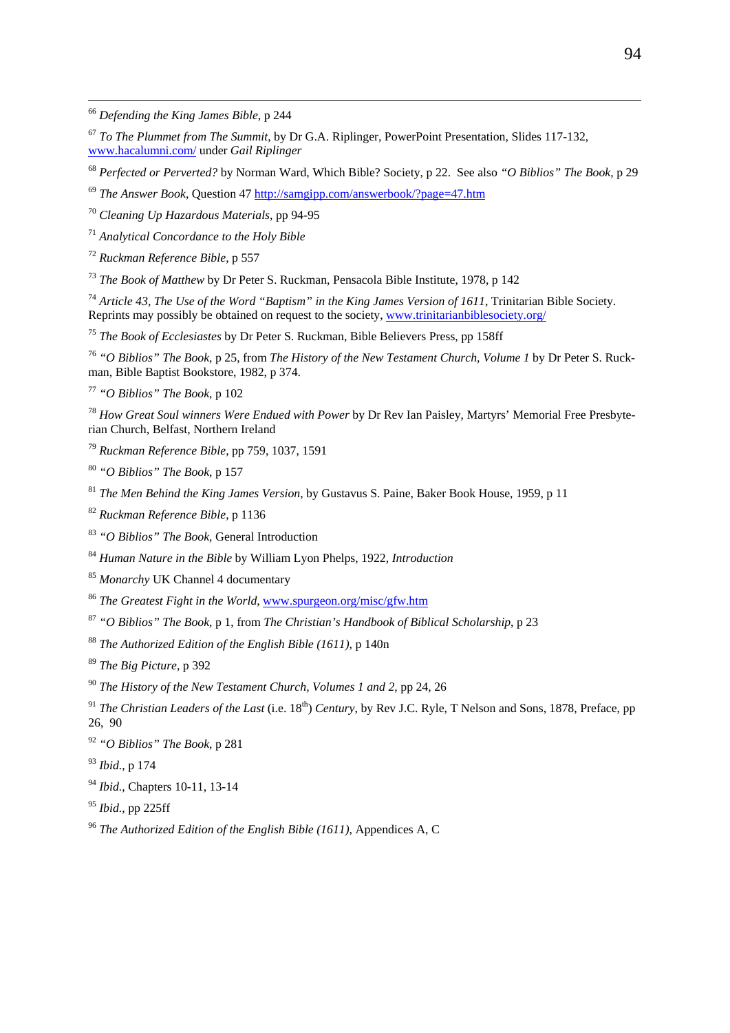[66] *Defending the King James Bible*, p 244

[67] *To The Plummet from The Summit*, by Dr G.A. Riplinger, PowerPoint Presentation, Slides 117-132, www.hacalumni.com/ under *Gail Riplinger*

[68] *Perfected or Perverted?* by Norman Ward, Which Bible? Society, p 22. See also *"O Biblios" The Book*, p 29

[69] *The Answer Book*, Question 47 http://samgipp.com/answerbook/?page=47.htm

[70] *Cleaning Up Hazardous Materials*, pp 94-95

[71] *Analytical Concordance to the Holy Bible*

[72] *Ruckman Reference Bible*, p 557

[73] *The Book of Matthew* by Dr Peter S. Ruckman, Pensacola Bible Institute, 1978, p 142

[74] *Article 43, The Use of the Word "Baptism" in the King James Version of 1611*, Trinitarian Bible Society. Reprints may possibly be obtained on request to the society, www.trinitarianbiblesociety.org/

[75] *The Book of Ecclesiastes* by Dr Peter S. Ruckman, Bible Believers Press, pp 158ff

[76] *"O Biblios" The Book*, p 25, from *The History of the New Testament Church, Volume 1* by Dr Peter S. Ruckman, Bible Baptist Bookstore, 1982, p 374.

[77] *"O Biblios" The Book*, p 102

[78] *How Great Soul winners Were Endued with Power* by Dr Rev Ian Paisley, Martyrs' Memorial Free Presbyterian Church, Belfast, Northern Ireland

[79] *Ruckman Reference Bible*, pp 759, 1037, 1591

[80] *"O Biblios" The Book*, p 157

[81] *The Men Behind the King James Version*, by Gustavus S. Paine, Baker Book House, 1959, p 11

[82] *Ruckman Reference Bible*, p 1136

[83] *"O Biblios" The Book*, General Introduction

[84] *Human Nature in the Bible* by William Lyon Phelps, 1922, *Introduction*

[85] *Monarchy* UK Channel 4 documentary

[86] *The Greatest Fight in the World*, www.spurgeon.org/misc/gfw.htm

[87] *"O Biblios" The Book*, p 1, from *The Christian's Handbook of Biblical Scholarship*, p 23

[88] *The Authorized Edition of the English Bible (1611)*, p 140n

[89] *The Big Picture*, p 392

[90] *The History of the New Testament Church, Volumes 1 and 2*, pp 24, 26

[91] *The Christian Leaders of the Last* (i.e. 18th) *Century*, by Rev J.C. Ryle, T Nelson and Sons, 1878, Preface, pp 26, 90

[92] *"O Biblios" The Book*, p 281

[93] *Ibid.*, p 174

[94] *Ibid.*, Chapters 10-11, 13-14

[95] *Ibid.*, pp 225ff

[96] *The Authorized Edition of the English Bible (1611)*, Appendices A, C